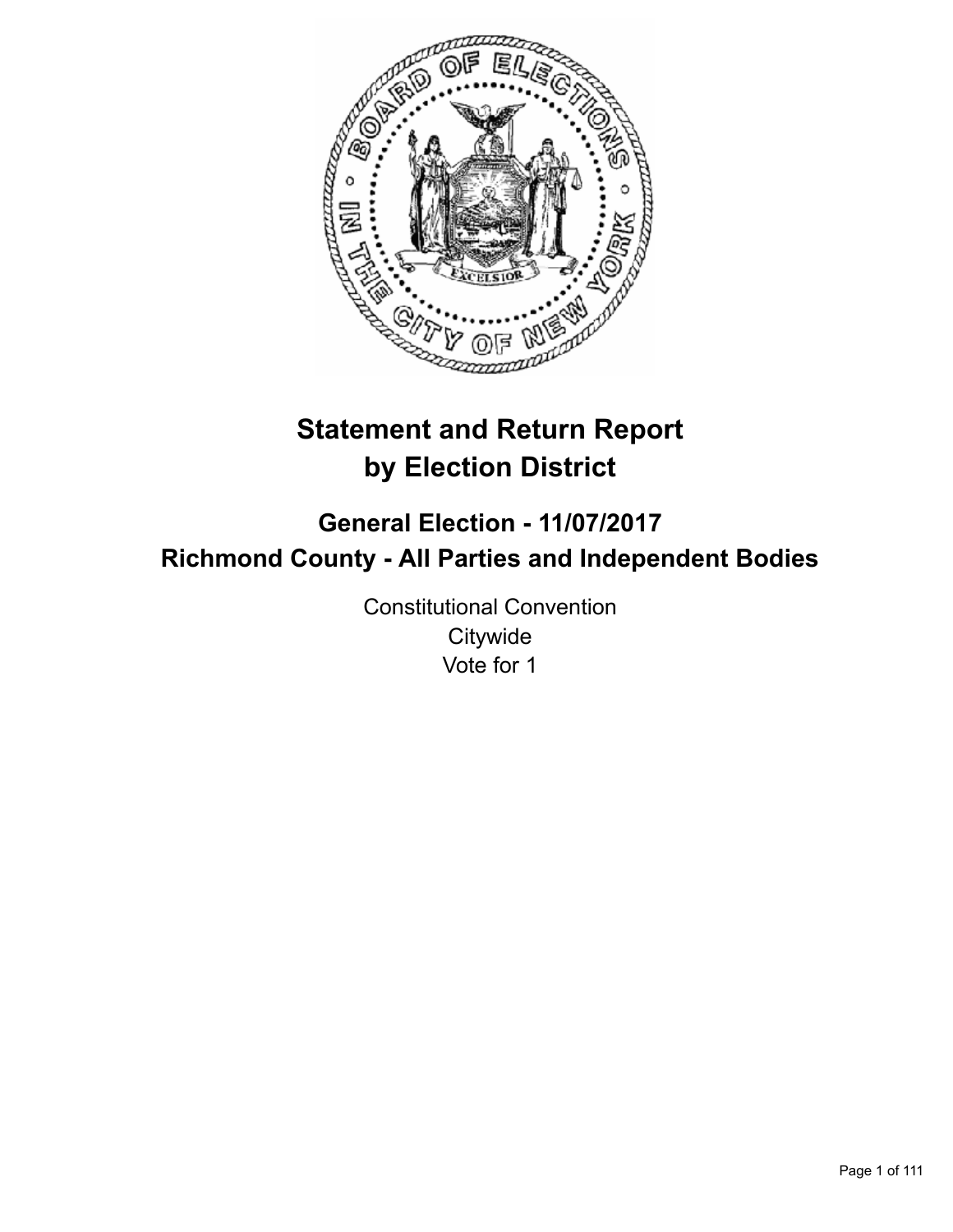# Statement and Return Report by Election District

## General Election - 11/07/2017
## Richmond County - All Parties and Independent Bodies

Constitutional Convention
Citywide
Vote for 1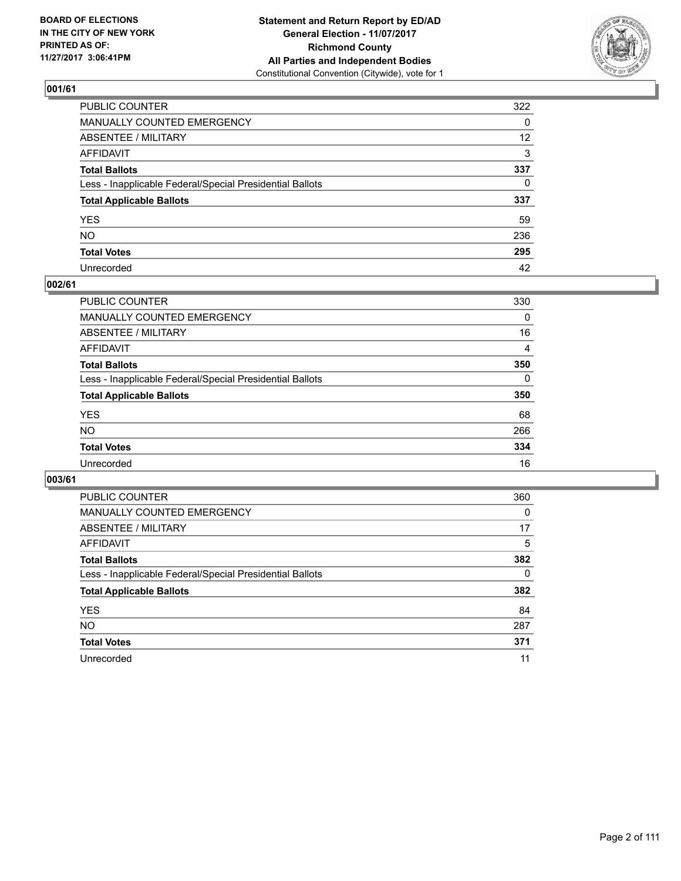**BOARD OF ELECTIONS**
**IN THE CITY OF NEW YORK**
**PRINTED AS OF:**
**11/27/2017 3:06:41PM**

**Statement and Return Report by ED/AD**
**General Election - 11/07/2017**
**Richmond County**
**All Parties and Independent Bodies**
Constitutional Convention (Citywide), vote for 1

### 001/61

| | |
|---|---|
| PUBLIC COUNTER | 322 |
| MANUALLY COUNTED EMERGENCY | 0 |
| ABSENTEE / MILITARY | 12 |
| AFFIDAVIT | 3 |
| **Total Ballots** | **337** |
| Less - Inapplicable Federal/Special Presidential Ballots | 0 |
| **Total Applicable Ballots** | **337** |
| YES | 59 |
| NO | 236 |
| **Total Votes** | **295** |
| Unrecorded | 42 |

### 002/61

| | |
|---|---|
| PUBLIC COUNTER | 330 |
| MANUALLY COUNTED EMERGENCY | 0 |
| ABSENTEE / MILITARY | 16 |
| AFFIDAVIT | 4 |
| **Total Ballots** | **350** |
| Less - Inapplicable Federal/Special Presidential Ballots | 0 |
| **Total Applicable Ballots** | **350** |
| YES | 68 |
| NO | 266 |
| **Total Votes** | **334** |
| Unrecorded | 16 |

### 003/61

| | |
|---|---|
| PUBLIC COUNTER | 360 |
| MANUALLY COUNTED EMERGENCY | 0 |
| ABSENTEE / MILITARY | 17 |
| AFFIDAVIT | 5 |
| **Total Ballots** | **382** |
| Less - Inapplicable Federal/Special Presidential Ballots | 0 |
| **Total Applicable Ballots** | **382** |
| YES | 84 |
| NO | 287 |
| **Total Votes** | **371** |
| Unrecorded | 11 |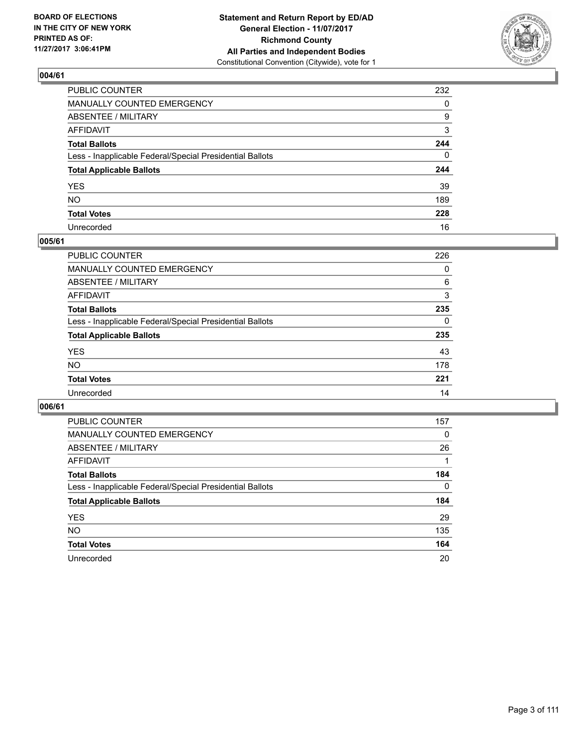**BOARD OF ELECTIONS**
**IN THE CITY OF NEW YORK**
**PRINTED AS OF:**
**11/27/2017 3:06:41PM**

**Statement and Return Report by ED/AD**
**General Election - 11/07/2017**
**Richmond County**
**All Parties and Independent Bodies**
Constitutional Convention (Citywide), vote for 1

## 004/61

| | |
|---|---|
| PUBLIC COUNTER | 232 |
| MANUALLY COUNTED EMERGENCY | 0 |
| ABSENTEE / MILITARY | 9 |
| AFFIDAVIT | 3 |
| **Total Ballots** | **244** |
| Less - Inapplicable Federal/Special Presidential Ballots | 0 |
| **Total Applicable Ballots** | **244** |
| YES | 39 |
| NO | 189 |
| **Total Votes** | **228** |
| Unrecorded | 16 |

## 005/61

| | |
|---|---|
| PUBLIC COUNTER | 226 |
| MANUALLY COUNTED EMERGENCY | 0 |
| ABSENTEE / MILITARY | 6 |
| AFFIDAVIT | 3 |
| **Total Ballots** | **235** |
| Less - Inapplicable Federal/Special Presidential Ballots | 0 |
| **Total Applicable Ballots** | **235** |
| YES | 43 |
| NO | 178 |
| **Total Votes** | **221** |
| Unrecorded | 14 |

## 006/61

| | |
|---|---|
| PUBLIC COUNTER | 157 |
| MANUALLY COUNTED EMERGENCY | 0 |
| ABSENTEE / MILITARY | 26 |
| AFFIDAVIT | 1 |
| **Total Ballots** | **184** |
| Less - Inapplicable Federal/Special Presidential Ballots | 0 |
| **Total Applicable Ballots** | **184** |
| YES | 29 |
| NO | 135 |
| **Total Votes** | **164** |
| Unrecorded | 20 |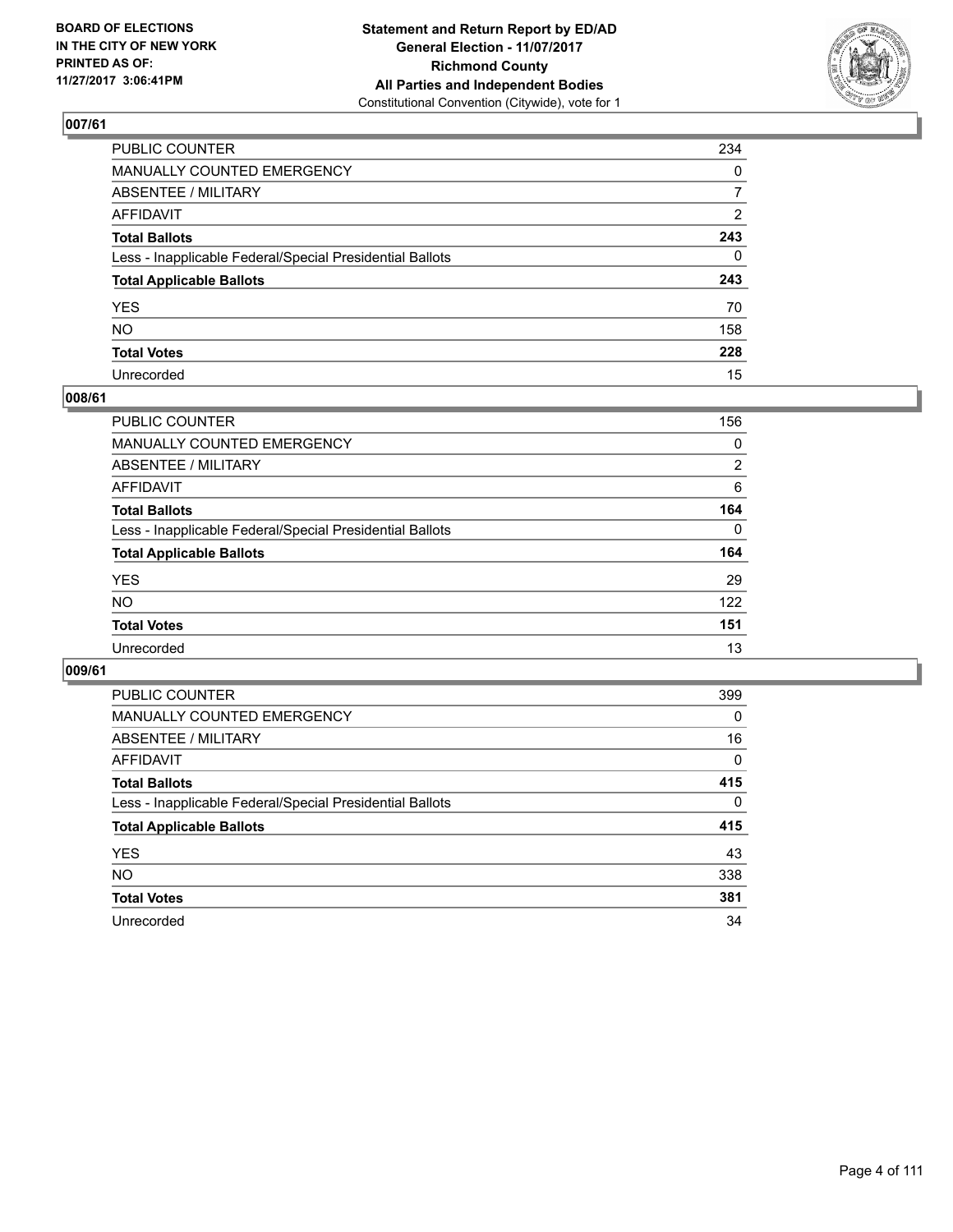**BOARD OF ELECTIONS IN THE CITY OF NEW YORK PRINTED AS OF: 11/27/2017 3:06:41PM**

**Statement and Return Report by ED/AD**
**General Election - 11/07/2017**
**Richmond County**
**All Parties and Independent Bodies**
Constitutional Convention (Citywide), vote for 1

## 007/61

| | |
|---|---|
| PUBLIC COUNTER | 234 |
| MANUALLY COUNTED EMERGENCY | 0 |
| ABSENTEE / MILITARY | 7 |
| AFFIDAVIT | 2 |
| **Total Ballots** | **243** |
| Less - Inapplicable Federal/Special Presidential Ballots | 0 |
| **Total Applicable Ballots** | **243** |
| YES | 70 |
| NO | 158 |
| **Total Votes** | **228** |
| Unrecorded | 15 |

## 008/61

| | |
|---|---|
| PUBLIC COUNTER | 156 |
| MANUALLY COUNTED EMERGENCY | 0 |
| ABSENTEE / MILITARY | 2 |
| AFFIDAVIT | 6 |
| **Total Ballots** | **164** |
| Less - Inapplicable Federal/Special Presidential Ballots | 0 |
| **Total Applicable Ballots** | **164** |
| YES | 29 |
| NO | 122 |
| **Total Votes** | **151** |
| Unrecorded | 13 |

## 009/61

| | |
|---|---|
| PUBLIC COUNTER | 399 |
| MANUALLY COUNTED EMERGENCY | 0 |
| ABSENTEE / MILITARY | 16 |
| AFFIDAVIT | 0 |
| **Total Ballots** | **415** |
| Less - Inapplicable Federal/Special Presidential Ballots | 0 |
| **Total Applicable Ballots** | **415** |
| YES | 43 |
| NO | 338 |
| **Total Votes** | **381** |
| Unrecorded | 34 |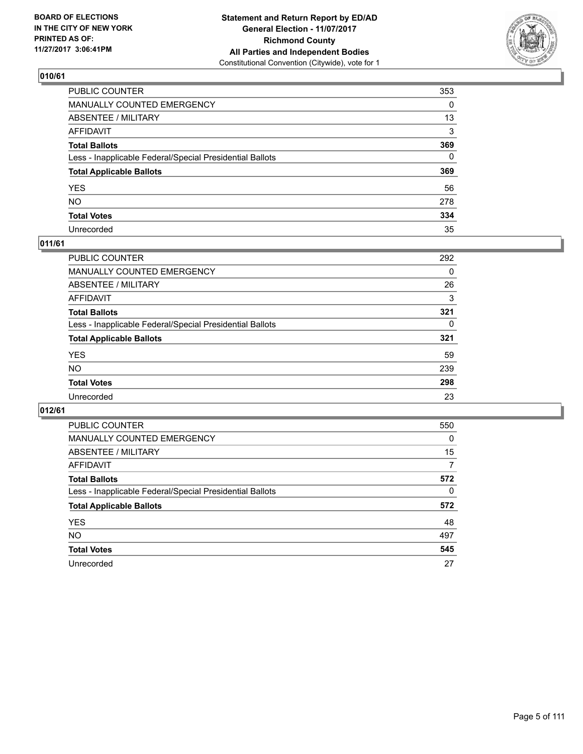**BOARD OF ELECTIONS IN THE CITY OF NEW YORK PRINTED AS OF: 11/27/2017 3:06:41PM**

**Statement and Return Report by ED/AD**
**General Election - 11/07/2017**
**Richmond County**
**All Parties and Independent Bodies**
Constitutional Convention (Citywide), vote for 1

## 010/61

| | |
|---|---|
| PUBLIC COUNTER | 353 |
| MANUALLY COUNTED EMERGENCY | 0 |
| ABSENTEE / MILITARY | 13 |
| AFFIDAVIT | 3 |
| **Total Ballots** | **369** |
| Less - Inapplicable Federal/Special Presidential Ballots | 0 |
| **Total Applicable Ballots** | **369** |
| YES | 56 |
| NO | 278 |
| **Total Votes** | **334** |
| Unrecorded | 35 |

## 011/61

| | |
|---|---|
| PUBLIC COUNTER | 292 |
| MANUALLY COUNTED EMERGENCY | 0 |
| ABSENTEE / MILITARY | 26 |
| AFFIDAVIT | 3 |
| **Total Ballots** | **321** |
| Less - Inapplicable Federal/Special Presidential Ballots | 0 |
| **Total Applicable Ballots** | **321** |
| YES | 59 |
| NO | 239 |
| **Total Votes** | **298** |
| Unrecorded | 23 |

## 012/61

| | |
|---|---|
| PUBLIC COUNTER | 550 |
| MANUALLY COUNTED EMERGENCY | 0 |
| ABSENTEE / MILITARY | 15 |
| AFFIDAVIT | 7 |
| **Total Ballots** | **572** |
| Less - Inapplicable Federal/Special Presidential Ballots | 0 |
| **Total Applicable Ballots** | **572** |
| YES | 48 |
| NO | 497 |
| **Total Votes** | **545** |
| Unrecorded | 27 |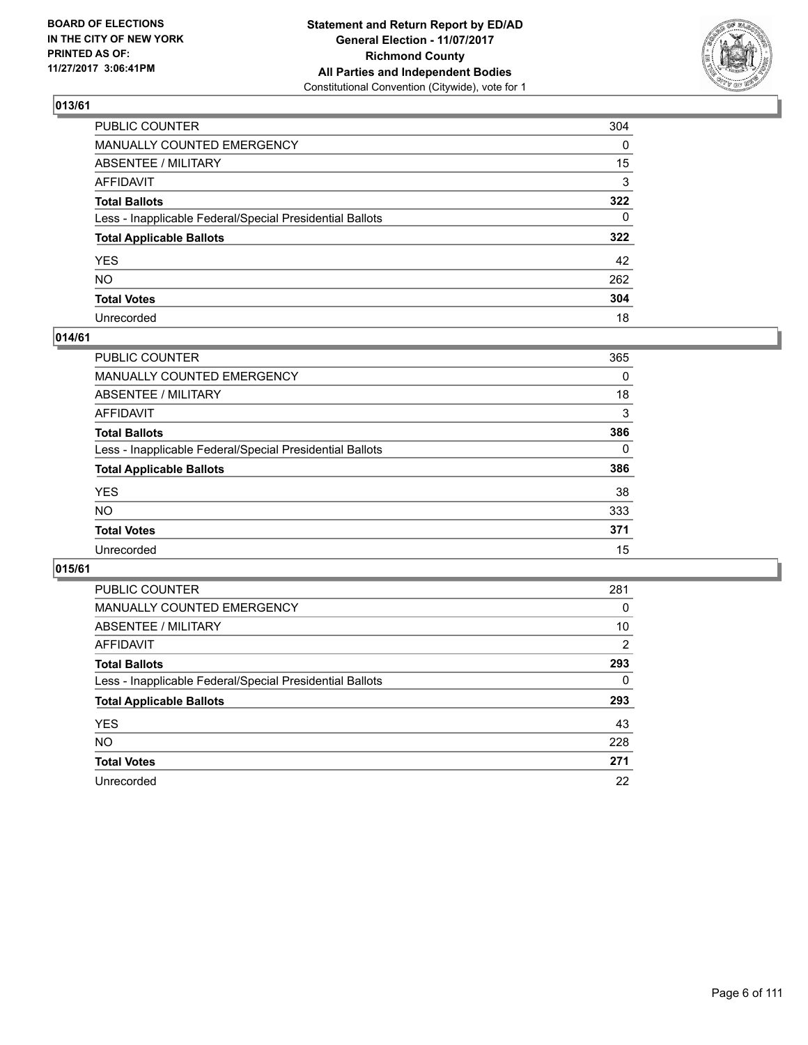BOARD OF ELECTIONS
IN THE CITY OF NEW YORK
PRINTED AS OF:
11/27/2017 3:06:41PM

**Statement and Return Report by ED/AD**
**General Election - 11/07/2017**
**Richmond County**
**All Parties and Independent Bodies**
Constitutional Convention (Citywide), vote for 1

## 013/61

| | |
|---|---|
| PUBLIC COUNTER | 304 |
| MANUALLY COUNTED EMERGENCY | 0 |
| ABSENTEE / MILITARY | 15 |
| AFFIDAVIT | 3 |
| **Total Ballots** | **322** |
| Less - Inapplicable Federal/Special Presidential Ballots | 0 |
| **Total Applicable Ballots** | **322** |
| YES | 42 |
| NO | 262 |
| **Total Votes** | **304** |
| Unrecorded | 18 |

## 014/61

| | |
|---|---|
| PUBLIC COUNTER | 365 |
| MANUALLY COUNTED EMERGENCY | 0 |
| ABSENTEE / MILITARY | 18 |
| AFFIDAVIT | 3 |
| **Total Ballots** | **386** |
| Less - Inapplicable Federal/Special Presidential Ballots | 0 |
| **Total Applicable Ballots** | **386** |
| YES | 38 |
| NO | 333 |
| **Total Votes** | **371** |
| Unrecorded | 15 |

## 015/61

| | |
|---|---|
| PUBLIC COUNTER | 281 |
| MANUALLY COUNTED EMERGENCY | 0 |
| ABSENTEE / MILITARY | 10 |
| AFFIDAVIT | 2 |
| **Total Ballots** | **293** |
| Less - Inapplicable Federal/Special Presidential Ballots | 0 |
| **Total Applicable Ballots** | **293** |
| YES | 43 |
| NO | 228 |
| **Total Votes** | **271** |
| Unrecorded | 22 |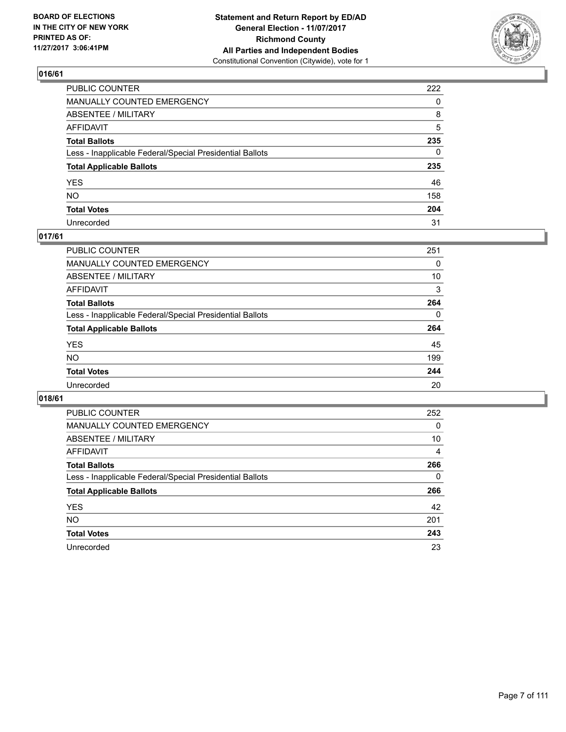**BOARD OF ELECTIONS IN THE CITY OF NEW YORK PRINTED AS OF: 11/27/2017 3:06:41PM**

**Statement and Return Report by ED/AD General Election - 11/07/2017 Richmond County All Parties and Independent Bodies**
Constitutional Convention (Citywide), vote for 1

## 016/61

| | |
|---|---|
| PUBLIC COUNTER | 222 |
| MANUALLY COUNTED EMERGENCY | 0 |
| ABSENTEE / MILITARY | 8 |
| AFFIDAVIT | 5 |
| **Total Ballots** | **235** |
| Less - Inapplicable Federal/Special Presidential Ballots | 0 |
| **Total Applicable Ballots** | **235** |
| YES | 46 |
| NO | 158 |
| **Total Votes** | **204** |
| Unrecorded | 31 |

## 017/61

| | |
|---|---|
| PUBLIC COUNTER | 251 |
| MANUALLY COUNTED EMERGENCY | 0 |
| ABSENTEE / MILITARY | 10 |
| AFFIDAVIT | 3 |
| **Total Ballots** | **264** |
| Less - Inapplicable Federal/Special Presidential Ballots | 0 |
| **Total Applicable Ballots** | **264** |
| YES | 45 |
| NO | 199 |
| **Total Votes** | **244** |
| Unrecorded | 20 |

## 018/61

| | |
|---|---|
| PUBLIC COUNTER | 252 |
| MANUALLY COUNTED EMERGENCY | 0 |
| ABSENTEE / MILITARY | 10 |
| AFFIDAVIT | 4 |
| **Total Ballots** | **266** |
| Less - Inapplicable Federal/Special Presidential Ballots | 0 |
| **Total Applicable Ballots** | **266** |
| YES | 42 |
| NO | 201 |
| **Total Votes** | **243** |
| Unrecorded | 23 |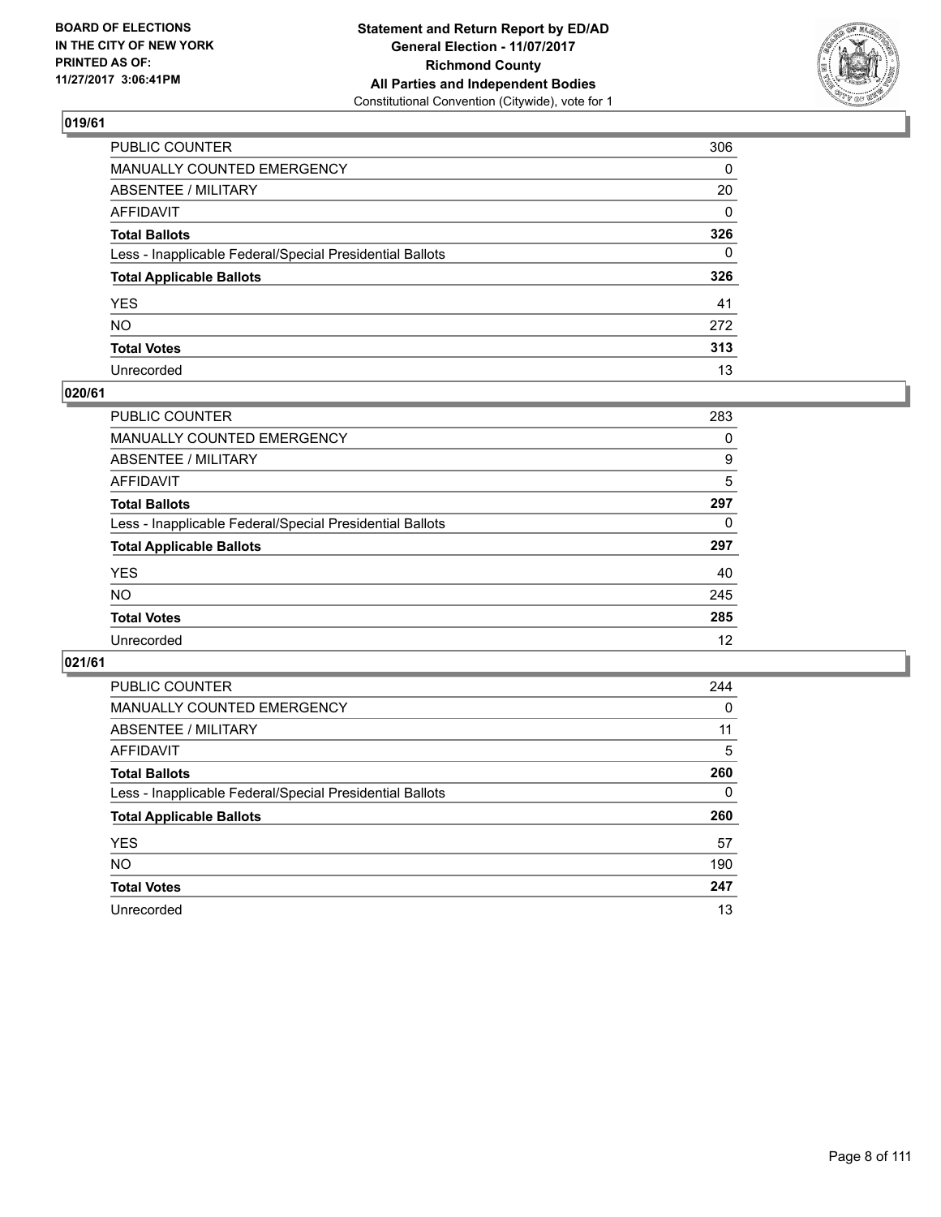**BOARD OF ELECTIONS IN THE CITY OF NEW YORK PRINTED AS OF: 11/27/2017 3:06:41PM**

**Statement and Return Report by ED/AD**
**General Election - 11/07/2017**
**Richmond County**
**All Parties and Independent Bodies**
Constitutional Convention (Citywide), vote for 1

### 019/61

| | |
|---|---|
| PUBLIC COUNTER | 306 |
| MANUALLY COUNTED EMERGENCY | 0 |
| ABSENTEE / MILITARY | 20 |
| AFFIDAVIT | 0 |
| **Total Ballots** | **326** |
| Less - Inapplicable Federal/Special Presidential Ballots | 0 |
| **Total Applicable Ballots** | **326** |
| YES | 41 |
| NO | 272 |
| **Total Votes** | **313** |
| Unrecorded | 13 |

### 020/61

| | |
|---|---|
| PUBLIC COUNTER | 283 |
| MANUALLY COUNTED EMERGENCY | 0 |
| ABSENTEE / MILITARY | 9 |
| AFFIDAVIT | 5 |
| **Total Ballots** | **297** |
| Less - Inapplicable Federal/Special Presidential Ballots | 0 |
| **Total Applicable Ballots** | **297** |
| YES | 40 |
| NO | 245 |
| **Total Votes** | **285** |
| Unrecorded | 12 |

### 021/61

| | |
|---|---|
| PUBLIC COUNTER | 244 |
| MANUALLY COUNTED EMERGENCY | 0 |
| ABSENTEE / MILITARY | 11 |
| AFFIDAVIT | 5 |
| **Total Ballots** | **260** |
| Less - Inapplicable Federal/Special Presidential Ballots | 0 |
| **Total Applicable Ballots** | **260** |
| YES | 57 |
| NO | 190 |
| **Total Votes** | **247** |
| Unrecorded | 13 |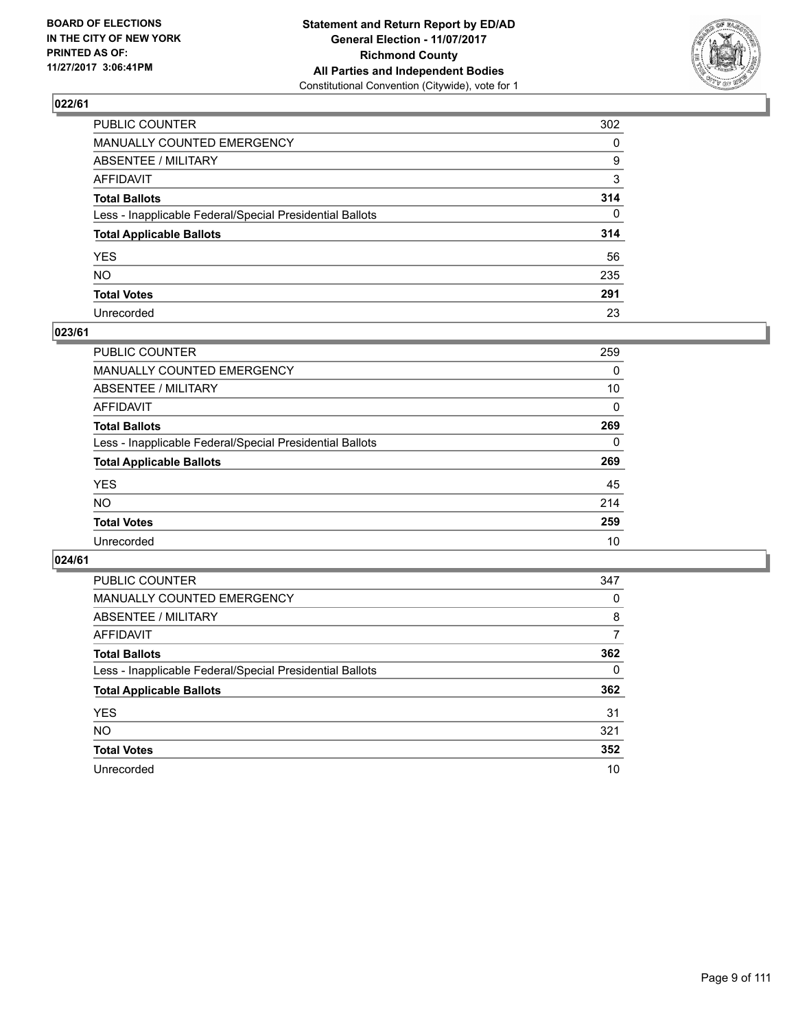BOARD OF ELECTIONS
IN THE CITY OF NEW YORK
PRINTED AS OF:
11/27/2017 3:06:41PM

**Statement and Return Report by ED/AD**
**General Election - 11/07/2017**
**Richmond County**
**All Parties and Independent Bodies**
Constitutional Convention (Citywide), vote for 1

### 022/61

| | |
|---|---|
| PUBLIC COUNTER | 302 |
| MANUALLY COUNTED EMERGENCY | 0 |
| ABSENTEE / MILITARY | 9 |
| AFFIDAVIT | 3 |
| **Total Ballots** | **314** |
| Less - Inapplicable Federal/Special Presidential Ballots | 0 |
| **Total Applicable Ballots** | **314** |
| YES | 56 |
| NO | 235 |
| **Total Votes** | **291** |
| Unrecorded | 23 |

### 023/61

| | |
|---|---|
| PUBLIC COUNTER | 259 |
| MANUALLY COUNTED EMERGENCY | 0 |
| ABSENTEE / MILITARY | 10 |
| AFFIDAVIT | 0 |
| **Total Ballots** | **269** |
| Less - Inapplicable Federal/Special Presidential Ballots | 0 |
| **Total Applicable Ballots** | **269** |
| YES | 45 |
| NO | 214 |
| **Total Votes** | **259** |
| Unrecorded | 10 |

### 024/61

| | |
|---|---|
| PUBLIC COUNTER | 347 |
| MANUALLY COUNTED EMERGENCY | 0 |
| ABSENTEE / MILITARY | 8 |
| AFFIDAVIT | 7 |
| **Total Ballots** | **362** |
| Less - Inapplicable Federal/Special Presidential Ballots | 0 |
| **Total Applicable Ballots** | **362** |
| YES | 31 |
| NO | 321 |
| **Total Votes** | **352** |
| Unrecorded | 10 |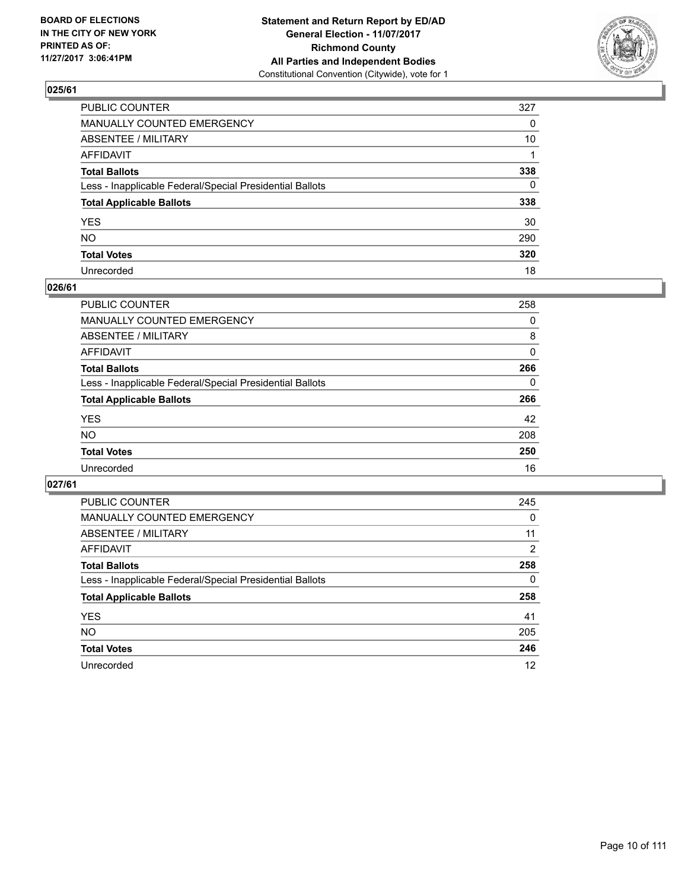**BOARD OF ELECTIONS IN THE CITY OF NEW YORK PRINTED AS OF: 11/27/2017 3:06:41PM**

**Statement and Return Report by ED/AD General Election - 11/07/2017 Richmond County All Parties and Independent Bodies**
Constitutional Convention (Citywide), vote for 1

## 025/61

| | |
|---|---|
| PUBLIC COUNTER | 327 |
| MANUALLY COUNTED EMERGENCY | 0 |
| ABSENTEE / MILITARY | 10 |
| AFFIDAVIT | 1 |
| **Total Ballots** | **338** |
| Less - Inapplicable Federal/Special Presidential Ballots | 0 |
| **Total Applicable Ballots** | **338** |
| YES | 30 |
| NO | 290 |
| **Total Votes** | **320** |
| Unrecorded | 18 |

## 026/61

| | |
|---|---|
| PUBLIC COUNTER | 258 |
| MANUALLY COUNTED EMERGENCY | 0 |
| ABSENTEE / MILITARY | 8 |
| AFFIDAVIT | 0 |
| **Total Ballots** | **266** |
| Less - Inapplicable Federal/Special Presidential Ballots | 0 |
| **Total Applicable Ballots** | **266** |
| YES | 42 |
| NO | 208 |
| **Total Votes** | **250** |
| Unrecorded | 16 |

## 027/61

| | |
|---|---|
| PUBLIC COUNTER | 245 |
| MANUALLY COUNTED EMERGENCY | 0 |
| ABSENTEE / MILITARY | 11 |
| AFFIDAVIT | 2 |
| **Total Ballots** | **258** |
| Less - Inapplicable Federal/Special Presidential Ballots | 0 |
| **Total Applicable Ballots** | **258** |
| YES | 41 |
| NO | 205 |
| **Total Votes** | **246** |
| Unrecorded | 12 |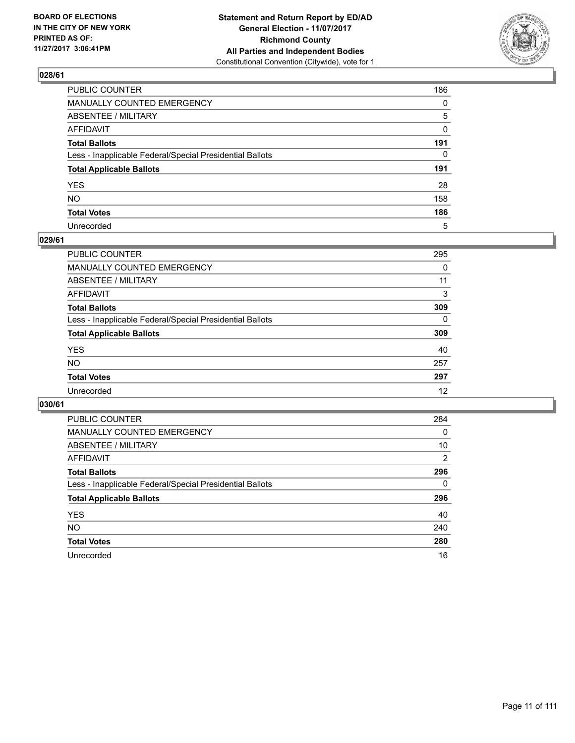**BOARD OF ELECTIONS IN THE CITY OF NEW YORK PRINTED AS OF: 11/27/2017 3:06:41PM**

**Statement and Return Report by ED/AD General Election - 11/07/2017 Richmond County All Parties and Independent Bodies**
Constitutional Convention (Citywide), vote for 1

## 028/61

| | |
|---|---|
| PUBLIC COUNTER | 186 |
| MANUALLY COUNTED EMERGENCY | 0 |
| ABSENTEE / MILITARY | 5 |
| AFFIDAVIT | 0 |
| **Total Ballots** | **191** |
| Less - Inapplicable Federal/Special Presidential Ballots | 0 |
| **Total Applicable Ballots** | **191** |
| YES | 28 |
| NO | 158 |
| **Total Votes** | **186** |
| Unrecorded | 5 |

## 029/61

| | |
|---|---|
| PUBLIC COUNTER | 295 |
| MANUALLY COUNTED EMERGENCY | 0 |
| ABSENTEE / MILITARY | 11 |
| AFFIDAVIT | 3 |
| **Total Ballots** | **309** |
| Less - Inapplicable Federal/Special Presidential Ballots | 0 |
| **Total Applicable Ballots** | **309** |
| YES | 40 |
| NO | 257 |
| **Total Votes** | **297** |
| Unrecorded | 12 |

## 030/61

| | |
|---|---|
| PUBLIC COUNTER | 284 |
| MANUALLY COUNTED EMERGENCY | 0 |
| ABSENTEE / MILITARY | 10 |
| AFFIDAVIT | 2 |
| **Total Ballots** | **296** |
| Less - Inapplicable Federal/Special Presidential Ballots | 0 |
| **Total Applicable Ballots** | **296** |
| YES | 40 |
| NO | 240 |
| **Total Votes** | **280** |
| Unrecorded | 16 |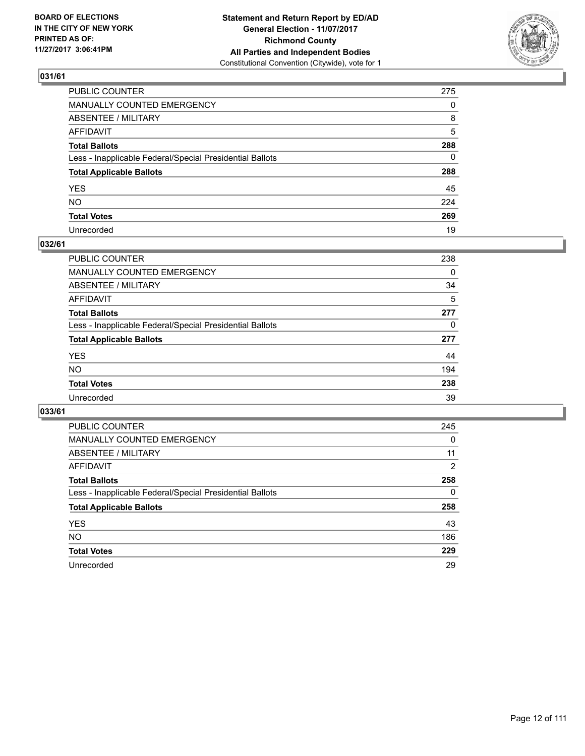**BOARD OF ELECTIONS IN THE CITY OF NEW YORK PRINTED AS OF: 11/27/2017 3:06:41PM**

**Statement and Return Report by ED/AD General Election - 11/07/2017 Richmond County All Parties and Independent Bodies**
Constitutional Convention (Citywide), vote for 1

### 031/61

| | |
|---|---|
| PUBLIC COUNTER | 275 |
| MANUALLY COUNTED EMERGENCY | 0 |
| ABSENTEE / MILITARY | 8 |
| AFFIDAVIT | 5 |
| **Total Ballots** | **288** |
| Less - Inapplicable Federal/Special Presidential Ballots | 0 |
| **Total Applicable Ballots** | **288** |
| YES | 45 |
| NO | 224 |
| **Total Votes** | **269** |
| Unrecorded | 19 |

### 032/61

| | |
|---|---|
| PUBLIC COUNTER | 238 |
| MANUALLY COUNTED EMERGENCY | 0 |
| ABSENTEE / MILITARY | 34 |
| AFFIDAVIT | 5 |
| **Total Ballots** | **277** |
| Less - Inapplicable Federal/Special Presidential Ballots | 0 |
| **Total Applicable Ballots** | **277** |
| YES | 44 |
| NO | 194 |
| **Total Votes** | **238** |
| Unrecorded | 39 |

### 033/61

| | |
|---|---|
| PUBLIC COUNTER | 245 |
| MANUALLY COUNTED EMERGENCY | 0 |
| ABSENTEE / MILITARY | 11 |
| AFFIDAVIT | 2 |
| **Total Ballots** | **258** |
| Less - Inapplicable Federal/Special Presidential Ballots | 0 |
| **Total Applicable Ballots** | **258** |
| YES | 43 |
| NO | 186 |
| **Total Votes** | **229** |
| Unrecorded | 29 |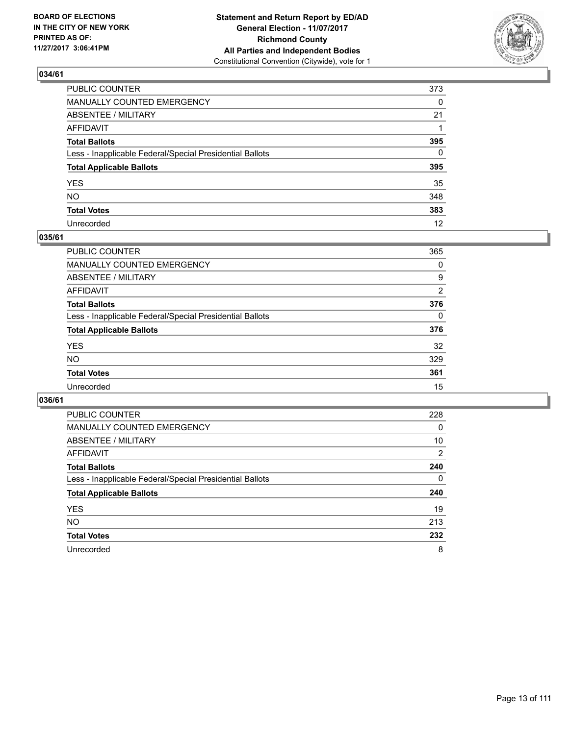BOARD OF ELECTIONS
IN THE CITY OF NEW YORK
PRINTED AS OF:
11/27/2017 3:06:41PM

**Statement and Return Report by ED/AD**
**General Election - 11/07/2017**
**Richmond County**
**All Parties and Independent Bodies**
Constitutional Convention (Citywide), vote for 1

## 034/61

| | |
|---|---|
| PUBLIC COUNTER | 373 |
| MANUALLY COUNTED EMERGENCY | 0 |
| ABSENTEE / MILITARY | 21 |
| AFFIDAVIT | 1 |
| **Total Ballots** | **395** |
| Less - Inapplicable Federal/Special Presidential Ballots | 0 |
| **Total Applicable Ballots** | **395** |
| YES | 35 |
| NO | 348 |
| **Total Votes** | **383** |
| Unrecorded | 12 |

## 035/61

| | |
|---|---|
| PUBLIC COUNTER | 365 |
| MANUALLY COUNTED EMERGENCY | 0 |
| ABSENTEE / MILITARY | 9 |
| AFFIDAVIT | 2 |
| **Total Ballots** | **376** |
| Less - Inapplicable Federal/Special Presidential Ballots | 0 |
| **Total Applicable Ballots** | **376** |
| YES | 32 |
| NO | 329 |
| **Total Votes** | **361** |
| Unrecorded | 15 |

## 036/61

| | |
|---|---|
| PUBLIC COUNTER | 228 |
| MANUALLY COUNTED EMERGENCY | 0 |
| ABSENTEE / MILITARY | 10 |
| AFFIDAVIT | 2 |
| **Total Ballots** | **240** |
| Less - Inapplicable Federal/Special Presidential Ballots | 0 |
| **Total Applicable Ballots** | **240** |
| YES | 19 |
| NO | 213 |
| **Total Votes** | **232** |
| Unrecorded | 8 |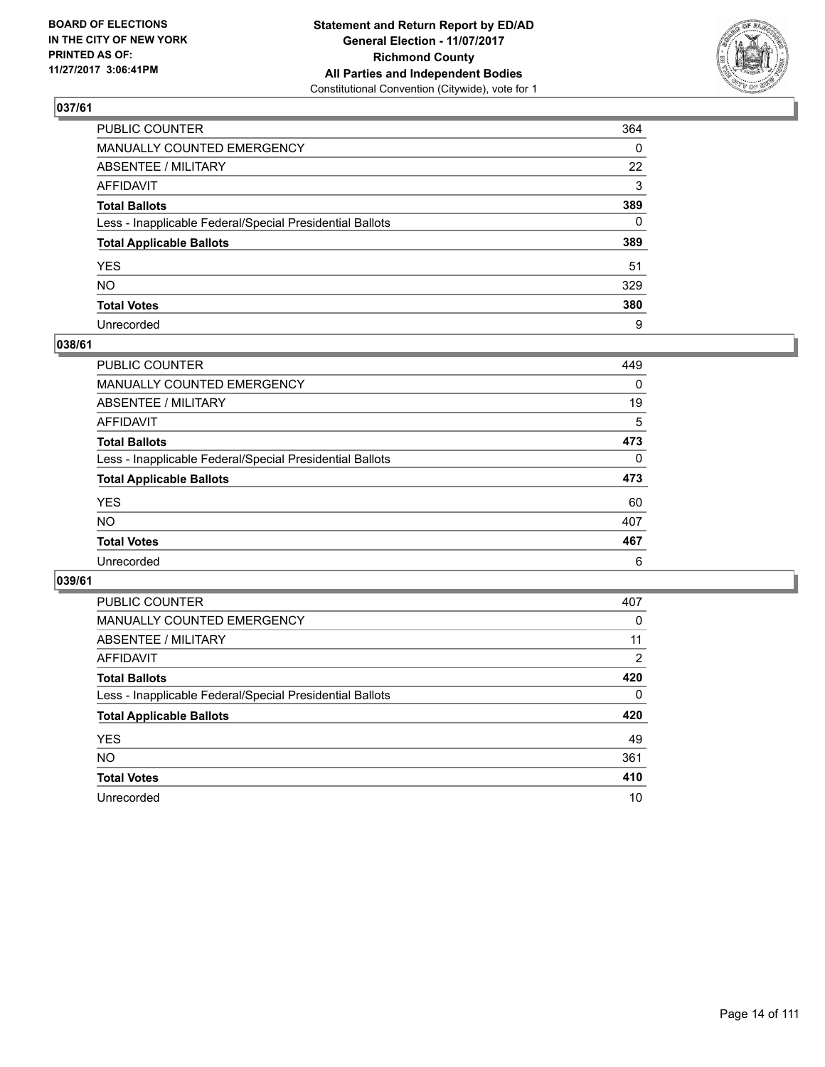**BOARD OF ELECTIONS IN THE CITY OF NEW YORK PRINTED AS OF: 11/27/2017 3:06:41PM**

**Statement and Return Report by ED/AD General Election - 11/07/2017 Richmond County All Parties and Independent Bodies**
Constitutional Convention (Citywide), vote for 1

## 037/61

| | |
|---|---|
| PUBLIC COUNTER | 364 |
| MANUALLY COUNTED EMERGENCY | 0 |
| ABSENTEE / MILITARY | 22 |
| AFFIDAVIT | 3 |
| **Total Ballots** | **389** |
| Less - Inapplicable Federal/Special Presidential Ballots | 0 |
| **Total Applicable Ballots** | **389** |
| YES | 51 |
| NO | 329 |
| **Total Votes** | **380** |
| Unrecorded | 9 |

## 038/61

| | |
|---|---|
| PUBLIC COUNTER | 449 |
| MANUALLY COUNTED EMERGENCY | 0 |
| ABSENTEE / MILITARY | 19 |
| AFFIDAVIT | 5 |
| **Total Ballots** | **473** |
| Less - Inapplicable Federal/Special Presidential Ballots | 0 |
| **Total Applicable Ballots** | **473** |
| YES | 60 |
| NO | 407 |
| **Total Votes** | **467** |
| Unrecorded | 6 |

## 039/61

| | |
|---|---|
| PUBLIC COUNTER | 407 |
| MANUALLY COUNTED EMERGENCY | 0 |
| ABSENTEE / MILITARY | 11 |
| AFFIDAVIT | 2 |
| **Total Ballots** | **420** |
| Less - Inapplicable Federal/Special Presidential Ballots | 0 |
| **Total Applicable Ballots** | **420** |
| YES | 49 |
| NO | 361 |
| **Total Votes** | **410** |
| Unrecorded | 10 |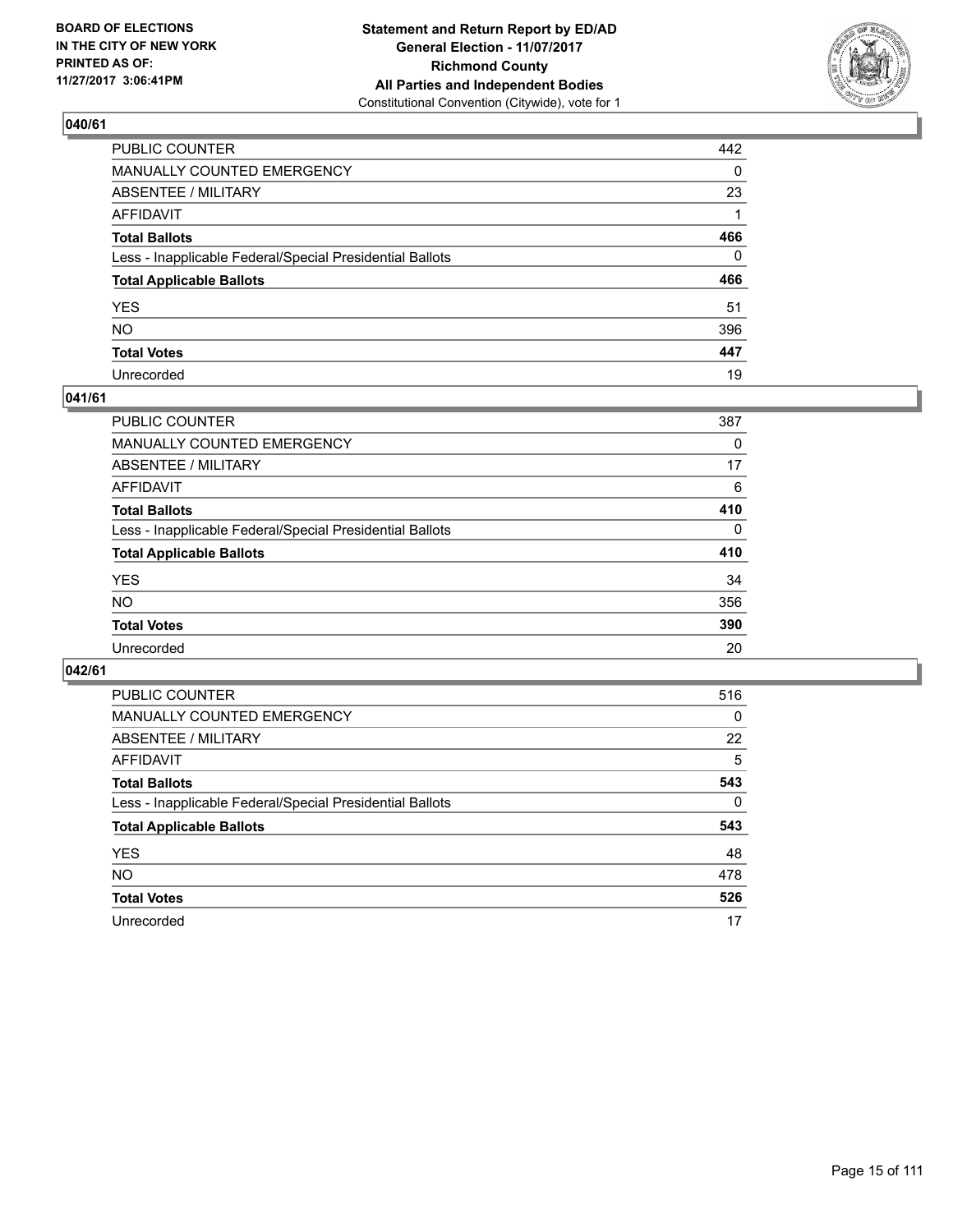BOARD OF ELECTIONS
IN THE CITY OF NEW YORK
PRINTED AS OF:
11/27/2017 3:06:41PM

**Statement and Return Report by ED/AD**
**General Election - 11/07/2017**
**Richmond County**
**All Parties and Independent Bodies**
Constitutional Convention (Citywide), vote for 1

## 040/61

| | |
|---|---|
| PUBLIC COUNTER | 442 |
| MANUALLY COUNTED EMERGENCY | 0 |
| ABSENTEE / MILITARY | 23 |
| AFFIDAVIT | 1 |
| **Total Ballots** | **466** |
| Less - Inapplicable Federal/Special Presidential Ballots | 0 |
| **Total Applicable Ballots** | **466** |
| YES | 51 |
| NO | 396 |
| **Total Votes** | **447** |
| Unrecorded | 19 |

## 041/61

| | |
|---|---|
| PUBLIC COUNTER | 387 |
| MANUALLY COUNTED EMERGENCY | 0 |
| ABSENTEE / MILITARY | 17 |
| AFFIDAVIT | 6 |
| **Total Ballots** | **410** |
| Less - Inapplicable Federal/Special Presidential Ballots | 0 |
| **Total Applicable Ballots** | **410** |
| YES | 34 |
| NO | 356 |
| **Total Votes** | **390** |
| Unrecorded | 20 |

## 042/61

| | |
|---|---|
| PUBLIC COUNTER | 516 |
| MANUALLY COUNTED EMERGENCY | 0 |
| ABSENTEE / MILITARY | 22 |
| AFFIDAVIT | 5 |
| **Total Ballots** | **543** |
| Less - Inapplicable Federal/Special Presidential Ballots | 0 |
| **Total Applicable Ballots** | **543** |
| YES | 48 |
| NO | 478 |
| **Total Votes** | **526** |
| Unrecorded | 17 |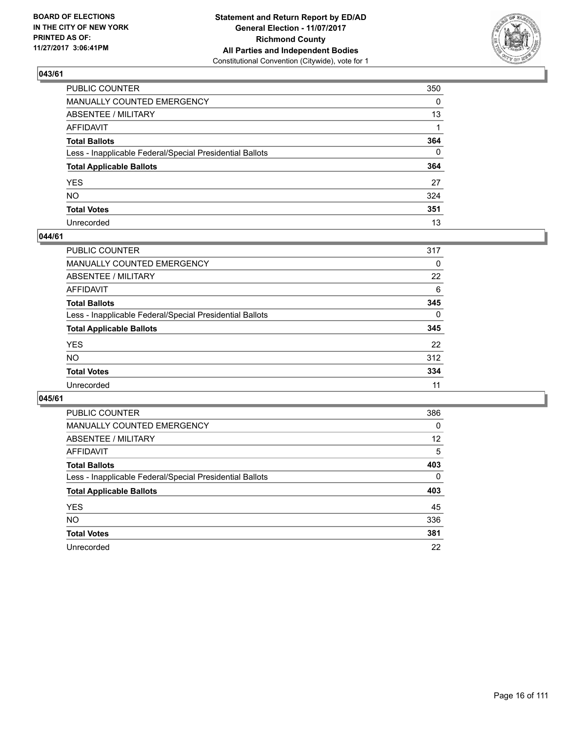BOARD OF ELECTIONS
IN THE CITY OF NEW YORK
PRINTED AS OF:
11/27/2017 3:06:41PM

**Statement and Return Report by ED/AD**
**General Election - 11/07/2017**
**Richmond County**
**All Parties and Independent Bodies**
Constitutional Convention (Citywide), vote for 1

### 043/61

| | |
|---|---|
| PUBLIC COUNTER | 350 |
| MANUALLY COUNTED EMERGENCY | 0 |
| ABSENTEE / MILITARY | 13 |
| AFFIDAVIT | 1 |
| **Total Ballots** | **364** |
| Less - Inapplicable Federal/Special Presidential Ballots | 0 |
| **Total Applicable Ballots** | **364** |
| YES | 27 |
| NO | 324 |
| **Total Votes** | **351** |
| Unrecorded | 13 |

### 044/61

| | |
|---|---|
| PUBLIC COUNTER | 317 |
| MANUALLY COUNTED EMERGENCY | 0 |
| ABSENTEE / MILITARY | 22 |
| AFFIDAVIT | 6 |
| **Total Ballots** | **345** |
| Less - Inapplicable Federal/Special Presidential Ballots | 0 |
| **Total Applicable Ballots** | **345** |
| YES | 22 |
| NO | 312 |
| **Total Votes** | **334** |
| Unrecorded | 11 |

### 045/61

| | |
|---|---|
| PUBLIC COUNTER | 386 |
| MANUALLY COUNTED EMERGENCY | 0 |
| ABSENTEE / MILITARY | 12 |
| AFFIDAVIT | 5 |
| **Total Ballots** | **403** |
| Less - Inapplicable Federal/Special Presidential Ballots | 0 |
| **Total Applicable Ballots** | **403** |
| YES | 45 |
| NO | 336 |
| **Total Votes** | **381** |
| Unrecorded | 22 |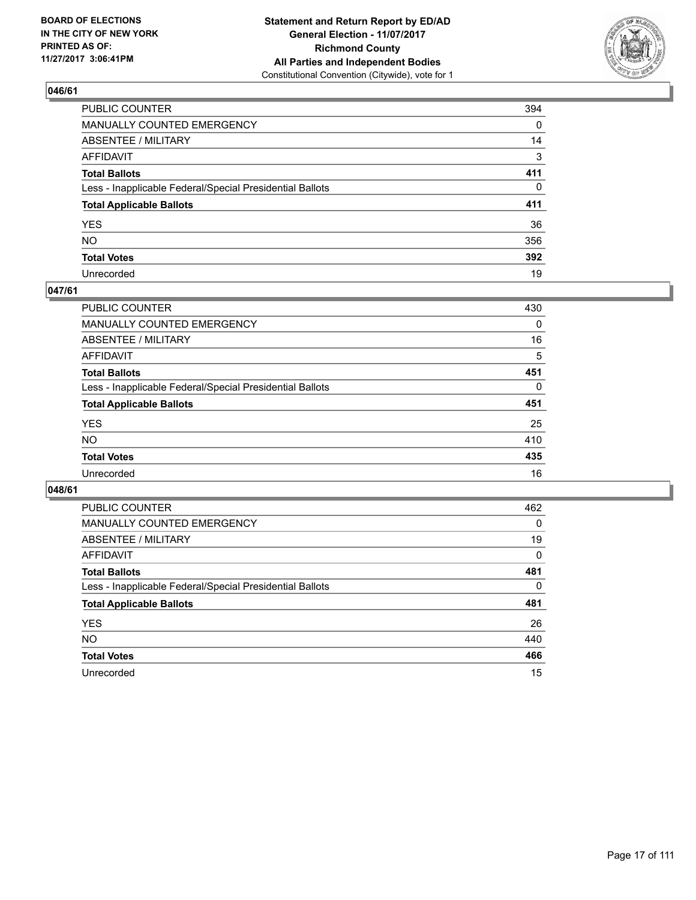**BOARD OF ELECTIONS IN THE CITY OF NEW YORK PRINTED AS OF: 11/27/2017 3:06:41PM**

**Statement and Return Report by ED/AD General Election - 11/07/2017 Richmond County All Parties and Independent Bodies**
Constitutional Convention (Citywide), vote for 1

## 046/61

| | |
|---|---|
| PUBLIC COUNTER | 394 |
| MANUALLY COUNTED EMERGENCY | 0 |
| ABSENTEE / MILITARY | 14 |
| AFFIDAVIT | 3 |
| **Total Ballots** | **411** |
| Less - Inapplicable Federal/Special Presidential Ballots | 0 |
| **Total Applicable Ballots** | **411** |
| YES | 36 |
| NO | 356 |
| **Total Votes** | **392** |
| Unrecorded | 19 |

## 047/61

| | |
|---|---|
| PUBLIC COUNTER | 430 |
| MANUALLY COUNTED EMERGENCY | 0 |
| ABSENTEE / MILITARY | 16 |
| AFFIDAVIT | 5 |
| **Total Ballots** | **451** |
| Less - Inapplicable Federal/Special Presidential Ballots | 0 |
| **Total Applicable Ballots** | **451** |
| YES | 25 |
| NO | 410 |
| **Total Votes** | **435** |
| Unrecorded | 16 |

## 048/61

| | |
|---|---|
| PUBLIC COUNTER | 462 |
| MANUALLY COUNTED EMERGENCY | 0 |
| ABSENTEE / MILITARY | 19 |
| AFFIDAVIT | 0 |
| **Total Ballots** | **481** |
| Less - Inapplicable Federal/Special Presidential Ballots | 0 |
| **Total Applicable Ballots** | **481** |
| YES | 26 |
| NO | 440 |
| **Total Votes** | **466** |
| Unrecorded | 15 |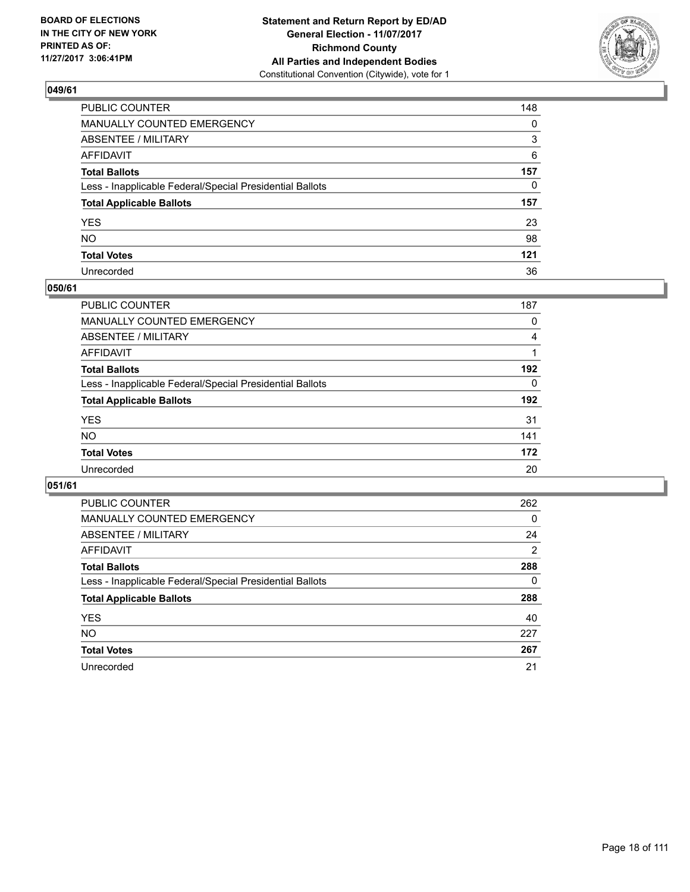**Statement and Return Report by ED/AD**
**General Election - 11/07/2017**
**Richmond County**
**All Parties and Independent Bodies**
Constitutional Convention (Citywide), vote for 1

BOARD OF ELECTIONS
IN THE CITY OF NEW YORK
PRINTED AS OF:
11/27/2017 3:06:41PM

### 049/61

| | |
|---|---|
| PUBLIC COUNTER | 148 |
| MANUALLY COUNTED EMERGENCY | 0 |
| ABSENTEE / MILITARY | 3 |
| AFFIDAVIT | 6 |
| **Total Ballots** | **157** |
| Less - Inapplicable Federal/Special Presidential Ballots | 0 |
| **Total Applicable Ballots** | **157** |
| YES | 23 |
| NO | 98 |
| **Total Votes** | **121** |
| Unrecorded | 36 |

### 050/61

| | |
|---|---|
| PUBLIC COUNTER | 187 |
| MANUALLY COUNTED EMERGENCY | 0 |
| ABSENTEE / MILITARY | 4 |
| AFFIDAVIT | 1 |
| **Total Ballots** | **192** |
| Less - Inapplicable Federal/Special Presidential Ballots | 0 |
| **Total Applicable Ballots** | **192** |
| YES | 31 |
| NO | 141 |
| **Total Votes** | **172** |
| Unrecorded | 20 |

### 051/61

| | |
|---|---|
| PUBLIC COUNTER | 262 |
| MANUALLY COUNTED EMERGENCY | 0 |
| ABSENTEE / MILITARY | 24 |
| AFFIDAVIT | 2 |
| **Total Ballots** | **288** |
| Less - Inapplicable Federal/Special Presidential Ballots | 0 |
| **Total Applicable Ballots** | **288** |
| YES | 40 |
| NO | 227 |
| **Total Votes** | **267** |
| Unrecorded | 21 |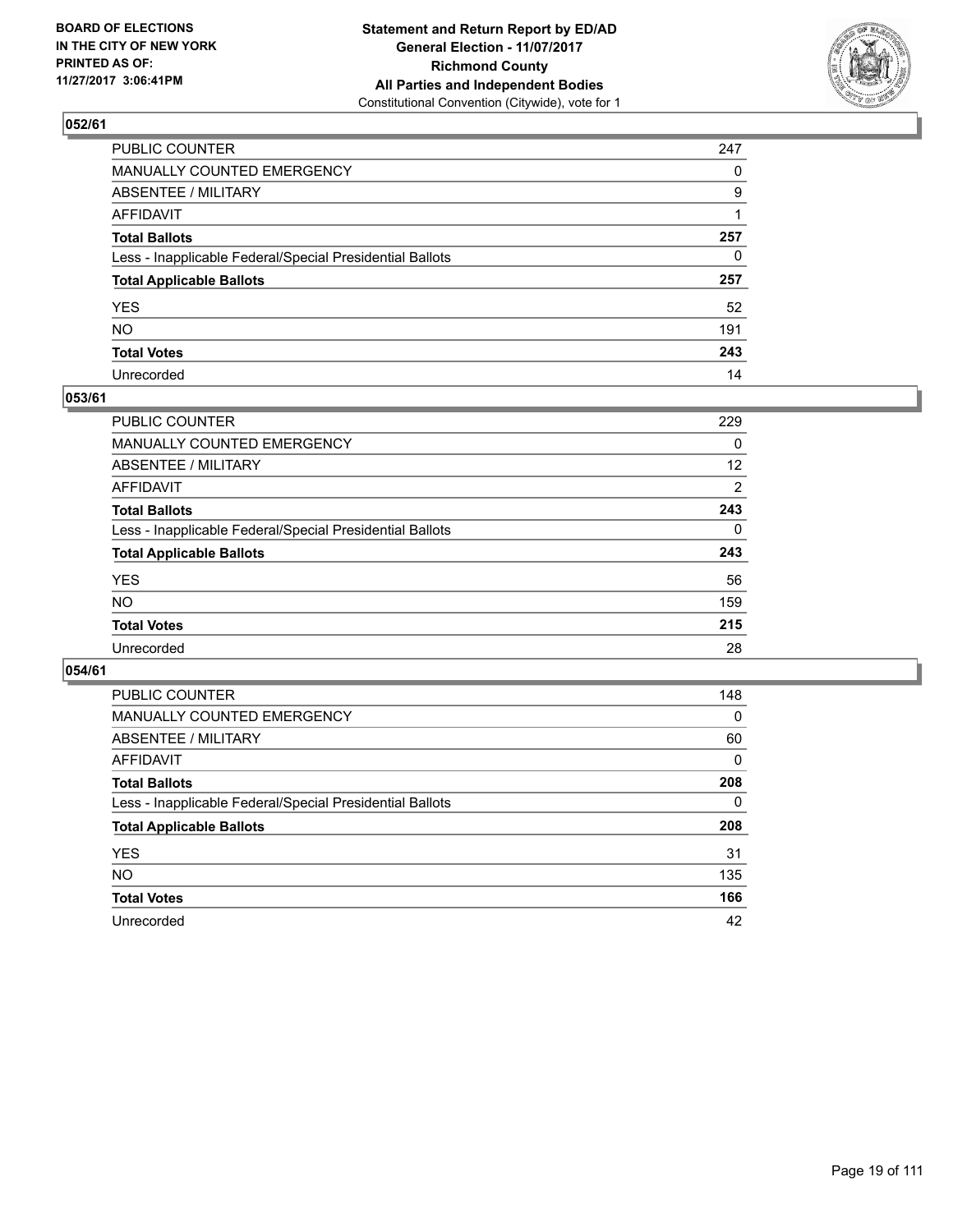## 052/61

| | |
|---|---|
| PUBLIC COUNTER | 247 |
| MANUALLY COUNTED EMERGENCY | 0 |
| ABSENTEE / MILITARY | 9 |
| AFFIDAVIT | 1 |
| **Total Ballots** | **257** |
| Less - Inapplicable Federal/Special Presidential Ballots | 0 |
| **Total Applicable Ballots** | **257** |
| YES | 52 |
| NO | 191 |
| **Total Votes** | **243** |
| Unrecorded | 14 |

## 053/61

| | |
|---|---|
| PUBLIC COUNTER | 229 |
| MANUALLY COUNTED EMERGENCY | 0 |
| ABSENTEE / MILITARY | 12 |
| AFFIDAVIT | 2 |
| **Total Ballots** | **243** |
| Less - Inapplicable Federal/Special Presidential Ballots | 0 |
| **Total Applicable Ballots** | **243** |
| YES | 56 |
| NO | 159 |
| **Total Votes** | **215** |
| Unrecorded | 28 |

## 054/61

| | |
|---|---|
| PUBLIC COUNTER | 148 |
| MANUALLY COUNTED EMERGENCY | 0 |
| ABSENTEE / MILITARY | 60 |
| AFFIDAVIT | 0 |
| **Total Ballots** | **208** |
| Less - Inapplicable Federal/Special Presidential Ballots | 0 |
| **Total Applicable Ballots** | **208** |
| YES | 31 |
| NO | 135 |
| **Total Votes** | **166** |
| Unrecorded | 42 |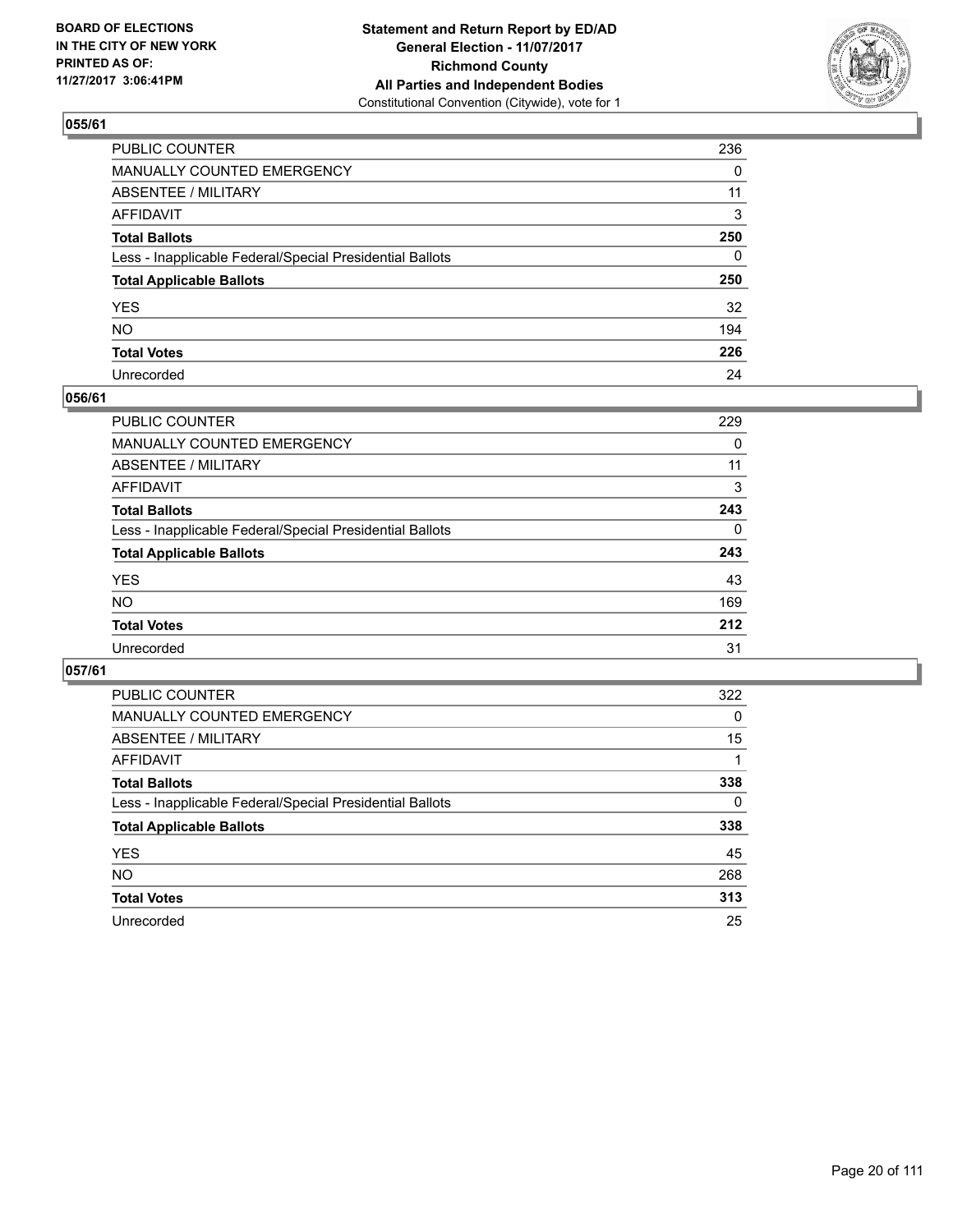BOARD OF ELECTIONS
IN THE CITY OF NEW YORK
PRINTED AS OF:
11/27/2017 3:06:41PM

**Statement and Return Report by ED/AD**
**General Election - 11/07/2017**
**Richmond County**
**All Parties and Independent Bodies**
Constitutional Convention (Citywide), vote for 1

## 055/61

| | |
|---|---|
| PUBLIC COUNTER | 236 |
| MANUALLY COUNTED EMERGENCY | 0 |
| ABSENTEE / MILITARY | 11 |
| AFFIDAVIT | 3 |
| **Total Ballots** | **250** |
| Less - Inapplicable Federal/Special Presidential Ballots | 0 |
| **Total Applicable Ballots** | **250** |
| YES | 32 |
| NO | 194 |
| **Total Votes** | **226** |
| Unrecorded | 24 |

## 056/61

| | |
|---|---|
| PUBLIC COUNTER | 229 |
| MANUALLY COUNTED EMERGENCY | 0 |
| ABSENTEE / MILITARY | 11 |
| AFFIDAVIT | 3 |
| **Total Ballots** | **243** |
| Less - Inapplicable Federal/Special Presidential Ballots | 0 |
| **Total Applicable Ballots** | **243** |
| YES | 43 |
| NO | 169 |
| **Total Votes** | **212** |
| Unrecorded | 31 |

## 057/61

| | |
|---|---|
| PUBLIC COUNTER | 322 |
| MANUALLY COUNTED EMERGENCY | 0 |
| ABSENTEE / MILITARY | 15 |
| AFFIDAVIT | 1 |
| **Total Ballots** | **338** |
| Less - Inapplicable Federal/Special Presidential Ballots | 0 |
| **Total Applicable Ballots** | **338** |
| YES | 45 |
| NO | 268 |
| **Total Votes** | **313** |
| Unrecorded | 25 |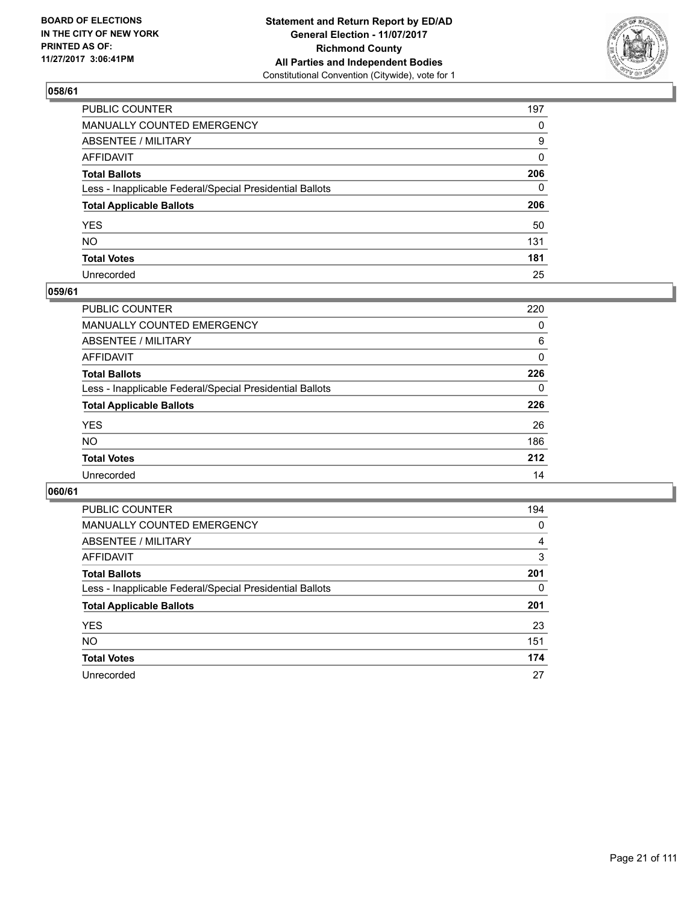BOARD OF ELECTIONS
IN THE CITY OF NEW YORK
PRINTED AS OF:
11/27/2017 3:06:41PM

**Statement and Return Report by ED/AD**
**General Election - 11/07/2017**
**Richmond County**
**All Parties and Independent Bodies**
Constitutional Convention (Citywide), vote for 1

## 058/61

| | |
|---|---|
| PUBLIC COUNTER | 197 |
| MANUALLY COUNTED EMERGENCY | 0 |
| ABSENTEE / MILITARY | 9 |
| AFFIDAVIT | 0 |
| **Total Ballots** | **206** |
| Less - Inapplicable Federal/Special Presidential Ballots | 0 |
| **Total Applicable Ballots** | **206** |
| YES | 50 |
| NO | 131 |
| **Total Votes** | **181** |
| Unrecorded | 25 |

## 059/61

| | |
|---|---|
| PUBLIC COUNTER | 220 |
| MANUALLY COUNTED EMERGENCY | 0 |
| ABSENTEE / MILITARY | 6 |
| AFFIDAVIT | 0 |
| **Total Ballots** | **226** |
| Less - Inapplicable Federal/Special Presidential Ballots | 0 |
| **Total Applicable Ballots** | **226** |
| YES | 26 |
| NO | 186 |
| **Total Votes** | **212** |
| Unrecorded | 14 |

## 060/61

| | |
|---|---|
| PUBLIC COUNTER | 194 |
| MANUALLY COUNTED EMERGENCY | 0 |
| ABSENTEE / MILITARY | 4 |
| AFFIDAVIT | 3 |
| **Total Ballots** | **201** |
| Less - Inapplicable Federal/Special Presidential Ballots | 0 |
| **Total Applicable Ballots** | **201** |
| YES | 23 |
| NO | 151 |
| **Total Votes** | **174** |
| Unrecorded | 27 |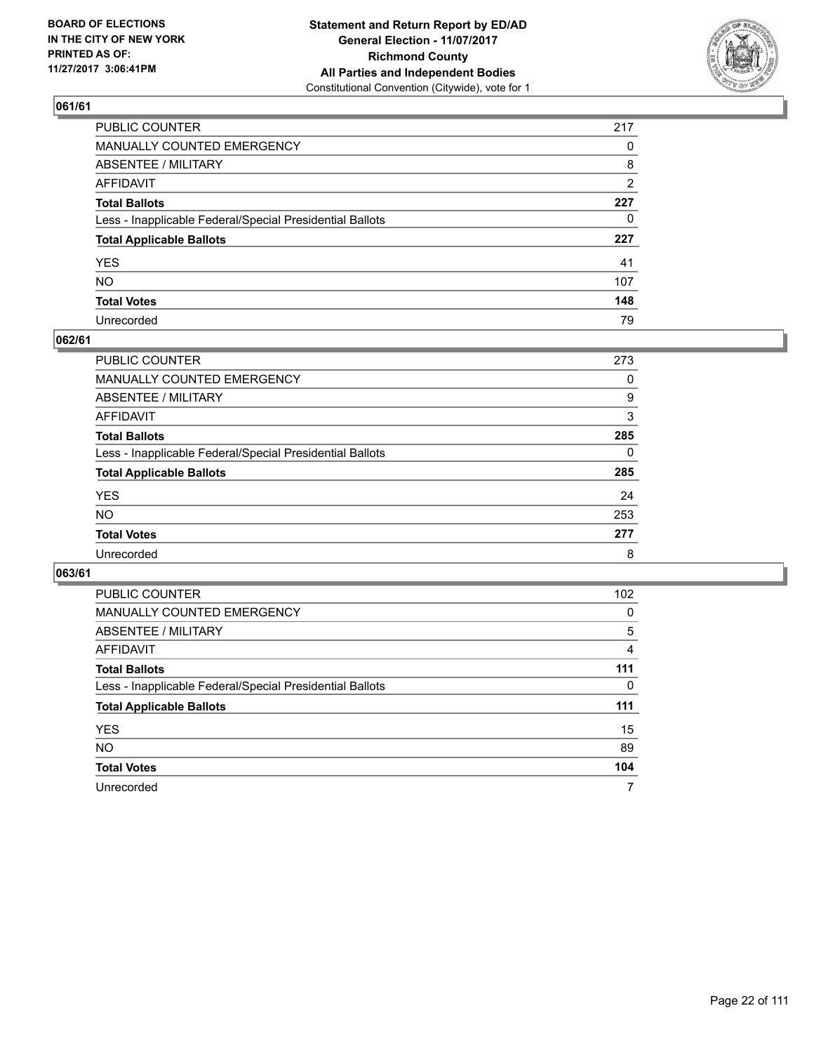BOARD OF ELECTIONS
IN THE CITY OF NEW YORK
PRINTED AS OF:
11/27/2017 3:06:41PM

**Statement and Return Report by ED/AD**
**General Election - 11/07/2017**
**Richmond County**
**All Parties and Independent Bodies**
Constitutional Convention (Citywide), vote for 1

## 061/61

| | |
|---|---|
| PUBLIC COUNTER | 217 |
| MANUALLY COUNTED EMERGENCY | 0 |
| ABSENTEE / MILITARY | 8 |
| AFFIDAVIT | 2 |
| **Total Ballots** | **227** |
| Less - Inapplicable Federal/Special Presidential Ballots | 0 |
| **Total Applicable Ballots** | **227** |
| YES | 41 |
| NO | 107 |
| **Total Votes** | **148** |
| Unrecorded | 79 |

## 062/61

| | |
|---|---|
| PUBLIC COUNTER | 273 |
| MANUALLY COUNTED EMERGENCY | 0 |
| ABSENTEE / MILITARY | 9 |
| AFFIDAVIT | 3 |
| **Total Ballots** | **285** |
| Less - Inapplicable Federal/Special Presidential Ballots | 0 |
| **Total Applicable Ballots** | **285** |
| YES | 24 |
| NO | 253 |
| **Total Votes** | **277** |
| Unrecorded | 8 |

## 063/61

| | |
|---|---|
| PUBLIC COUNTER | 102 |
| MANUALLY COUNTED EMERGENCY | 0 |
| ABSENTEE / MILITARY | 5 |
| AFFIDAVIT | 4 |
| **Total Ballots** | **111** |
| Less - Inapplicable Federal/Special Presidential Ballots | 0 |
| **Total Applicable Ballots** | **111** |
| YES | 15 |
| NO | 89 |
| **Total Votes** | **104** |
| Unrecorded | 7 |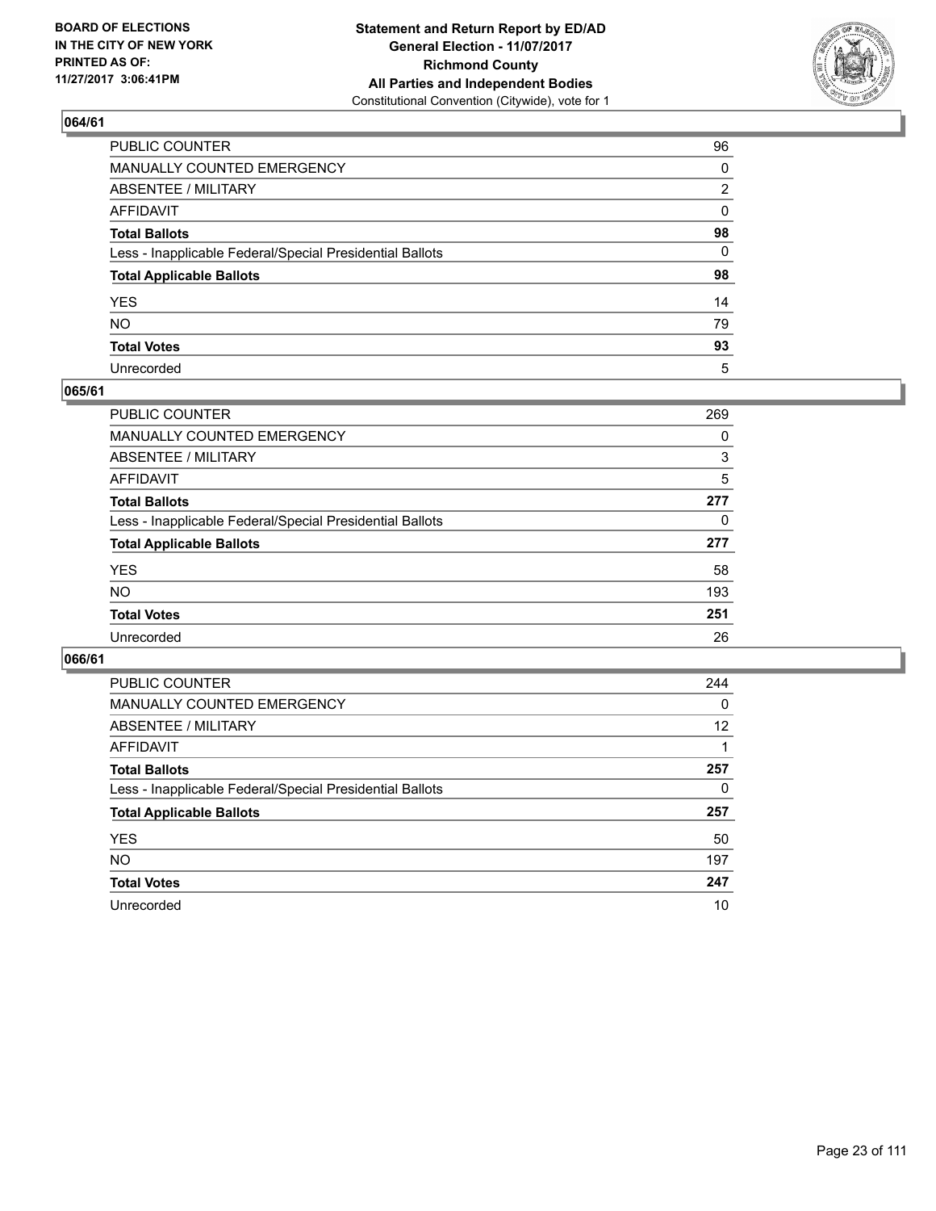BOARD OF ELECTIONS
IN THE CITY OF NEW YORK
PRINTED AS OF:
11/27/2017 3:06:41PM

**Statement and Return Report by ED/AD**
**General Election - 11/07/2017**
**Richmond County**
**All Parties and Independent Bodies**
Constitutional Convention (Citywide), vote for 1

## 064/61

| | |
|---|---|
| PUBLIC COUNTER | 96 |
| MANUALLY COUNTED EMERGENCY | 0 |
| ABSENTEE / MILITARY | 2 |
| AFFIDAVIT | 0 |
| **Total Ballots** | **98** |
| Less - Inapplicable Federal/Special Presidential Ballots | 0 |
| **Total Applicable Ballots** | **98** |
| YES | 14 |
| NO | 79 |
| **Total Votes** | **93** |
| Unrecorded | 5 |

## 065/61

| | |
|---|---|
| PUBLIC COUNTER | 269 |
| MANUALLY COUNTED EMERGENCY | 0 |
| ABSENTEE / MILITARY | 3 |
| AFFIDAVIT | 5 |
| **Total Ballots** | **277** |
| Less - Inapplicable Federal/Special Presidential Ballots | 0 |
| **Total Applicable Ballots** | **277** |
| YES | 58 |
| NO | 193 |
| **Total Votes** | **251** |
| Unrecorded | 26 |

## 066/61

| | |
|---|---|
| PUBLIC COUNTER | 244 |
| MANUALLY COUNTED EMERGENCY | 0 |
| ABSENTEE / MILITARY | 12 |
| AFFIDAVIT | 1 |
| **Total Ballots** | **257** |
| Less - Inapplicable Federal/Special Presidential Ballots | 0 |
| **Total Applicable Ballots** | **257** |
| YES | 50 |
| NO | 197 |
| **Total Votes** | **247** |
| Unrecorded | 10 |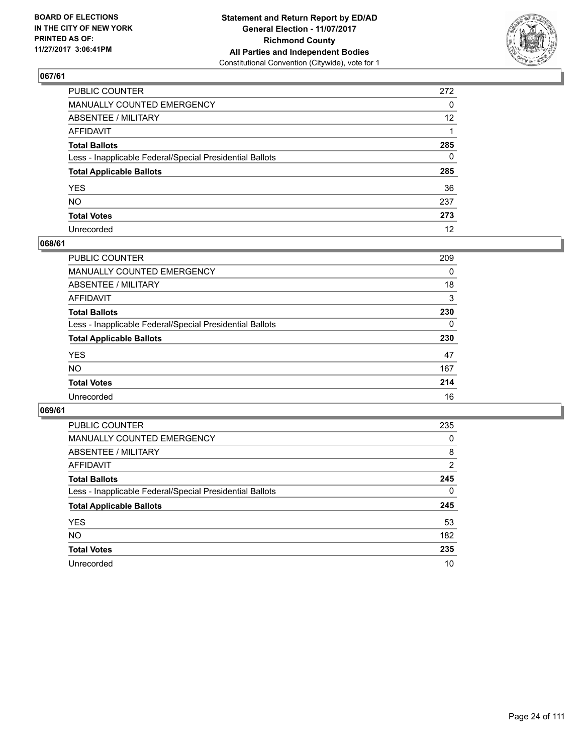BOARD OF ELECTIONS
IN THE CITY OF NEW YORK
PRINTED AS OF:
11/27/2017 3:06:41PM

**Statement and Return Report by ED/AD**
**General Election - 11/07/2017**
**Richmond County**
**All Parties and Independent Bodies**
Constitutional Convention (Citywide), vote for 1

### 067/61

| | |
|---|---|
| PUBLIC COUNTER | 272 |
| MANUALLY COUNTED EMERGENCY | 0 |
| ABSENTEE / MILITARY | 12 |
| AFFIDAVIT | 1 |
| **Total Ballots** | **285** |
| Less - Inapplicable Federal/Special Presidential Ballots | 0 |
| **Total Applicable Ballots** | **285** |
| YES | 36 |
| NO | 237 |
| **Total Votes** | **273** |
| Unrecorded | 12 |

### 068/61

| | |
|---|---|
| PUBLIC COUNTER | 209 |
| MANUALLY COUNTED EMERGENCY | 0 |
| ABSENTEE / MILITARY | 18 |
| AFFIDAVIT | 3 |
| **Total Ballots** | **230** |
| Less - Inapplicable Federal/Special Presidential Ballots | 0 |
| **Total Applicable Ballots** | **230** |
| YES | 47 |
| NO | 167 |
| **Total Votes** | **214** |
| Unrecorded | 16 |

### 069/61

| | |
|---|---|
| PUBLIC COUNTER | 235 |
| MANUALLY COUNTED EMERGENCY | 0 |
| ABSENTEE / MILITARY | 8 |
| AFFIDAVIT | 2 |
| **Total Ballots** | **245** |
| Less - Inapplicable Federal/Special Presidential Ballots | 0 |
| **Total Applicable Ballots** | **245** |
| YES | 53 |
| NO | 182 |
| **Total Votes** | **235** |
| Unrecorded | 10 |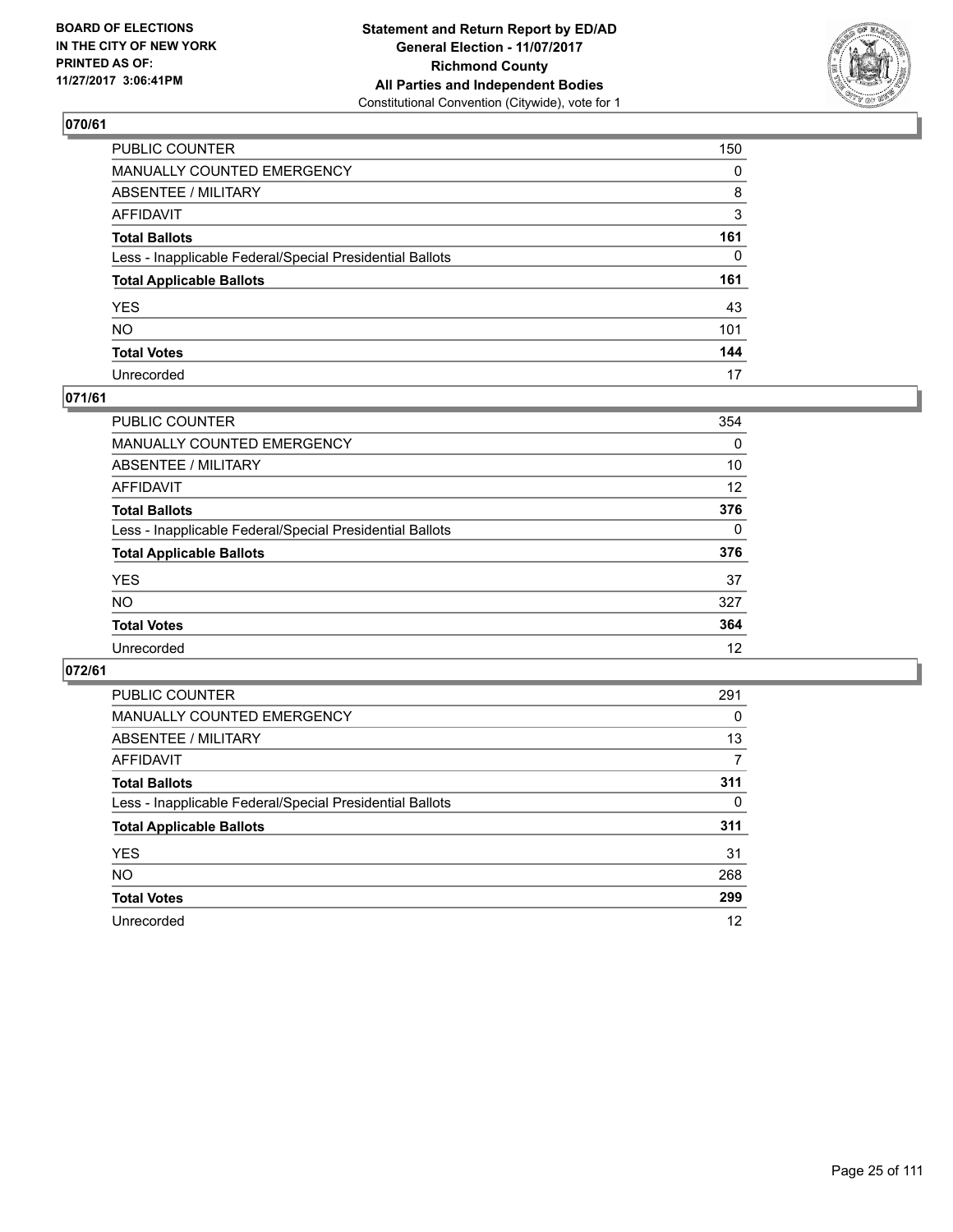BOARD OF ELECTIONS
IN THE CITY OF NEW YORK
PRINTED AS OF:
11/27/2017 3:06:41PM

**Statement and Return Report by ED/AD**
**General Election - 11/07/2017**
**Richmond County**
**All Parties and Independent Bodies**
Constitutional Convention (Citywide), vote for 1

## 070/61

| | |
|---|---|
| PUBLIC COUNTER | 150 |
| MANUALLY COUNTED EMERGENCY | 0 |
| ABSENTEE / MILITARY | 8 |
| AFFIDAVIT | 3 |
| **Total Ballots** | **161** |
| Less - Inapplicable Federal/Special Presidential Ballots | 0 |
| **Total Applicable Ballots** | **161** |
| YES | 43 |
| NO | 101 |
| **Total Votes** | **144** |
| Unrecorded | 17 |

## 071/61

| | |
|---|---|
| PUBLIC COUNTER | 354 |
| MANUALLY COUNTED EMERGENCY | 0 |
| ABSENTEE / MILITARY | 10 |
| AFFIDAVIT | 12 |
| **Total Ballots** | **376** |
| Less - Inapplicable Federal/Special Presidential Ballots | 0 |
| **Total Applicable Ballots** | **376** |
| YES | 37 |
| NO | 327 |
| **Total Votes** | **364** |
| Unrecorded | 12 |

## 072/61

| | |
|---|---|
| PUBLIC COUNTER | 291 |
| MANUALLY COUNTED EMERGENCY | 0 |
| ABSENTEE / MILITARY | 13 |
| AFFIDAVIT | 7 |
| **Total Ballots** | **311** |
| Less - Inapplicable Federal/Special Presidential Ballots | 0 |
| **Total Applicable Ballots** | **311** |
| YES | 31 |
| NO | 268 |
| **Total Votes** | **299** |
| Unrecorded | 12 |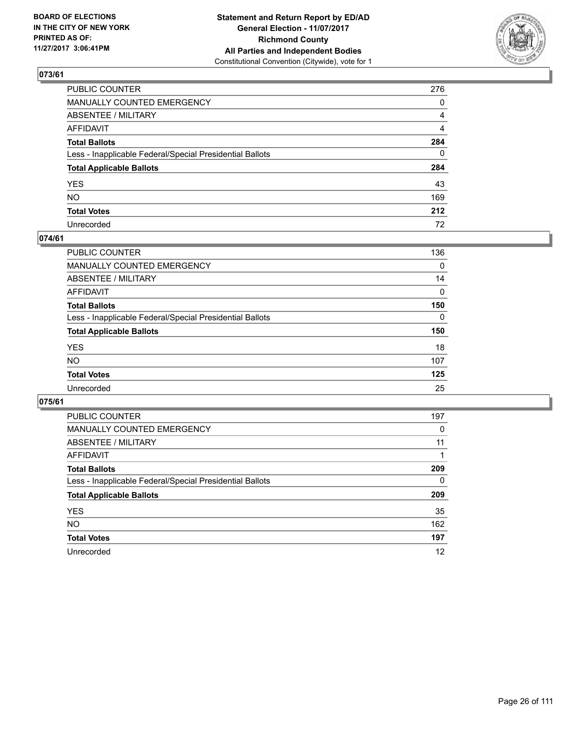**BOARD OF ELECTIONS IN THE CITY OF NEW YORK PRINTED AS OF: 11/27/2017 3:06:41PM**

**Statement and Return Report by ED/AD General Election - 11/07/2017 Richmond County All Parties and Independent Bodies**
Constitutional Convention (Citywide), vote for 1

## 073/61

| | |
|---|---|
| PUBLIC COUNTER | 276 |
| MANUALLY COUNTED EMERGENCY | 0 |
| ABSENTEE / MILITARY | 4 |
| AFFIDAVIT | 4 |
| **Total Ballots** | **284** |
| Less - Inapplicable Federal/Special Presidential Ballots | 0 |
| **Total Applicable Ballots** | **284** |
| YES | 43 |
| NO | 169 |
| **Total Votes** | **212** |
| Unrecorded | 72 |

## 074/61

| | |
|---|---|
| PUBLIC COUNTER | 136 |
| MANUALLY COUNTED EMERGENCY | 0 |
| ABSENTEE / MILITARY | 14 |
| AFFIDAVIT | 0 |
| **Total Ballots** | **150** |
| Less - Inapplicable Federal/Special Presidential Ballots | 0 |
| **Total Applicable Ballots** | **150** |
| YES | 18 |
| NO | 107 |
| **Total Votes** | **125** |
| Unrecorded | 25 |

## 075/61

| | |
|---|---|
| PUBLIC COUNTER | 197 |
| MANUALLY COUNTED EMERGENCY | 0 |
| ABSENTEE / MILITARY | 11 |
| AFFIDAVIT | 1 |
| **Total Ballots** | **209** |
| Less - Inapplicable Federal/Special Presidential Ballots | 0 |
| **Total Applicable Ballots** | **209** |
| YES | 35 |
| NO | 162 |
| **Total Votes** | **197** |
| Unrecorded | 12 |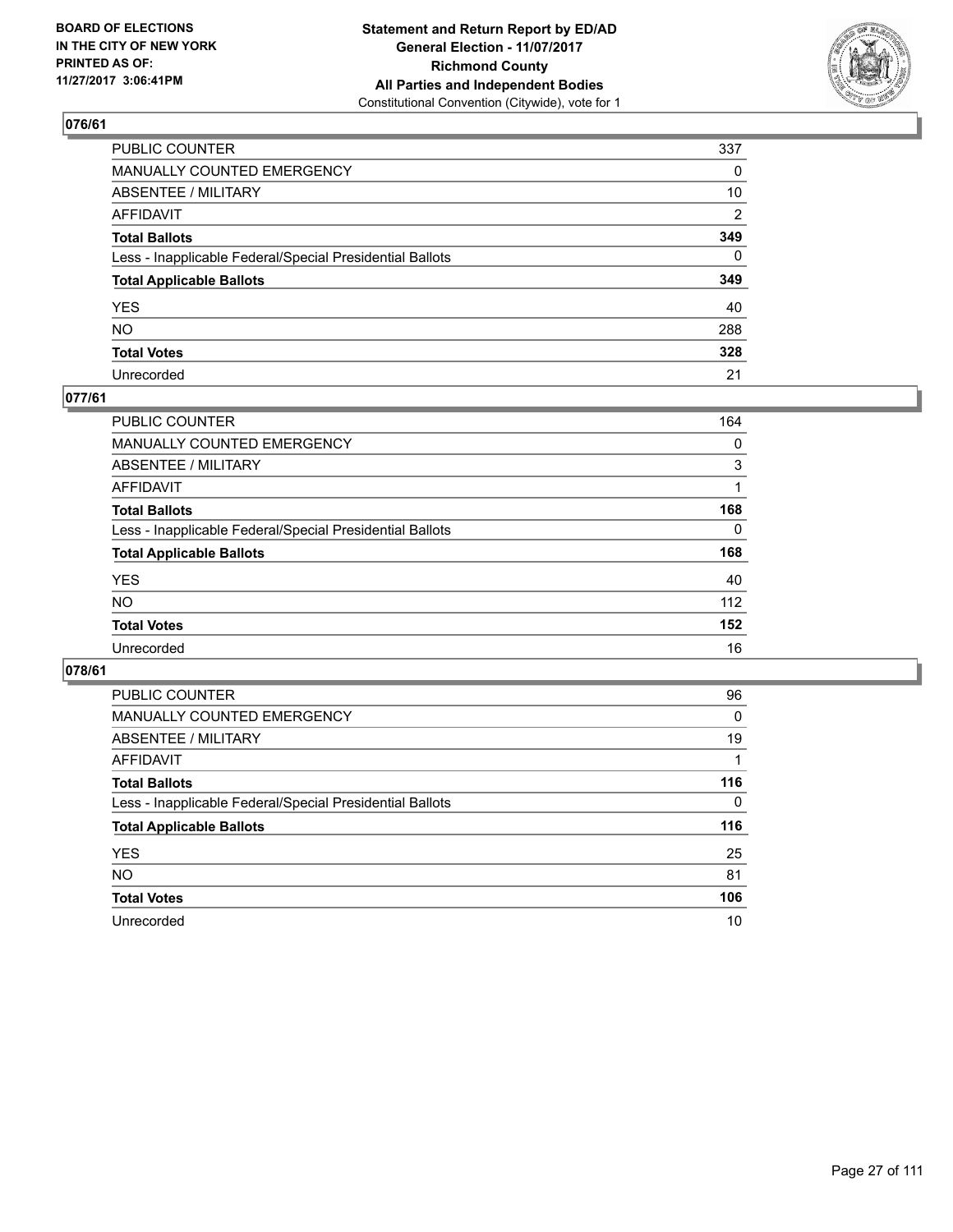BOARD OF ELECTIONS
IN THE CITY OF NEW YORK
PRINTED AS OF:
11/27/2017 3:06:41PM

**Statement and Return Report by ED/AD**
**General Election - 11/07/2017**
**Richmond County**
**All Parties and Independent Bodies**
Constitutional Convention (Citywide), vote for 1

### 076/61

| | |
|---|---|
| PUBLIC COUNTER | 337 |
| MANUALLY COUNTED EMERGENCY | 0 |
| ABSENTEE / MILITARY | 10 |
| AFFIDAVIT | 2 |
| **Total Ballots** | **349** |
| Less - Inapplicable Federal/Special Presidential Ballots | 0 |
| **Total Applicable Ballots** | **349** |
| YES | 40 |
| NO | 288 |
| **Total Votes** | **328** |
| Unrecorded | 21 |

### 077/61

| | |
|---|---|
| PUBLIC COUNTER | 164 |
| MANUALLY COUNTED EMERGENCY | 0 |
| ABSENTEE / MILITARY | 3 |
| AFFIDAVIT | 1 |
| **Total Ballots** | **168** |
| Less - Inapplicable Federal/Special Presidential Ballots | 0 |
| **Total Applicable Ballots** | **168** |
| YES | 40 |
| NO | 112 |
| **Total Votes** | **152** |
| Unrecorded | 16 |

### 078/61

| | |
|---|---|
| PUBLIC COUNTER | 96 |
| MANUALLY COUNTED EMERGENCY | 0 |
| ABSENTEE / MILITARY | 19 |
| AFFIDAVIT | 1 |
| **Total Ballots** | **116** |
| Less - Inapplicable Federal/Special Presidential Ballots | 0 |
| **Total Applicable Ballots** | **116** |
| YES | 25 |
| NO | 81 |
| **Total Votes** | **106** |
| Unrecorded | 10 |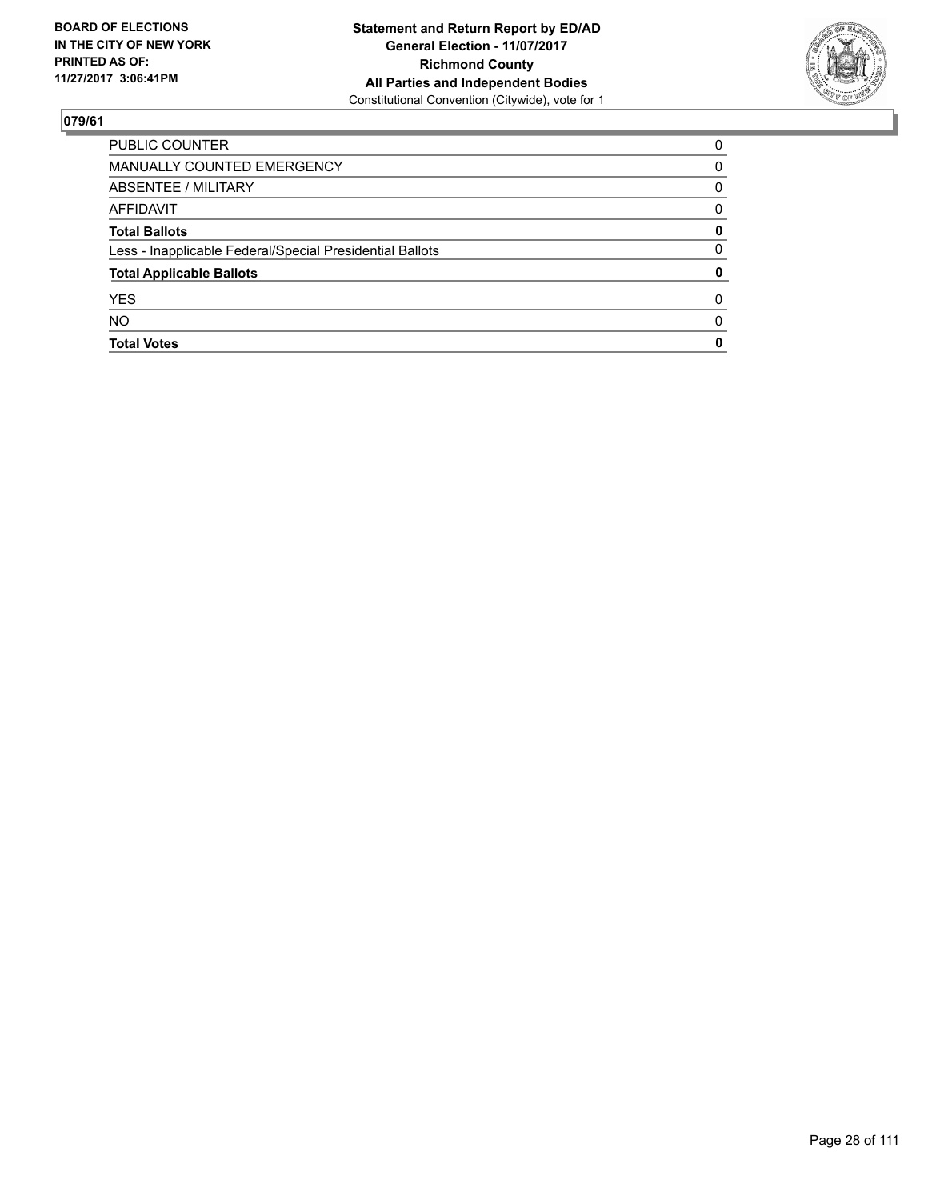**BOARD OF ELECTIONS IN THE CITY OF NEW YORK PRINTED AS OF: 11/27/2017 3:06:41PM**

**Statement and Return Report by ED/AD**
**General Election - 11/07/2017**
**Richmond County**
**All Parties and Independent Bodies**
Constitutional Convention (Citywide), vote for 1

## 079/61

| | |
|---|---|
| PUBLIC COUNTER | 0 |
| MANUALLY COUNTED EMERGENCY | 0 |
| ABSENTEE / MILITARY | 0 |
| AFFIDAVIT | 0 |
| **Total Ballots** | **0** |
| Less - Inapplicable Federal/Special Presidential Ballots | 0 |
| **Total Applicable Ballots** | **0** |
| YES | 0 |
| NO | 0 |
| **Total Votes** | **0** |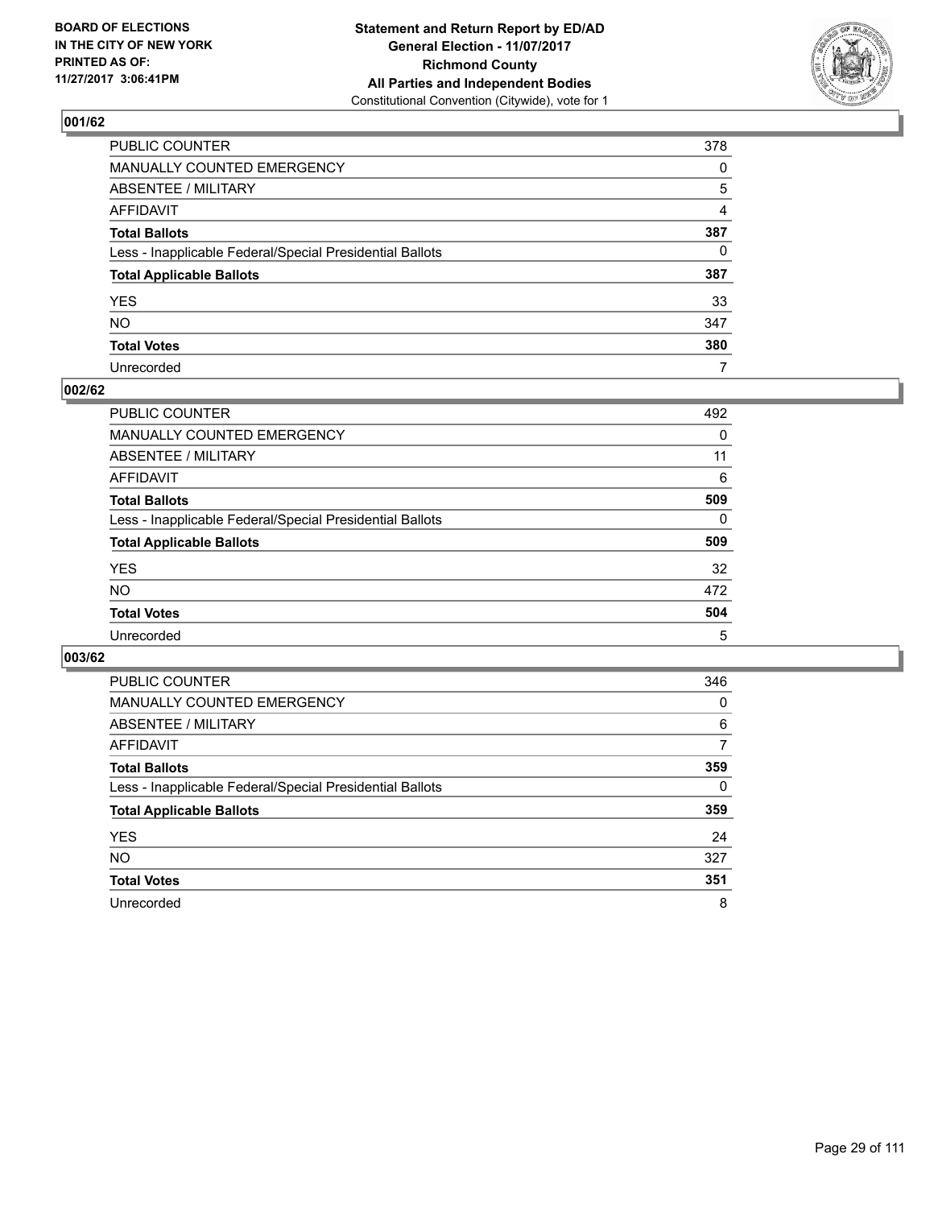BOARD OF ELECTIONS
IN THE CITY OF NEW YORK
PRINTED AS OF:
11/27/2017 3:06:41PM

**Statement and Return Report by ED/AD**
**General Election - 11/07/2017**
**Richmond County**
**All Parties and Independent Bodies**
Constitutional Convention (Citywide), vote for 1

## 001/62

| | |
|---|---|
| PUBLIC COUNTER | 378 |
| MANUALLY COUNTED EMERGENCY | 0 |
| ABSENTEE / MILITARY | 5 |
| AFFIDAVIT | 4 |
| **Total Ballots** | **387** |
| Less - Inapplicable Federal/Special Presidential Ballots | 0 |
| **Total Applicable Ballots** | **387** |
| YES | 33 |
| NO | 347 |
| **Total Votes** | **380** |
| Unrecorded | 7 |

## 002/62

| | |
|---|---|
| PUBLIC COUNTER | 492 |
| MANUALLY COUNTED EMERGENCY | 0 |
| ABSENTEE / MILITARY | 11 |
| AFFIDAVIT | 6 |
| **Total Ballots** | **509** |
| Less - Inapplicable Federal/Special Presidential Ballots | 0 |
| **Total Applicable Ballots** | **509** |
| YES | 32 |
| NO | 472 |
| **Total Votes** | **504** |
| Unrecorded | 5 |

## 003/62

| | |
|---|---|
| PUBLIC COUNTER | 346 |
| MANUALLY COUNTED EMERGENCY | 0 |
| ABSENTEE / MILITARY | 6 |
| AFFIDAVIT | 7 |
| **Total Ballots** | **359** |
| Less - Inapplicable Federal/Special Presidential Ballots | 0 |
| **Total Applicable Ballots** | **359** |
| YES | 24 |
| NO | 327 |
| **Total Votes** | **351** |
| Unrecorded | 8 |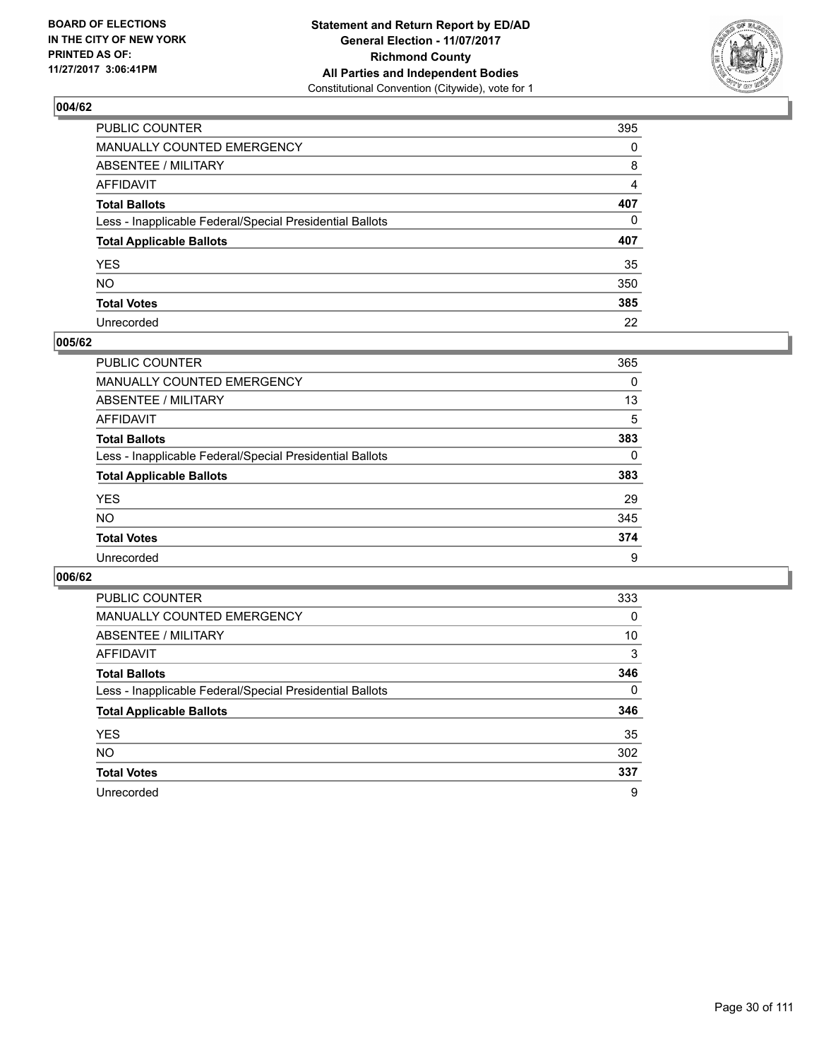**BOARD OF ELECTIONS IN THE CITY OF NEW YORK PRINTED AS OF: 11/27/2017 3:06:41PM**

**Statement and Return Report by ED/AD General Election - 11/07/2017 Richmond County All Parties and Independent Bodies**
Constitutional Convention (Citywide), vote for 1

## 004/62

| | |
|---|---|
| PUBLIC COUNTER | 395 |
| MANUALLY COUNTED EMERGENCY | 0 |
| ABSENTEE / MILITARY | 8 |
| AFFIDAVIT | 4 |
| **Total Ballots** | **407** |
| Less - Inapplicable Federal/Special Presidential Ballots | 0 |
| **Total Applicable Ballots** | **407** |
| YES | 35 |
| NO | 350 |
| **Total Votes** | **385** |
| Unrecorded | 22 |

## 005/62

| | |
|---|---|
| PUBLIC COUNTER | 365 |
| MANUALLY COUNTED EMERGENCY | 0 |
| ABSENTEE / MILITARY | 13 |
| AFFIDAVIT | 5 |
| **Total Ballots** | **383** |
| Less - Inapplicable Federal/Special Presidential Ballots | 0 |
| **Total Applicable Ballots** | **383** |
| YES | 29 |
| NO | 345 |
| **Total Votes** | **374** |
| Unrecorded | 9 |

## 006/62

| | |
|---|---|
| PUBLIC COUNTER | 333 |
| MANUALLY COUNTED EMERGENCY | 0 |
| ABSENTEE / MILITARY | 10 |
| AFFIDAVIT | 3 |
| **Total Ballots** | **346** |
| Less - Inapplicable Federal/Special Presidential Ballots | 0 |
| **Total Applicable Ballots** | **346** |
| YES | 35 |
| NO | 302 |
| **Total Votes** | **337** |
| Unrecorded | 9 |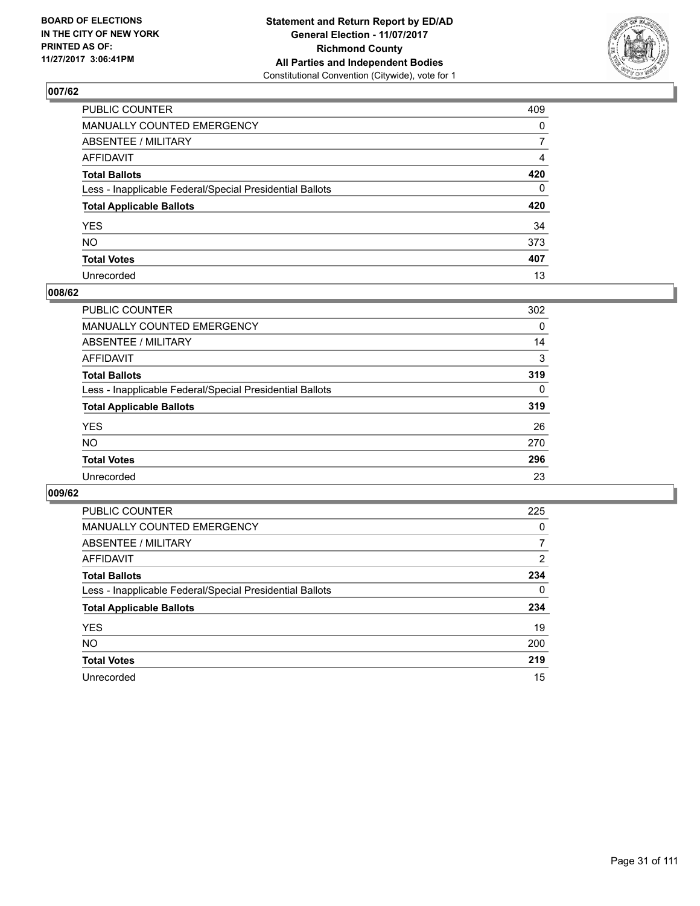**BOARD OF ELECTIONS**
**IN THE CITY OF NEW YORK**
**PRINTED AS OF:**
**11/27/2017 3:06:41PM**

**Statement and Return Report by ED/AD**
**General Election - 11/07/2017**
**Richmond County**
**All Parties and Independent Bodies**
Constitutional Convention (Citywide), vote for 1

### 007/62

| | |
|---|---|
| PUBLIC COUNTER | 409 |
| MANUALLY COUNTED EMERGENCY | 0 |
| ABSENTEE / MILITARY | 7 |
| AFFIDAVIT | 4 |
| **Total Ballots** | **420** |
| Less - Inapplicable Federal/Special Presidential Ballots | 0 |
| **Total Applicable Ballots** | **420** |
| YES | 34 |
| NO | 373 |
| **Total Votes** | **407** |
| Unrecorded | 13 |

### 008/62

| | |
|---|---|
| PUBLIC COUNTER | 302 |
| MANUALLY COUNTED EMERGENCY | 0 |
| ABSENTEE / MILITARY | 14 |
| AFFIDAVIT | 3 |
| **Total Ballots** | **319** |
| Less - Inapplicable Federal/Special Presidential Ballots | 0 |
| **Total Applicable Ballots** | **319** |
| YES | 26 |
| NO | 270 |
| **Total Votes** | **296** |
| Unrecorded | 23 |

### 009/62

| | |
|---|---|
| PUBLIC COUNTER | 225 |
| MANUALLY COUNTED EMERGENCY | 0 |
| ABSENTEE / MILITARY | 7 |
| AFFIDAVIT | 2 |
| **Total Ballots** | **234** |
| Less - Inapplicable Federal/Special Presidential Ballots | 0 |
| **Total Applicable Ballots** | **234** |
| YES | 19 |
| NO | 200 |
| **Total Votes** | **219** |
| Unrecorded | 15 |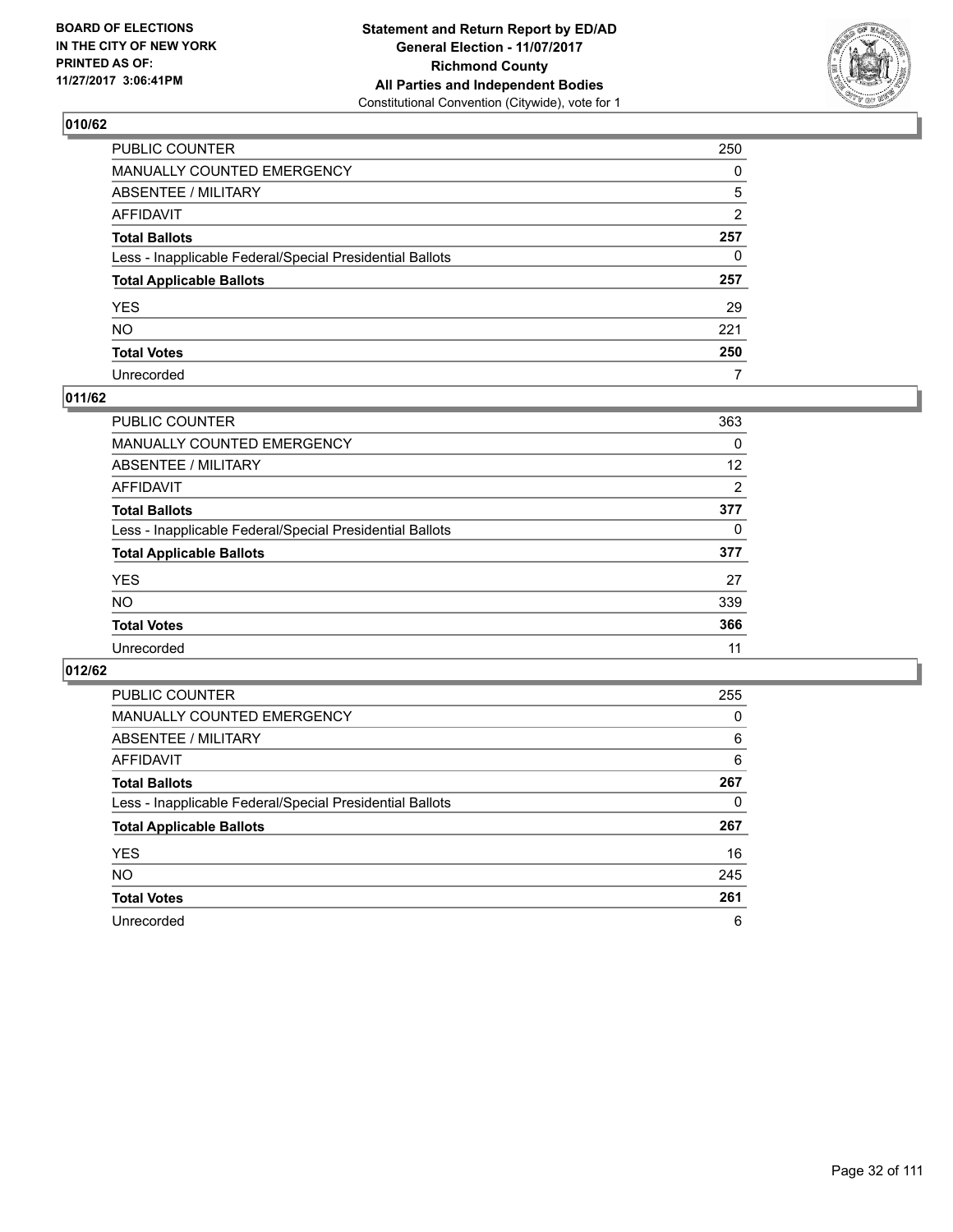BOARD OF ELECTIONS
IN THE CITY OF NEW YORK
PRINTED AS OF:
11/27/2017 3:06:41PM

**Statement and Return Report by ED/AD**
**General Election - 11/07/2017**
**Richmond County**
**All Parties and Independent Bodies**
Constitutional Convention (Citywide), vote for 1

## 010/62

| | |
|---|---|
| PUBLIC COUNTER | 250 |
| MANUALLY COUNTED EMERGENCY | 0 |
| ABSENTEE / MILITARY | 5 |
| AFFIDAVIT | 2 |
| **Total Ballots** | **257** |
| Less - Inapplicable Federal/Special Presidential Ballots | 0 |
| **Total Applicable Ballots** | **257** |
| YES | 29 |
| NO | 221 |
| **Total Votes** | **250** |
| Unrecorded | 7 |

## 011/62

| | |
|---|---|
| PUBLIC COUNTER | 363 |
| MANUALLY COUNTED EMERGENCY | 0 |
| ABSENTEE / MILITARY | 12 |
| AFFIDAVIT | 2 |
| **Total Ballots** | **377** |
| Less - Inapplicable Federal/Special Presidential Ballots | 0 |
| **Total Applicable Ballots** | **377** |
| YES | 27 |
| NO | 339 |
| **Total Votes** | **366** |
| Unrecorded | 11 |

## 012/62

| | |
|---|---|
| PUBLIC COUNTER | 255 |
| MANUALLY COUNTED EMERGENCY | 0 |
| ABSENTEE / MILITARY | 6 |
| AFFIDAVIT | 6 |
| **Total Ballots** | **267** |
| Less - Inapplicable Federal/Special Presidential Ballots | 0 |
| **Total Applicable Ballots** | **267** |
| YES | 16 |
| NO | 245 |
| **Total Votes** | **261** |
| Unrecorded | 6 |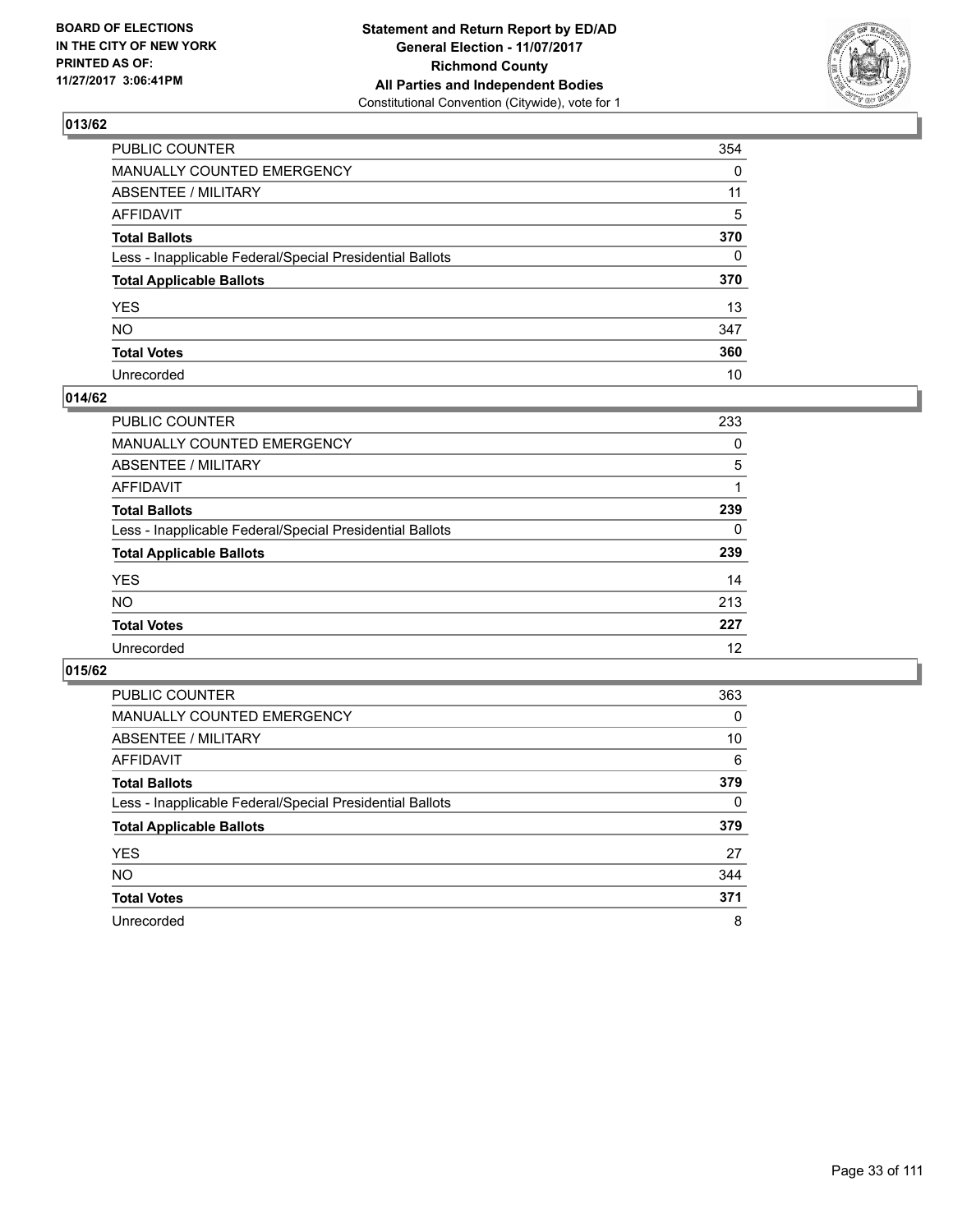**Statement and Return Report by ED/AD**
**General Election - 11/07/2017**
**Richmond County**
**All Parties and Independent Bodies**
Constitutional Convention (Citywide), vote for 1

BOARD OF ELECTIONS
IN THE CITY OF NEW YORK
PRINTED AS OF:
11/27/2017 3:06:41PM

## 013/62

| | |
|---|---|
| PUBLIC COUNTER | 354 |
| MANUALLY COUNTED EMERGENCY | 0 |
| ABSENTEE / MILITARY | 11 |
| AFFIDAVIT | 5 |
| **Total Ballots** | **370** |
| Less - Inapplicable Federal/Special Presidential Ballots | 0 |
| **Total Applicable Ballots** | **370** |
| YES | 13 |
| NO | 347 |
| **Total Votes** | **360** |
| Unrecorded | 10 |

## 014/62

| | |
|---|---|
| PUBLIC COUNTER | 233 |
| MANUALLY COUNTED EMERGENCY | 0 |
| ABSENTEE / MILITARY | 5 |
| AFFIDAVIT | 1 |
| **Total Ballots** | **239** |
| Less - Inapplicable Federal/Special Presidential Ballots | 0 |
| **Total Applicable Ballots** | **239** |
| YES | 14 |
| NO | 213 |
| **Total Votes** | **227** |
| Unrecorded | 12 |

## 015/62

| | |
|---|---|
| PUBLIC COUNTER | 363 |
| MANUALLY COUNTED EMERGENCY | 0 |
| ABSENTEE / MILITARY | 10 |
| AFFIDAVIT | 6 |
| **Total Ballots** | **379** |
| Less - Inapplicable Federal/Special Presidential Ballots | 0 |
| **Total Applicable Ballots** | **379** |
| YES | 27 |
| NO | 344 |
| **Total Votes** | **371** |
| Unrecorded | 8 |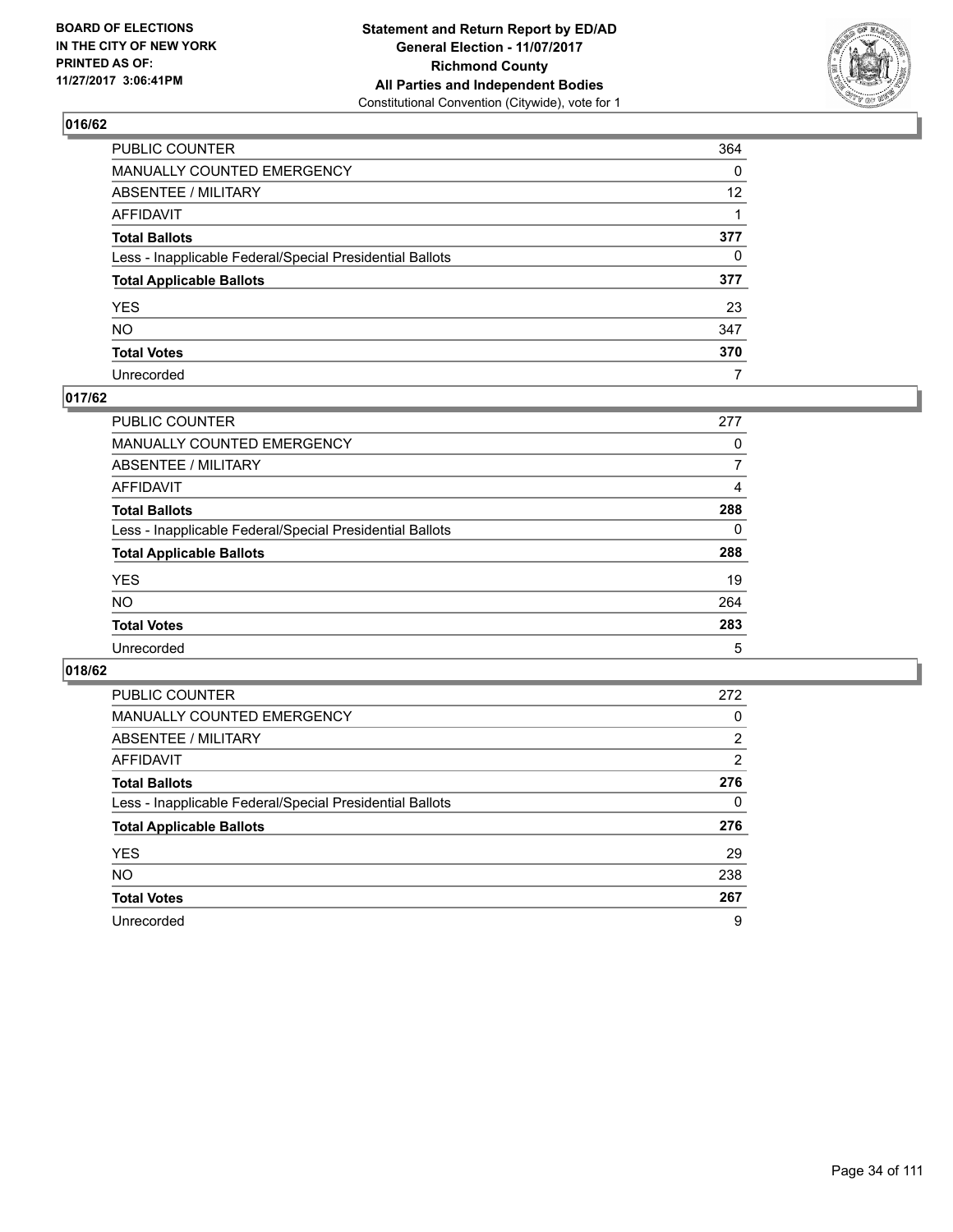**BOARD OF ELECTIONS IN THE CITY OF NEW YORK PRINTED AS OF: 11/27/2017 3:06:41PM**

**Statement and Return Report by ED/AD**
**General Election - 11/07/2017**
**Richmond County**
**All Parties and Independent Bodies**
Constitutional Convention (Citywide), vote for 1

## 016/62

| | |
|---|---|
| PUBLIC COUNTER | 364 |
| MANUALLY COUNTED EMERGENCY | 0 |
| ABSENTEE / MILITARY | 12 |
| AFFIDAVIT | 1 |
| **Total Ballots** | **377** |
| Less - Inapplicable Federal/Special Presidential Ballots | 0 |
| **Total Applicable Ballots** | **377** |
| YES | 23 |
| NO | 347 |
| **Total Votes** | **370** |
| Unrecorded | 7 |

## 017/62

| | |
|---|---|
| PUBLIC COUNTER | 277 |
| MANUALLY COUNTED EMERGENCY | 0 |
| ABSENTEE / MILITARY | 7 |
| AFFIDAVIT | 4 |
| **Total Ballots** | **288** |
| Less - Inapplicable Federal/Special Presidential Ballots | 0 |
| **Total Applicable Ballots** | **288** |
| YES | 19 |
| NO | 264 |
| **Total Votes** | **283** |
| Unrecorded | 5 |

## 018/62

| | |
|---|---|
| PUBLIC COUNTER | 272 |
| MANUALLY COUNTED EMERGENCY | 0 |
| ABSENTEE / MILITARY | 2 |
| AFFIDAVIT | 2 |
| **Total Ballots** | **276** |
| Less - Inapplicable Federal/Special Presidential Ballots | 0 |
| **Total Applicable Ballots** | **276** |
| YES | 29 |
| NO | 238 |
| **Total Votes** | **267** |
| Unrecorded | 9 |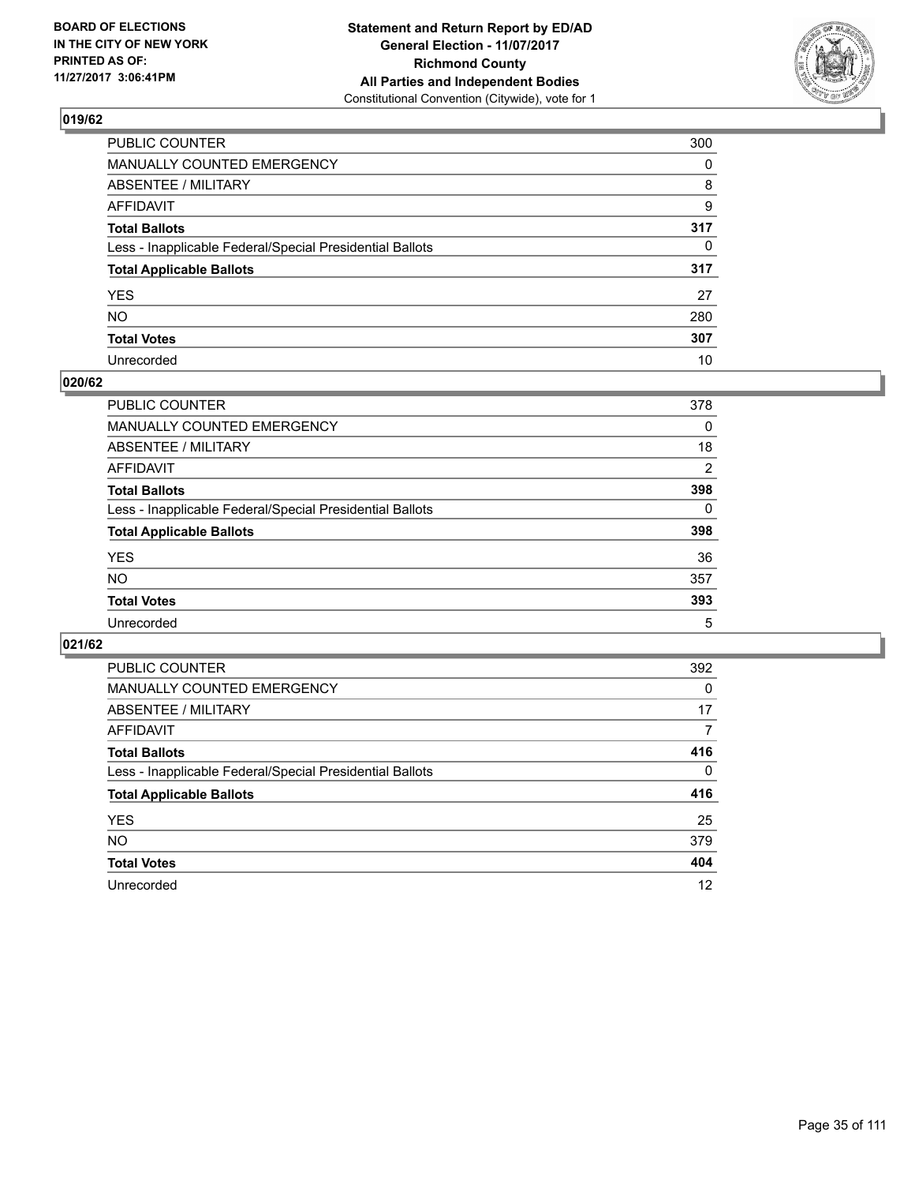BOARD OF ELECTIONS
IN THE CITY OF NEW YORK
PRINTED AS OF:
11/27/2017 3:06:41PM

**Statement and Return Report by ED/AD**
**General Election - 11/07/2017**
**Richmond County**
**All Parties and Independent Bodies**
Constitutional Convention (Citywide), vote for 1

## 019/62

| | |
|---|---|
| PUBLIC COUNTER | 300 |
| MANUALLY COUNTED EMERGENCY | 0 |
| ABSENTEE / MILITARY | 8 |
| AFFIDAVIT | 9 |
| **Total Ballots** | **317** |
| Less - Inapplicable Federal/Special Presidential Ballots | 0 |
| **Total Applicable Ballots** | **317** |
| YES | 27 |
| NO | 280 |
| **Total Votes** | **307** |
| Unrecorded | 10 |

## 020/62

| | |
|---|---|
| PUBLIC COUNTER | 378 |
| MANUALLY COUNTED EMERGENCY | 0 |
| ABSENTEE / MILITARY | 18 |
| AFFIDAVIT | 2 |
| **Total Ballots** | **398** |
| Less - Inapplicable Federal/Special Presidential Ballots | 0 |
| **Total Applicable Ballots** | **398** |
| YES | 36 |
| NO | 357 |
| **Total Votes** | **393** |
| Unrecorded | 5 |

## 021/62

| | |
|---|---|
| PUBLIC COUNTER | 392 |
| MANUALLY COUNTED EMERGENCY | 0 |
| ABSENTEE / MILITARY | 17 |
| AFFIDAVIT | 7 |
| **Total Ballots** | **416** |
| Less - Inapplicable Federal/Special Presidential Ballots | 0 |
| **Total Applicable Ballots** | **416** |
| YES | 25 |
| NO | 379 |
| **Total Votes** | **404** |
| Unrecorded | 12 |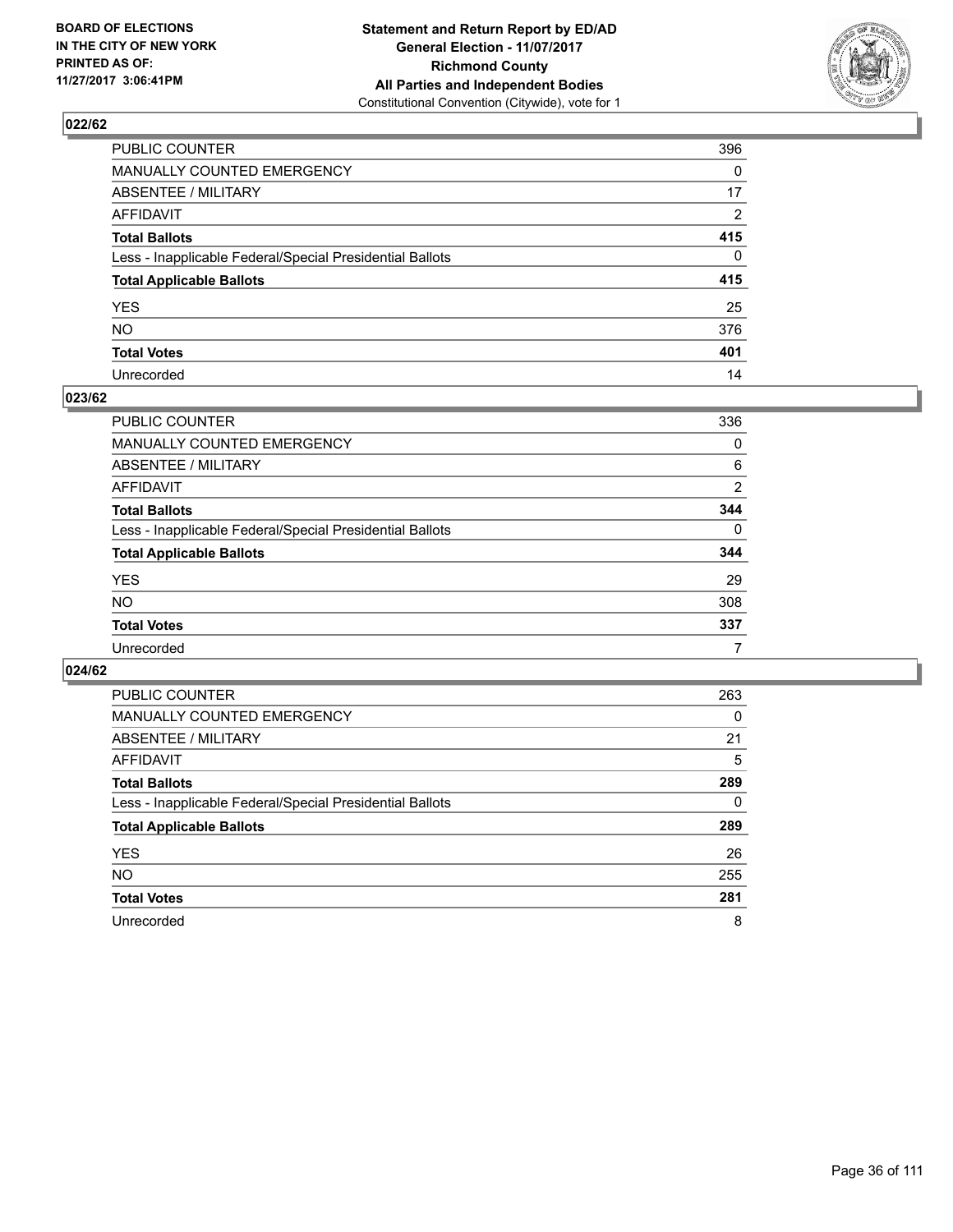**BOARD OF ELECTIONS IN THE CITY OF NEW YORK PRINTED AS OF: 11/27/2017 3:06:41PM**

**Statement and Return Report by ED/AD General Election - 11/07/2017 Richmond County All Parties and Independent Bodies**
Constitutional Convention (Citywide), vote for 1

## 022/62

| | |
|---|---|
| PUBLIC COUNTER | 396 |
| MANUALLY COUNTED EMERGENCY | 0 |
| ABSENTEE / MILITARY | 17 |
| AFFIDAVIT | 2 |
| **Total Ballots** | **415** |
| Less - Inapplicable Federal/Special Presidential Ballots | 0 |
| **Total Applicable Ballots** | **415** |
| YES | 25 |
| NO | 376 |
| **Total Votes** | **401** |
| Unrecorded | 14 |

## 023/62

| | |
|---|---|
| PUBLIC COUNTER | 336 |
| MANUALLY COUNTED EMERGENCY | 0 |
| ABSENTEE / MILITARY | 6 |
| AFFIDAVIT | 2 |
| **Total Ballots** | **344** |
| Less - Inapplicable Federal/Special Presidential Ballots | 0 |
| **Total Applicable Ballots** | **344** |
| YES | 29 |
| NO | 308 |
| **Total Votes** | **337** |
| Unrecorded | 7 |

## 024/62

| | |
|---|---|
| PUBLIC COUNTER | 263 |
| MANUALLY COUNTED EMERGENCY | 0 |
| ABSENTEE / MILITARY | 21 |
| AFFIDAVIT | 5 |
| **Total Ballots** | **289** |
| Less - Inapplicable Federal/Special Presidential Ballots | 0 |
| **Total Applicable Ballots** | **289** |
| YES | 26 |
| NO | 255 |
| **Total Votes** | **281** |
| Unrecorded | 8 |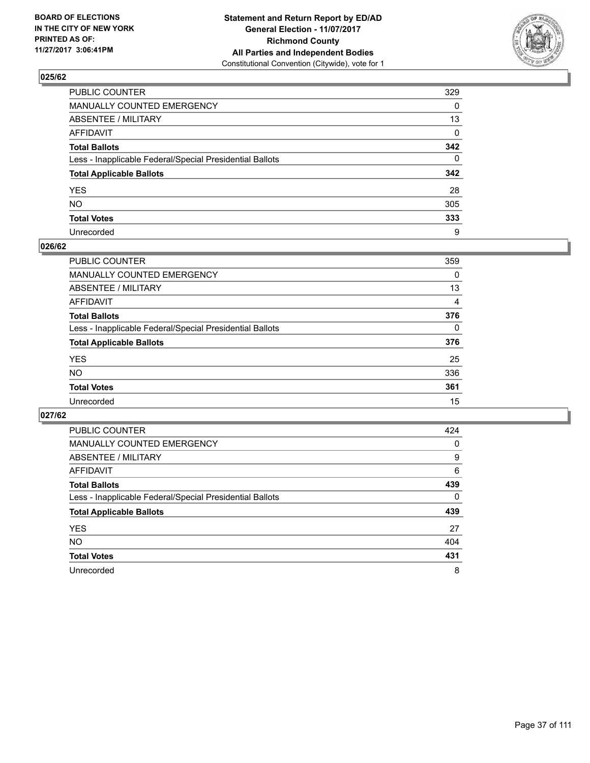BOARD OF ELECTIONS
IN THE CITY OF NEW YORK
PRINTED AS OF:
11/27/2017 3:06:41PM

**Statement and Return Report by ED/AD**
**General Election - 11/07/2017**
**Richmond County**
**All Parties and Independent Bodies**
Constitutional Convention (Citywide), vote for 1

## 025/62

| | |
|---|---|
| PUBLIC COUNTER | 329 |
| MANUALLY COUNTED EMERGENCY | 0 |
| ABSENTEE / MILITARY | 13 |
| AFFIDAVIT | 0 |
| **Total Ballots** | **342** |
| Less - Inapplicable Federal/Special Presidential Ballots | 0 |
| **Total Applicable Ballots** | **342** |
| YES | 28 |
| NO | 305 |
| **Total Votes** | **333** |
| Unrecorded | 9 |

## 026/62

| | |
|---|---|
| PUBLIC COUNTER | 359 |
| MANUALLY COUNTED EMERGENCY | 0 |
| ABSENTEE / MILITARY | 13 |
| AFFIDAVIT | 4 |
| **Total Ballots** | **376** |
| Less - Inapplicable Federal/Special Presidential Ballots | 0 |
| **Total Applicable Ballots** | **376** |
| YES | 25 |
| NO | 336 |
| **Total Votes** | **361** |
| Unrecorded | 15 |

## 027/62

| | |
|---|---|
| PUBLIC COUNTER | 424 |
| MANUALLY COUNTED EMERGENCY | 0 |
| ABSENTEE / MILITARY | 9 |
| AFFIDAVIT | 6 |
| **Total Ballots** | **439** |
| Less - Inapplicable Federal/Special Presidential Ballots | 0 |
| **Total Applicable Ballots** | **439** |
| YES | 27 |
| NO | 404 |
| **Total Votes** | **431** |
| Unrecorded | 8 |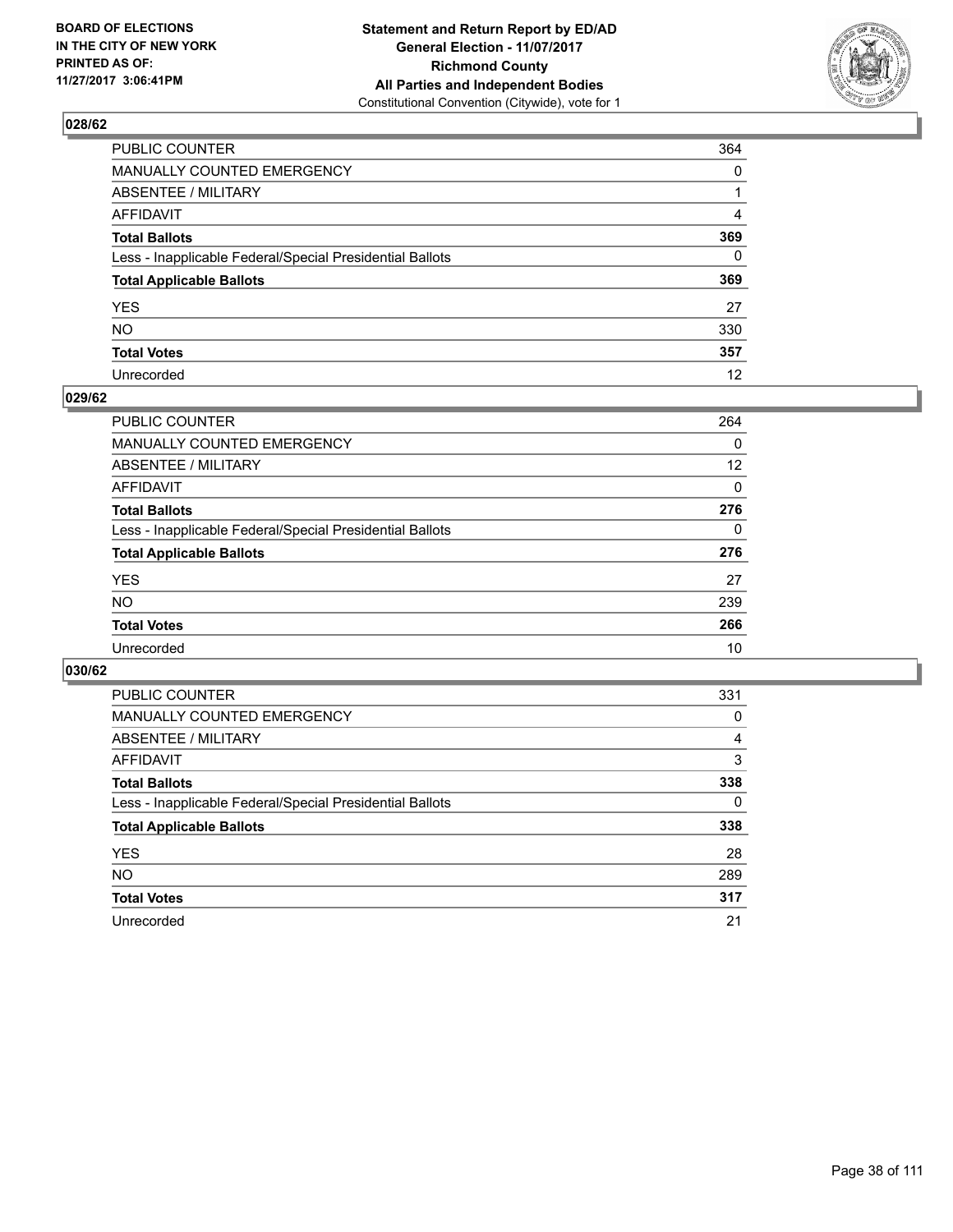**BOARD OF ELECTIONS IN THE CITY OF NEW YORK PRINTED AS OF: 11/27/2017 3:06:41PM**

**Statement and Return Report by ED/AD**
**General Election - 11/07/2017**
**Richmond County**
**All Parties and Independent Bodies**
Constitutional Convention (Citywide), vote for 1

## 028/62

| | |
|---|---|
| PUBLIC COUNTER | 364 |
| MANUALLY COUNTED EMERGENCY | 0 |
| ABSENTEE / MILITARY | 1 |
| AFFIDAVIT | 4 |
| **Total Ballots** | **369** |
| Less - Inapplicable Federal/Special Presidential Ballots | 0 |
| **Total Applicable Ballots** | **369** |
| YES | 27 |
| NO | 330 |
| **Total Votes** | **357** |
| Unrecorded | 12 |

## 029/62

| | |
|---|---|
| PUBLIC COUNTER | 264 |
| MANUALLY COUNTED EMERGENCY | 0 |
| ABSENTEE / MILITARY | 12 |
| AFFIDAVIT | 0 |
| **Total Ballots** | **276** |
| Less - Inapplicable Federal/Special Presidential Ballots | 0 |
| **Total Applicable Ballots** | **276** |
| YES | 27 |
| NO | 239 |
| **Total Votes** | **266** |
| Unrecorded | 10 |

## 030/62

| | |
|---|---|
| PUBLIC COUNTER | 331 |
| MANUALLY COUNTED EMERGENCY | 0 |
| ABSENTEE / MILITARY | 4 |
| AFFIDAVIT | 3 |
| **Total Ballots** | **338** |
| Less - Inapplicable Federal/Special Presidential Ballots | 0 |
| **Total Applicable Ballots** | **338** |
| YES | 28 |
| NO | 289 |
| **Total Votes** | **317** |
| Unrecorded | 21 |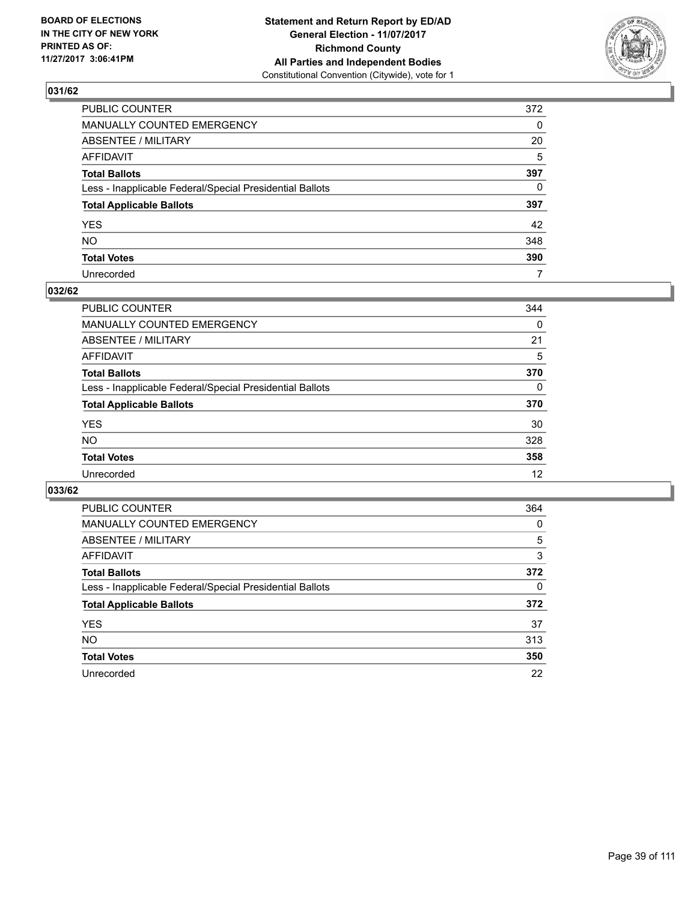BOARD OF ELECTIONS
IN THE CITY OF NEW YORK
PRINTED AS OF:
11/27/2017 3:06:41PM

**Statement and Return Report by ED/AD**
**General Election - 11/07/2017**
**Richmond County**
**All Parties and Independent Bodies**
Constitutional Convention (Citywide), vote for 1

### 031/62

| | |
|---|---|
| PUBLIC COUNTER | 372 |
| MANUALLY COUNTED EMERGENCY | 0 |
| ABSENTEE / MILITARY | 20 |
| AFFIDAVIT | 5 |
| **Total Ballots** | **397** |
| Less - Inapplicable Federal/Special Presidential Ballots | 0 |
| **Total Applicable Ballots** | **397** |
| YES | 42 |
| NO | 348 |
| **Total Votes** | **390** |
| Unrecorded | 7 |

### 032/62

| | |
|---|---|
| PUBLIC COUNTER | 344 |
| MANUALLY COUNTED EMERGENCY | 0 |
| ABSENTEE / MILITARY | 21 |
| AFFIDAVIT | 5 |
| **Total Ballots** | **370** |
| Less - Inapplicable Federal/Special Presidential Ballots | 0 |
| **Total Applicable Ballots** | **370** |
| YES | 30 |
| NO | 328 |
| **Total Votes** | **358** |
| Unrecorded | 12 |

### 033/62

| | |
|---|---|
| PUBLIC COUNTER | 364 |
| MANUALLY COUNTED EMERGENCY | 0 |
| ABSENTEE / MILITARY | 5 |
| AFFIDAVIT | 3 |
| **Total Ballots** | **372** |
| Less - Inapplicable Federal/Special Presidential Ballots | 0 |
| **Total Applicable Ballots** | **372** |
| YES | 37 |
| NO | 313 |
| **Total Votes** | **350** |
| Unrecorded | 22 |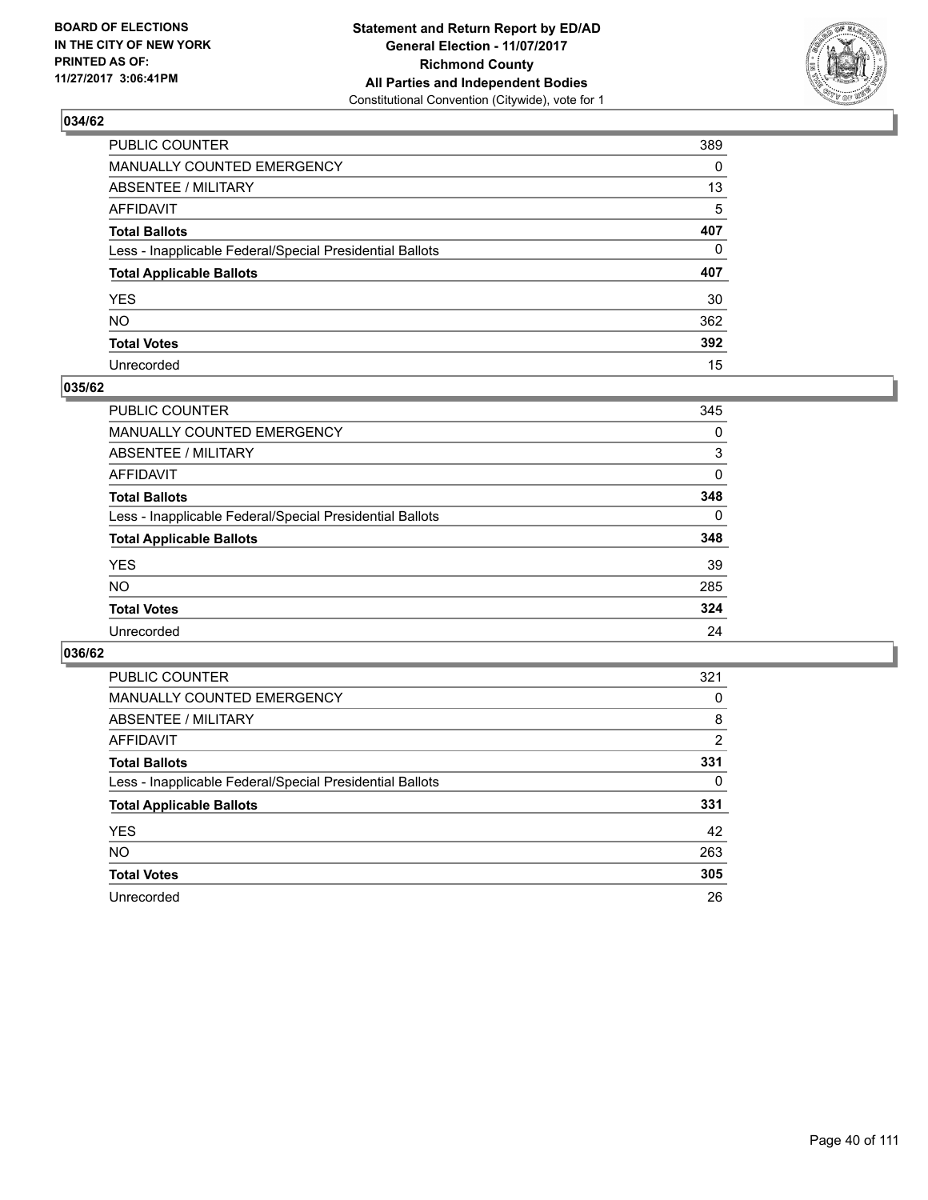BOARD OF ELECTIONS
IN THE CITY OF NEW YORK
PRINTED AS OF:
11/27/2017 3:06:41PM

**Statement and Return Report by ED/AD**
**General Election - 11/07/2017**
**Richmond County**
**All Parties and Independent Bodies**
Constitutional Convention (Citywide), vote for 1

### 034/62

| | |
|---|---|
| PUBLIC COUNTER | 389 |
| MANUALLY COUNTED EMERGENCY | 0 |
| ABSENTEE / MILITARY | 13 |
| AFFIDAVIT | 5 |
| **Total Ballots** | **407** |
| Less - Inapplicable Federal/Special Presidential Ballots | 0 |
| **Total Applicable Ballots** | **407** |
| YES | 30 |
| NO | 362 |
| **Total Votes** | **392** |
| Unrecorded | 15 |

### 035/62

| | |
|---|---|
| PUBLIC COUNTER | 345 |
| MANUALLY COUNTED EMERGENCY | 0 |
| ABSENTEE / MILITARY | 3 |
| AFFIDAVIT | 0 |
| **Total Ballots** | **348** |
| Less - Inapplicable Federal/Special Presidential Ballots | 0 |
| **Total Applicable Ballots** | **348** |
| YES | 39 |
| NO | 285 |
| **Total Votes** | **324** |
| Unrecorded | 24 |

### 036/62

| | |
|---|---|
| PUBLIC COUNTER | 321 |
| MANUALLY COUNTED EMERGENCY | 0 |
| ABSENTEE / MILITARY | 8 |
| AFFIDAVIT | 2 |
| **Total Ballots** | **331** |
| Less - Inapplicable Federal/Special Presidential Ballots | 0 |
| **Total Applicable Ballots** | **331** |
| YES | 42 |
| NO | 263 |
| **Total Votes** | **305** |
| Unrecorded | 26 |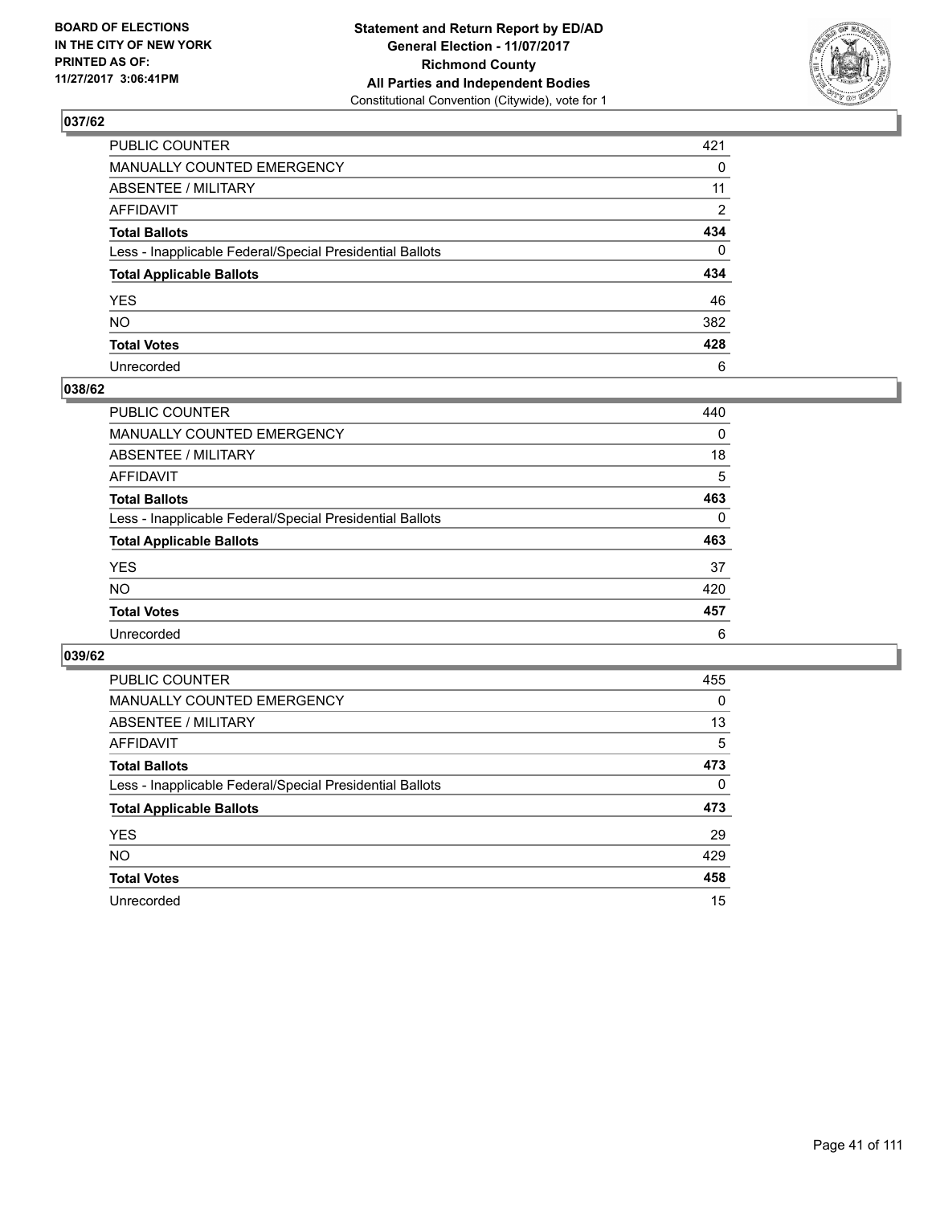**BOARD OF ELECTIONS IN THE CITY OF NEW YORK PRINTED AS OF: 11/27/2017 3:06:41PM**

**Statement and Return Report by ED/AD General Election - 11/07/2017 Richmond County All Parties and Independent Bodies**
Constitutional Convention (Citywide), vote for 1

### 037/62

| | |
|---|---|
| PUBLIC COUNTER | 421 |
| MANUALLY COUNTED EMERGENCY | 0 |
| ABSENTEE / MILITARY | 11 |
| AFFIDAVIT | 2 |
| **Total Ballots** | **434** |
| Less - Inapplicable Federal/Special Presidential Ballots | 0 |
| **Total Applicable Ballots** | **434** |
| YES | 46 |
| NO | 382 |
| **Total Votes** | **428** |
| Unrecorded | 6 |

### 038/62

| | |
|---|---|
| PUBLIC COUNTER | 440 |
| MANUALLY COUNTED EMERGENCY | 0 |
| ABSENTEE / MILITARY | 18 |
| AFFIDAVIT | 5 |
| **Total Ballots** | **463** |
| Less - Inapplicable Federal/Special Presidential Ballots | 0 |
| **Total Applicable Ballots** | **463** |
| YES | 37 |
| NO | 420 |
| **Total Votes** | **457** |
| Unrecorded | 6 |

### 039/62

| | |
|---|---|
| PUBLIC COUNTER | 455 |
| MANUALLY COUNTED EMERGENCY | 0 |
| ABSENTEE / MILITARY | 13 |
| AFFIDAVIT | 5 |
| **Total Ballots** | **473** |
| Less - Inapplicable Federal/Special Presidential Ballots | 0 |
| **Total Applicable Ballots** | **473** |
| YES | 29 |
| NO | 429 |
| **Total Votes** | **458** |
| Unrecorded | 15 |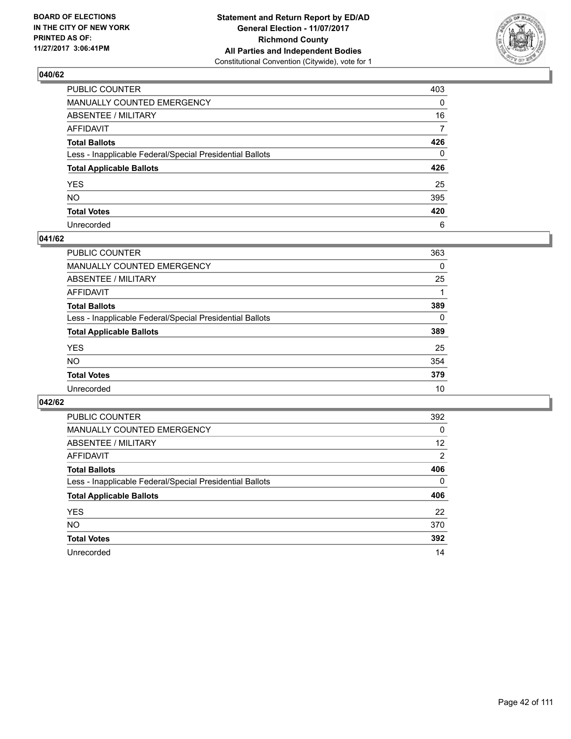BOARD OF ELECTIONS
IN THE CITY OF NEW YORK
PRINTED AS OF:
11/27/2017 3:06:41PM

**Statement and Return Report by ED/AD**
**General Election - 11/07/2017**
**Richmond County**
**All Parties and Independent Bodies**
Constitutional Convention (Citywide), vote for 1

### 040/62

| | |
|---|---|
| PUBLIC COUNTER | 403 |
| MANUALLY COUNTED EMERGENCY | 0 |
| ABSENTEE / MILITARY | 16 |
| AFFIDAVIT | 7 |
| **Total Ballots** | **426** |
| Less - Inapplicable Federal/Special Presidential Ballots | 0 |
| **Total Applicable Ballots** | **426** |
| YES | 25 |
| NO | 395 |
| **Total Votes** | **420** |
| Unrecorded | 6 |

### 041/62

| | |
|---|---|
| PUBLIC COUNTER | 363 |
| MANUALLY COUNTED EMERGENCY | 0 |
| ABSENTEE / MILITARY | 25 |
| AFFIDAVIT | 1 |
| **Total Ballots** | **389** |
| Less - Inapplicable Federal/Special Presidential Ballots | 0 |
| **Total Applicable Ballots** | **389** |
| YES | 25 |
| NO | 354 |
| **Total Votes** | **379** |
| Unrecorded | 10 |

### 042/62

| | |
|---|---|
| PUBLIC COUNTER | 392 |
| MANUALLY COUNTED EMERGENCY | 0 |
| ABSENTEE / MILITARY | 12 |
| AFFIDAVIT | 2 |
| **Total Ballots** | **406** |
| Less - Inapplicable Federal/Special Presidential Ballots | 0 |
| **Total Applicable Ballots** | **406** |
| YES | 22 |
| NO | 370 |
| **Total Votes** | **392** |
| Unrecorded | 14 |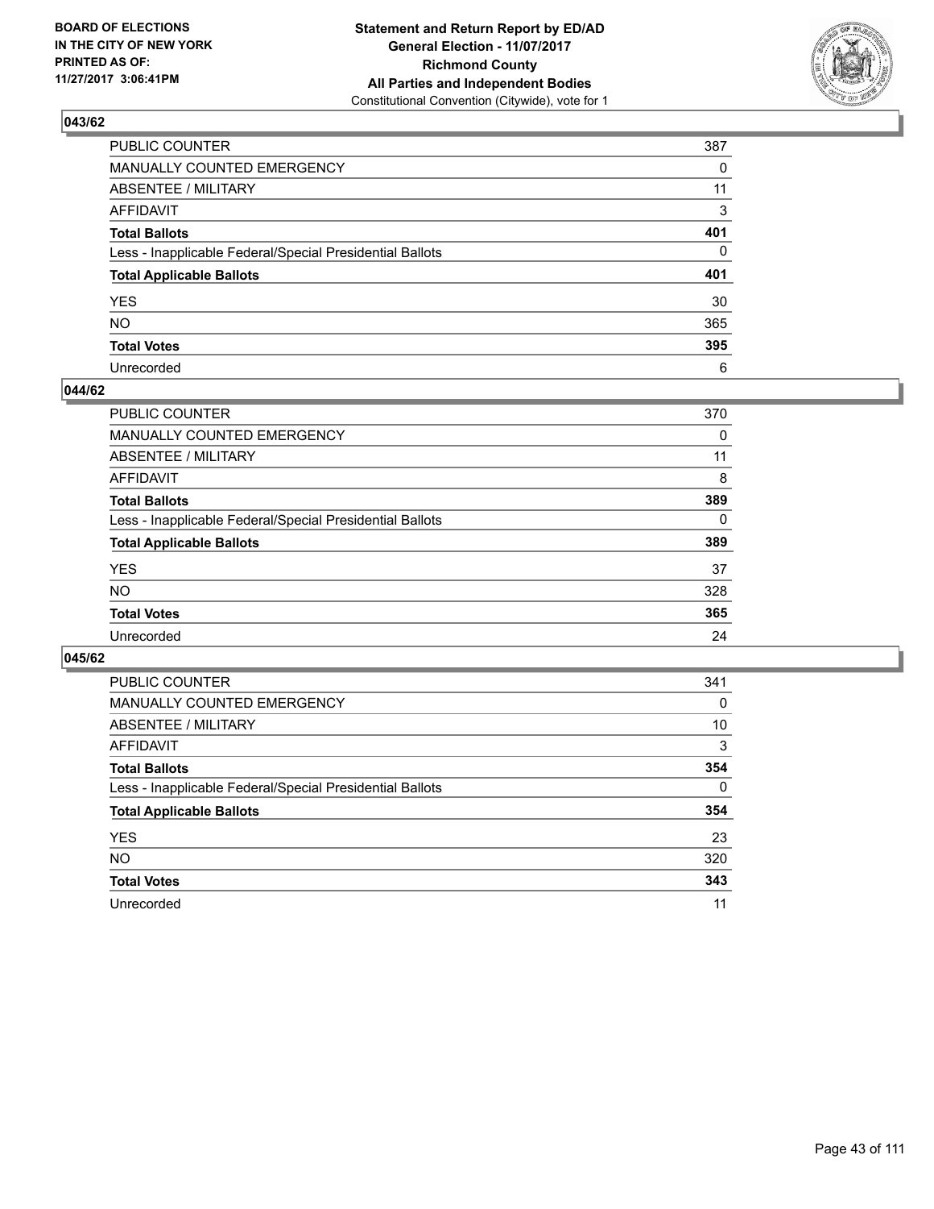BOARD OF ELECTIONS
IN THE CITY OF NEW YORK
PRINTED AS OF:
11/27/2017 3:06:41PM

**Statement and Return Report by ED/AD**
**General Election - 11/07/2017**
**Richmond County**
**All Parties and Independent Bodies**
Constitutional Convention (Citywide), vote for 1

### 043/62

| | |
|---|---|
| PUBLIC COUNTER | 387 |
| MANUALLY COUNTED EMERGENCY | 0 |
| ABSENTEE / MILITARY | 11 |
| AFFIDAVIT | 3 |
| **Total Ballots** | **401** |
| Less - Inapplicable Federal/Special Presidential Ballots | 0 |
| **Total Applicable Ballots** | **401** |
| YES | 30 |
| NO | 365 |
| **Total Votes** | **395** |
| Unrecorded | 6 |

### 044/62

| | |
|---|---|
| PUBLIC COUNTER | 370 |
| MANUALLY COUNTED EMERGENCY | 0 |
| ABSENTEE / MILITARY | 11 |
| AFFIDAVIT | 8 |
| **Total Ballots** | **389** |
| Less - Inapplicable Federal/Special Presidential Ballots | 0 |
| **Total Applicable Ballots** | **389** |
| YES | 37 |
| NO | 328 |
| **Total Votes** | **365** |
| Unrecorded | 24 |

### 045/62

| | |
|---|---|
| PUBLIC COUNTER | 341 |
| MANUALLY COUNTED EMERGENCY | 0 |
| ABSENTEE / MILITARY | 10 |
| AFFIDAVIT | 3 |
| **Total Ballots** | **354** |
| Less - Inapplicable Federal/Special Presidential Ballots | 0 |
| **Total Applicable Ballots** | **354** |
| YES | 23 |
| NO | 320 |
| **Total Votes** | **343** |
| Unrecorded | 11 |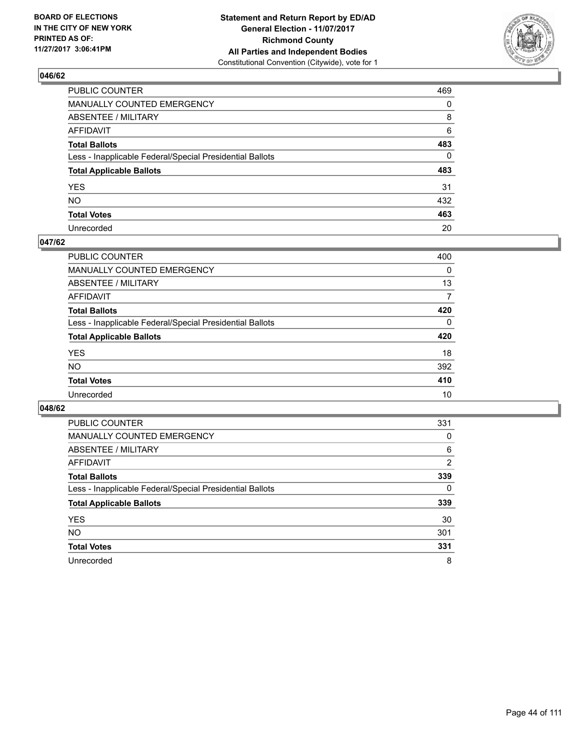**BOARD OF ELECTIONS IN THE CITY OF NEW YORK PRINTED AS OF: 11/27/2017 3:06:41PM**

**Statement and Return Report by ED/AD General Election - 11/07/2017 Richmond County All Parties and Independent Bodies**
Constitutional Convention (Citywide), vote for 1

## 046/62

| | |
|---|---|
| PUBLIC COUNTER | 469 |
| MANUALLY COUNTED EMERGENCY | 0 |
| ABSENTEE / MILITARY | 8 |
| AFFIDAVIT | 6 |
| **Total Ballots** | **483** |
| Less - Inapplicable Federal/Special Presidential Ballots | 0 |
| **Total Applicable Ballots** | **483** |
| YES | 31 |
| NO | 432 |
| **Total Votes** | **463** |
| Unrecorded | 20 |

## 047/62

| | |
|---|---|
| PUBLIC COUNTER | 400 |
| MANUALLY COUNTED EMERGENCY | 0 |
| ABSENTEE / MILITARY | 13 |
| AFFIDAVIT | 7 |
| **Total Ballots** | **420** |
| Less - Inapplicable Federal/Special Presidential Ballots | 0 |
| **Total Applicable Ballots** | **420** |
| YES | 18 |
| NO | 392 |
| **Total Votes** | **410** |
| Unrecorded | 10 |

## 048/62

| | |
|---|---|
| PUBLIC COUNTER | 331 |
| MANUALLY COUNTED EMERGENCY | 0 |
| ABSENTEE / MILITARY | 6 |
| AFFIDAVIT | 2 |
| **Total Ballots** | **339** |
| Less - Inapplicable Federal/Special Presidential Ballots | 0 |
| **Total Applicable Ballots** | **339** |
| YES | 30 |
| NO | 301 |
| **Total Votes** | **331** |
| Unrecorded | 8 |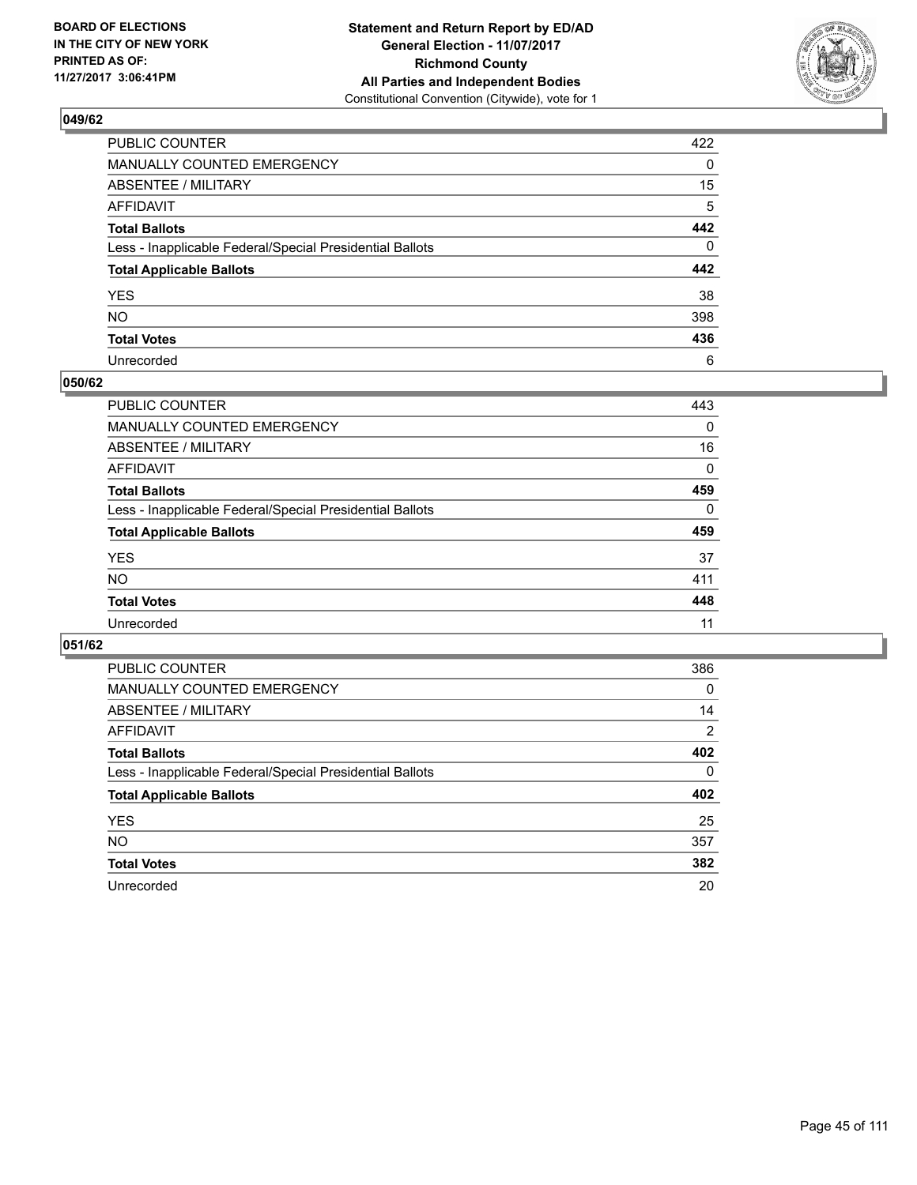BOARD OF ELECTIONS
IN THE CITY OF NEW YORK
PRINTED AS OF:
11/27/2017 3:06:41PM

**Statement and Return Report by ED/AD**
**General Election - 11/07/2017**
**Richmond County**
**All Parties and Independent Bodies**
Constitutional Convention (Citywide), vote for 1

## 049/62

| | |
|---|---|
| PUBLIC COUNTER | 422 |
| MANUALLY COUNTED EMERGENCY | 0 |
| ABSENTEE / MILITARY | 15 |
| AFFIDAVIT | 5 |
| **Total Ballots** | **442** |
| Less - Inapplicable Federal/Special Presidential Ballots | 0 |
| **Total Applicable Ballots** | **442** |
| YES | 38 |
| NO | 398 |
| **Total Votes** | **436** |
| Unrecorded | 6 |

## 050/62

| | |
|---|---|
| PUBLIC COUNTER | 443 |
| MANUALLY COUNTED EMERGENCY | 0 |
| ABSENTEE / MILITARY | 16 |
| AFFIDAVIT | 0 |
| **Total Ballots** | **459** |
| Less - Inapplicable Federal/Special Presidential Ballots | 0 |
| **Total Applicable Ballots** | **459** |
| YES | 37 |
| NO | 411 |
| **Total Votes** | **448** |
| Unrecorded | 11 |

## 051/62

| | |
|---|---|
| PUBLIC COUNTER | 386 |
| MANUALLY COUNTED EMERGENCY | 0 |
| ABSENTEE / MILITARY | 14 |
| AFFIDAVIT | 2 |
| **Total Ballots** | **402** |
| Less - Inapplicable Federal/Special Presidential Ballots | 0 |
| **Total Applicable Ballots** | **402** |
| YES | 25 |
| NO | 357 |
| **Total Votes** | **382** |
| Unrecorded | 20 |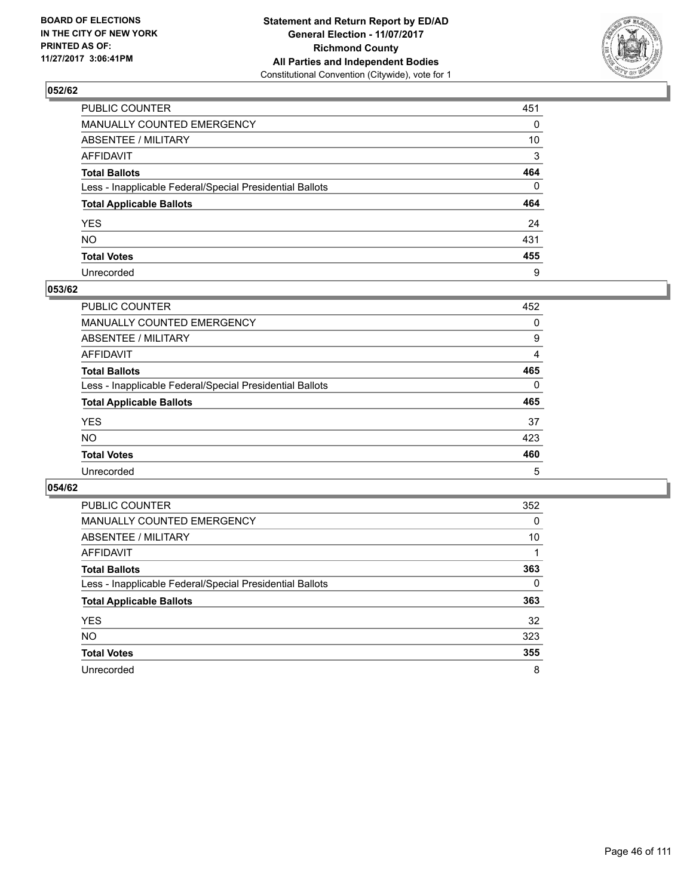BOARD OF ELECTIONS
IN THE CITY OF NEW YORK
PRINTED AS OF:
11/27/2017 3:06:41PM

**Statement and Return Report by ED/AD**
**General Election - 11/07/2017**
**Richmond County**
**All Parties and Independent Bodies**
Constitutional Convention (Citywide), vote for 1

## 052/62

| | |
|---|---|
| PUBLIC COUNTER | 451 |
| MANUALLY COUNTED EMERGENCY | 0 |
| ABSENTEE / MILITARY | 10 |
| AFFIDAVIT | 3 |
| **Total Ballots** | **464** |
| Less - Inapplicable Federal/Special Presidential Ballots | 0 |
| **Total Applicable Ballots** | **464** |
| YES | 24 |
| NO | 431 |
| **Total Votes** | **455** |
| Unrecorded | 9 |

## 053/62

| | |
|---|---|
| PUBLIC COUNTER | 452 |
| MANUALLY COUNTED EMERGENCY | 0 |
| ABSENTEE / MILITARY | 9 |
| AFFIDAVIT | 4 |
| **Total Ballots** | **465** |
| Less - Inapplicable Federal/Special Presidential Ballots | 0 |
| **Total Applicable Ballots** | **465** |
| YES | 37 |
| NO | 423 |
| **Total Votes** | **460** |
| Unrecorded | 5 |

## 054/62

| | |
|---|---|
| PUBLIC COUNTER | 352 |
| MANUALLY COUNTED EMERGENCY | 0 |
| ABSENTEE / MILITARY | 10 |
| AFFIDAVIT | 1 |
| **Total Ballots** | **363** |
| Less - Inapplicable Federal/Special Presidential Ballots | 0 |
| **Total Applicable Ballots** | **363** |
| YES | 32 |
| NO | 323 |
| **Total Votes** | **355** |
| Unrecorded | 8 |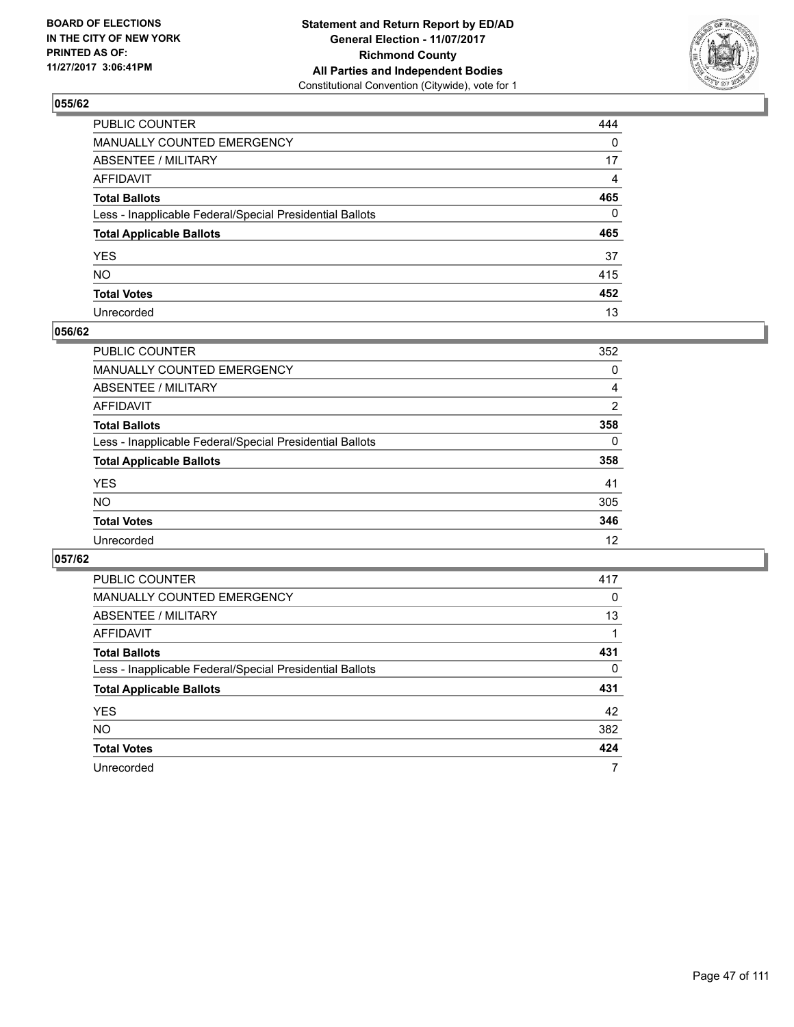BOARD OF ELECTIONS
IN THE CITY OF NEW YORK
PRINTED AS OF:
11/27/2017 3:06:41PM

**Statement and Return Report by ED/AD**
**General Election - 11/07/2017**
**Richmond County**
**All Parties and Independent Bodies**
Constitutional Convention (Citywide), vote for 1

### 055/62

| | |
|---|---|
| PUBLIC COUNTER | 444 |
| MANUALLY COUNTED EMERGENCY | 0 |
| ABSENTEE / MILITARY | 17 |
| AFFIDAVIT | 4 |
| **Total Ballots** | **465** |
| Less - Inapplicable Federal/Special Presidential Ballots | 0 |
| **Total Applicable Ballots** | **465** |
| YES | 37 |
| NO | 415 |
| **Total Votes** | **452** |
| Unrecorded | 13 |

### 056/62

| | |
|---|---|
| PUBLIC COUNTER | 352 |
| MANUALLY COUNTED EMERGENCY | 0 |
| ABSENTEE / MILITARY | 4 |
| AFFIDAVIT | 2 |
| **Total Ballots** | **358** |
| Less - Inapplicable Federal/Special Presidential Ballots | 0 |
| **Total Applicable Ballots** | **358** |
| YES | 41 |
| NO | 305 |
| **Total Votes** | **346** |
| Unrecorded | 12 |

### 057/62

| | |
|---|---|
| PUBLIC COUNTER | 417 |
| MANUALLY COUNTED EMERGENCY | 0 |
| ABSENTEE / MILITARY | 13 |
| AFFIDAVIT | 1 |
| **Total Ballots** | **431** |
| Less - Inapplicable Federal/Special Presidential Ballots | 0 |
| **Total Applicable Ballots** | **431** |
| YES | 42 |
| NO | 382 |
| **Total Votes** | **424** |
| Unrecorded | 7 |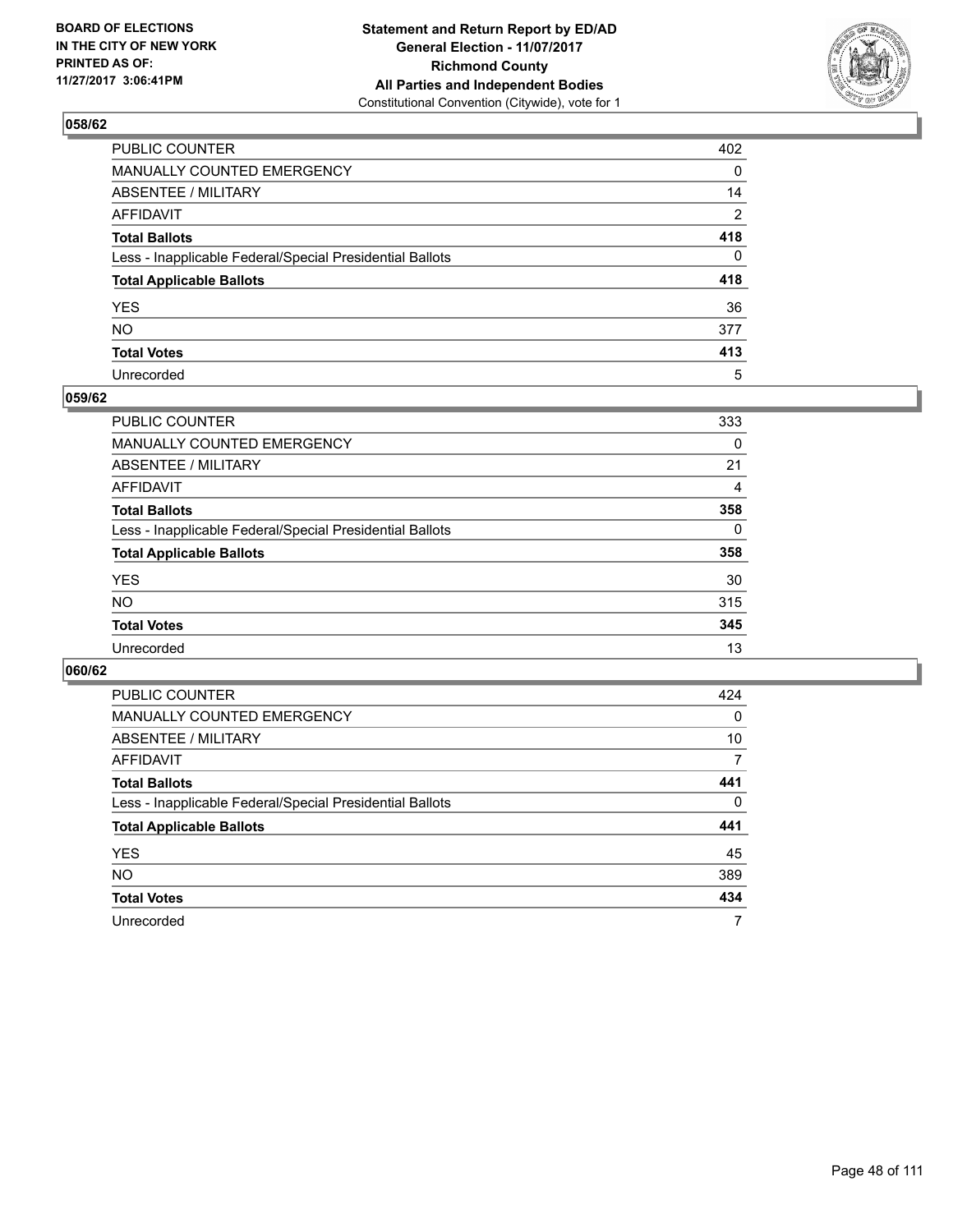BOARD OF ELECTIONS
IN THE CITY OF NEW YORK
PRINTED AS OF:
11/27/2017 3:06:41PM

**Statement and Return Report by ED/AD**
**General Election - 11/07/2017**
**Richmond County**
**All Parties and Independent Bodies**
Constitutional Convention (Citywide), vote for 1

## 058/62

| | |
|---|---|
| PUBLIC COUNTER | 402 |
| MANUALLY COUNTED EMERGENCY | 0 |
| ABSENTEE / MILITARY | 14 |
| AFFIDAVIT | 2 |
| **Total Ballots** | **418** |
| Less - Inapplicable Federal/Special Presidential Ballots | 0 |
| **Total Applicable Ballots** | **418** |
| YES | 36 |
| NO | 377 |
| **Total Votes** | **413** |
| Unrecorded | 5 |

## 059/62

| | |
|---|---|
| PUBLIC COUNTER | 333 |
| MANUALLY COUNTED EMERGENCY | 0 |
| ABSENTEE / MILITARY | 21 |
| AFFIDAVIT | 4 |
| **Total Ballots** | **358** |
| Less - Inapplicable Federal/Special Presidential Ballots | 0 |
| **Total Applicable Ballots** | **358** |
| YES | 30 |
| NO | 315 |
| **Total Votes** | **345** |
| Unrecorded | 13 |

## 060/62

| | |
|---|---|
| PUBLIC COUNTER | 424 |
| MANUALLY COUNTED EMERGENCY | 0 |
| ABSENTEE / MILITARY | 10 |
| AFFIDAVIT | 7 |
| **Total Ballots** | **441** |
| Less - Inapplicable Federal/Special Presidential Ballots | 0 |
| **Total Applicable Ballots** | **441** |
| YES | 45 |
| NO | 389 |
| **Total Votes** | **434** |
| Unrecorded | 7 |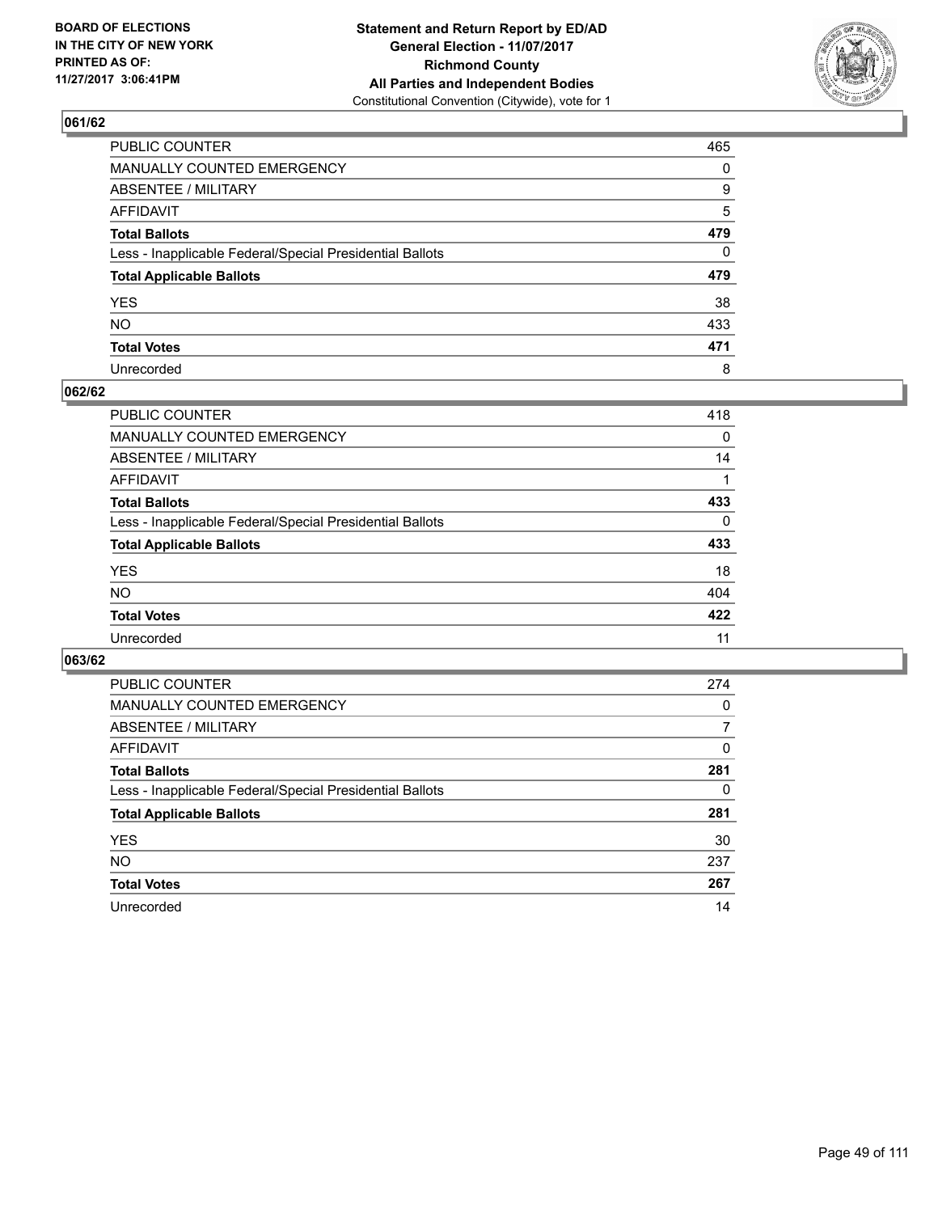BOARD OF ELECTIONS
IN THE CITY OF NEW YORK
PRINTED AS OF:
11/27/2017 3:06:41PM

**Statement and Return Report by ED/AD**
**General Election - 11/07/2017**
**Richmond County**
**All Parties and Independent Bodies**
Constitutional Convention (Citywide), vote for 1

## 061/62

| | |
|---|---|
| PUBLIC COUNTER | 465 |
| MANUALLY COUNTED EMERGENCY | 0 |
| ABSENTEE / MILITARY | 9 |
| AFFIDAVIT | 5 |
| **Total Ballots** | **479** |
| Less - Inapplicable Federal/Special Presidential Ballots | 0 |
| **Total Applicable Ballots** | **479** |
| YES | 38 |
| NO | 433 |
| **Total Votes** | **471** |
| Unrecorded | 8 |

## 062/62

| | |
|---|---|
| PUBLIC COUNTER | 418 |
| MANUALLY COUNTED EMERGENCY | 0 |
| ABSENTEE / MILITARY | 14 |
| AFFIDAVIT | 1 |
| **Total Ballots** | **433** |
| Less - Inapplicable Federal/Special Presidential Ballots | 0 |
| **Total Applicable Ballots** | **433** |
| YES | 18 |
| NO | 404 |
| **Total Votes** | **422** |
| Unrecorded | 11 |

## 063/62

| | |
|---|---|
| PUBLIC COUNTER | 274 |
| MANUALLY COUNTED EMERGENCY | 0 |
| ABSENTEE / MILITARY | 7 |
| AFFIDAVIT | 0 |
| **Total Ballots** | **281** |
| Less - Inapplicable Federal/Special Presidential Ballots | 0 |
| **Total Applicable Ballots** | **281** |
| YES | 30 |
| NO | 237 |
| **Total Votes** | **267** |
| Unrecorded | 14 |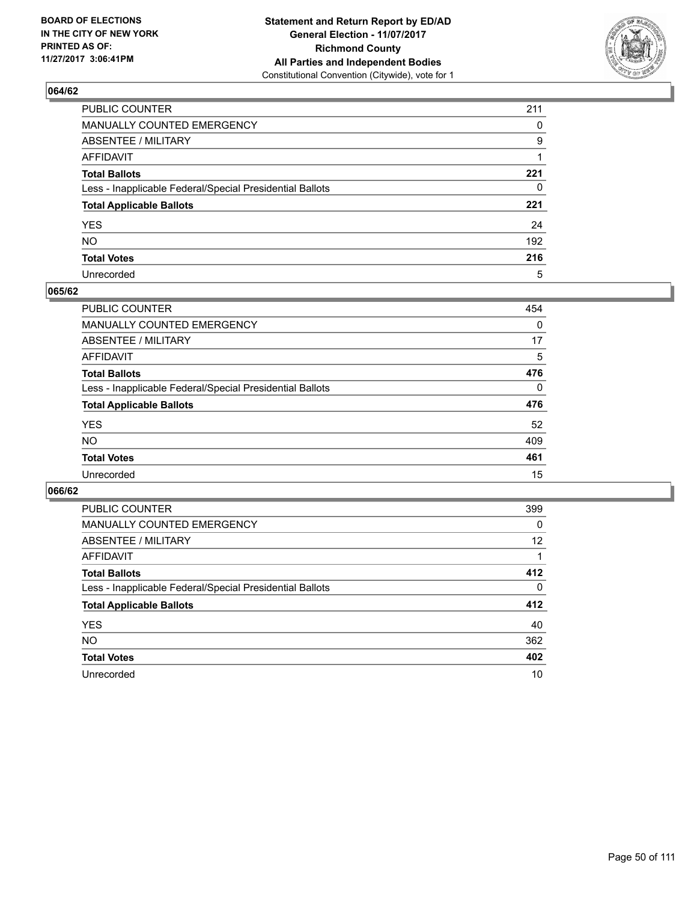BOARD OF ELECTIONS
IN THE CITY OF NEW YORK
PRINTED AS OF:
11/27/2017 3:06:41PM

**Statement and Return Report by ED/AD**
**General Election - 11/07/2017**
**Richmond County**
**All Parties and Independent Bodies**
Constitutional Convention (Citywide), vote for 1

### 064/62

| | |
|---|---|
| PUBLIC COUNTER | 211 |
| MANUALLY COUNTED EMERGENCY | 0 |
| ABSENTEE / MILITARY | 9 |
| AFFIDAVIT | 1 |
| **Total Ballots** | **221** |
| Less - Inapplicable Federal/Special Presidential Ballots | 0 |
| **Total Applicable Ballots** | **221** |
| YES | 24 |
| NO | 192 |
| **Total Votes** | **216** |
| Unrecorded | 5 |

### 065/62

| | |
|---|---|
| PUBLIC COUNTER | 454 |
| MANUALLY COUNTED EMERGENCY | 0 |
| ABSENTEE / MILITARY | 17 |
| AFFIDAVIT | 5 |
| **Total Ballots** | **476** |
| Less - Inapplicable Federal/Special Presidential Ballots | 0 |
| **Total Applicable Ballots** | **476** |
| YES | 52 |
| NO | 409 |
| **Total Votes** | **461** |
| Unrecorded | 15 |

### 066/62

| | |
|---|---|
| PUBLIC COUNTER | 399 |
| MANUALLY COUNTED EMERGENCY | 0 |
| ABSENTEE / MILITARY | 12 |
| AFFIDAVIT | 1 |
| **Total Ballots** | **412** |
| Less - Inapplicable Federal/Special Presidential Ballots | 0 |
| **Total Applicable Ballots** | **412** |
| YES | 40 |
| NO | 362 |
| **Total Votes** | **402** |
| Unrecorded | 10 |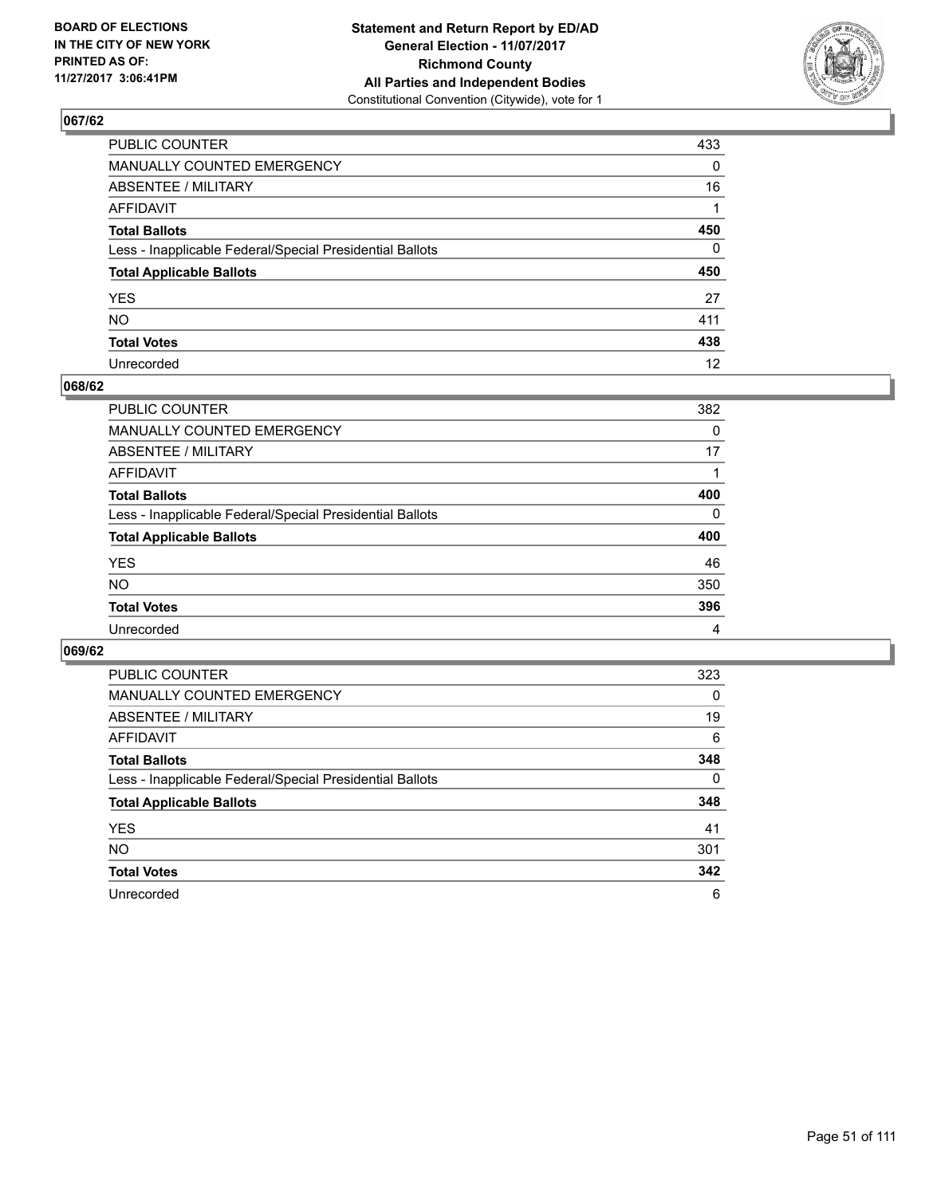**BOARD OF ELECTIONS IN THE CITY OF NEW YORK PRINTED AS OF: 11/27/2017 3:06:41PM**

**Statement and Return Report by ED/AD General Election - 11/07/2017 Richmond County All Parties and Independent Bodies**
Constitutional Convention (Citywide), vote for 1

## 067/62

| | |
|---|---|
| PUBLIC COUNTER | 433 |
| MANUALLY COUNTED EMERGENCY | 0 |
| ABSENTEE / MILITARY | 16 |
| AFFIDAVIT | 1 |
| **Total Ballots** | **450** |
| Less - Inapplicable Federal/Special Presidential Ballots | 0 |
| **Total Applicable Ballots** | **450** |
| YES | 27 |
| NO | 411 |
| **Total Votes** | **438** |
| Unrecorded | 12 |

## 068/62

| | |
|---|---|
| PUBLIC COUNTER | 382 |
| MANUALLY COUNTED EMERGENCY | 0 |
| ABSENTEE / MILITARY | 17 |
| AFFIDAVIT | 1 |
| **Total Ballots** | **400** |
| Less - Inapplicable Federal/Special Presidential Ballots | 0 |
| **Total Applicable Ballots** | **400** |
| YES | 46 |
| NO | 350 |
| **Total Votes** | **396** |
| Unrecorded | 4 |

## 069/62

| | |
|---|---|
| PUBLIC COUNTER | 323 |
| MANUALLY COUNTED EMERGENCY | 0 |
| ABSENTEE / MILITARY | 19 |
| AFFIDAVIT | 6 |
| **Total Ballots** | **348** |
| Less - Inapplicable Federal/Special Presidential Ballots | 0 |
| **Total Applicable Ballots** | **348** |
| YES | 41 |
| NO | 301 |
| **Total Votes** | **342** |
| Unrecorded | 6 |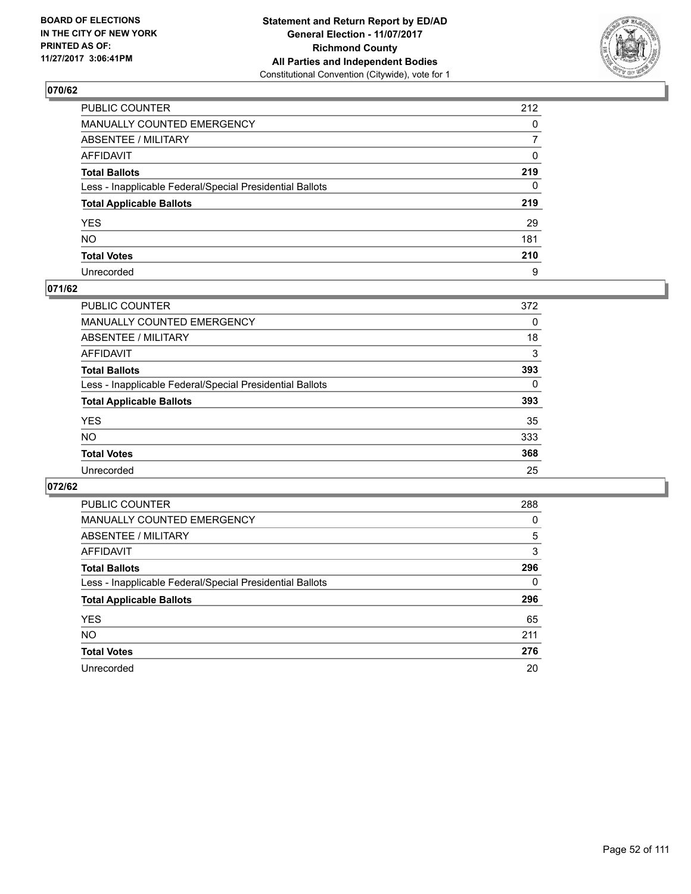BOARD OF ELECTIONS
IN THE CITY OF NEW YORK
PRINTED AS OF:
11/27/2017 3:06:41PM

**Statement and Return Report by ED/AD**
**General Election - 11/07/2017**
**Richmond County**
**All Parties and Independent Bodies**
Constitutional Convention (Citywide), vote for 1

## 070/62

| | |
|---|---|
| PUBLIC COUNTER | 212 |
| MANUALLY COUNTED EMERGENCY | 0 |
| ABSENTEE / MILITARY | 7 |
| AFFIDAVIT | 0 |
| **Total Ballots** | **219** |
| Less - Inapplicable Federal/Special Presidential Ballots | 0 |
| **Total Applicable Ballots** | **219** |
| YES | 29 |
| NO | 181 |
| **Total Votes** | **210** |
| Unrecorded | 9 |

## 071/62

| | |
|---|---|
| PUBLIC COUNTER | 372 |
| MANUALLY COUNTED EMERGENCY | 0 |
| ABSENTEE / MILITARY | 18 |
| AFFIDAVIT | 3 |
| **Total Ballots** | **393** |
| Less - Inapplicable Federal/Special Presidential Ballots | 0 |
| **Total Applicable Ballots** | **393** |
| YES | 35 |
| NO | 333 |
| **Total Votes** | **368** |
| Unrecorded | 25 |

## 072/62

| | |
|---|---|
| PUBLIC COUNTER | 288 |
| MANUALLY COUNTED EMERGENCY | 0 |
| ABSENTEE / MILITARY | 5 |
| AFFIDAVIT | 3 |
| **Total Ballots** | **296** |
| Less - Inapplicable Federal/Special Presidential Ballots | 0 |
| **Total Applicable Ballots** | **296** |
| YES | 65 |
| NO | 211 |
| **Total Votes** | **276** |
| Unrecorded | 20 |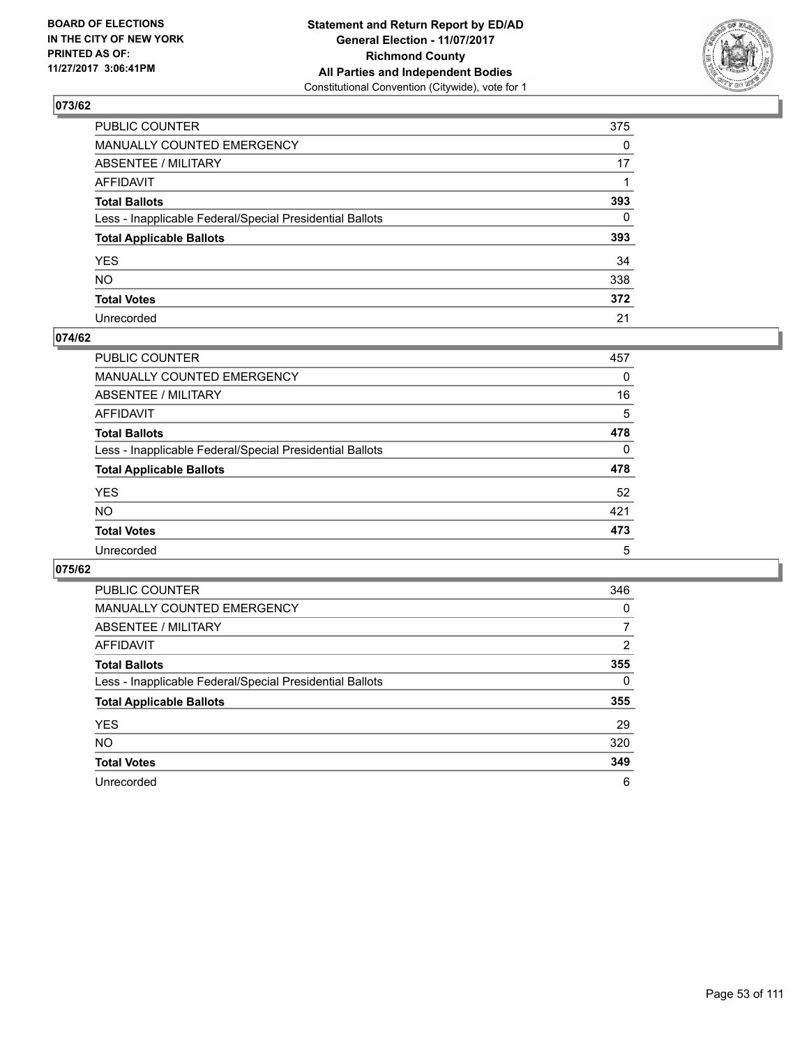**BOARD OF ELECTIONS IN THE CITY OF NEW YORK PRINTED AS OF: 11/27/2017 3:06:41PM**

**Statement and Return Report by ED/AD**
**General Election - 11/07/2017**
**Richmond County**
**All Parties and Independent Bodies**
Constitutional Convention (Citywide), vote for 1

## 073/62

| | |
|---|---|
| PUBLIC COUNTER | 375 |
| MANUALLY COUNTED EMERGENCY | 0 |
| ABSENTEE / MILITARY | 17 |
| AFFIDAVIT | 1 |
| **Total Ballots** | **393** |
| Less - Inapplicable Federal/Special Presidential Ballots | 0 |
| **Total Applicable Ballots** | **393** |
| YES | 34 |
| NO | 338 |
| **Total Votes** | **372** |
| Unrecorded | 21 |

## 074/62

| | |
|---|---|
| PUBLIC COUNTER | 457 |
| MANUALLY COUNTED EMERGENCY | 0 |
| ABSENTEE / MILITARY | 16 |
| AFFIDAVIT | 5 |
| **Total Ballots** | **478** |
| Less - Inapplicable Federal/Special Presidential Ballots | 0 |
| **Total Applicable Ballots** | **478** |
| YES | 52 |
| NO | 421 |
| **Total Votes** | **473** |
| Unrecorded | 5 |

## 075/62

| | |
|---|---|
| PUBLIC COUNTER | 346 |
| MANUALLY COUNTED EMERGENCY | 0 |
| ABSENTEE / MILITARY | 7 |
| AFFIDAVIT | 2 |
| **Total Ballots** | **355** |
| Less - Inapplicable Federal/Special Presidential Ballots | 0 |
| **Total Applicable Ballots** | **355** |
| YES | 29 |
| NO | 320 |
| **Total Votes** | **349** |
| Unrecorded | 6 |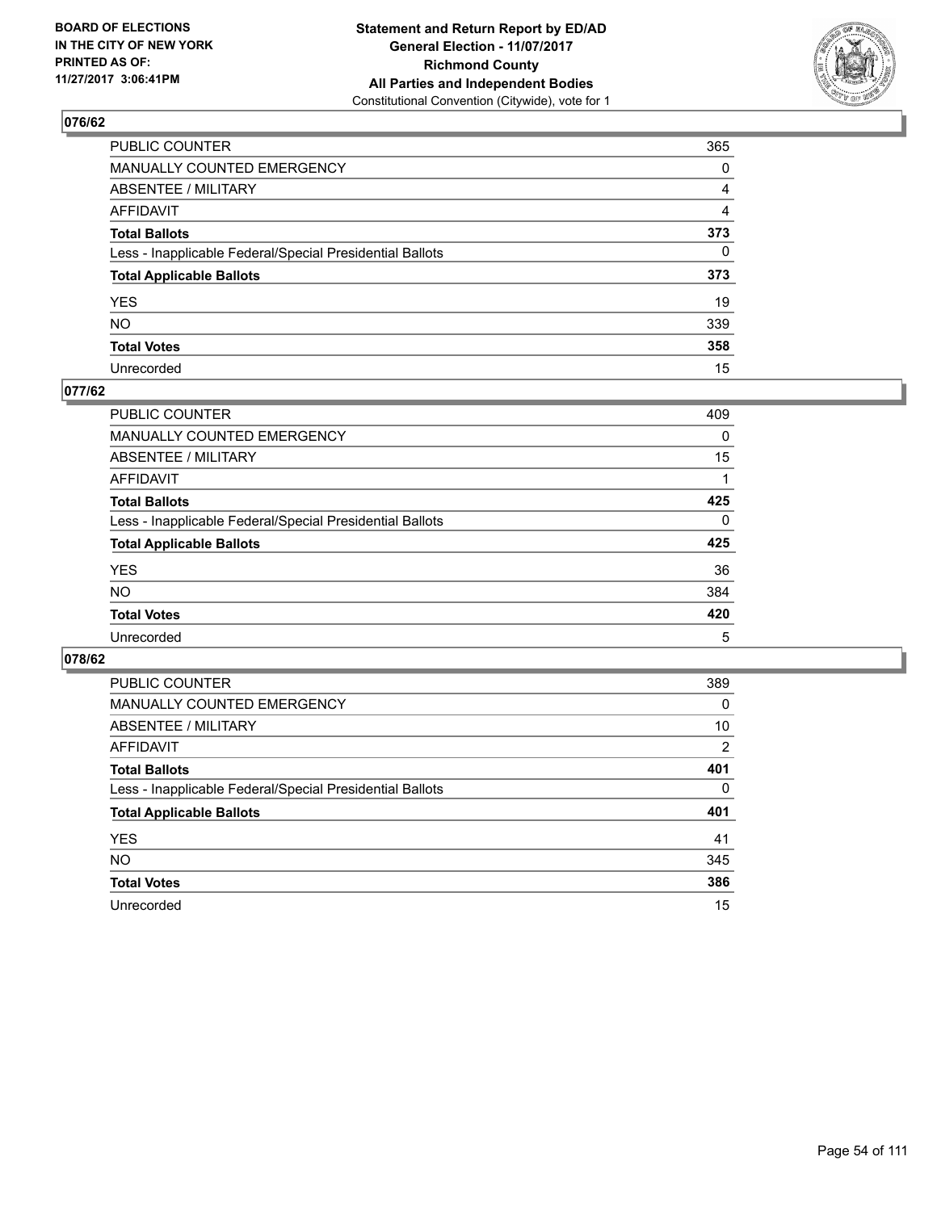BOARD OF ELECTIONS
IN THE CITY OF NEW YORK
PRINTED AS OF:
11/27/2017 3:06:41PM

**Statement and Return Report by ED/AD**
**General Election - 11/07/2017**
**Richmond County**
**All Parties and Independent Bodies**
Constitutional Convention (Citywide), vote for 1

## 076/62

| | |
|---|---|
| PUBLIC COUNTER | 365 |
| MANUALLY COUNTED EMERGENCY | 0 |
| ABSENTEE / MILITARY | 4 |
| AFFIDAVIT | 4 |
| **Total Ballots** | **373** |
| Less - Inapplicable Federal/Special Presidential Ballots | 0 |
| **Total Applicable Ballots** | **373** |
| YES | 19 |
| NO | 339 |
| **Total Votes** | **358** |
| Unrecorded | 15 |

## 077/62

| | |
|---|---|
| PUBLIC COUNTER | 409 |
| MANUALLY COUNTED EMERGENCY | 0 |
| ABSENTEE / MILITARY | 15 |
| AFFIDAVIT | 1 |
| **Total Ballots** | **425** |
| Less - Inapplicable Federal/Special Presidential Ballots | 0 |
| **Total Applicable Ballots** | **425** |
| YES | 36 |
| NO | 384 |
| **Total Votes** | **420** |
| Unrecorded | 5 |

## 078/62

| | |
|---|---|
| PUBLIC COUNTER | 389 |
| MANUALLY COUNTED EMERGENCY | 0 |
| ABSENTEE / MILITARY | 10 |
| AFFIDAVIT | 2 |
| **Total Ballots** | **401** |
| Less - Inapplicable Federal/Special Presidential Ballots | 0 |
| **Total Applicable Ballots** | **401** |
| YES | 41 |
| NO | 345 |
| **Total Votes** | **386** |
| Unrecorded | 15 |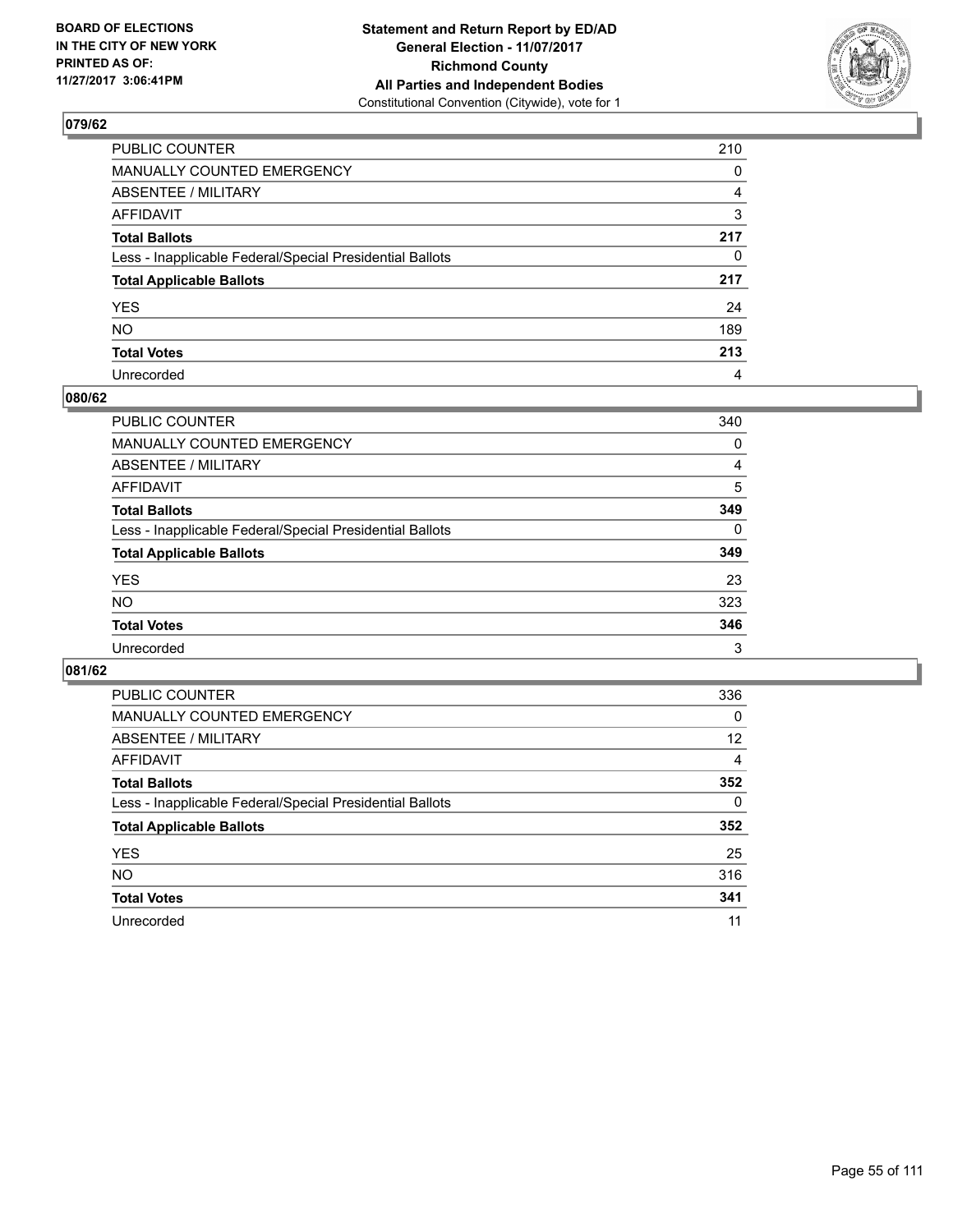BOARD OF ELECTIONS
IN THE CITY OF NEW YORK
PRINTED AS OF:
11/27/2017 3:06:41PM

**Statement and Return Report by ED/AD**
**General Election - 11/07/2017**
**Richmond County**
**All Parties and Independent Bodies**
Constitutional Convention (Citywide), vote for 1

## 079/62

| | |
|---|---|
| PUBLIC COUNTER | 210 |
| MANUALLY COUNTED EMERGENCY | 0 |
| ABSENTEE / MILITARY | 4 |
| AFFIDAVIT | 3 |
| **Total Ballots** | **217** |
| Less - Inapplicable Federal/Special Presidential Ballots | 0 |
| **Total Applicable Ballots** | **217** |
| YES | 24 |
| NO | 189 |
| **Total Votes** | **213** |
| Unrecorded | 4 |

## 080/62

| | |
|---|---|
| PUBLIC COUNTER | 340 |
| MANUALLY COUNTED EMERGENCY | 0 |
| ABSENTEE / MILITARY | 4 |
| AFFIDAVIT | 5 |
| **Total Ballots** | **349** |
| Less - Inapplicable Federal/Special Presidential Ballots | 0 |
| **Total Applicable Ballots** | **349** |
| YES | 23 |
| NO | 323 |
| **Total Votes** | **346** |
| Unrecorded | 3 |

## 081/62

| | |
|---|---|
| PUBLIC COUNTER | 336 |
| MANUALLY COUNTED EMERGENCY | 0 |
| ABSENTEE / MILITARY | 12 |
| AFFIDAVIT | 4 |
| **Total Ballots** | **352** |
| Less - Inapplicable Federal/Special Presidential Ballots | 0 |
| **Total Applicable Ballots** | **352** |
| YES | 25 |
| NO | 316 |
| **Total Votes** | **341** |
| Unrecorded | 11 |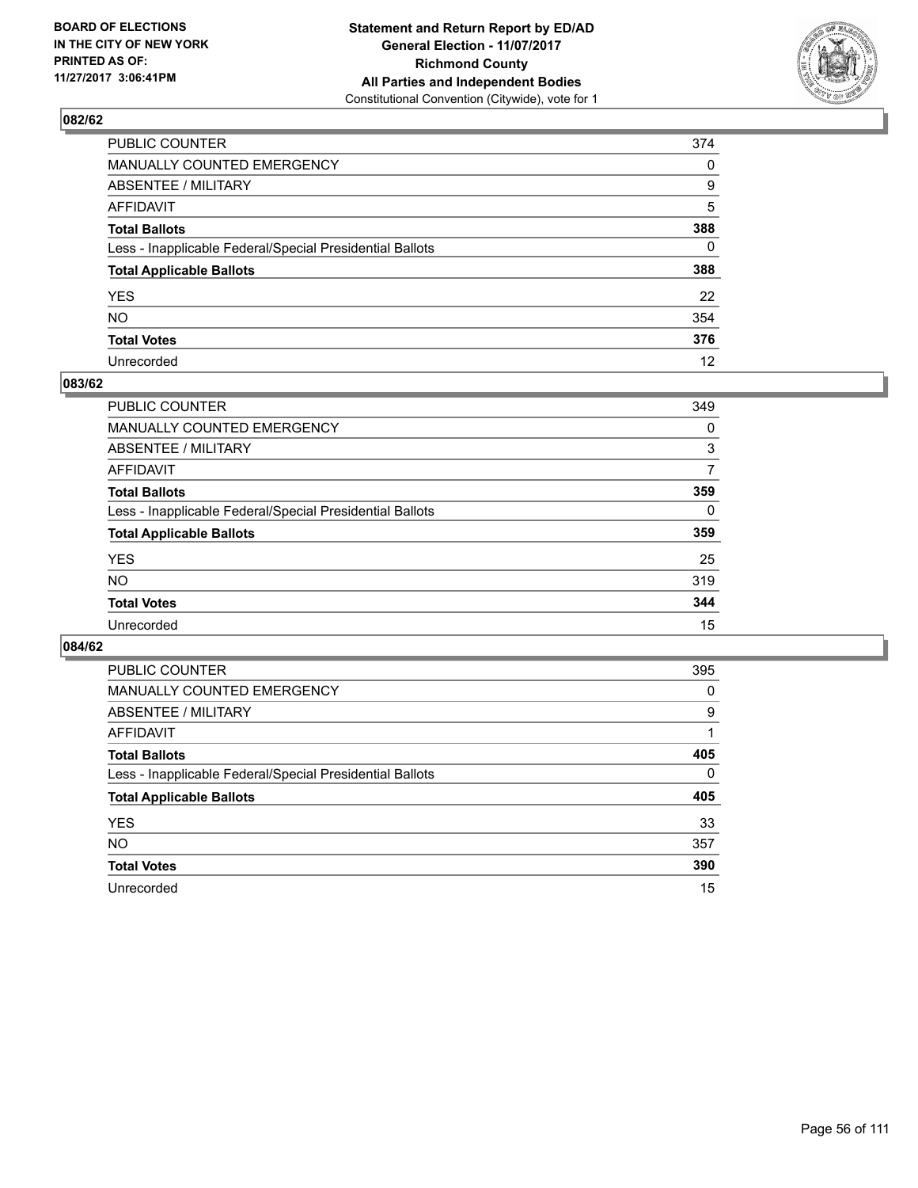**BOARD OF ELECTIONS IN THE CITY OF NEW YORK PRINTED AS OF: 11/27/2017 3:06:41PM**

**Statement and Return Report by ED/AD General Election - 11/07/2017 Richmond County All Parties and Independent Bodies**
Constitutional Convention (Citywide), vote for 1

## 082/62

| | |
|---|---|
| PUBLIC COUNTER | 374 |
| MANUALLY COUNTED EMERGENCY | 0 |
| ABSENTEE / MILITARY | 9 |
| AFFIDAVIT | 5 |
| **Total Ballots** | **388** |
| Less - Inapplicable Federal/Special Presidential Ballots | 0 |
| **Total Applicable Ballots** | **388** |
| YES | 22 |
| NO | 354 |
| **Total Votes** | **376** |
| Unrecorded | 12 |

## 083/62

| | |
|---|---|
| PUBLIC COUNTER | 349 |
| MANUALLY COUNTED EMERGENCY | 0 |
| ABSENTEE / MILITARY | 3 |
| AFFIDAVIT | 7 |
| **Total Ballots** | **359** |
| Less - Inapplicable Federal/Special Presidential Ballots | 0 |
| **Total Applicable Ballots** | **359** |
| YES | 25 |
| NO | 319 |
| **Total Votes** | **344** |
| Unrecorded | 15 |

## 084/62

| | |
|---|---|
| PUBLIC COUNTER | 395 |
| MANUALLY COUNTED EMERGENCY | 0 |
| ABSENTEE / MILITARY | 9 |
| AFFIDAVIT | 1 |
| **Total Ballots** | **405** |
| Less - Inapplicable Federal/Special Presidential Ballots | 0 |
| **Total Applicable Ballots** | **405** |
| YES | 33 |
| NO | 357 |
| **Total Votes** | **390** |
| Unrecorded | 15 |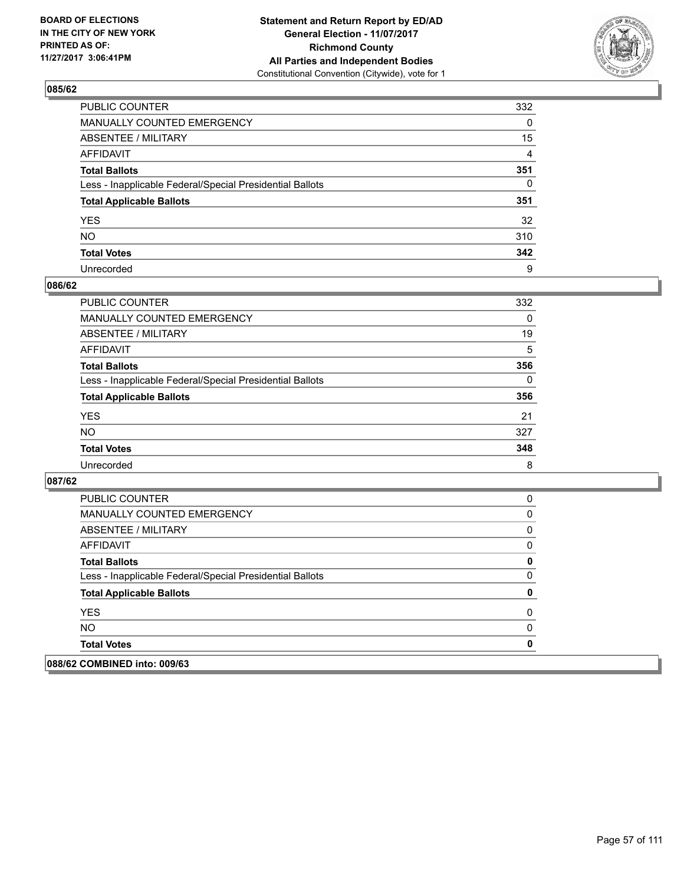## 085/62

| | |
|---|---|
| PUBLIC COUNTER | 332 |
| MANUALLY COUNTED EMERGENCY | 0 |
| ABSENTEE / MILITARY | 15 |
| AFFIDAVIT | 4 |
| **Total Ballots** | **351** |
| Less - Inapplicable Federal/Special Presidential Ballots | 0 |
| **Total Applicable Ballots** | **351** |
| YES | 32 |
| NO | 310 |
| **Total Votes** | **342** |
| Unrecorded | 9 |

## 086/62

| | |
|---|---|
| PUBLIC COUNTER | 332 |
| MANUALLY COUNTED EMERGENCY | 0 |
| ABSENTEE / MILITARY | 19 |
| AFFIDAVIT | 5 |
| **Total Ballots** | **356** |
| Less - Inapplicable Federal/Special Presidential Ballots | 0 |
| **Total Applicable Ballots** | **356** |
| YES | 21 |
| NO | 327 |
| **Total Votes** | **348** |
| Unrecorded | 8 |

## 087/62

| | |
|---|---|
| PUBLIC COUNTER | 0 |
| MANUALLY COUNTED EMERGENCY | 0 |
| ABSENTEE / MILITARY | 0 |
| AFFIDAVIT | 0 |
| **Total Ballots** | **0** |
| Less - Inapplicable Federal/Special Presidential Ballots | 0 |
| **Total Applicable Ballots** | **0** |
| YES | 0 |
| NO | 0 |
| **Total Votes** | **0** |

## 088/62 COMBINED into: 009/63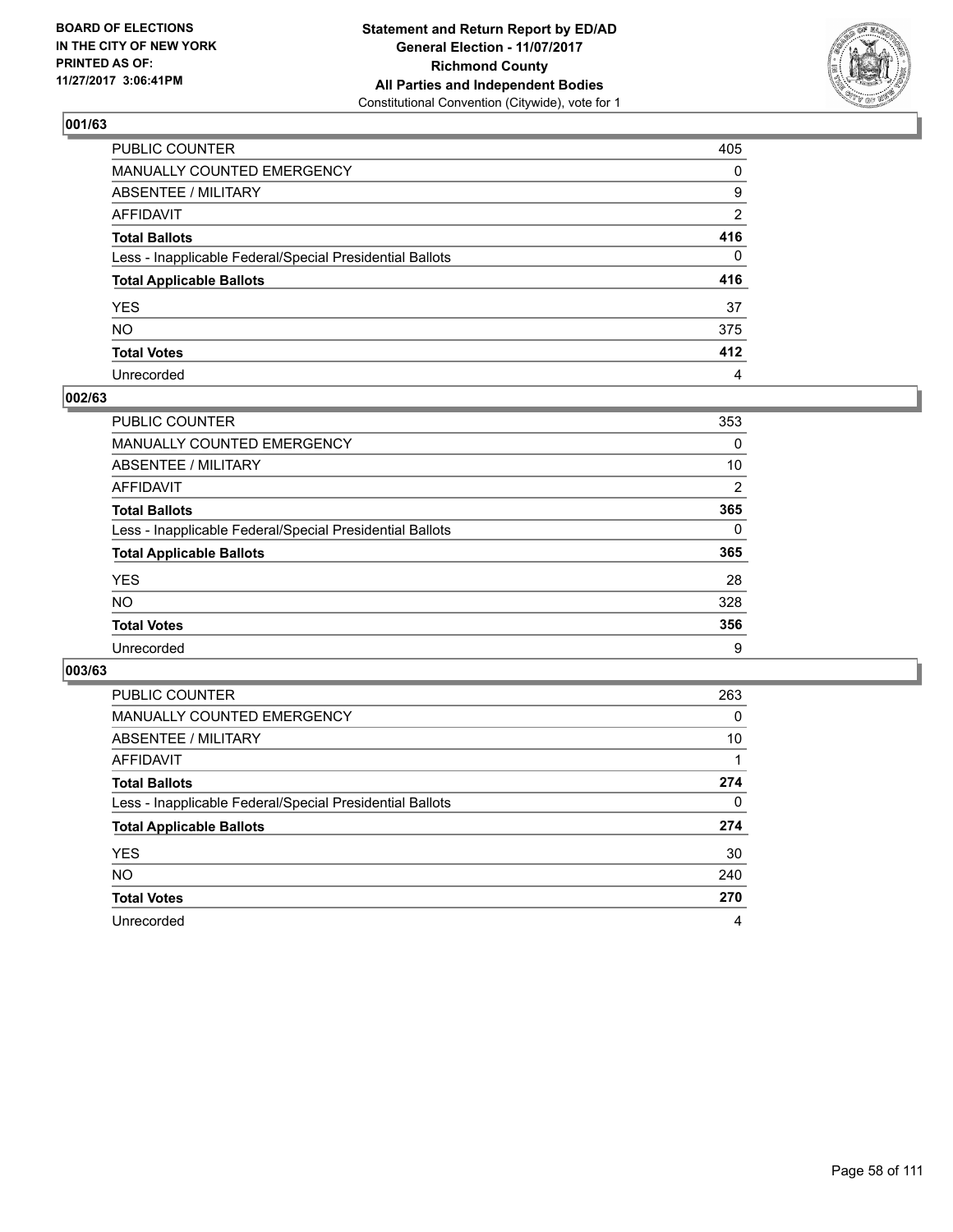BOARD OF ELECTIONS
IN THE CITY OF NEW YORK
PRINTED AS OF:
11/27/2017 3:06:41PM

**Statement and Return Report by ED/AD**
**General Election - 11/07/2017**
**Richmond County**
**All Parties and Independent Bodies**
Constitutional Convention (Citywide), vote for 1

### 001/63

| | |
|---|---|
| PUBLIC COUNTER | 405 |
| MANUALLY COUNTED EMERGENCY | 0 |
| ABSENTEE / MILITARY | 9 |
| AFFIDAVIT | 2 |
| **Total Ballots** | **416** |
| Less - Inapplicable Federal/Special Presidential Ballots | 0 |
| **Total Applicable Ballots** | **416** |
| YES | 37 |
| NO | 375 |
| **Total Votes** | **412** |
| Unrecorded | 4 |

### 002/63

| | |
|---|---|
| PUBLIC COUNTER | 353 |
| MANUALLY COUNTED EMERGENCY | 0 |
| ABSENTEE / MILITARY | 10 |
| AFFIDAVIT | 2 |
| **Total Ballots** | **365** |
| Less - Inapplicable Federal/Special Presidential Ballots | 0 |
| **Total Applicable Ballots** | **365** |
| YES | 28 |
| NO | 328 |
| **Total Votes** | **356** |
| Unrecorded | 9 |

### 003/63

| | |
|---|---|
| PUBLIC COUNTER | 263 |
| MANUALLY COUNTED EMERGENCY | 0 |
| ABSENTEE / MILITARY | 10 |
| AFFIDAVIT | 1 |
| **Total Ballots** | **274** |
| Less - Inapplicable Federal/Special Presidential Ballots | 0 |
| **Total Applicable Ballots** | **274** |
| YES | 30 |
| NO | 240 |
| **Total Votes** | **270** |
| Unrecorded | 4 |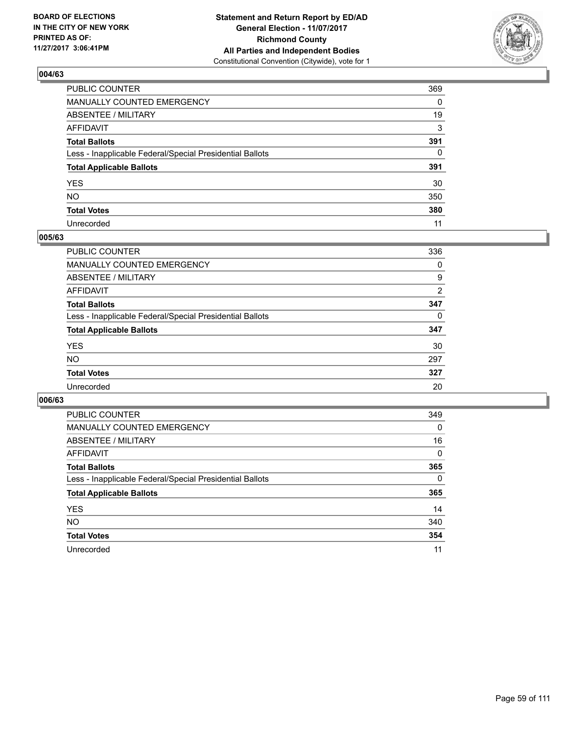**BOARD OF ELECTIONS IN THE CITY OF NEW YORK PRINTED AS OF: 11/27/2017 3:06:41PM**

**Statement and Return Report by ED/AD General Election - 11/07/2017 Richmond County All Parties and Independent Bodies**
Constitutional Convention (Citywide), vote for 1

## 004/63

| | |
|---|---|
| PUBLIC COUNTER | 369 |
| MANUALLY COUNTED EMERGENCY | 0 |
| ABSENTEE / MILITARY | 19 |
| AFFIDAVIT | 3 |
| **Total Ballots** | **391** |
| Less - Inapplicable Federal/Special Presidential Ballots | 0 |
| **Total Applicable Ballots** | **391** |
| YES | 30 |
| NO | 350 |
| **Total Votes** | **380** |
| Unrecorded | 11 |

## 005/63

| | |
|---|---|
| PUBLIC COUNTER | 336 |
| MANUALLY COUNTED EMERGENCY | 0 |
| ABSENTEE / MILITARY | 9 |
| AFFIDAVIT | 2 |
| **Total Ballots** | **347** |
| Less - Inapplicable Federal/Special Presidential Ballots | 0 |
| **Total Applicable Ballots** | **347** |
| YES | 30 |
| NO | 297 |
| **Total Votes** | **327** |
| Unrecorded | 20 |

## 006/63

| | |
|---|---|
| PUBLIC COUNTER | 349 |
| MANUALLY COUNTED EMERGENCY | 0 |
| ABSENTEE / MILITARY | 16 |
| AFFIDAVIT | 0 |
| **Total Ballots** | **365** |
| Less - Inapplicable Federal/Special Presidential Ballots | 0 |
| **Total Applicable Ballots** | **365** |
| YES | 14 |
| NO | 340 |
| **Total Votes** | **354** |
| Unrecorded | 11 |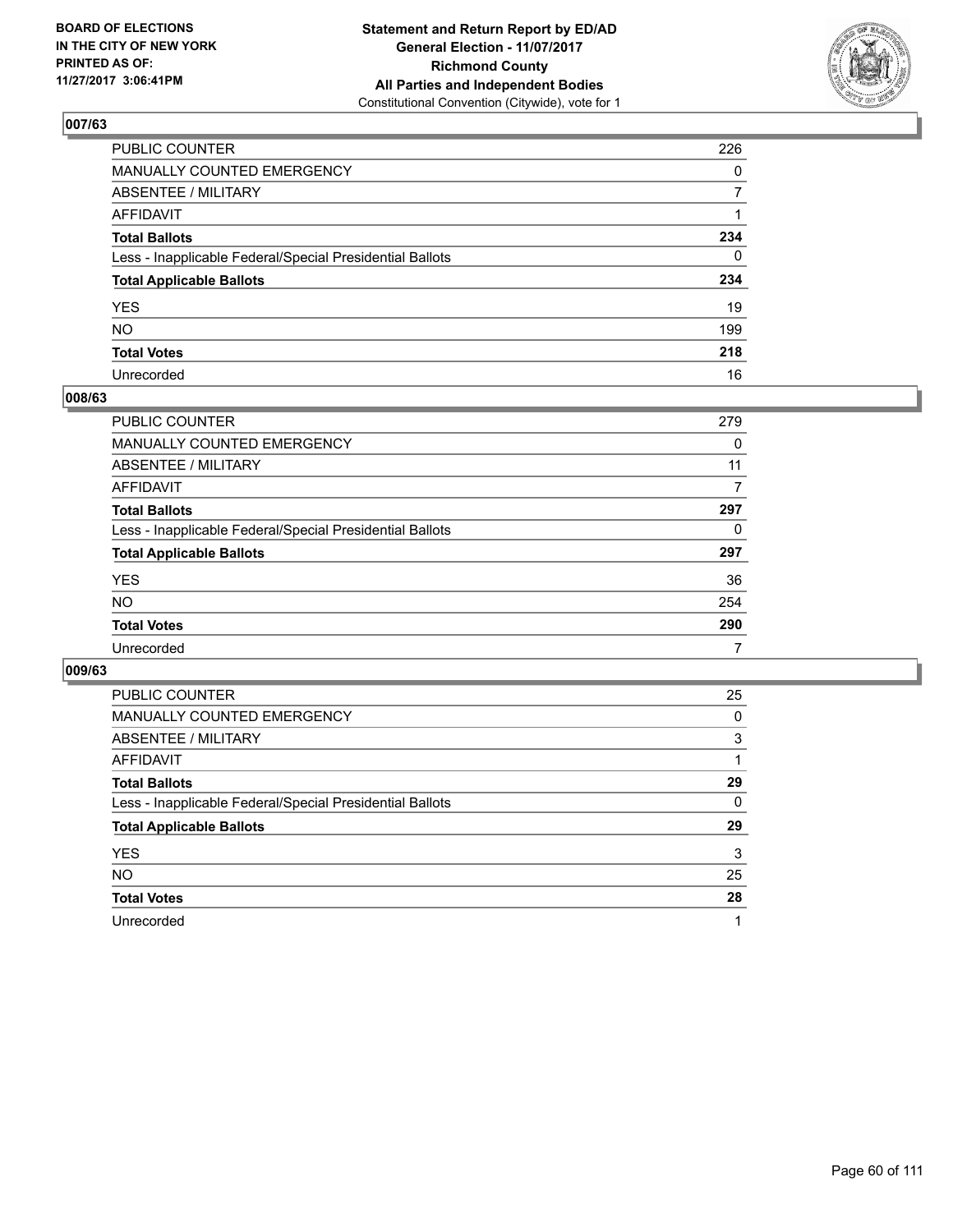BOARD OF ELECTIONS
IN THE CITY OF NEW YORK
PRINTED AS OF:
11/27/2017 3:06:41PM

**Statement and Return Report by ED/AD**
**General Election - 11/07/2017**
**Richmond County**
**All Parties and Independent Bodies**
Constitutional Convention (Citywide), vote for 1

## 007/63

| | |
|---|---|
| PUBLIC COUNTER | 226 |
| MANUALLY COUNTED EMERGENCY | 0 |
| ABSENTEE / MILITARY | 7 |
| AFFIDAVIT | 1 |
| **Total Ballots** | **234** |
| Less - Inapplicable Federal/Special Presidential Ballots | 0 |
| **Total Applicable Ballots** | **234** |
| YES | 19 |
| NO | 199 |
| **Total Votes** | **218** |
| Unrecorded | 16 |

## 008/63

| | |
|---|---|
| PUBLIC COUNTER | 279 |
| MANUALLY COUNTED EMERGENCY | 0 |
| ABSENTEE / MILITARY | 11 |
| AFFIDAVIT | 7 |
| **Total Ballots** | **297** |
| Less - Inapplicable Federal/Special Presidential Ballots | 0 |
| **Total Applicable Ballots** | **297** |
| YES | 36 |
| NO | 254 |
| **Total Votes** | **290** |
| Unrecorded | 7 |

## 009/63

| | |
|---|---|
| PUBLIC COUNTER | 25 |
| MANUALLY COUNTED EMERGENCY | 0 |
| ABSENTEE / MILITARY | 3 |
| AFFIDAVIT | 1 |
| **Total Ballots** | **29** |
| Less - Inapplicable Federal/Special Presidential Ballots | 0 |
| **Total Applicable Ballots** | **29** |
| YES | 3 |
| NO | 25 |
| **Total Votes** | **28** |
| Unrecorded | 1 |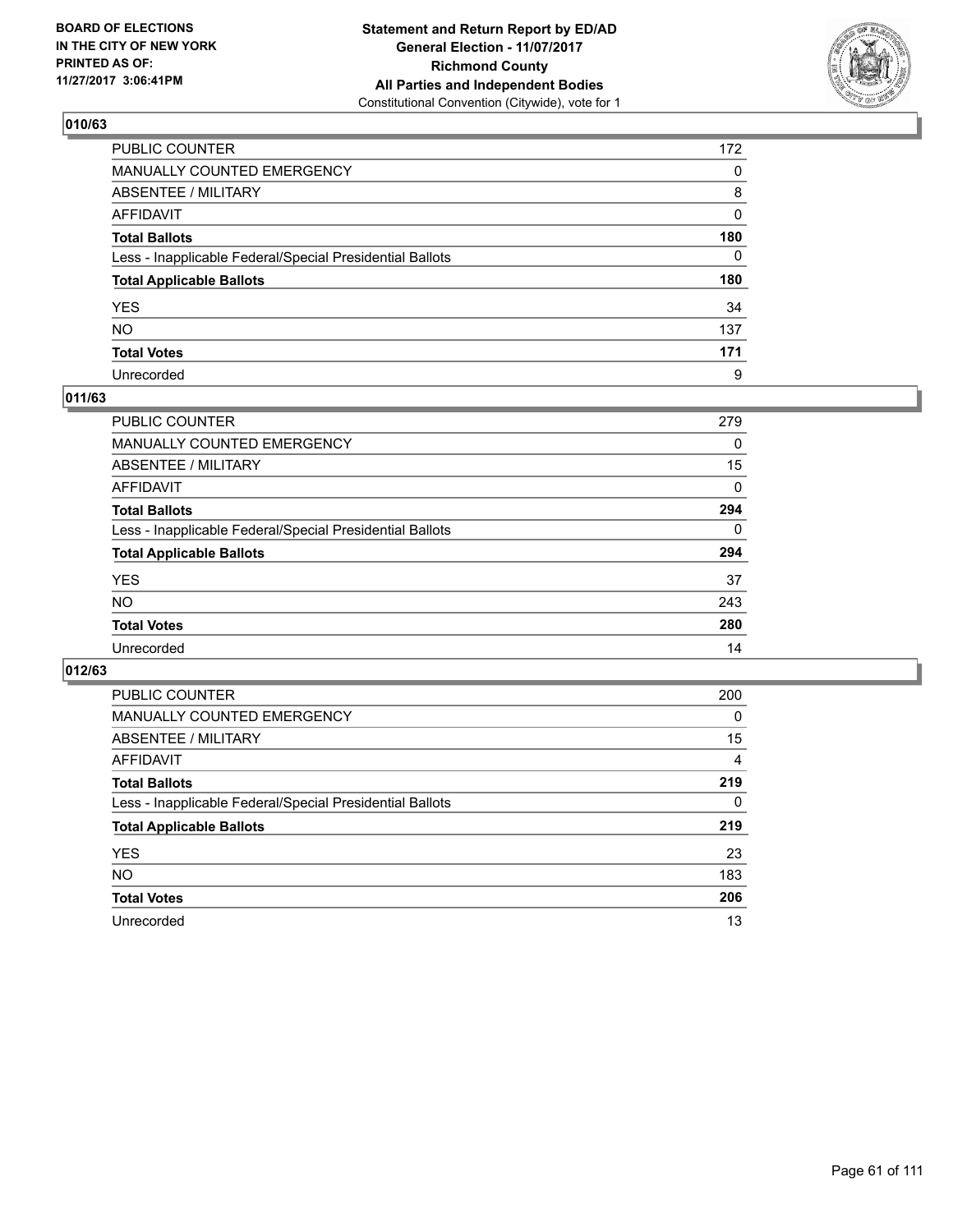BOARD OF ELECTIONS
IN THE CITY OF NEW YORK
PRINTED AS OF:
11/27/2017 3:06:41PM

**Statement and Return Report by ED/AD**
**General Election - 11/07/2017**
**Richmond County**
**All Parties and Independent Bodies**
Constitutional Convention (Citywide), vote for 1

### 010/63

| | |
|---|---|
| PUBLIC COUNTER | 172 |
| MANUALLY COUNTED EMERGENCY | 0 |
| ABSENTEE / MILITARY | 8 |
| AFFIDAVIT | 0 |
| **Total Ballots** | **180** |
| Less - Inapplicable Federal/Special Presidential Ballots | 0 |
| **Total Applicable Ballots** | **180** |
| YES | 34 |
| NO | 137 |
| **Total Votes** | **171** |
| Unrecorded | 9 |

### 011/63

| | |
|---|---|
| PUBLIC COUNTER | 279 |
| MANUALLY COUNTED EMERGENCY | 0 |
| ABSENTEE / MILITARY | 15 |
| AFFIDAVIT | 0 |
| **Total Ballots** | **294** |
| Less - Inapplicable Federal/Special Presidential Ballots | 0 |
| **Total Applicable Ballots** | **294** |
| YES | 37 |
| NO | 243 |
| **Total Votes** | **280** |
| Unrecorded | 14 |

### 012/63

| | |
|---|---|
| PUBLIC COUNTER | 200 |
| MANUALLY COUNTED EMERGENCY | 0 |
| ABSENTEE / MILITARY | 15 |
| AFFIDAVIT | 4 |
| **Total Ballots** | **219** |
| Less - Inapplicable Federal/Special Presidential Ballots | 0 |
| **Total Applicable Ballots** | **219** |
| YES | 23 |
| NO | 183 |
| **Total Votes** | **206** |
| Unrecorded | 13 |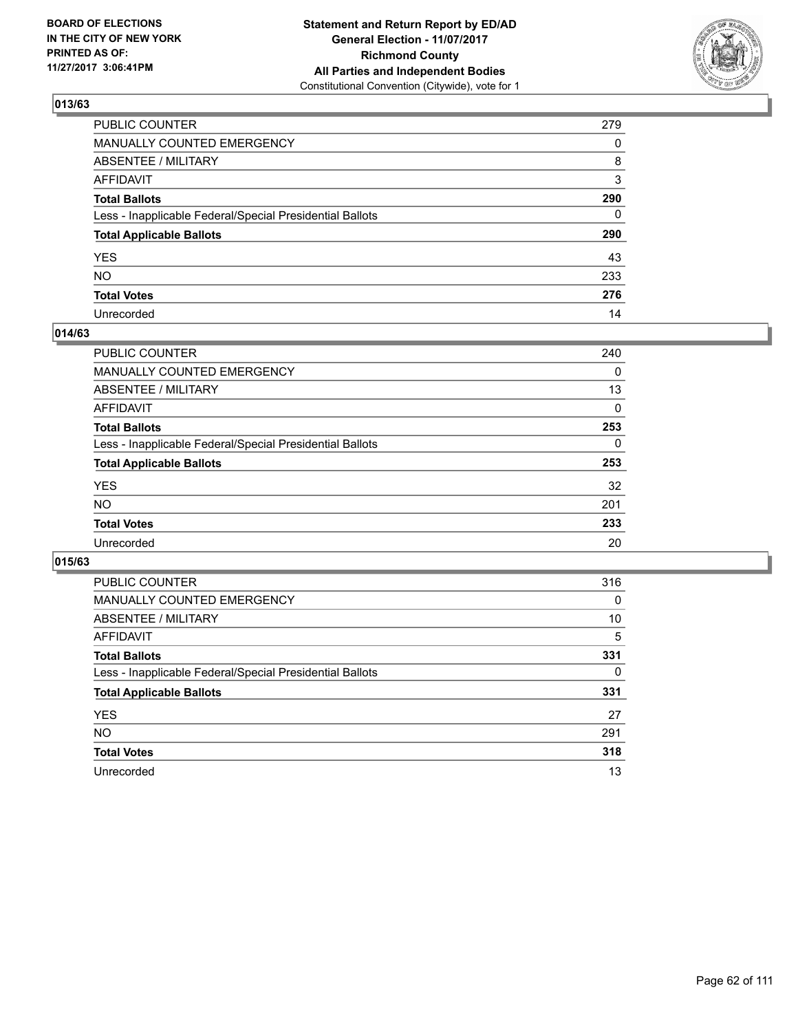BOARD OF ELECTIONS
IN THE CITY OF NEW YORK
PRINTED AS OF:
11/27/2017 3:06:41PM

**Statement and Return Report by ED/AD**
**General Election - 11/07/2017**
**Richmond County**
**All Parties and Independent Bodies**
Constitutional Convention (Citywide), vote for 1

## 013/63

| | |
|---|---|
| PUBLIC COUNTER | 279 |
| MANUALLY COUNTED EMERGENCY | 0 |
| ABSENTEE / MILITARY | 8 |
| AFFIDAVIT | 3 |
| **Total Ballots** | **290** |
| Less - Inapplicable Federal/Special Presidential Ballots | 0 |
| **Total Applicable Ballots** | **290** |
| YES | 43 |
| NO | 233 |
| **Total Votes** | **276** |
| Unrecorded | 14 |

## 014/63

| | |
|---|---|
| PUBLIC COUNTER | 240 |
| MANUALLY COUNTED EMERGENCY | 0 |
| ABSENTEE / MILITARY | 13 |
| AFFIDAVIT | 0 |
| **Total Ballots** | **253** |
| Less - Inapplicable Federal/Special Presidential Ballots | 0 |
| **Total Applicable Ballots** | **253** |
| YES | 32 |
| NO | 201 |
| **Total Votes** | **233** |
| Unrecorded | 20 |

## 015/63

| | |
|---|---|
| PUBLIC COUNTER | 316 |
| MANUALLY COUNTED EMERGENCY | 0 |
| ABSENTEE / MILITARY | 10 |
| AFFIDAVIT | 5 |
| **Total Ballots** | **331** |
| Less - Inapplicable Federal/Special Presidential Ballots | 0 |
| **Total Applicable Ballots** | **331** |
| YES | 27 |
| NO | 291 |
| **Total Votes** | **318** |
| Unrecorded | 13 |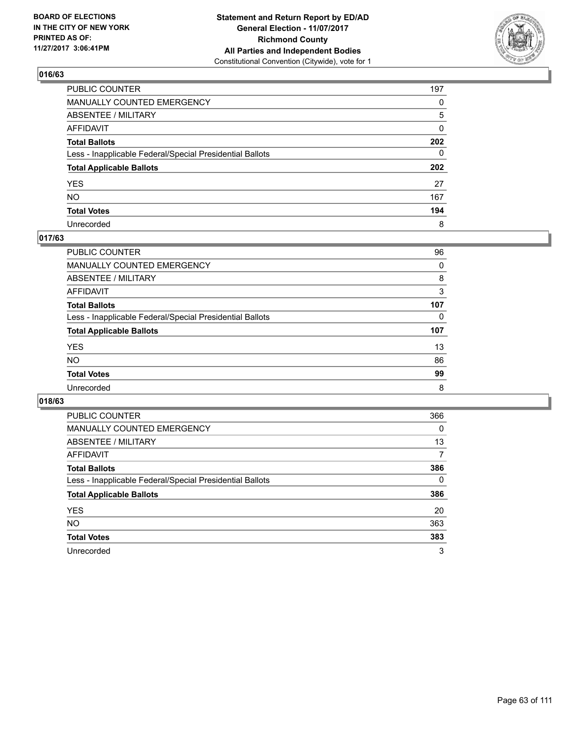BOARD OF ELECTIONS
IN THE CITY OF NEW YORK
PRINTED AS OF:
11/27/2017 3:06:41PM

**Statement and Return Report by ED/AD**
**General Election - 11/07/2017**
**Richmond County**
**All Parties and Independent Bodies**
Constitutional Convention (Citywide), vote for 1

## 016/63

| | |
|---|---|
| PUBLIC COUNTER | 197 |
| MANUALLY COUNTED EMERGENCY | 0 |
| ABSENTEE / MILITARY | 5 |
| AFFIDAVIT | 0 |
| **Total Ballots** | **202** |
| Less - Inapplicable Federal/Special Presidential Ballots | 0 |
| **Total Applicable Ballots** | **202** |
| YES | 27 |
| NO | 167 |
| **Total Votes** | **194** |
| Unrecorded | 8 |

## 017/63

| | |
|---|---|
| PUBLIC COUNTER | 96 |
| MANUALLY COUNTED EMERGENCY | 0 |
| ABSENTEE / MILITARY | 8 |
| AFFIDAVIT | 3 |
| **Total Ballots** | **107** |
| Less - Inapplicable Federal/Special Presidential Ballots | 0 |
| **Total Applicable Ballots** | **107** |
| YES | 13 |
| NO | 86 |
| **Total Votes** | **99** |
| Unrecorded | 8 |

## 018/63

| | |
|---|---|
| PUBLIC COUNTER | 366 |
| MANUALLY COUNTED EMERGENCY | 0 |
| ABSENTEE / MILITARY | 13 |
| AFFIDAVIT | 7 |
| **Total Ballots** | **386** |
| Less - Inapplicable Federal/Special Presidential Ballots | 0 |
| **Total Applicable Ballots** | **386** |
| YES | 20 |
| NO | 363 |
| **Total Votes** | **383** |
| Unrecorded | 3 |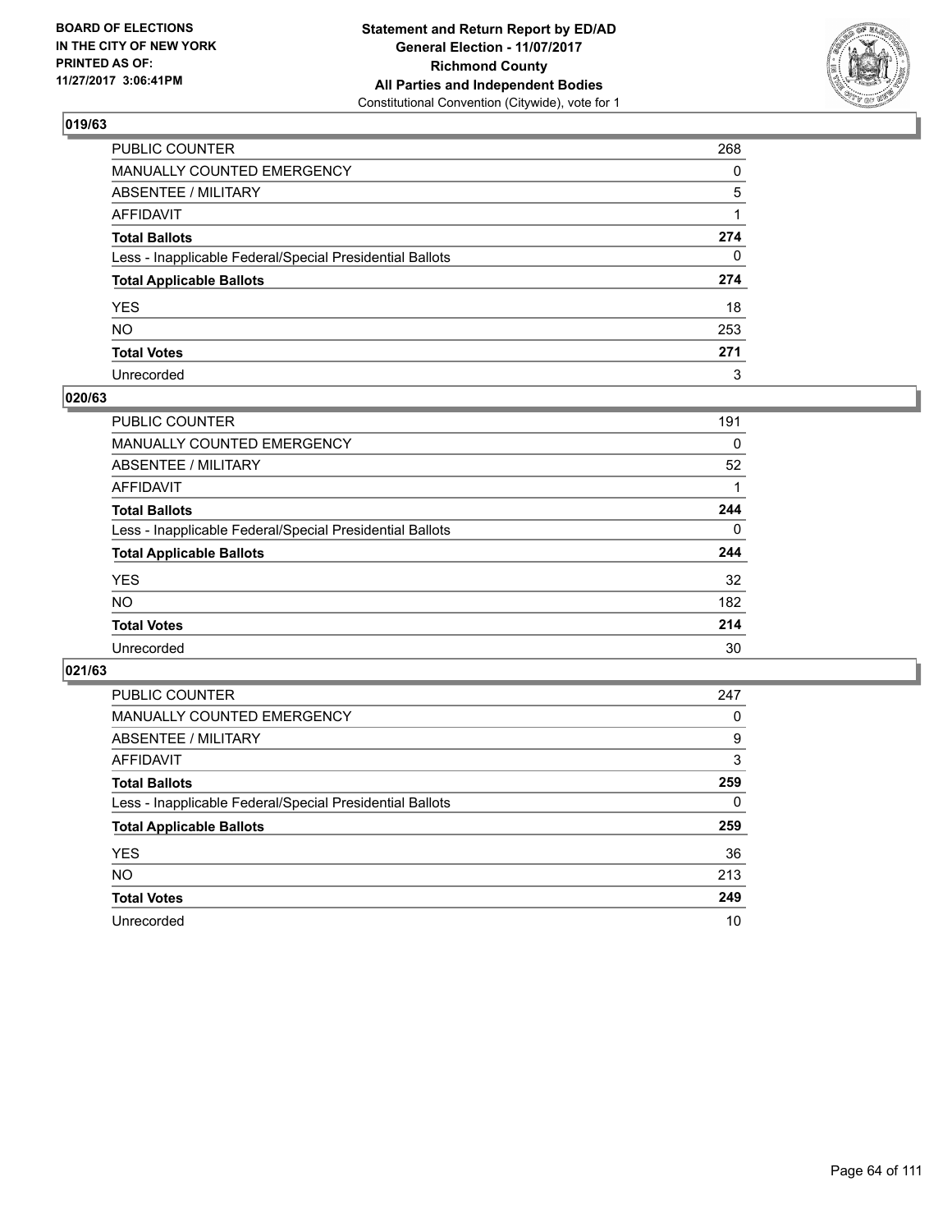**BOARD OF ELECTIONS IN THE CITY OF NEW YORK PRINTED AS OF: 11/27/2017 3:06:41PM**

**Statement and Return Report by ED/AD**
**General Election - 11/07/2017**
**Richmond County**
**All Parties and Independent Bodies**
Constitutional Convention (Citywide), vote for 1

## 019/63

| | |
|---|---|
| PUBLIC COUNTER | 268 |
| MANUALLY COUNTED EMERGENCY | 0 |
| ABSENTEE / MILITARY | 5 |
| AFFIDAVIT | 1 |
| **Total Ballots** | **274** |
| Less - Inapplicable Federal/Special Presidential Ballots | 0 |
| **Total Applicable Ballots** | **274** |
| YES | 18 |
| NO | 253 |
| **Total Votes** | **271** |
| Unrecorded | 3 |

## 020/63

| | |
|---|---|
| PUBLIC COUNTER | 191 |
| MANUALLY COUNTED EMERGENCY | 0 |
| ABSENTEE / MILITARY | 52 |
| AFFIDAVIT | 1 |
| **Total Ballots** | **244** |
| Less - Inapplicable Federal/Special Presidential Ballots | 0 |
| **Total Applicable Ballots** | **244** |
| YES | 32 |
| NO | 182 |
| **Total Votes** | **214** |
| Unrecorded | 30 |

## 021/63

| | |
|---|---|
| PUBLIC COUNTER | 247 |
| MANUALLY COUNTED EMERGENCY | 0 |
| ABSENTEE / MILITARY | 9 |
| AFFIDAVIT | 3 |
| **Total Ballots** | **259** |
| Less - Inapplicable Federal/Special Presidential Ballots | 0 |
| **Total Applicable Ballots** | **259** |
| YES | 36 |
| NO | 213 |
| **Total Votes** | **249** |
| Unrecorded | 10 |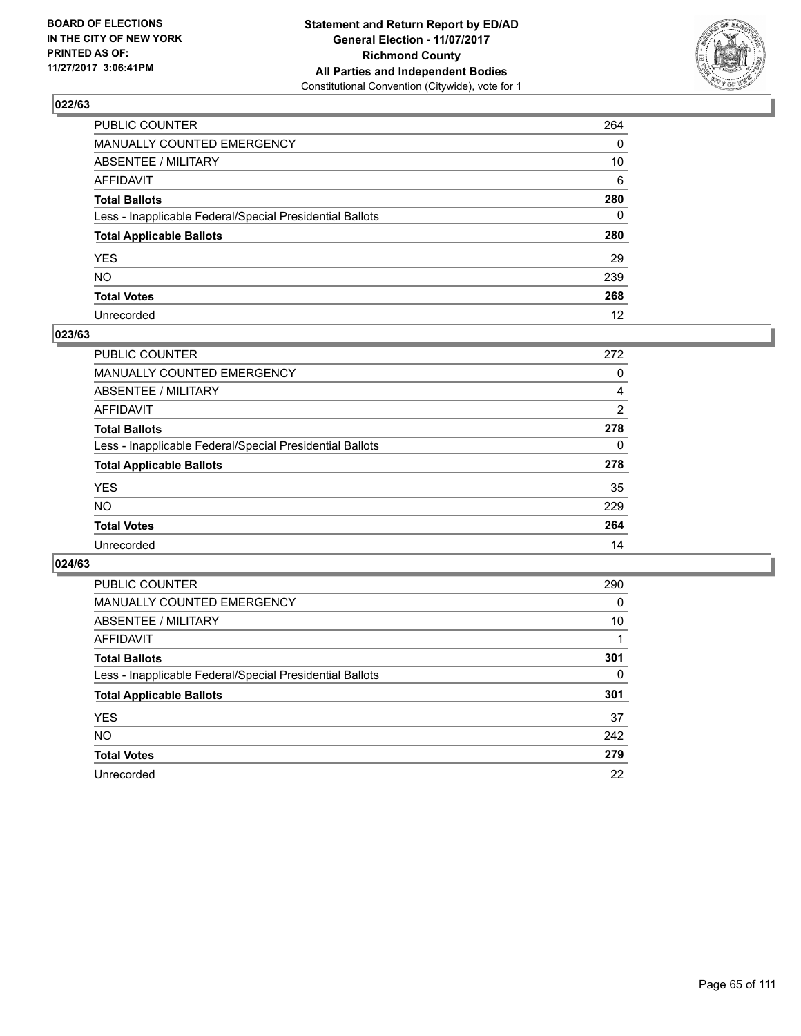BOARD OF ELECTIONS
IN THE CITY OF NEW YORK
PRINTED AS OF:
11/27/2017 3:06:41PM

**Statement and Return Report by ED/AD**
**General Election - 11/07/2017**
**Richmond County**
**All Parties and Independent Bodies**
Constitutional Convention (Citywide), vote for 1

### 022/63

| | |
|---|---|
| PUBLIC COUNTER | 264 |
| MANUALLY COUNTED EMERGENCY | 0 |
| ABSENTEE / MILITARY | 10 |
| AFFIDAVIT | 6 |
| **Total Ballots** | **280** |
| Less - Inapplicable Federal/Special Presidential Ballots | 0 |
| **Total Applicable Ballots** | **280** |
| YES | 29 |
| NO | 239 |
| **Total Votes** | **268** |
| Unrecorded | 12 |

### 023/63

| | |
|---|---|
| PUBLIC COUNTER | 272 |
| MANUALLY COUNTED EMERGENCY | 0 |
| ABSENTEE / MILITARY | 4 |
| AFFIDAVIT | 2 |
| **Total Ballots** | **278** |
| Less - Inapplicable Federal/Special Presidential Ballots | 0 |
| **Total Applicable Ballots** | **278** |
| YES | 35 |
| NO | 229 |
| **Total Votes** | **264** |
| Unrecorded | 14 |

### 024/63

| | |
|---|---|
| PUBLIC COUNTER | 290 |
| MANUALLY COUNTED EMERGENCY | 0 |
| ABSENTEE / MILITARY | 10 |
| AFFIDAVIT | 1 |
| **Total Ballots** | **301** |
| Less - Inapplicable Federal/Special Presidential Ballots | 0 |
| **Total Applicable Ballots** | **301** |
| YES | 37 |
| NO | 242 |
| **Total Votes** | **279** |
| Unrecorded | 22 |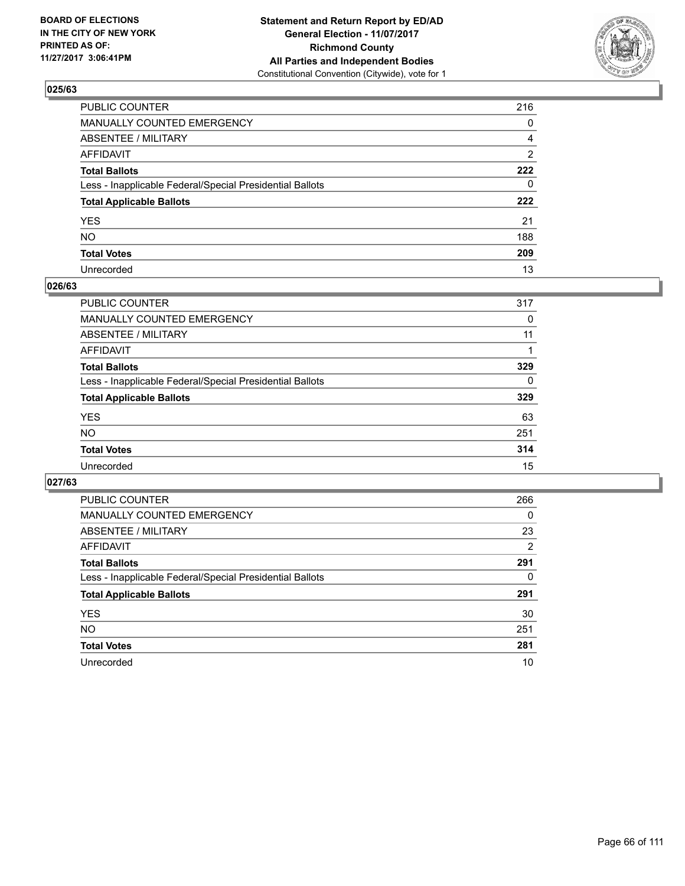BOARD OF ELECTIONS
IN THE CITY OF NEW YORK
PRINTED AS OF:
11/27/2017 3:06:41PM

**Statement and Return Report by ED/AD**
**General Election - 11/07/2017**
**Richmond County**
**All Parties and Independent Bodies**
Constitutional Convention (Citywide), vote for 1

### 025/63

| | |
|---|---|
| PUBLIC COUNTER | 216 |
| MANUALLY COUNTED EMERGENCY | 0 |
| ABSENTEE / MILITARY | 4 |
| AFFIDAVIT | 2 |
| **Total Ballots** | **222** |
| Less - Inapplicable Federal/Special Presidential Ballots | 0 |
| **Total Applicable Ballots** | **222** |
| YES | 21 |
| NO | 188 |
| **Total Votes** | **209** |
| Unrecorded | 13 |

### 026/63

| | |
|---|---|
| PUBLIC COUNTER | 317 |
| MANUALLY COUNTED EMERGENCY | 0 |
| ABSENTEE / MILITARY | 11 |
| AFFIDAVIT | 1 |
| **Total Ballots** | **329** |
| Less - Inapplicable Federal/Special Presidential Ballots | 0 |
| **Total Applicable Ballots** | **329** |
| YES | 63 |
| NO | 251 |
| **Total Votes** | **314** |
| Unrecorded | 15 |

### 027/63

| | |
|---|---|
| PUBLIC COUNTER | 266 |
| MANUALLY COUNTED EMERGENCY | 0 |
| ABSENTEE / MILITARY | 23 |
| AFFIDAVIT | 2 |
| **Total Ballots** | **291** |
| Less - Inapplicable Federal/Special Presidential Ballots | 0 |
| **Total Applicable Ballots** | **291** |
| YES | 30 |
| NO | 251 |
| **Total Votes** | **281** |
| Unrecorded | 10 |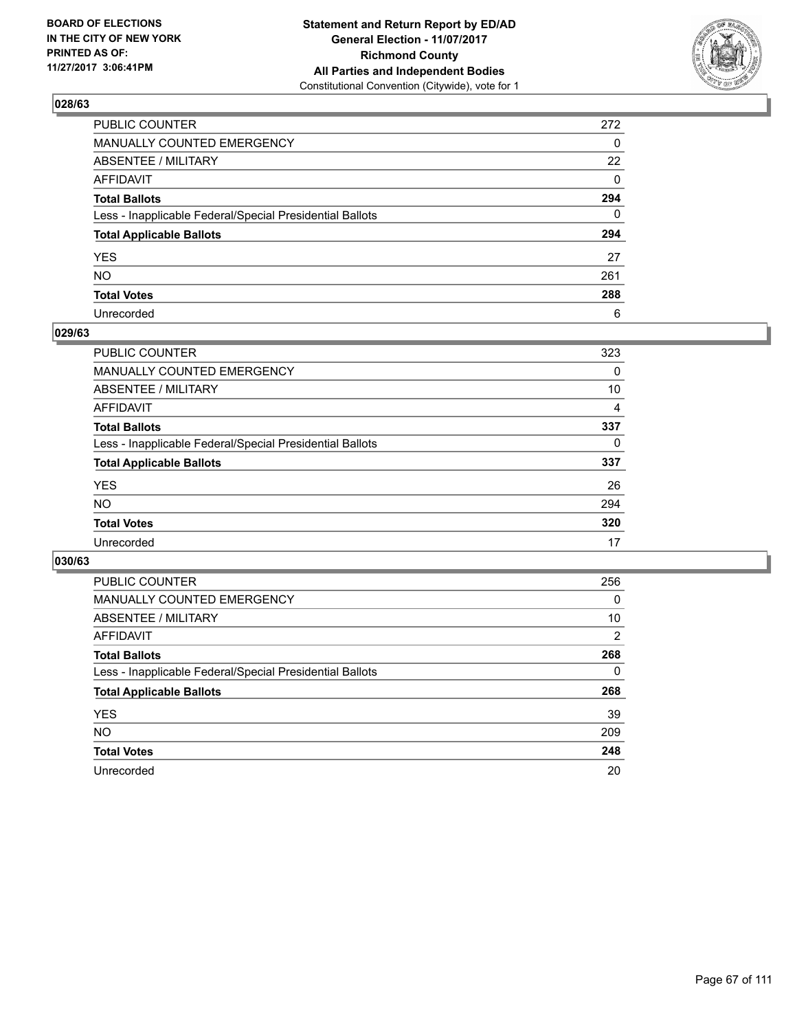BOARD OF ELECTIONS
IN THE CITY OF NEW YORK
PRINTED AS OF:
11/27/2017 3:06:41PM

**Statement and Return Report by ED/AD**
**General Election - 11/07/2017**
**Richmond County**
**All Parties and Independent Bodies**
Constitutional Convention (Citywide), vote for 1

### 028/63

| | |
|---|---|
| PUBLIC COUNTER | 272 |
| MANUALLY COUNTED EMERGENCY | 0 |
| ABSENTEE / MILITARY | 22 |
| AFFIDAVIT | 0 |
| **Total Ballots** | **294** |
| Less - Inapplicable Federal/Special Presidential Ballots | 0 |
| **Total Applicable Ballots** | **294** |
| YES | 27 |
| NO | 261 |
| **Total Votes** | **288** |
| Unrecorded | 6 |

### 029/63

| | |
|---|---|
| PUBLIC COUNTER | 323 |
| MANUALLY COUNTED EMERGENCY | 0 |
| ABSENTEE / MILITARY | 10 |
| AFFIDAVIT | 4 |
| **Total Ballots** | **337** |
| Less - Inapplicable Federal/Special Presidential Ballots | 0 |
| **Total Applicable Ballots** | **337** |
| YES | 26 |
| NO | 294 |
| **Total Votes** | **320** |
| Unrecorded | 17 |

### 030/63

| | |
|---|---|
| PUBLIC COUNTER | 256 |
| MANUALLY COUNTED EMERGENCY | 0 |
| ABSENTEE / MILITARY | 10 |
| AFFIDAVIT | 2 |
| **Total Ballots** | **268** |
| Less - Inapplicable Federal/Special Presidential Ballots | 0 |
| **Total Applicable Ballots** | **268** |
| YES | 39 |
| NO | 209 |
| **Total Votes** | **248** |
| Unrecorded | 20 |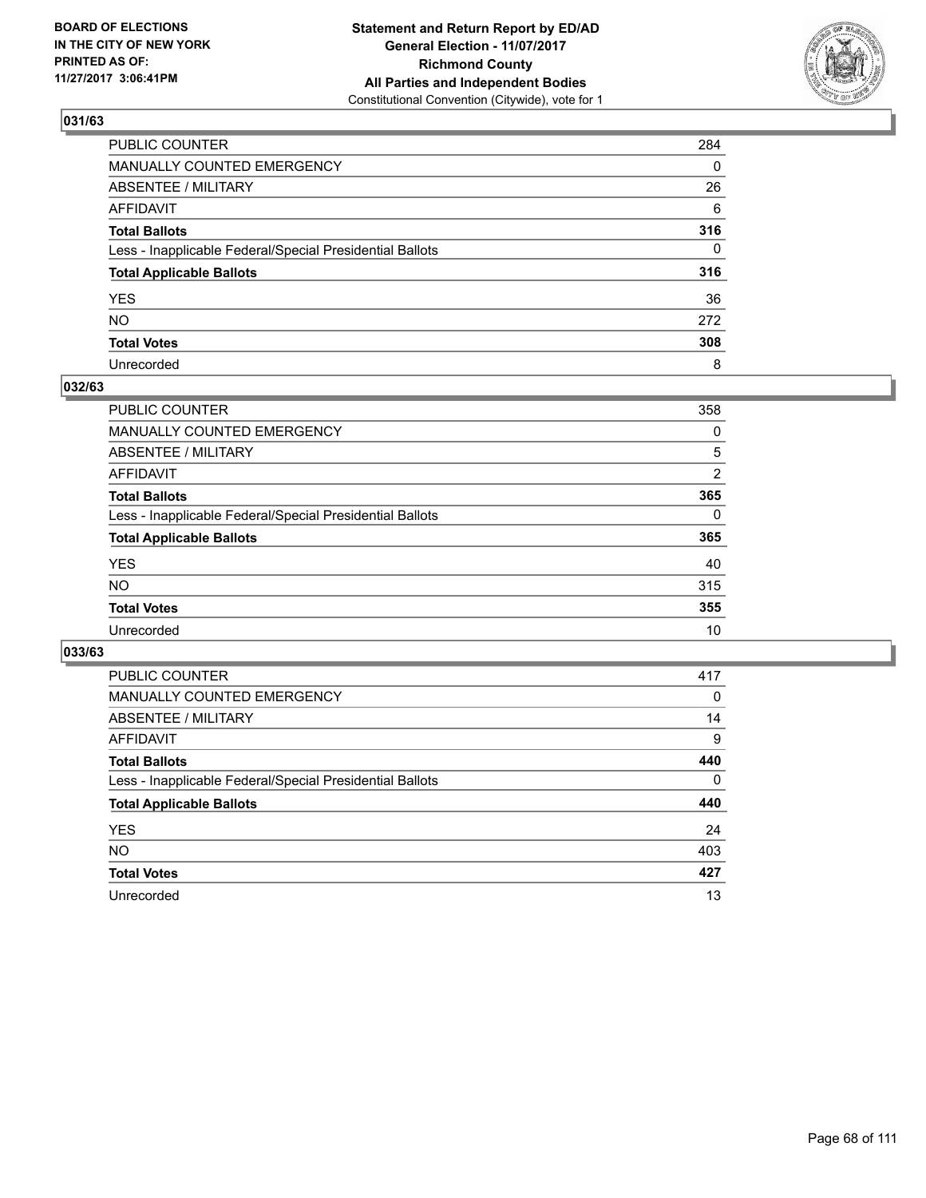**BOARD OF ELECTIONS IN THE CITY OF NEW YORK PRINTED AS OF: 11/27/2017 3:06:41PM**

**Statement and Return Report by ED/AD**
**General Election - 11/07/2017**
**Richmond County**
**All Parties and Independent Bodies**
Constitutional Convention (Citywide), vote for 1

## 031/63

| | |
|---|---|
| PUBLIC COUNTER | 284 |
| MANUALLY COUNTED EMERGENCY | 0 |
| ABSENTEE / MILITARY | 26 |
| AFFIDAVIT | 6 |
| **Total Ballots** | **316** |
| Less - Inapplicable Federal/Special Presidential Ballots | 0 |
| **Total Applicable Ballots** | **316** |
| YES | 36 |
| NO | 272 |
| **Total Votes** | **308** |
| Unrecorded | 8 |

## 032/63

| | |
|---|---|
| PUBLIC COUNTER | 358 |
| MANUALLY COUNTED EMERGENCY | 0 |
| ABSENTEE / MILITARY | 5 |
| AFFIDAVIT | 2 |
| **Total Ballots** | **365** |
| Less - Inapplicable Federal/Special Presidential Ballots | 0 |
| **Total Applicable Ballots** | **365** |
| YES | 40 |
| NO | 315 |
| **Total Votes** | **355** |
| Unrecorded | 10 |

## 033/63

| | |
|---|---|
| PUBLIC COUNTER | 417 |
| MANUALLY COUNTED EMERGENCY | 0 |
| ABSENTEE / MILITARY | 14 |
| AFFIDAVIT | 9 |
| **Total Ballots** | **440** |
| Less - Inapplicable Federal/Special Presidential Ballots | 0 |
| **Total Applicable Ballots** | **440** |
| YES | 24 |
| NO | 403 |
| **Total Votes** | **427** |
| Unrecorded | 13 |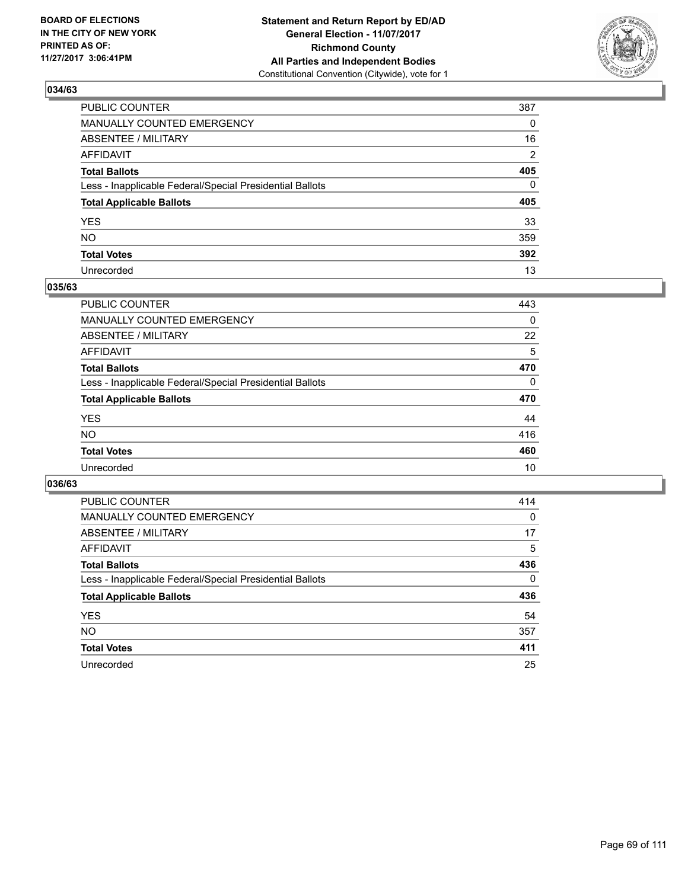BOARD OF ELECTIONS
IN THE CITY OF NEW YORK
PRINTED AS OF:
11/27/2017 3:06:41PM

**Statement and Return Report by ED/AD**
**General Election - 11/07/2017**
**Richmond County**
**All Parties and Independent Bodies**
Constitutional Convention (Citywide), vote for 1

### 034/63

| | |
|---|---|
| PUBLIC COUNTER | 387 |
| MANUALLY COUNTED EMERGENCY | 0 |
| ABSENTEE / MILITARY | 16 |
| AFFIDAVIT | 2 |
| **Total Ballots** | **405** |
| Less - Inapplicable Federal/Special Presidential Ballots | 0 |
| **Total Applicable Ballots** | **405** |
| YES | 33 |
| NO | 359 |
| **Total Votes** | **392** |
| Unrecorded | 13 |

### 035/63

| | |
|---|---|
| PUBLIC COUNTER | 443 |
| MANUALLY COUNTED EMERGENCY | 0 |
| ABSENTEE / MILITARY | 22 |
| AFFIDAVIT | 5 |
| **Total Ballots** | **470** |
| Less - Inapplicable Federal/Special Presidential Ballots | 0 |
| **Total Applicable Ballots** | **470** |
| YES | 44 |
| NO | 416 |
| **Total Votes** | **460** |
| Unrecorded | 10 |

### 036/63

| | |
|---|---|
| PUBLIC COUNTER | 414 |
| MANUALLY COUNTED EMERGENCY | 0 |
| ABSENTEE / MILITARY | 17 |
| AFFIDAVIT | 5 |
| **Total Ballots** | **436** |
| Less - Inapplicable Federal/Special Presidential Ballots | 0 |
| **Total Applicable Ballots** | **436** |
| YES | 54 |
| NO | 357 |
| **Total Votes** | **411** |
| Unrecorded | 25 |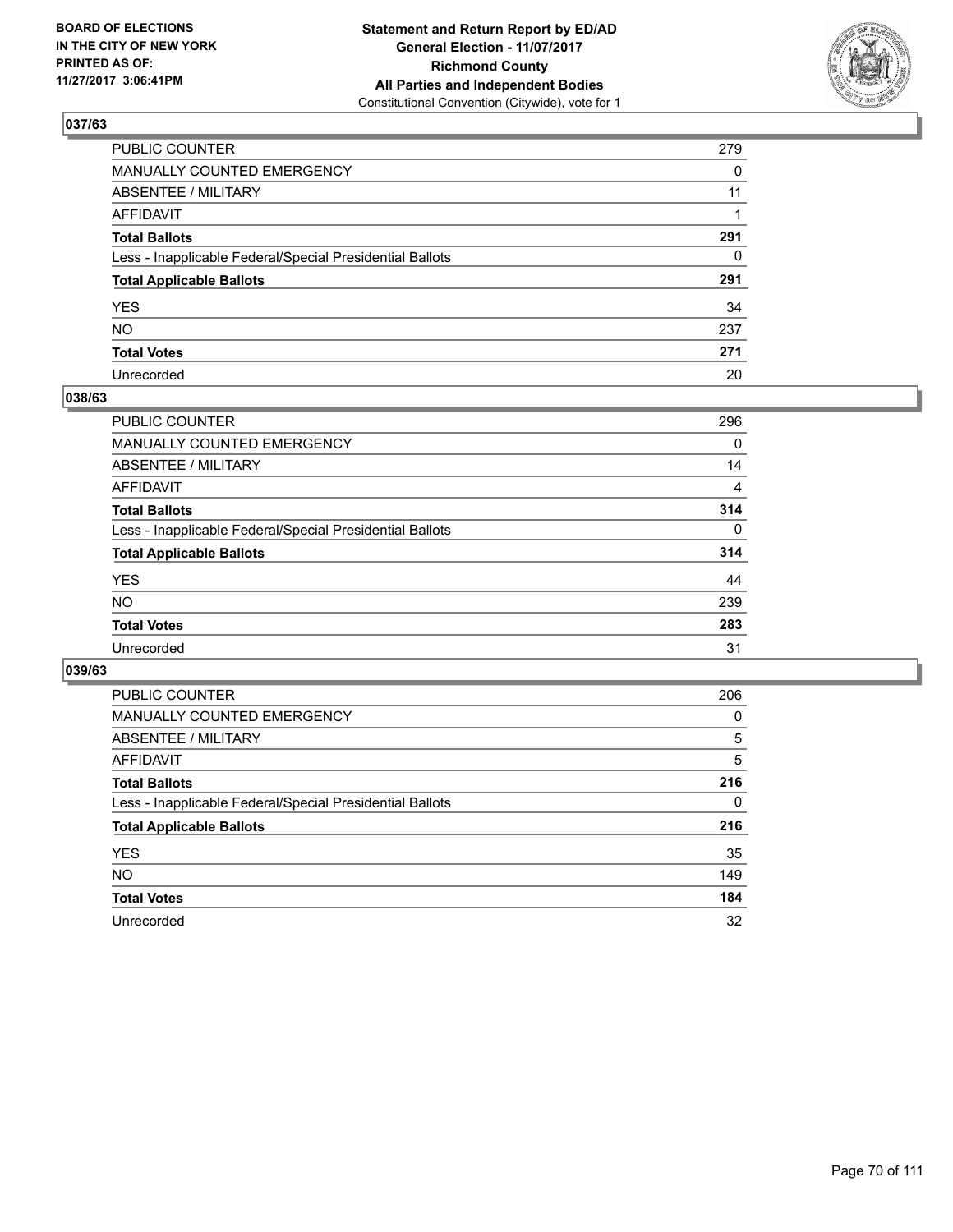BOARD OF ELECTIONS
IN THE CITY OF NEW YORK
PRINTED AS OF:
11/27/2017 3:06:41PM

**Statement and Return Report by ED/AD**
**General Election - 11/07/2017**
**Richmond County**
**All Parties and Independent Bodies**
Constitutional Convention (Citywide), vote for 1

### 037/63

| | |
|---|---|
| PUBLIC COUNTER | 279 |
| MANUALLY COUNTED EMERGENCY | 0 |
| ABSENTEE / MILITARY | 11 |
| AFFIDAVIT | 1 |
| **Total Ballots** | **291** |
| Less - Inapplicable Federal/Special Presidential Ballots | 0 |
| **Total Applicable Ballots** | **291** |
| YES | 34 |
| NO | 237 |
| **Total Votes** | **271** |
| Unrecorded | 20 |

### 038/63

| | |
|---|---|
| PUBLIC COUNTER | 296 |
| MANUALLY COUNTED EMERGENCY | 0 |
| ABSENTEE / MILITARY | 14 |
| AFFIDAVIT | 4 |
| **Total Ballots** | **314** |
| Less - Inapplicable Federal/Special Presidential Ballots | 0 |
| **Total Applicable Ballots** | **314** |
| YES | 44 |
| NO | 239 |
| **Total Votes** | **283** |
| Unrecorded | 31 |

### 039/63

| | |
|---|---|
| PUBLIC COUNTER | 206 |
| MANUALLY COUNTED EMERGENCY | 0 |
| ABSENTEE / MILITARY | 5 |
| AFFIDAVIT | 5 |
| **Total Ballots** | **216** |
| Less - Inapplicable Federal/Special Presidential Ballots | 0 |
| **Total Applicable Ballots** | **216** |
| YES | 35 |
| NO | 149 |
| **Total Votes** | **184** |
| Unrecorded | 32 |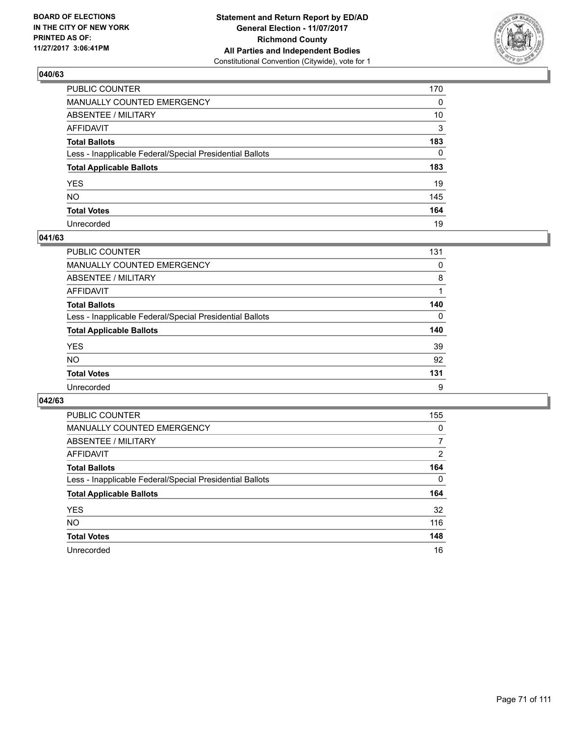**BOARD OF ELECTIONS IN THE CITY OF NEW YORK PRINTED AS OF: 11/27/2017 3:06:41PM**

**Statement and Return Report by ED/AD General Election - 11/07/2017 Richmond County All Parties and Independent Bodies**
Constitutional Convention (Citywide), vote for 1

## 040/63

| | |
|---|---|
| PUBLIC COUNTER | 170 |
| MANUALLY COUNTED EMERGENCY | 0 |
| ABSENTEE / MILITARY | 10 |
| AFFIDAVIT | 3 |
| **Total Ballots** | **183** |
| Less - Inapplicable Federal/Special Presidential Ballots | 0 |
| **Total Applicable Ballots** | **183** |
| YES | 19 |
| NO | 145 |
| **Total Votes** | **164** |
| Unrecorded | 19 |

## 041/63

| | |
|---|---|
| PUBLIC COUNTER | 131 |
| MANUALLY COUNTED EMERGENCY | 0 |
| ABSENTEE / MILITARY | 8 |
| AFFIDAVIT | 1 |
| **Total Ballots** | **140** |
| Less - Inapplicable Federal/Special Presidential Ballots | 0 |
| **Total Applicable Ballots** | **140** |
| YES | 39 |
| NO | 92 |
| **Total Votes** | **131** |
| Unrecorded | 9 |

## 042/63

| | |
|---|---|
| PUBLIC COUNTER | 155 |
| MANUALLY COUNTED EMERGENCY | 0 |
| ABSENTEE / MILITARY | 7 |
| AFFIDAVIT | 2 |
| **Total Ballots** | **164** |
| Less - Inapplicable Federal/Special Presidential Ballots | 0 |
| **Total Applicable Ballots** | **164** |
| YES | 32 |
| NO | 116 |
| **Total Votes** | **148** |
| Unrecorded | 16 |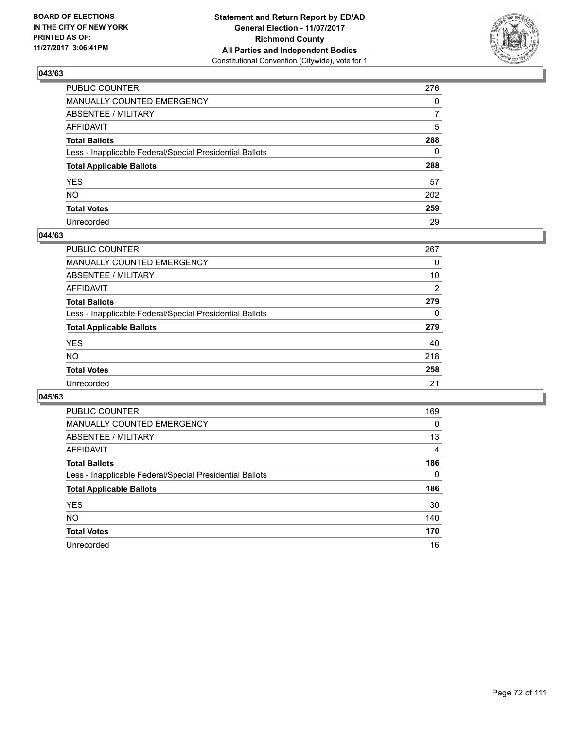BOARD OF ELECTIONS
IN THE CITY OF NEW YORK
PRINTED AS OF:
11/27/2017 3:06:41PM

**Statement and Return Report by ED/AD**
**General Election - 11/07/2017**
**Richmond County**
**All Parties and Independent Bodies**
Constitutional Convention (Citywide), vote for 1

### 043/63

| | |
|---|---|
| PUBLIC COUNTER | 276 |
| MANUALLY COUNTED EMERGENCY | 0 |
| ABSENTEE / MILITARY | 7 |
| AFFIDAVIT | 5 |
| **Total Ballots** | **288** |
| Less - Inapplicable Federal/Special Presidential Ballots | 0 |
| **Total Applicable Ballots** | **288** |
| YES | 57 |
| NO | 202 |
| **Total Votes** | **259** |
| Unrecorded | 29 |

### 044/63

| | |
|---|---|
| PUBLIC COUNTER | 267 |
| MANUALLY COUNTED EMERGENCY | 0 |
| ABSENTEE / MILITARY | 10 |
| AFFIDAVIT | 2 |
| **Total Ballots** | **279** |
| Less - Inapplicable Federal/Special Presidential Ballots | 0 |
| **Total Applicable Ballots** | **279** |
| YES | 40 |
| NO | 218 |
| **Total Votes** | **258** |
| Unrecorded | 21 |

### 045/63

| | |
|---|---|
| PUBLIC COUNTER | 169 |
| MANUALLY COUNTED EMERGENCY | 0 |
| ABSENTEE / MILITARY | 13 |
| AFFIDAVIT | 4 |
| **Total Ballots** | **186** |
| Less - Inapplicable Federal/Special Presidential Ballots | 0 |
| **Total Applicable Ballots** | **186** |
| YES | 30 |
| NO | 140 |
| **Total Votes** | **170** |
| Unrecorded | 16 |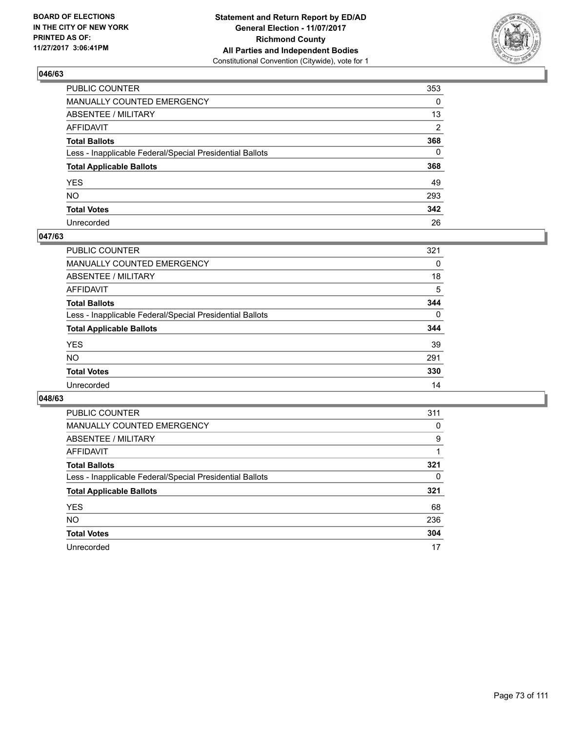**BOARD OF ELECTIONS IN THE CITY OF NEW YORK PRINTED AS OF: 11/27/2017 3:06:41PM**

**Statement and Return Report by ED/AD General Election - 11/07/2017 Richmond County All Parties and Independent Bodies**
Constitutional Convention (Citywide), vote for 1

### 046/63

| | |
|---|---|
| PUBLIC COUNTER | 353 |
| MANUALLY COUNTED EMERGENCY | 0 |
| ABSENTEE / MILITARY | 13 |
| AFFIDAVIT | 2 |
| **Total Ballots** | **368** |
| Less - Inapplicable Federal/Special Presidential Ballots | 0 |
| **Total Applicable Ballots** | **368** |
| YES | 49 |
| NO | 293 |
| **Total Votes** | **342** |
| Unrecorded | 26 |

### 047/63

| | |
|---|---|
| PUBLIC COUNTER | 321 |
| MANUALLY COUNTED EMERGENCY | 0 |
| ABSENTEE / MILITARY | 18 |
| AFFIDAVIT | 5 |
| **Total Ballots** | **344** |
| Less - Inapplicable Federal/Special Presidential Ballots | 0 |
| **Total Applicable Ballots** | **344** |
| YES | 39 |
| NO | 291 |
| **Total Votes** | **330** |
| Unrecorded | 14 |

### 048/63

| | |
|---|---|
| PUBLIC COUNTER | 311 |
| MANUALLY COUNTED EMERGENCY | 0 |
| ABSENTEE / MILITARY | 9 |
| AFFIDAVIT | 1 |
| **Total Ballots** | **321** |
| Less - Inapplicable Federal/Special Presidential Ballots | 0 |
| **Total Applicable Ballots** | **321** |
| YES | 68 |
| NO | 236 |
| **Total Votes** | **304** |
| Unrecorded | 17 |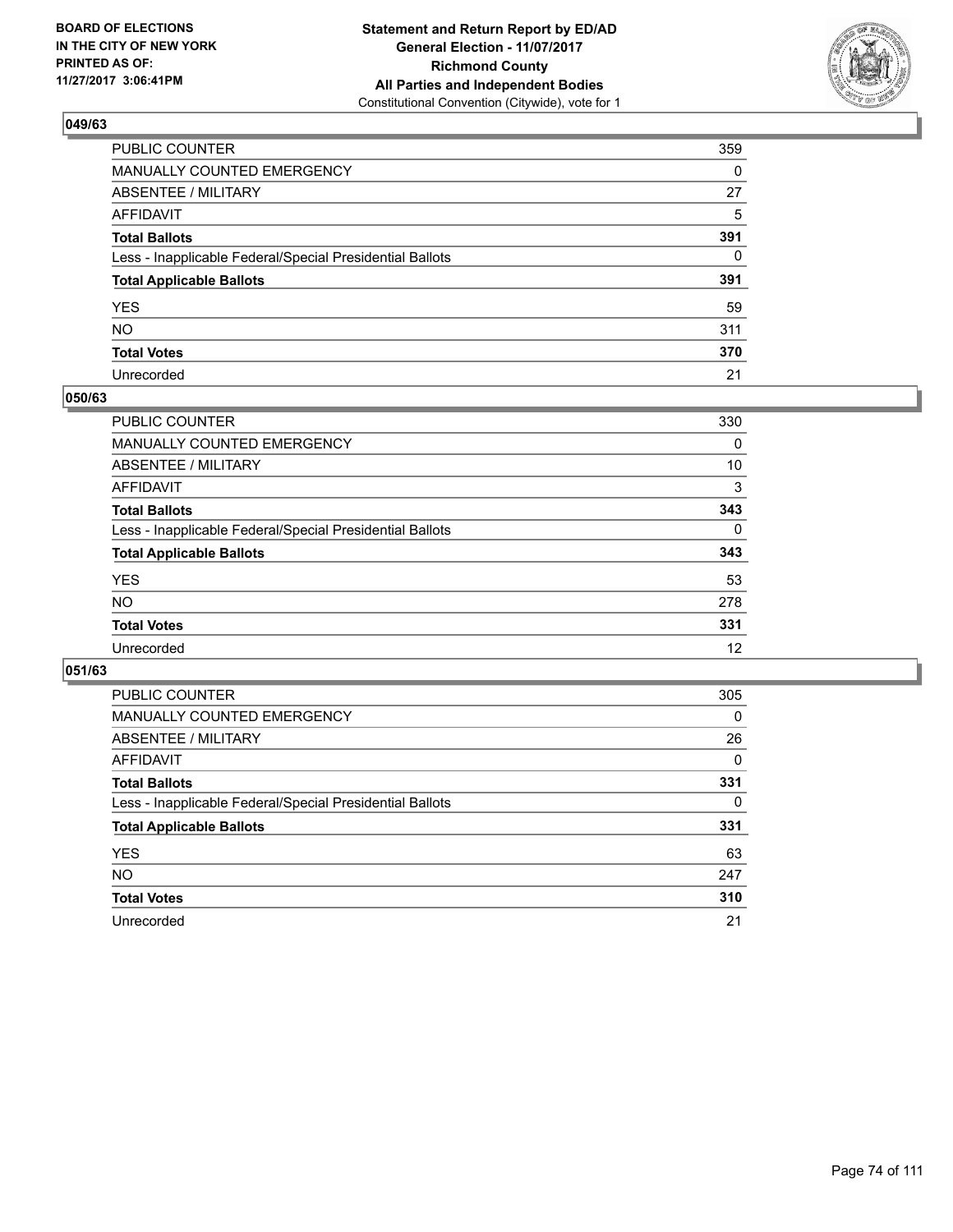BOARD OF ELECTIONS
IN THE CITY OF NEW YORK
PRINTED AS OF:
11/27/2017 3:06:41PM

**Statement and Return Report by ED/AD**
**General Election - 11/07/2017**
**Richmond County**
**All Parties and Independent Bodies**
Constitutional Convention (Citywide), vote for 1

### 049/63

| | |
|---|---|
| PUBLIC COUNTER | 359 |
| MANUALLY COUNTED EMERGENCY | 0 |
| ABSENTEE / MILITARY | 27 |
| AFFIDAVIT | 5 |
| **Total Ballots** | **391** |
| Less - Inapplicable Federal/Special Presidential Ballots | 0 |
| **Total Applicable Ballots** | **391** |
| YES | 59 |
| NO | 311 |
| **Total Votes** | **370** |
| Unrecorded | 21 |

### 050/63

| | |
|---|---|
| PUBLIC COUNTER | 330 |
| MANUALLY COUNTED EMERGENCY | 0 |
| ABSENTEE / MILITARY | 10 |
| AFFIDAVIT | 3 |
| **Total Ballots** | **343** |
| Less - Inapplicable Federal/Special Presidential Ballots | 0 |
| **Total Applicable Ballots** | **343** |
| YES | 53 |
| NO | 278 |
| **Total Votes** | **331** |
| Unrecorded | 12 |

### 051/63

| | |
|---|---|
| PUBLIC COUNTER | 305 |
| MANUALLY COUNTED EMERGENCY | 0 |
| ABSENTEE / MILITARY | 26 |
| AFFIDAVIT | 0 |
| **Total Ballots** | **331** |
| Less - Inapplicable Federal/Special Presidential Ballots | 0 |
| **Total Applicable Ballots** | **331** |
| YES | 63 |
| NO | 247 |
| **Total Votes** | **310** |
| Unrecorded | 21 |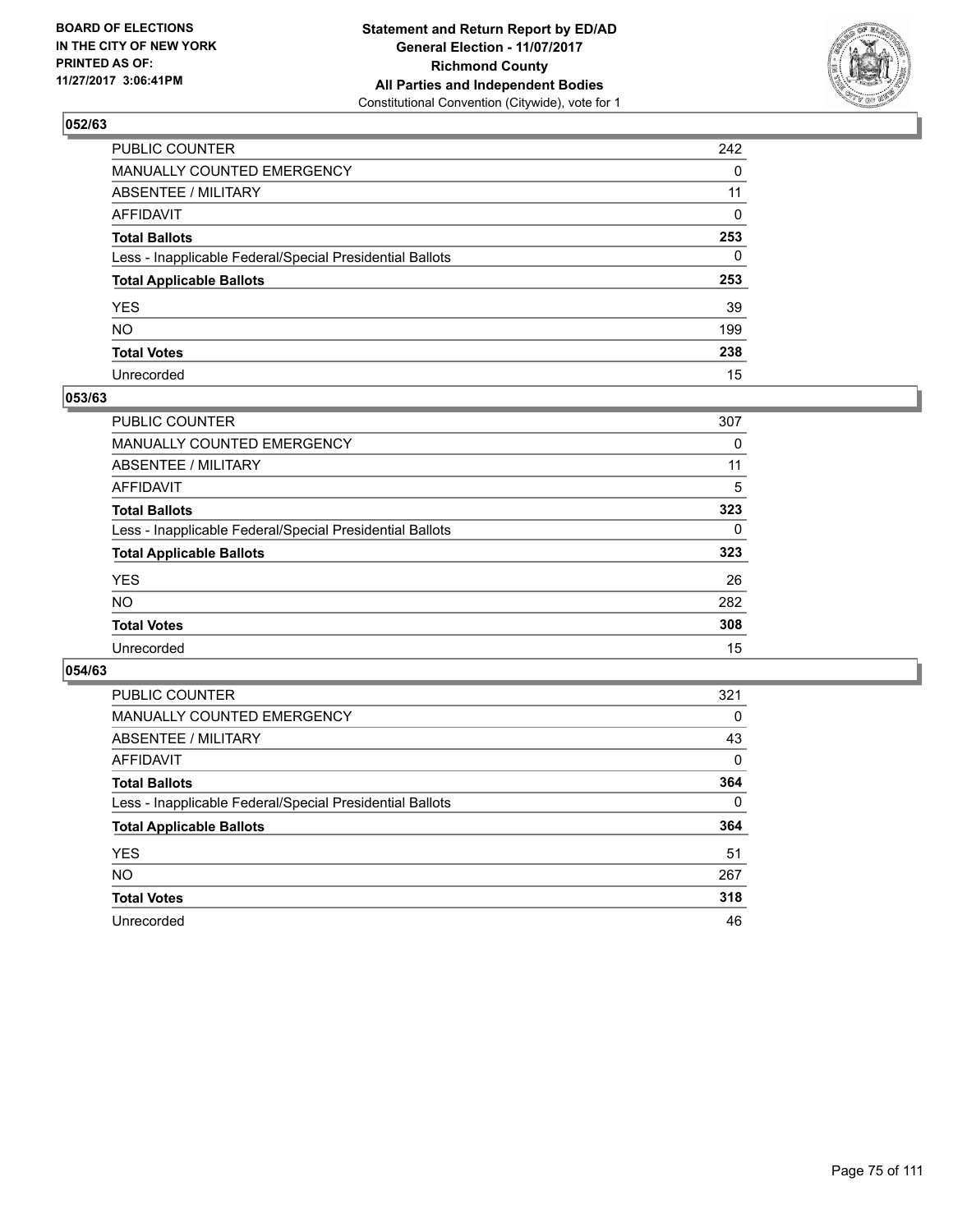**BOARD OF ELECTIONS IN THE CITY OF NEW YORK PRINTED AS OF: 11/27/2017 3:06:41PM**

**Statement and Return Report by ED/AD**
**General Election - 11/07/2017**
**Richmond County**
**All Parties and Independent Bodies**
Constitutional Convention (Citywide), vote for 1

## 052/63

| | |
|---|---|
| PUBLIC COUNTER | 242 |
| MANUALLY COUNTED EMERGENCY | 0 |
| ABSENTEE / MILITARY | 11 |
| AFFIDAVIT | 0 |
| **Total Ballots** | **253** |
| Less - Inapplicable Federal/Special Presidential Ballots | 0 |
| **Total Applicable Ballots** | **253** |
| YES | 39 |
| NO | 199 |
| **Total Votes** | **238** |
| Unrecorded | 15 |

## 053/63

| | |
|---|---|
| PUBLIC COUNTER | 307 |
| MANUALLY COUNTED EMERGENCY | 0 |
| ABSENTEE / MILITARY | 11 |
| AFFIDAVIT | 5 |
| **Total Ballots** | **323** |
| Less - Inapplicable Federal/Special Presidential Ballots | 0 |
| **Total Applicable Ballots** | **323** |
| YES | 26 |
| NO | 282 |
| **Total Votes** | **308** |
| Unrecorded | 15 |

## 054/63

| | |
|---|---|
| PUBLIC COUNTER | 321 |
| MANUALLY COUNTED EMERGENCY | 0 |
| ABSENTEE / MILITARY | 43 |
| AFFIDAVIT | 0 |
| **Total Ballots** | **364** |
| Less - Inapplicable Federal/Special Presidential Ballots | 0 |
| **Total Applicable Ballots** | **364** |
| YES | 51 |
| NO | 267 |
| **Total Votes** | **318** |
| Unrecorded | 46 |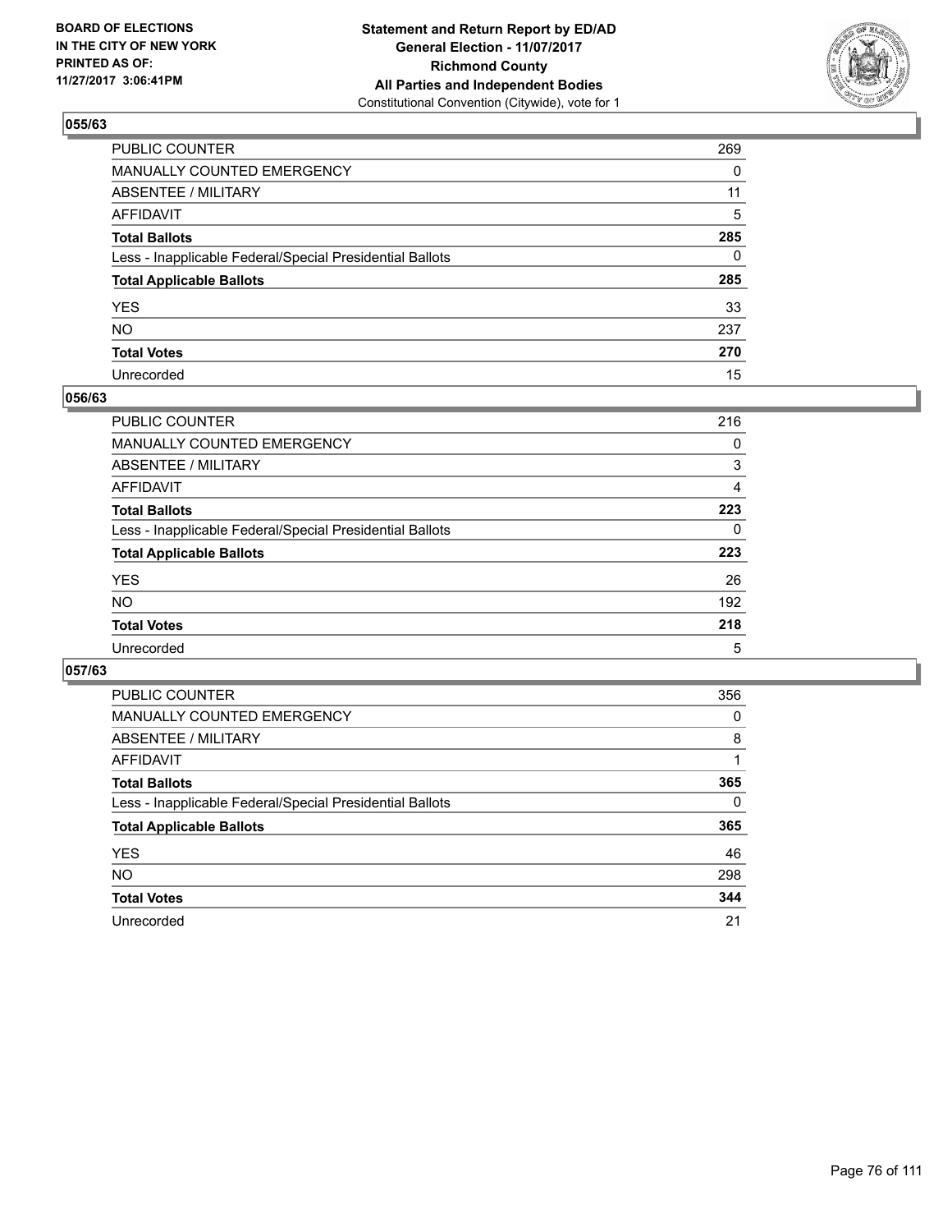**BOARD OF ELECTIONS IN THE CITY OF NEW YORK PRINTED AS OF: 11/27/2017 3:06:41PM**

**Statement and Return Report by ED/AD**
**General Election - 11/07/2017**
**Richmond County**
**All Parties and Independent Bodies**
Constitutional Convention (Citywide), vote for 1

### 055/63

| | |
|---|---|
| PUBLIC COUNTER | 269 |
| MANUALLY COUNTED EMERGENCY | 0 |
| ABSENTEE / MILITARY | 11 |
| AFFIDAVIT | 5 |
| **Total Ballots** | **285** |
| Less - Inapplicable Federal/Special Presidential Ballots | 0 |
| **Total Applicable Ballots** | **285** |
| YES | 33 |
| NO | 237 |
| **Total Votes** | **270** |
| Unrecorded | 15 |

### 056/63

| | |
|---|---|
| PUBLIC COUNTER | 216 |
| MANUALLY COUNTED EMERGENCY | 0 |
| ABSENTEE / MILITARY | 3 |
| AFFIDAVIT | 4 |
| **Total Ballots** | **223** |
| Less - Inapplicable Federal/Special Presidential Ballots | 0 |
| **Total Applicable Ballots** | **223** |
| YES | 26 |
| NO | 192 |
| **Total Votes** | **218** |
| Unrecorded | 5 |

### 057/63

| | |
|---|---|
| PUBLIC COUNTER | 356 |
| MANUALLY COUNTED EMERGENCY | 0 |
| ABSENTEE / MILITARY | 8 |
| AFFIDAVIT | 1 |
| **Total Ballots** | **365** |
| Less - Inapplicable Federal/Special Presidential Ballots | 0 |
| **Total Applicable Ballots** | **365** |
| YES | 46 |
| NO | 298 |
| **Total Votes** | **344** |
| Unrecorded | 21 |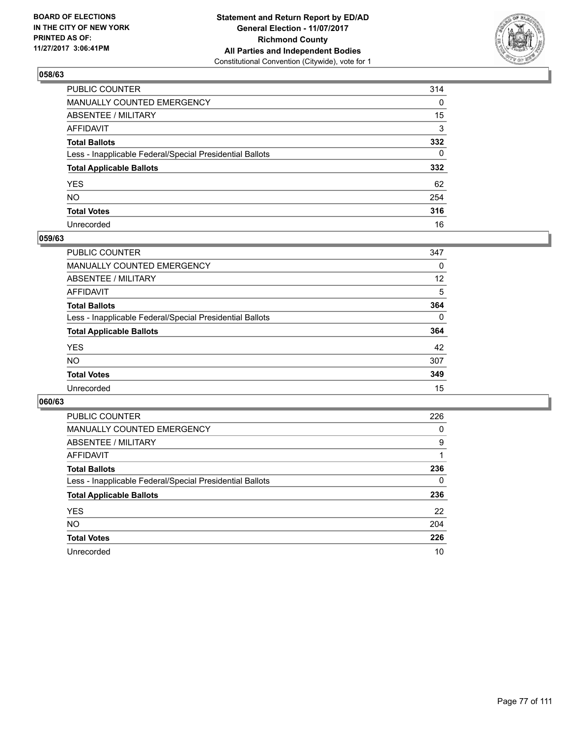BOARD OF ELECTIONS
IN THE CITY OF NEW YORK
PRINTED AS OF:
11/27/2017 3:06:41PM

**Statement and Return Report by ED/AD**
**General Election - 11/07/2017**
**Richmond County**
**All Parties and Independent Bodies**
Constitutional Convention (Citywide), vote for 1

### 058/63

| | |
|---|---|
| PUBLIC COUNTER | 314 |
| MANUALLY COUNTED EMERGENCY | 0 |
| ABSENTEE / MILITARY | 15 |
| AFFIDAVIT | 3 |
| **Total Ballots** | **332** |
| Less - Inapplicable Federal/Special Presidential Ballots | 0 |
| **Total Applicable Ballots** | **332** |
| YES | 62 |
| NO | 254 |
| **Total Votes** | **316** |
| Unrecorded | 16 |

### 059/63

| | |
|---|---|
| PUBLIC COUNTER | 347 |
| MANUALLY COUNTED EMERGENCY | 0 |
| ABSENTEE / MILITARY | 12 |
| AFFIDAVIT | 5 |
| **Total Ballots** | **364** |
| Less - Inapplicable Federal/Special Presidential Ballots | 0 |
| **Total Applicable Ballots** | **364** |
| YES | 42 |
| NO | 307 |
| **Total Votes** | **349** |
| Unrecorded | 15 |

### 060/63

| | |
|---|---|
| PUBLIC COUNTER | 226 |
| MANUALLY COUNTED EMERGENCY | 0 |
| ABSENTEE / MILITARY | 9 |
| AFFIDAVIT | 1 |
| **Total Ballots** | **236** |
| Less - Inapplicable Federal/Special Presidential Ballots | 0 |
| **Total Applicable Ballots** | **236** |
| YES | 22 |
| NO | 204 |
| **Total Votes** | **226** |
| Unrecorded | 10 |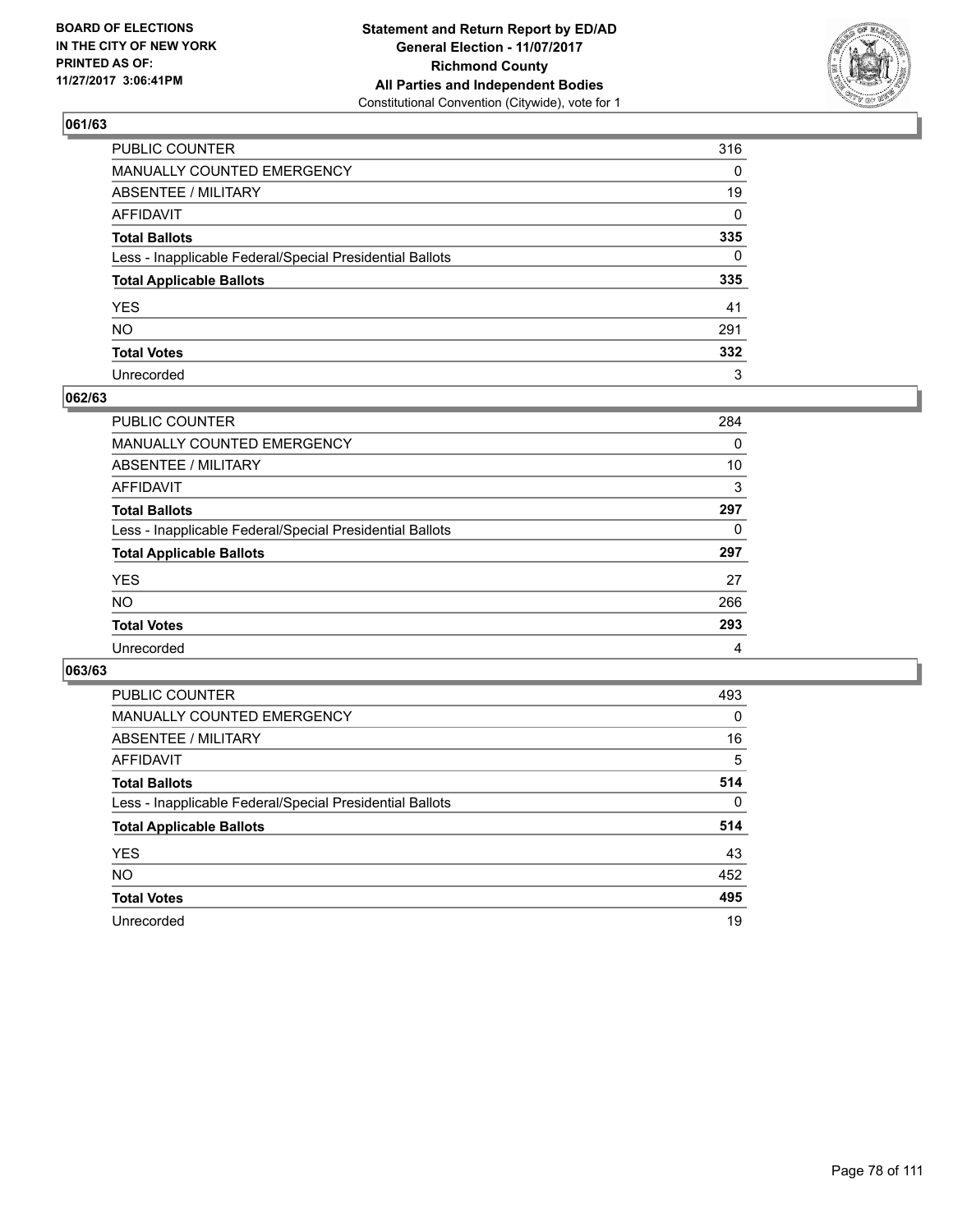BOARD OF ELECTIONS
IN THE CITY OF NEW YORK
PRINTED AS OF:
11/27/2017 3:06:41PM

**Statement and Return Report by ED/AD**
**General Election - 11/07/2017**
**Richmond County**
**All Parties and Independent Bodies**
Constitutional Convention (Citywide), vote for 1

### 061/63

| | |
|---|---|
| PUBLIC COUNTER | 316 |
| MANUALLY COUNTED EMERGENCY | 0 |
| ABSENTEE / MILITARY | 19 |
| AFFIDAVIT | 0 |
| **Total Ballots** | **335** |
| Less - Inapplicable Federal/Special Presidential Ballots | 0 |
| **Total Applicable Ballots** | **335** |
| YES | 41 |
| NO | 291 |
| **Total Votes** | **332** |
| Unrecorded | 3 |

### 062/63

| | |
|---|---|
| PUBLIC COUNTER | 284 |
| MANUALLY COUNTED EMERGENCY | 0 |
| ABSENTEE / MILITARY | 10 |
| AFFIDAVIT | 3 |
| **Total Ballots** | **297** |
| Less - Inapplicable Federal/Special Presidential Ballots | 0 |
| **Total Applicable Ballots** | **297** |
| YES | 27 |
| NO | 266 |
| **Total Votes** | **293** |
| Unrecorded | 4 |

### 063/63

| | |
|---|---|
| PUBLIC COUNTER | 493 |
| MANUALLY COUNTED EMERGENCY | 0 |
| ABSENTEE / MILITARY | 16 |
| AFFIDAVIT | 5 |
| **Total Ballots** | **514** |
| Less - Inapplicable Federal/Special Presidential Ballots | 0 |
| **Total Applicable Ballots** | **514** |
| YES | 43 |
| NO | 452 |
| **Total Votes** | **495** |
| Unrecorded | 19 |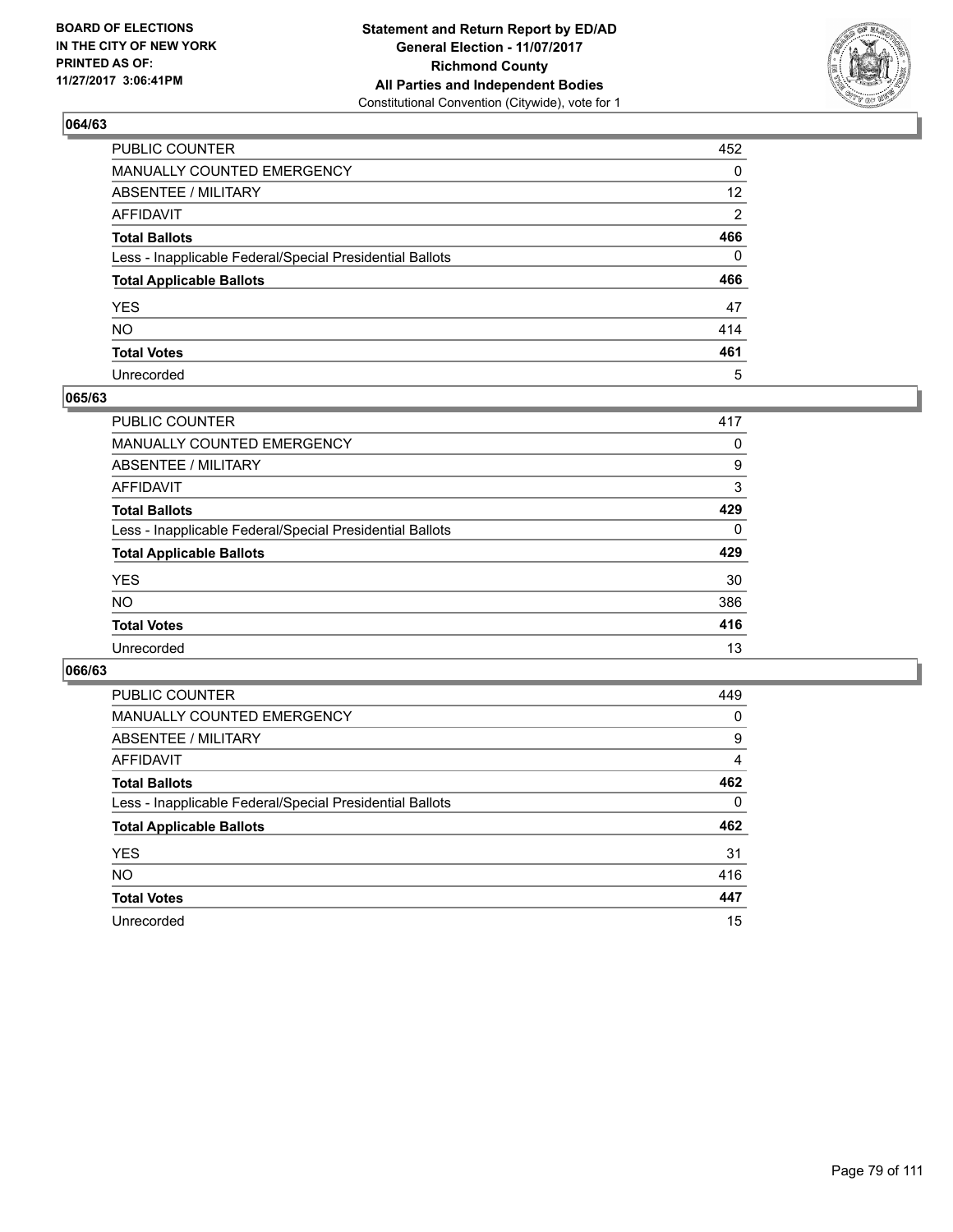BOARD OF ELECTIONS
IN THE CITY OF NEW YORK
PRINTED AS OF:
11/27/2017 3:06:41PM

**Statement and Return Report by ED/AD**
**General Election - 11/07/2017**
**Richmond County**
**All Parties and Independent Bodies**
Constitutional Convention (Citywide), vote for 1

### 064/63

| | |
|---|---|
| PUBLIC COUNTER | 452 |
| MANUALLY COUNTED EMERGENCY | 0 |
| ABSENTEE / MILITARY | 12 |
| AFFIDAVIT | 2 |
| **Total Ballots** | **466** |
| Less - Inapplicable Federal/Special Presidential Ballots | 0 |
| **Total Applicable Ballots** | **466** |
| YES | 47 |
| NO | 414 |
| **Total Votes** | **461** |
| Unrecorded | 5 |

### 065/63

| | |
|---|---|
| PUBLIC COUNTER | 417 |
| MANUALLY COUNTED EMERGENCY | 0 |
| ABSENTEE / MILITARY | 9 |
| AFFIDAVIT | 3 |
| **Total Ballots** | **429** |
| Less - Inapplicable Federal/Special Presidential Ballots | 0 |
| **Total Applicable Ballots** | **429** |
| YES | 30 |
| NO | 386 |
| **Total Votes** | **416** |
| Unrecorded | 13 |

### 066/63

| | |
|---|---|
| PUBLIC COUNTER | 449 |
| MANUALLY COUNTED EMERGENCY | 0 |
| ABSENTEE / MILITARY | 9 |
| AFFIDAVIT | 4 |
| **Total Ballots** | **462** |
| Less - Inapplicable Federal/Special Presidential Ballots | 0 |
| **Total Applicable Ballots** | **462** |
| YES | 31 |
| NO | 416 |
| **Total Votes** | **447** |
| Unrecorded | 15 |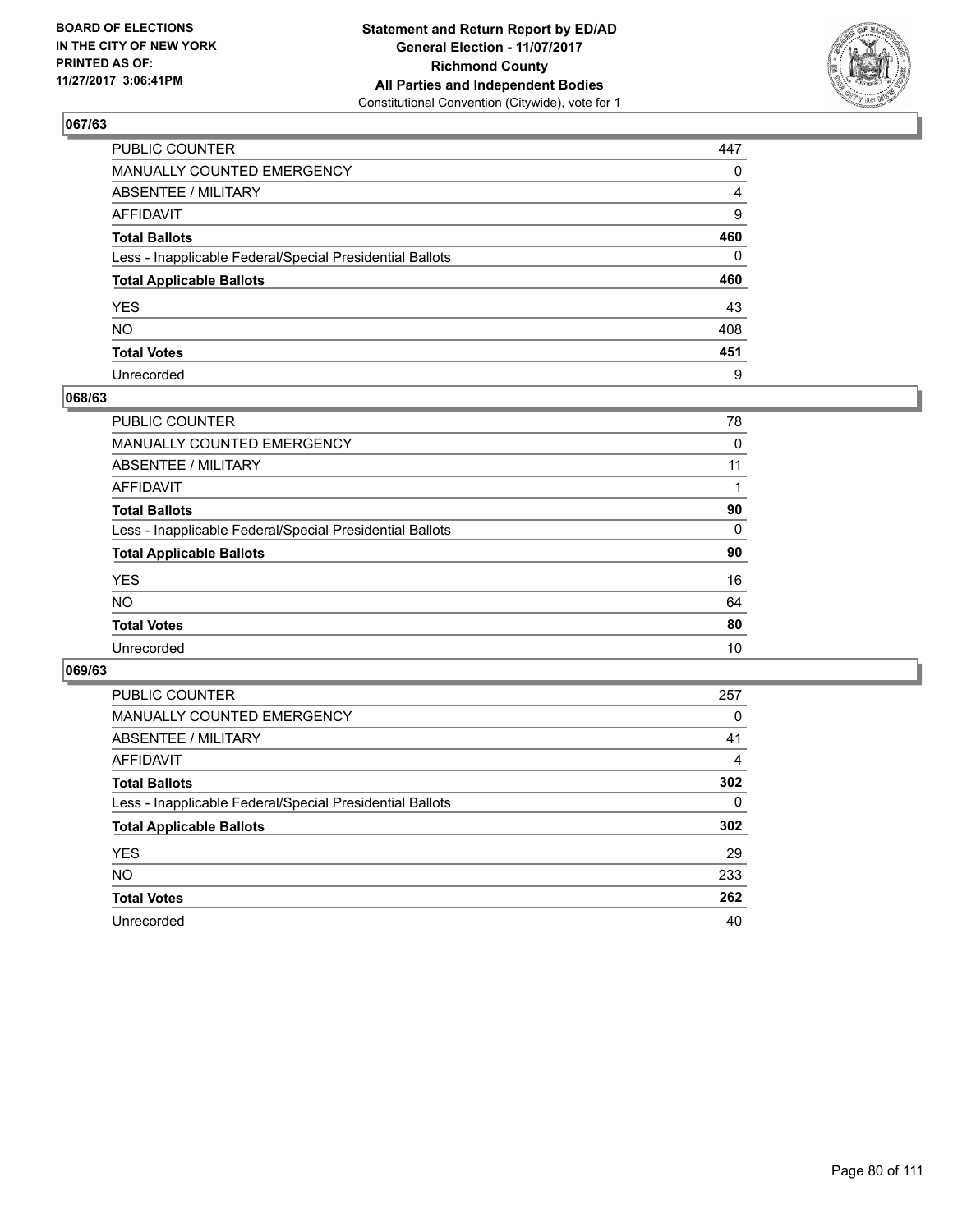**BOARD OF ELECTIONS IN THE CITY OF NEW YORK PRINTED AS OF: 11/27/2017 3:06:41PM**

**Statement and Return Report by ED/AD General Election - 11/07/2017 Richmond County All Parties and Independent Bodies**
Constitutional Convention (Citywide), vote for 1

## 067/63

| | |
|---|---|
| PUBLIC COUNTER | 447 |
| MANUALLY COUNTED EMERGENCY | 0 |
| ABSENTEE / MILITARY | 4 |
| AFFIDAVIT | 9 |
| **Total Ballots** | **460** |
| Less - Inapplicable Federal/Special Presidential Ballots | 0 |
| **Total Applicable Ballots** | **460** |
| YES | 43 |
| NO | 408 |
| **Total Votes** | **451** |
| Unrecorded | 9 |

## 068/63

| | |
|---|---|
| PUBLIC COUNTER | 78 |
| MANUALLY COUNTED EMERGENCY | 0 |
| ABSENTEE / MILITARY | 11 |
| AFFIDAVIT | 1 |
| **Total Ballots** | **90** |
| Less - Inapplicable Federal/Special Presidential Ballots | 0 |
| **Total Applicable Ballots** | **90** |
| YES | 16 |
| NO | 64 |
| **Total Votes** | **80** |
| Unrecorded | 10 |

## 069/63

| | |
|---|---|
| PUBLIC COUNTER | 257 |
| MANUALLY COUNTED EMERGENCY | 0 |
| ABSENTEE / MILITARY | 41 |
| AFFIDAVIT | 4 |
| **Total Ballots** | **302** |
| Less - Inapplicable Federal/Special Presidential Ballots | 0 |
| **Total Applicable Ballots** | **302** |
| YES | 29 |
| NO | 233 |
| **Total Votes** | **262** |
| Unrecorded | 40 |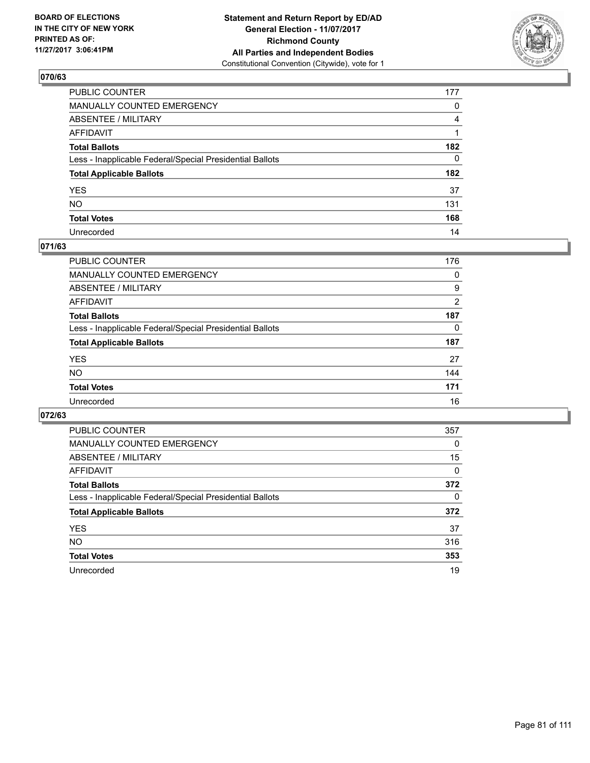**BOARD OF ELECTIONS IN THE CITY OF NEW YORK PRINTED AS OF: 11/27/2017 3:06:41PM**

**Statement and Return Report by ED/AD General Election - 11/07/2017 Richmond County All Parties and Independent Bodies**
Constitutional Convention (Citywide), vote for 1

## 070/63

| | |
|---|---|
| PUBLIC COUNTER | 177 |
| MANUALLY COUNTED EMERGENCY | 0 |
| ABSENTEE / MILITARY | 4 |
| AFFIDAVIT | 1 |
| **Total Ballots** | **182** |
| Less - Inapplicable Federal/Special Presidential Ballots | 0 |
| **Total Applicable Ballots** | **182** |
| YES | 37 |
| NO | 131 |
| **Total Votes** | **168** |
| Unrecorded | 14 |

## 071/63

| | |
|---|---|
| PUBLIC COUNTER | 176 |
| MANUALLY COUNTED EMERGENCY | 0 |
| ABSENTEE / MILITARY | 9 |
| AFFIDAVIT | 2 |
| **Total Ballots** | **187** |
| Less - Inapplicable Federal/Special Presidential Ballots | 0 |
| **Total Applicable Ballots** | **187** |
| YES | 27 |
| NO | 144 |
| **Total Votes** | **171** |
| Unrecorded | 16 |

## 072/63

| | |
|---|---|
| PUBLIC COUNTER | 357 |
| MANUALLY COUNTED EMERGENCY | 0 |
| ABSENTEE / MILITARY | 15 |
| AFFIDAVIT | 0 |
| **Total Ballots** | **372** |
| Less - Inapplicable Federal/Special Presidential Ballots | 0 |
| **Total Applicable Ballots** | **372** |
| YES | 37 |
| NO | 316 |
| **Total Votes** | **353** |
| Unrecorded | 19 |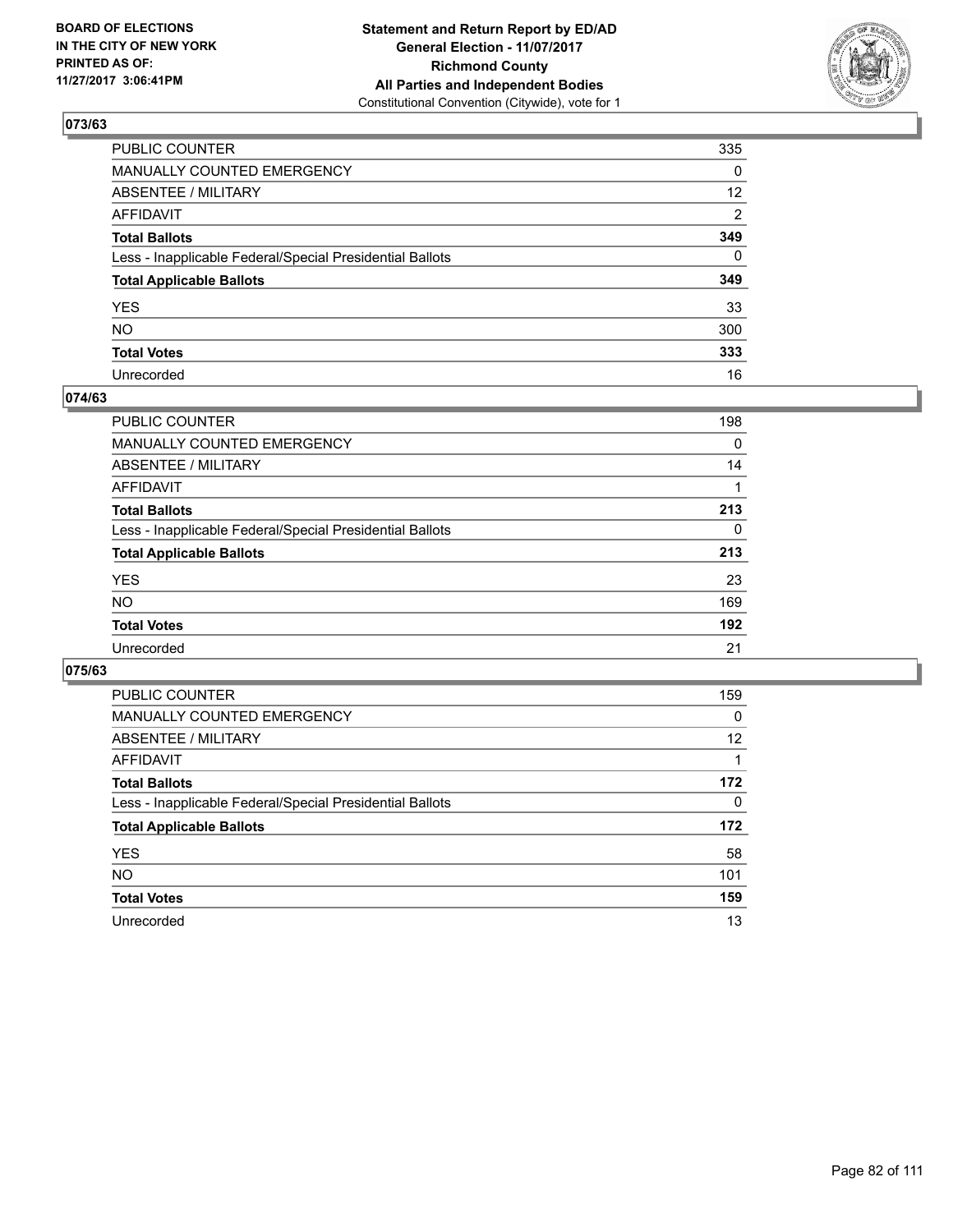**BOARD OF ELECTIONS IN THE CITY OF NEW YORK PRINTED AS OF: 11/27/2017 3:06:41PM**

**Statement and Return Report by ED/AD General Election - 11/07/2017 Richmond County All Parties and Independent Bodies**
Constitutional Convention (Citywide), vote for 1

### 073/63

| | |
|---|---|
| PUBLIC COUNTER | 335 |
| MANUALLY COUNTED EMERGENCY | 0 |
| ABSENTEE / MILITARY | 12 |
| AFFIDAVIT | 2 |
| **Total Ballots** | **349** |
| Less - Inapplicable Federal/Special Presidential Ballots | 0 |
| **Total Applicable Ballots** | **349** |
| YES | 33 |
| NO | 300 |
| **Total Votes** | **333** |
| Unrecorded | 16 |

### 074/63

| | |
|---|---|
| PUBLIC COUNTER | 198 |
| MANUALLY COUNTED EMERGENCY | 0 |
| ABSENTEE / MILITARY | 14 |
| AFFIDAVIT | 1 |
| **Total Ballots** | **213** |
| Less - Inapplicable Federal/Special Presidential Ballots | 0 |
| **Total Applicable Ballots** | **213** |
| YES | 23 |
| NO | 169 |
| **Total Votes** | **192** |
| Unrecorded | 21 |

### 075/63

| | |
|---|---|
| PUBLIC COUNTER | 159 |
| MANUALLY COUNTED EMERGENCY | 0 |
| ABSENTEE / MILITARY | 12 |
| AFFIDAVIT | 1 |
| **Total Ballots** | **172** |
| Less - Inapplicable Federal/Special Presidential Ballots | 0 |
| **Total Applicable Ballots** | **172** |
| YES | 58 |
| NO | 101 |
| **Total Votes** | **159** |
| Unrecorded | 13 |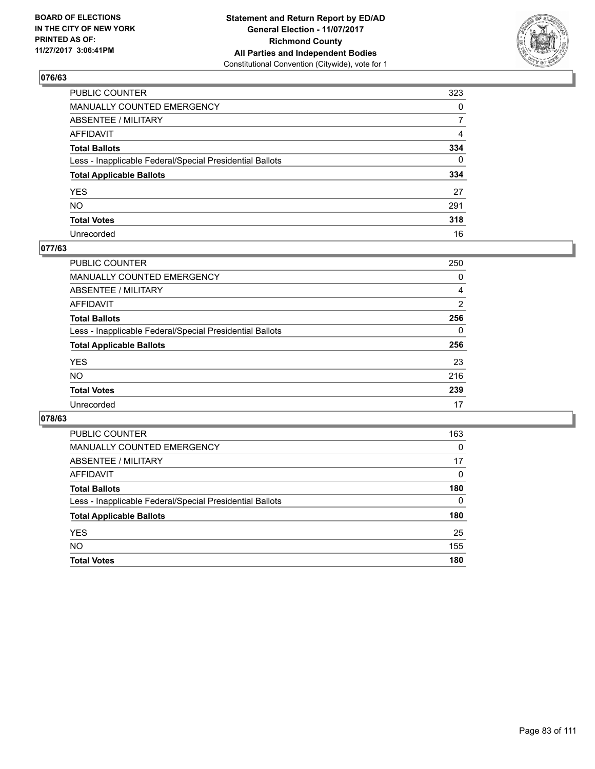BOARD OF ELECTIONS
IN THE CITY OF NEW YORK
PRINTED AS OF:
11/27/2017 3:06:41PM

**Statement and Return Report by ED/AD**
**General Election - 11/07/2017**
**Richmond County**
**All Parties and Independent Bodies**
Constitutional Convention (Citywide), vote for 1

## 076/63

| | |
|---|---|
| PUBLIC COUNTER | 323 |
| MANUALLY COUNTED EMERGENCY | 0 |
| ABSENTEE / MILITARY | 7 |
| AFFIDAVIT | 4 |
| **Total Ballots** | **334** |
| Less - Inapplicable Federal/Special Presidential Ballots | 0 |
| **Total Applicable Ballots** | **334** |
| YES | 27 |
| NO | 291 |
| **Total Votes** | **318** |
| Unrecorded | 16 |

## 077/63

| | |
|---|---|
| PUBLIC COUNTER | 250 |
| MANUALLY COUNTED EMERGENCY | 0 |
| ABSENTEE / MILITARY | 4 |
| AFFIDAVIT | 2 |
| **Total Ballots** | **256** |
| Less - Inapplicable Federal/Special Presidential Ballots | 0 |
| **Total Applicable Ballots** | **256** |
| YES | 23 |
| NO | 216 |
| **Total Votes** | **239** |
| Unrecorded | 17 |

## 078/63

| | |
|---|---|
| PUBLIC COUNTER | 163 |
| MANUALLY COUNTED EMERGENCY | 0 |
| ABSENTEE / MILITARY | 17 |
| AFFIDAVIT | 0 |
| **Total Ballots** | **180** |
| Less - Inapplicable Federal/Special Presidential Ballots | 0 |
| **Total Applicable Ballots** | **180** |
| YES | 25 |
| NO | 155 |
| **Total Votes** | **180** |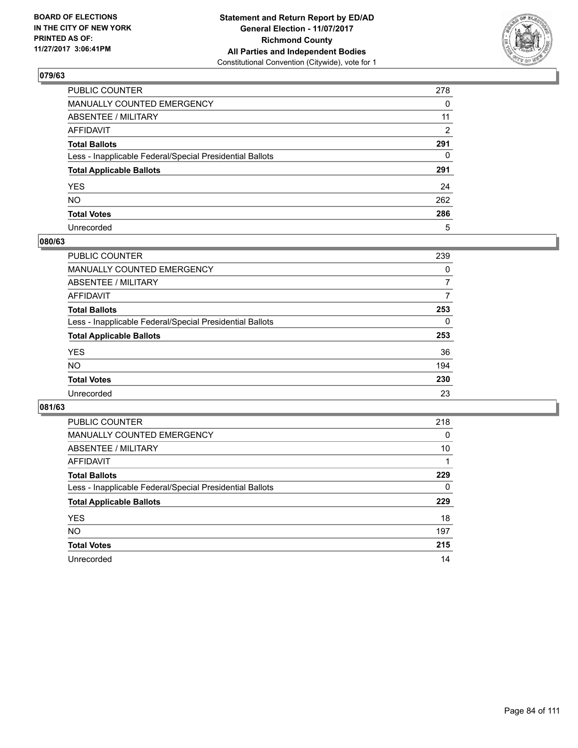BOARD OF ELECTIONS
IN THE CITY OF NEW YORK
PRINTED AS OF:
11/27/2017 3:06:41PM

**Statement and Return Report by ED/AD**
**General Election - 11/07/2017**
**Richmond County**
**All Parties and Independent Bodies**
Constitutional Convention (Citywide), vote for 1

## 079/63

| | |
|---|---|
| PUBLIC COUNTER | 278 |
| MANUALLY COUNTED EMERGENCY | 0 |
| ABSENTEE / MILITARY | 11 |
| AFFIDAVIT | 2 |
| **Total Ballots** | **291** |
| Less - Inapplicable Federal/Special Presidential Ballots | 0 |
| **Total Applicable Ballots** | **291** |
| YES | 24 |
| NO | 262 |
| **Total Votes** | **286** |
| Unrecorded | 5 |

## 080/63

| | |
|---|---|
| PUBLIC COUNTER | 239 |
| MANUALLY COUNTED EMERGENCY | 0 |
| ABSENTEE / MILITARY | 7 |
| AFFIDAVIT | 7 |
| **Total Ballots** | **253** |
| Less - Inapplicable Federal/Special Presidential Ballots | 0 |
| **Total Applicable Ballots** | **253** |
| YES | 36 |
| NO | 194 |
| **Total Votes** | **230** |
| Unrecorded | 23 |

## 081/63

| | |
|---|---|
| PUBLIC COUNTER | 218 |
| MANUALLY COUNTED EMERGENCY | 0 |
| ABSENTEE / MILITARY | 10 |
| AFFIDAVIT | 1 |
| **Total Ballots** | **229** |
| Less - Inapplicable Federal/Special Presidential Ballots | 0 |
| **Total Applicable Ballots** | **229** |
| YES | 18 |
| NO | 197 |
| **Total Votes** | **215** |
| Unrecorded | 14 |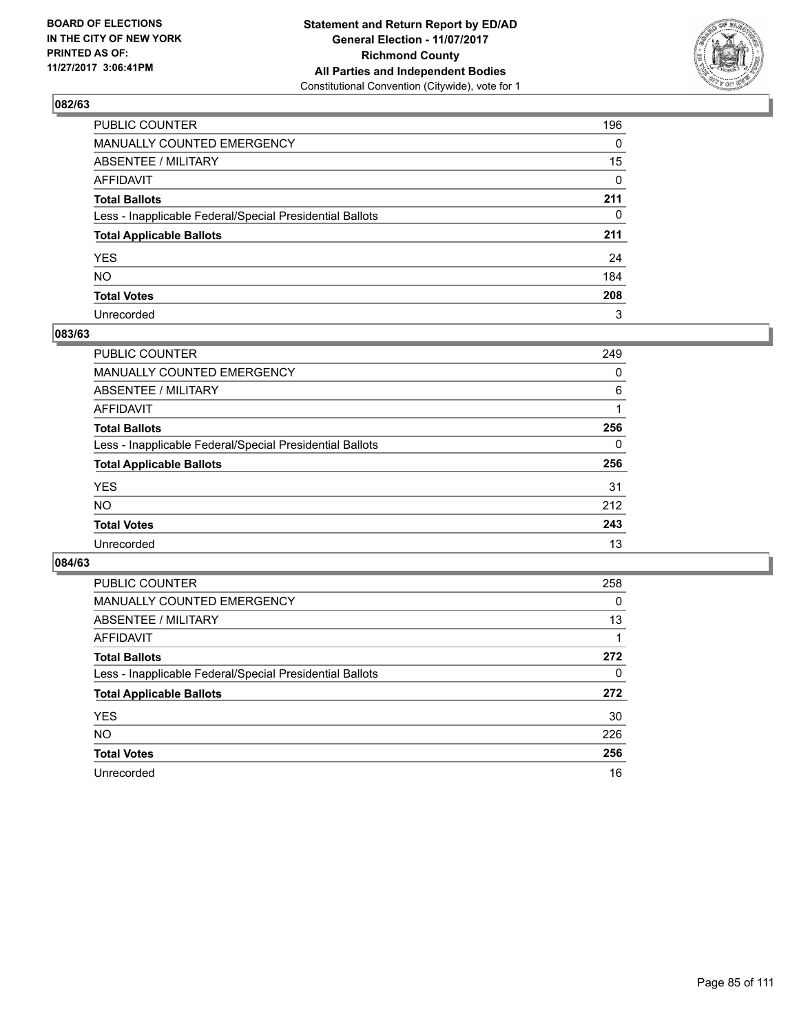BOARD OF ELECTIONS
IN THE CITY OF NEW YORK
PRINTED AS OF:
11/27/2017 3:06:41PM

**Statement and Return Report by ED/AD**
**General Election - 11/07/2017**
**Richmond County**
**All Parties and Independent Bodies**
Constitutional Convention (Citywide), vote for 1

## 082/63

| | |
|---|---|
| PUBLIC COUNTER | 196 |
| MANUALLY COUNTED EMERGENCY | 0 |
| ABSENTEE / MILITARY | 15 |
| AFFIDAVIT | 0 |
| **Total Ballots** | **211** |
| Less - Inapplicable Federal/Special Presidential Ballots | 0 |
| **Total Applicable Ballots** | **211** |
| YES | 24 |
| NO | 184 |
| **Total Votes** | **208** |
| Unrecorded | 3 |

## 083/63

| | |
|---|---|
| PUBLIC COUNTER | 249 |
| MANUALLY COUNTED EMERGENCY | 0 |
| ABSENTEE / MILITARY | 6 |
| AFFIDAVIT | 1 |
| **Total Ballots** | **256** |
| Less - Inapplicable Federal/Special Presidential Ballots | 0 |
| **Total Applicable Ballots** | **256** |
| YES | 31 |
| NO | 212 |
| **Total Votes** | **243** |
| Unrecorded | 13 |

## 084/63

| | |
|---|---|
| PUBLIC COUNTER | 258 |
| MANUALLY COUNTED EMERGENCY | 0 |
| ABSENTEE / MILITARY | 13 |
| AFFIDAVIT | 1 |
| **Total Ballots** | **272** |
| Less - Inapplicable Federal/Special Presidential Ballots | 0 |
| **Total Applicable Ballots** | **272** |
| YES | 30 |
| NO | 226 |
| **Total Votes** | **256** |
| Unrecorded | 16 |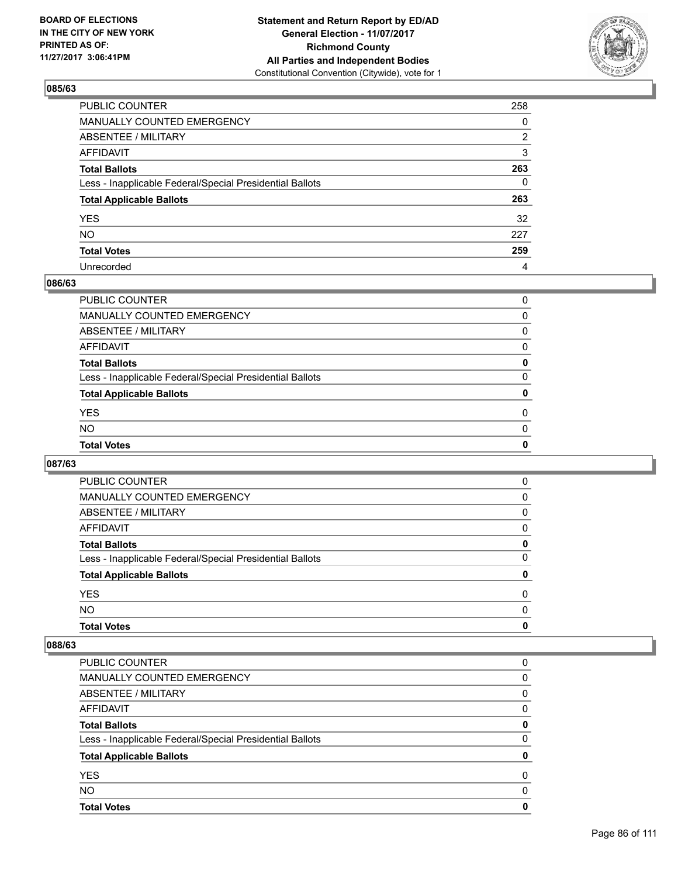**BOARD OF ELECTIONS IN THE CITY OF NEW YORK PRINTED AS OF: 11/27/2017 3:06:41PM**

**Statement and Return Report by ED/AD General Election - 11/07/2017 Richmond County All Parties and Independent Bodies**
Constitutional Convention (Citywide), vote for 1

## 085/63

| | |
|---|---|
| PUBLIC COUNTER | 258 |
| MANUALLY COUNTED EMERGENCY | 0 |
| ABSENTEE / MILITARY | 2 |
| AFFIDAVIT | 3 |
| **Total Ballots** | **263** |
| Less - Inapplicable Federal/Special Presidential Ballots | 0 |
| **Total Applicable Ballots** | **263** |
| YES | 32 |
| NO | 227 |
| **Total Votes** | **259** |
| Unrecorded | 4 |

## 086/63

| | |
|---|---|
| PUBLIC COUNTER | 0 |
| MANUALLY COUNTED EMERGENCY | 0 |
| ABSENTEE / MILITARY | 0 |
| AFFIDAVIT | 0 |
| **Total Ballots** | **0** |
| Less - Inapplicable Federal/Special Presidential Ballots | 0 |
| **Total Applicable Ballots** | **0** |
| YES | 0 |
| NO | 0 |
| **Total Votes** | **0** |

## 087/63

| | |
|---|---|
| PUBLIC COUNTER | 0 |
| MANUALLY COUNTED EMERGENCY | 0 |
| ABSENTEE / MILITARY | 0 |
| AFFIDAVIT | 0 |
| **Total Ballots** | **0** |
| Less - Inapplicable Federal/Special Presidential Ballots | 0 |
| **Total Applicable Ballots** | **0** |
| YES | 0 |
| NO | 0 |
| **Total Votes** | **0** |

## 088/63

| | |
|---|---|
| PUBLIC COUNTER | 0 |
| MANUALLY COUNTED EMERGENCY | 0 |
| ABSENTEE / MILITARY | 0 |
| AFFIDAVIT | 0 |
| **Total Ballots** | **0** |
| Less - Inapplicable Federal/Special Presidential Ballots | 0 |
| **Total Applicable Ballots** | **0** |
| YES | 0 |
| NO | 0 |
| **Total Votes** | **0** |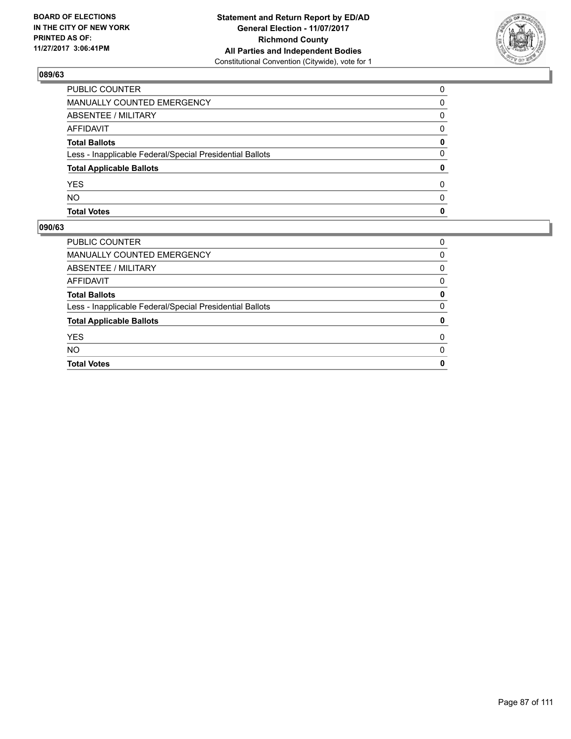## 089/63

| | |
|---|---|
| PUBLIC COUNTER | 0 |
| MANUALLY COUNTED EMERGENCY | 0 |
| ABSENTEE / MILITARY | 0 |
| AFFIDAVIT | 0 |
| **Total Ballots** | **0** |
| Less - Inapplicable Federal/Special Presidential Ballots | 0 |
| **Total Applicable Ballots** | **0** |
| YES | 0 |
| NO | 0 |
| **Total Votes** | **0** |

## 090/63

| | |
|---|---|
| PUBLIC COUNTER | 0 |
| MANUALLY COUNTED EMERGENCY | 0 |
| ABSENTEE / MILITARY | 0 |
| AFFIDAVIT | 0 |
| **Total Ballots** | **0** |
| Less - Inapplicable Federal/Special Presidential Ballots | 0 |
| **Total Applicable Ballots** | **0** |
| YES | 0 |
| NO | 0 |
| **Total Votes** | **0** |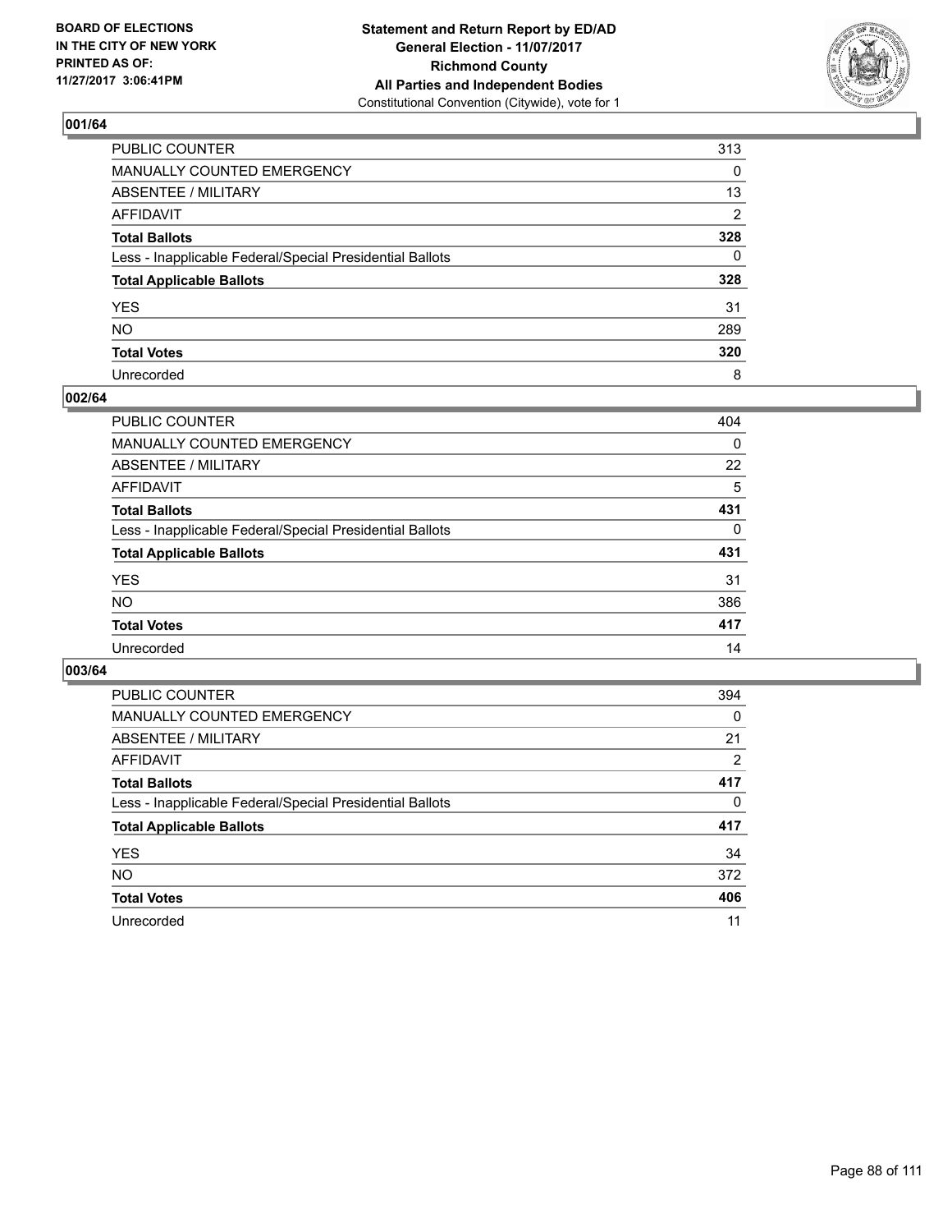BOARD OF ELECTIONS
IN THE CITY OF NEW YORK
PRINTED AS OF:
11/27/2017 3:06:41PM

**Statement and Return Report by ED/AD**
**General Election - 11/07/2017**
**Richmond County**
**All Parties and Independent Bodies**
Constitutional Convention (Citywide), vote for 1

### 001/64

| | |
|---|---|
| PUBLIC COUNTER | 313 |
| MANUALLY COUNTED EMERGENCY | 0 |
| ABSENTEE / MILITARY | 13 |
| AFFIDAVIT | 2 |
| **Total Ballots** | **328** |
| Less - Inapplicable Federal/Special Presidential Ballots | 0 |
| **Total Applicable Ballots** | **328** |
| YES | 31 |
| NO | 289 |
| **Total Votes** | **320** |
| Unrecorded | 8 |

### 002/64

| | |
|---|---|
| PUBLIC COUNTER | 404 |
| MANUALLY COUNTED EMERGENCY | 0 |
| ABSENTEE / MILITARY | 22 |
| AFFIDAVIT | 5 |
| **Total Ballots** | **431** |
| Less - Inapplicable Federal/Special Presidential Ballots | 0 |
| **Total Applicable Ballots** | **431** |
| YES | 31 |
| NO | 386 |
| **Total Votes** | **417** |
| Unrecorded | 14 |

### 003/64

| | |
|---|---|
| PUBLIC COUNTER | 394 |
| MANUALLY COUNTED EMERGENCY | 0 |
| ABSENTEE / MILITARY | 21 |
| AFFIDAVIT | 2 |
| **Total Ballots** | **417** |
| Less - Inapplicable Federal/Special Presidential Ballots | 0 |
| **Total Applicable Ballots** | **417** |
| YES | 34 |
| NO | 372 |
| **Total Votes** | **406** |
| Unrecorded | 11 |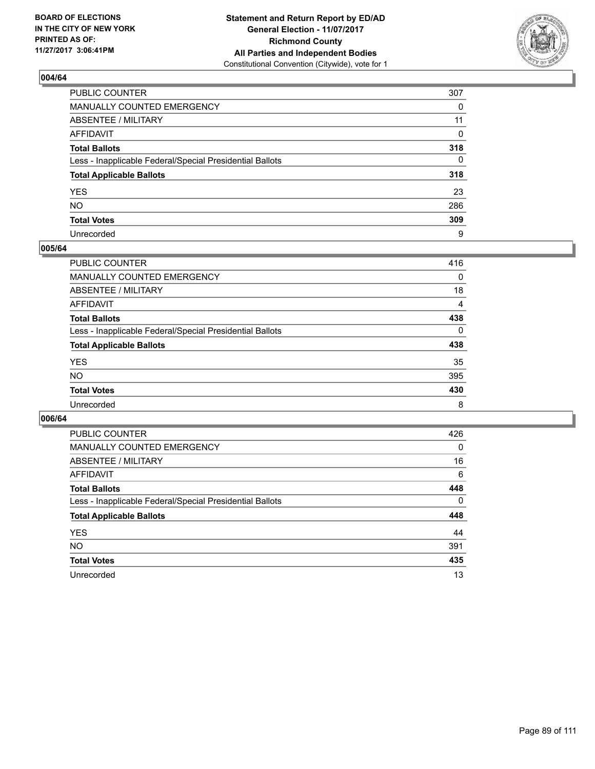BOARD OF ELECTIONS
IN THE CITY OF NEW YORK
PRINTED AS OF:
11/27/2017 3:06:41PM

**Statement and Return Report by ED/AD**
**General Election - 11/07/2017**
**Richmond County**
**All Parties and Independent Bodies**
Constitutional Convention (Citywide), vote for 1

### 004/64

| | |
|---|---|
| PUBLIC COUNTER | 307 |
| MANUALLY COUNTED EMERGENCY | 0 |
| ABSENTEE / MILITARY | 11 |
| AFFIDAVIT | 0 |
| **Total Ballots** | **318** |
| Less - Inapplicable Federal/Special Presidential Ballots | 0 |
| **Total Applicable Ballots** | **318** |
| YES | 23 |
| NO | 286 |
| **Total Votes** | **309** |
| Unrecorded | 9 |

### 005/64

| | |
|---|---|
| PUBLIC COUNTER | 416 |
| MANUALLY COUNTED EMERGENCY | 0 |
| ABSENTEE / MILITARY | 18 |
| AFFIDAVIT | 4 |
| **Total Ballots** | **438** |
| Less - Inapplicable Federal/Special Presidential Ballots | 0 |
| **Total Applicable Ballots** | **438** |
| YES | 35 |
| NO | 395 |
| **Total Votes** | **430** |
| Unrecorded | 8 |

### 006/64

| | |
|---|---|
| PUBLIC COUNTER | 426 |
| MANUALLY COUNTED EMERGENCY | 0 |
| ABSENTEE / MILITARY | 16 |
| AFFIDAVIT | 6 |
| **Total Ballots** | **448** |
| Less - Inapplicable Federal/Special Presidential Ballots | 0 |
| **Total Applicable Ballots** | **448** |
| YES | 44 |
| NO | 391 |
| **Total Votes** | **435** |
| Unrecorded | 13 |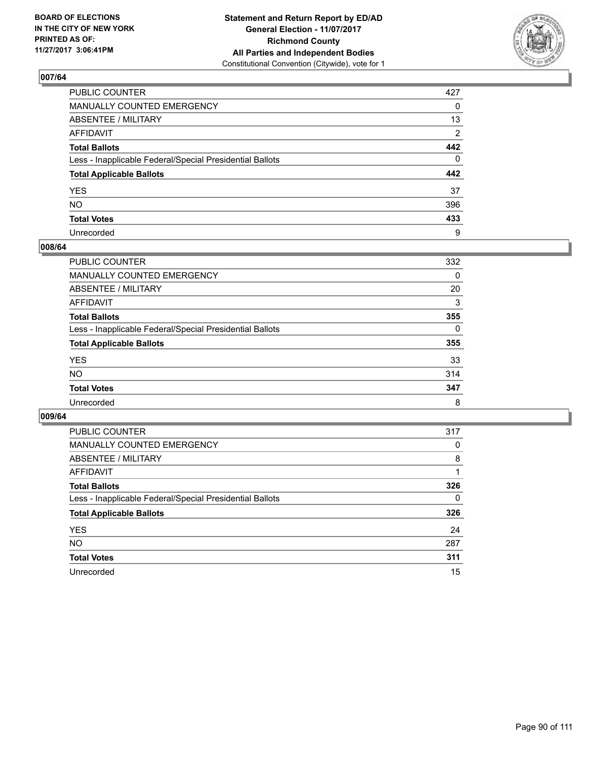**BOARD OF ELECTIONS IN THE CITY OF NEW YORK PRINTED AS OF: 11/27/2017 3:06:41PM**

**Statement and Return Report by ED/AD**
**General Election - 11/07/2017**
**Richmond County**
**All Parties and Independent Bodies**
Constitutional Convention (Citywide), vote for 1

### 007/64

| | |
|---|---|
| PUBLIC COUNTER | 427 |
| MANUALLY COUNTED EMERGENCY | 0 |
| ABSENTEE / MILITARY | 13 |
| AFFIDAVIT | 2 |
| **Total Ballots** | **442** |
| Less - Inapplicable Federal/Special Presidential Ballots | 0 |
| **Total Applicable Ballots** | **442** |
| YES | 37 |
| NO | 396 |
| **Total Votes** | **433** |
| Unrecorded | 9 |

### 008/64

| | |
|---|---|
| PUBLIC COUNTER | 332 |
| MANUALLY COUNTED EMERGENCY | 0 |
| ABSENTEE / MILITARY | 20 |
| AFFIDAVIT | 3 |
| **Total Ballots** | **355** |
| Less - Inapplicable Federal/Special Presidential Ballots | 0 |
| **Total Applicable Ballots** | **355** |
| YES | 33 |
| NO | 314 |
| **Total Votes** | **347** |
| Unrecorded | 8 |

### 009/64

| | |
|---|---|
| PUBLIC COUNTER | 317 |
| MANUALLY COUNTED EMERGENCY | 0 |
| ABSENTEE / MILITARY | 8 |
| AFFIDAVIT | 1 |
| **Total Ballots** | **326** |
| Less - Inapplicable Federal/Special Presidential Ballots | 0 |
| **Total Applicable Ballots** | **326** |
| YES | 24 |
| NO | 287 |
| **Total Votes** | **311** |
| Unrecorded | 15 |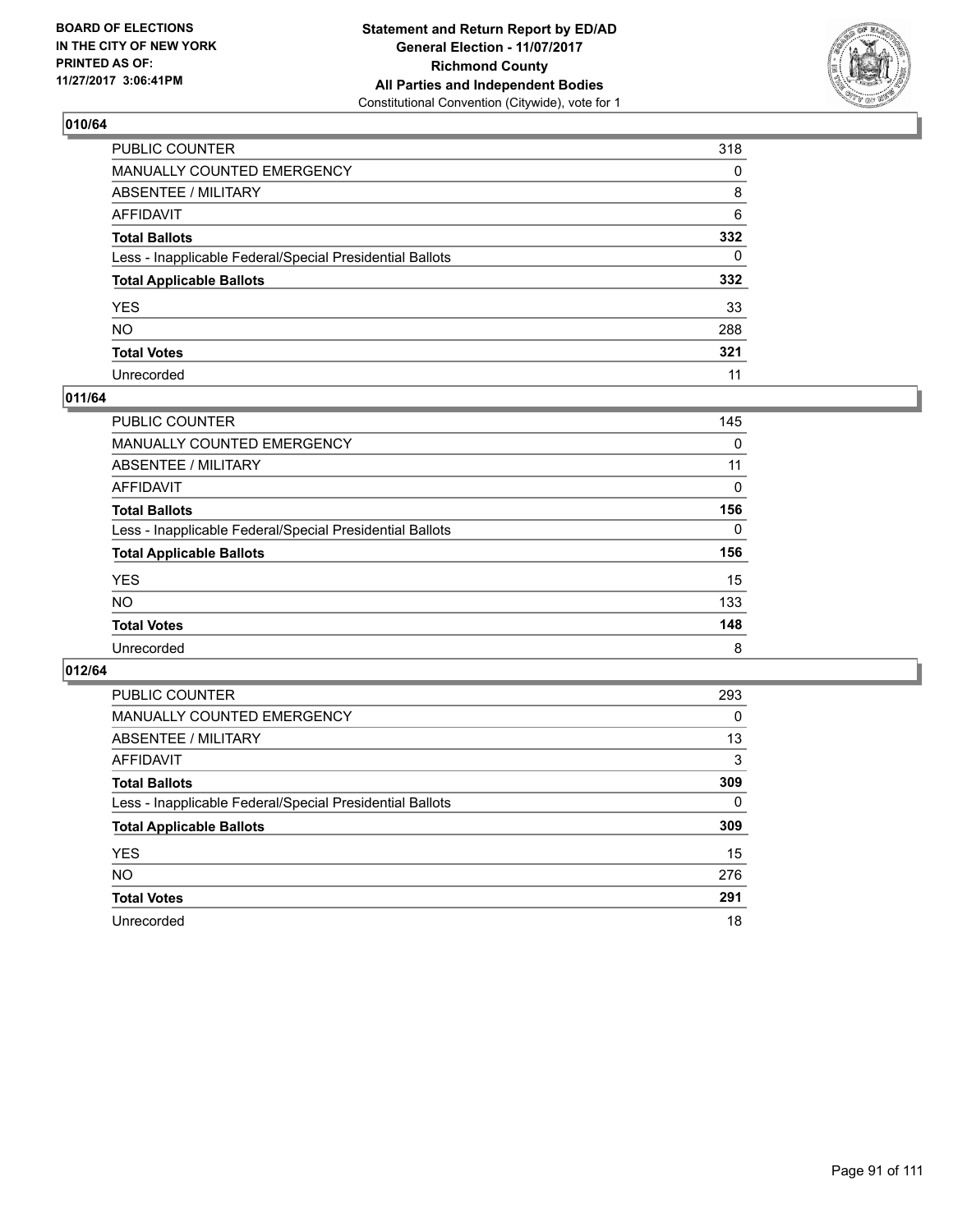**BOARD OF ELECTIONS IN THE CITY OF NEW YORK PRINTED AS OF: 11/27/2017 3:06:41PM**

**Statement and Return Report by ED/AD**
**General Election - 11/07/2017**
**Richmond County**
**All Parties and Independent Bodies**
Constitutional Convention (Citywide), vote for 1

## 010/64

| | |
|---|---|
| PUBLIC COUNTER | 318 |
| MANUALLY COUNTED EMERGENCY | 0 |
| ABSENTEE / MILITARY | 8 |
| AFFIDAVIT | 6 |
| **Total Ballots** | **332** |
| Less - Inapplicable Federal/Special Presidential Ballots | 0 |
| **Total Applicable Ballots** | **332** |
| YES | 33 |
| NO | 288 |
| **Total Votes** | **321** |
| Unrecorded | 11 |

## 011/64

| | |
|---|---|
| PUBLIC COUNTER | 145 |
| MANUALLY COUNTED EMERGENCY | 0 |
| ABSENTEE / MILITARY | 11 |
| AFFIDAVIT | 0 |
| **Total Ballots** | **156** |
| Less - Inapplicable Federal/Special Presidential Ballots | 0 |
| **Total Applicable Ballots** | **156** |
| YES | 15 |
| NO | 133 |
| **Total Votes** | **148** |
| Unrecorded | 8 |

## 012/64

| | |
|---|---|
| PUBLIC COUNTER | 293 |
| MANUALLY COUNTED EMERGENCY | 0 |
| ABSENTEE / MILITARY | 13 |
| AFFIDAVIT | 3 |
| **Total Ballots** | **309** |
| Less - Inapplicable Federal/Special Presidential Ballots | 0 |
| **Total Applicable Ballots** | **309** |
| YES | 15 |
| NO | 276 |
| **Total Votes** | **291** |
| Unrecorded | 18 |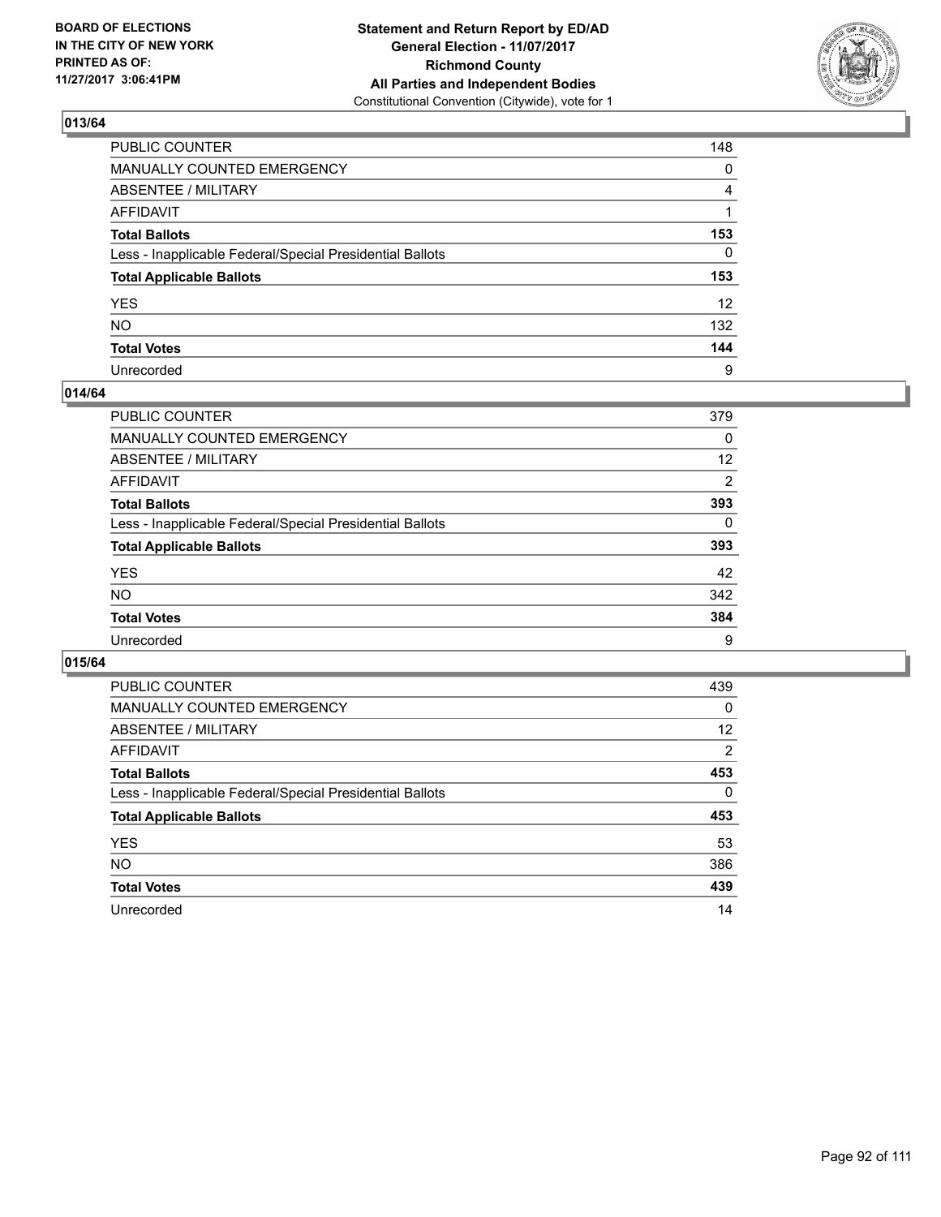## 013/64

| | |
|---|---|
| PUBLIC COUNTER | 148 |
| MANUALLY COUNTED EMERGENCY | 0 |
| ABSENTEE / MILITARY | 4 |
| AFFIDAVIT | 1 |
| **Total Ballots** | **153** |
| Less - Inapplicable Federal/Special Presidential Ballots | 0 |
| **Total Applicable Ballots** | **153** |
| YES | 12 |
| NO | 132 |
| **Total Votes** | **144** |
| Unrecorded | 9 |

## 014/64

| | |
|---|---|
| PUBLIC COUNTER | 379 |
| MANUALLY COUNTED EMERGENCY | 0 |
| ABSENTEE / MILITARY | 12 |
| AFFIDAVIT | 2 |
| **Total Ballots** | **393** |
| Less - Inapplicable Federal/Special Presidential Ballots | 0 |
| **Total Applicable Ballots** | **393** |
| YES | 42 |
| NO | 342 |
| **Total Votes** | **384** |
| Unrecorded | 9 |

## 015/64

| | |
|---|---|
| PUBLIC COUNTER | 439 |
| MANUALLY COUNTED EMERGENCY | 0 |
| ABSENTEE / MILITARY | 12 |
| AFFIDAVIT | 2 |
| **Total Ballots** | **453** |
| Less - Inapplicable Federal/Special Presidential Ballots | 0 |
| **Total Applicable Ballots** | **453** |
| YES | 53 |
| NO | 386 |
| **Total Votes** | **439** |
| Unrecorded | 14 |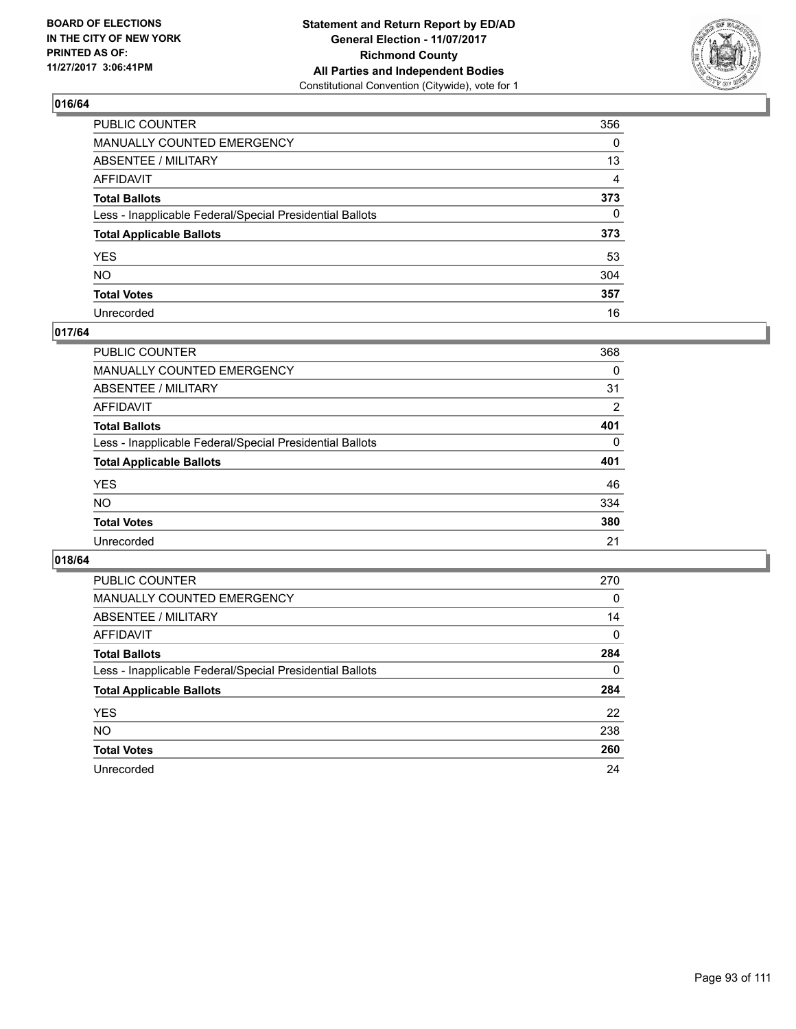BOARD OF ELECTIONS
IN THE CITY OF NEW YORK
PRINTED AS OF:
11/27/2017 3:06:41PM

**Statement and Return Report by ED/AD**
**General Election - 11/07/2017**
**Richmond County**
**All Parties and Independent Bodies**
Constitutional Convention (Citywide), vote for 1

## 016/64

| | |
|---|---|
| PUBLIC COUNTER | 356 |
| MANUALLY COUNTED EMERGENCY | 0 |
| ABSENTEE / MILITARY | 13 |
| AFFIDAVIT | 4 |
| **Total Ballots** | **373** |
| Less - Inapplicable Federal/Special Presidential Ballots | 0 |
| **Total Applicable Ballots** | **373** |
| YES | 53 |
| NO | 304 |
| **Total Votes** | **357** |
| Unrecorded | 16 |

## 017/64

| | |
|---|---|
| PUBLIC COUNTER | 368 |
| MANUALLY COUNTED EMERGENCY | 0 |
| ABSENTEE / MILITARY | 31 |
| AFFIDAVIT | 2 |
| **Total Ballots** | **401** |
| Less - Inapplicable Federal/Special Presidential Ballots | 0 |
| **Total Applicable Ballots** | **401** |
| YES | 46 |
| NO | 334 |
| **Total Votes** | **380** |
| Unrecorded | 21 |

## 018/64

| | |
|---|---|
| PUBLIC COUNTER | 270 |
| MANUALLY COUNTED EMERGENCY | 0 |
| ABSENTEE / MILITARY | 14 |
| AFFIDAVIT | 0 |
| **Total Ballots** | **284** |
| Less - Inapplicable Federal/Special Presidential Ballots | 0 |
| **Total Applicable Ballots** | **284** |
| YES | 22 |
| NO | 238 |
| **Total Votes** | **260** |
| Unrecorded | 24 |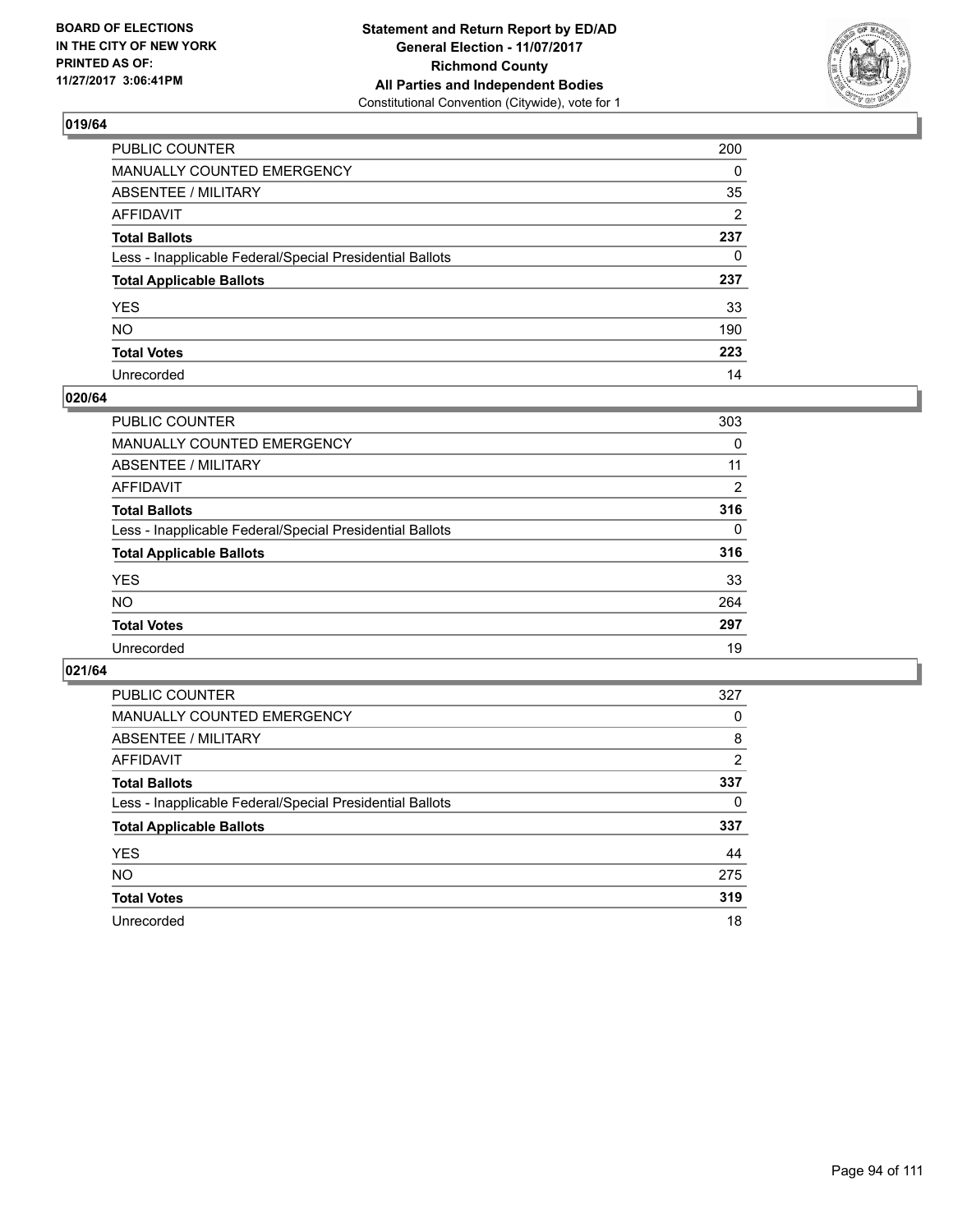**BOARD OF ELECTIONS IN THE CITY OF NEW YORK PRINTED AS OF: 11/27/2017 3:06:41PM**

**Statement and Return Report by ED/AD General Election - 11/07/2017 Richmond County All Parties and Independent Bodies**
Constitutional Convention (Citywide), vote for 1

## 019/64

| | |
|---|---|
| PUBLIC COUNTER | 200 |
| MANUALLY COUNTED EMERGENCY | 0 |
| ABSENTEE / MILITARY | 35 |
| AFFIDAVIT | 2 |
| **Total Ballots** | **237** |
| Less - Inapplicable Federal/Special Presidential Ballots | 0 |
| **Total Applicable Ballots** | **237** |
| YES | 33 |
| NO | 190 |
| **Total Votes** | **223** |
| Unrecorded | 14 |

## 020/64

| | |
|---|---|
| PUBLIC COUNTER | 303 |
| MANUALLY COUNTED EMERGENCY | 0 |
| ABSENTEE / MILITARY | 11 |
| AFFIDAVIT | 2 |
| **Total Ballots** | **316** |
| Less - Inapplicable Federal/Special Presidential Ballots | 0 |
| **Total Applicable Ballots** | **316** |
| YES | 33 |
| NO | 264 |
| **Total Votes** | **297** |
| Unrecorded | 19 |

## 021/64

| | |
|---|---|
| PUBLIC COUNTER | 327 |
| MANUALLY COUNTED EMERGENCY | 0 |
| ABSENTEE / MILITARY | 8 |
| AFFIDAVIT | 2 |
| **Total Ballots** | **337** |
| Less - Inapplicable Federal/Special Presidential Ballots | 0 |
| **Total Applicable Ballots** | **337** |
| YES | 44 |
| NO | 275 |
| **Total Votes** | **319** |
| Unrecorded | 18 |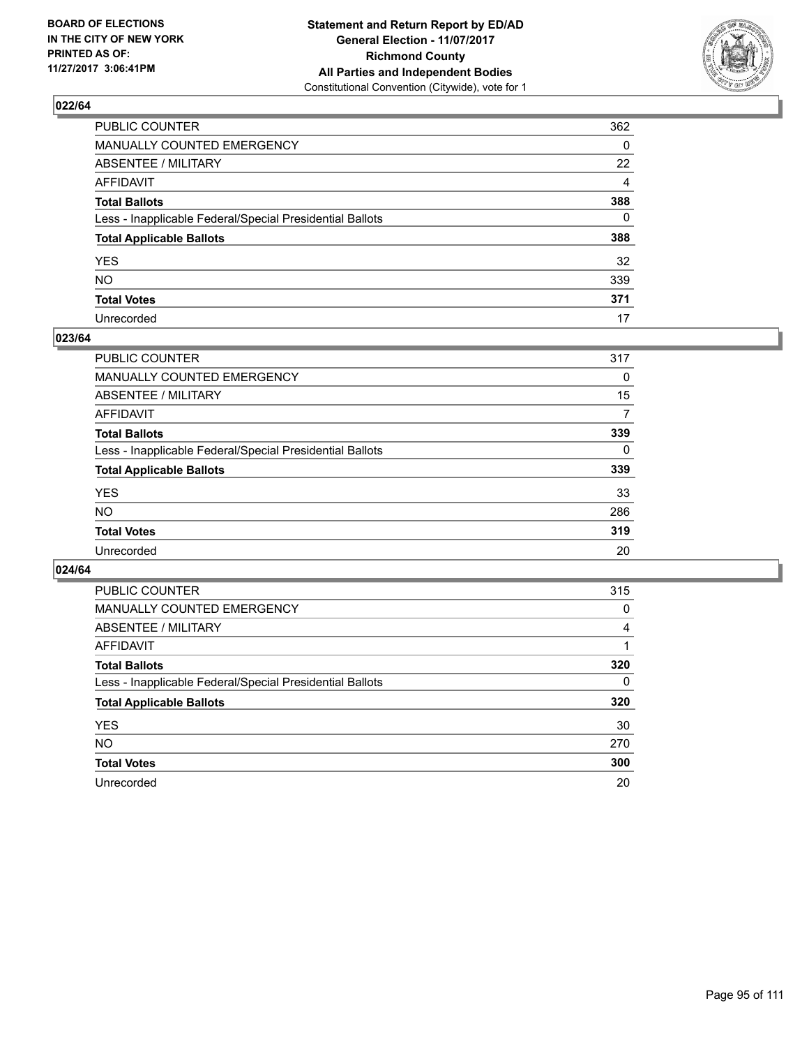BOARD OF ELECTIONS
IN THE CITY OF NEW YORK
PRINTED AS OF:
11/27/2017 3:06:41PM

**Statement and Return Report by ED/AD**
**General Election - 11/07/2017**
**Richmond County**
**All Parties and Independent Bodies**
Constitutional Convention (Citywide), vote for 1

### 022/64

| | |
|---|---|
| PUBLIC COUNTER | 362 |
| MANUALLY COUNTED EMERGENCY | 0 |
| ABSENTEE / MILITARY | 22 |
| AFFIDAVIT | 4 |
| **Total Ballots** | **388** |
| Less - Inapplicable Federal/Special Presidential Ballots | 0 |
| **Total Applicable Ballots** | **388** |
| YES | 32 |
| NO | 339 |
| **Total Votes** | **371** |
| Unrecorded | 17 |

### 023/64

| | |
|---|---|
| PUBLIC COUNTER | 317 |
| MANUALLY COUNTED EMERGENCY | 0 |
| ABSENTEE / MILITARY | 15 |
| AFFIDAVIT | 7 |
| **Total Ballots** | **339** |
| Less - Inapplicable Federal/Special Presidential Ballots | 0 |
| **Total Applicable Ballots** | **339** |
| YES | 33 |
| NO | 286 |
| **Total Votes** | **319** |
| Unrecorded | 20 |

### 024/64

| | |
|---|---|
| PUBLIC COUNTER | 315 |
| MANUALLY COUNTED EMERGENCY | 0 |
| ABSENTEE / MILITARY | 4 |
| AFFIDAVIT | 1 |
| **Total Ballots** | **320** |
| Less - Inapplicable Federal/Special Presidential Ballots | 0 |
| **Total Applicable Ballots** | **320** |
| YES | 30 |
| NO | 270 |
| **Total Votes** | **300** |
| Unrecorded | 20 |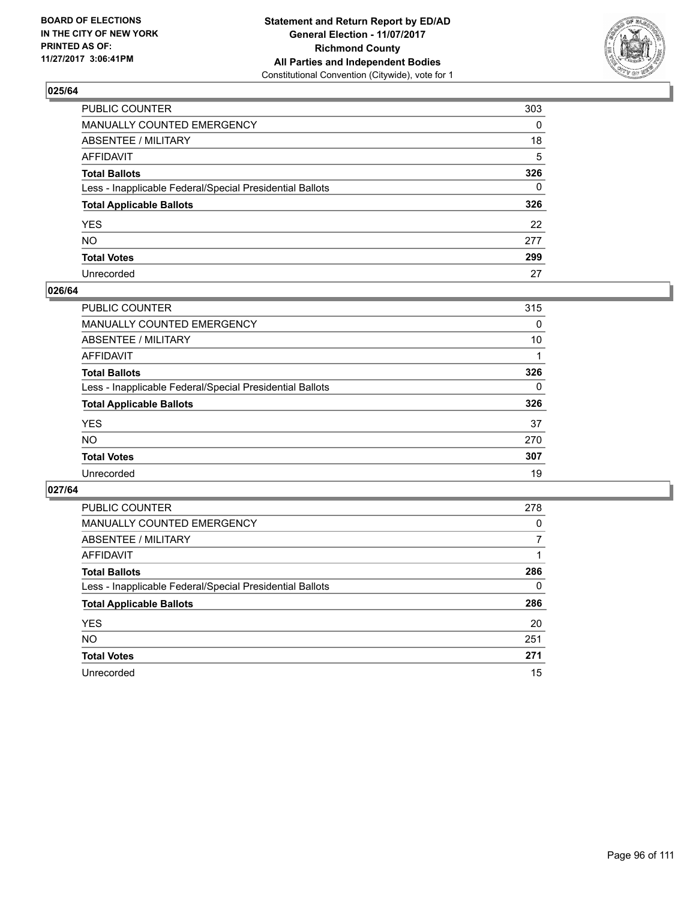BOARD OF ELECTIONS
IN THE CITY OF NEW YORK
PRINTED AS OF:
11/27/2017 3:06:41PM

**Statement and Return Report by ED/AD**
**General Election - 11/07/2017**
**Richmond County**
**All Parties and Independent Bodies**
Constitutional Convention (Citywide), vote for 1

### 025/64

| | |
|---|---|
| PUBLIC COUNTER | 303 |
| MANUALLY COUNTED EMERGENCY | 0 |
| ABSENTEE / MILITARY | 18 |
| AFFIDAVIT | 5 |
| **Total Ballots** | **326** |
| Less - Inapplicable Federal/Special Presidential Ballots | 0 |
| **Total Applicable Ballots** | **326** |
| YES | 22 |
| NO | 277 |
| **Total Votes** | **299** |
| Unrecorded | 27 |

### 026/64

| | |
|---|---|
| PUBLIC COUNTER | 315 |
| MANUALLY COUNTED EMERGENCY | 0 |
| ABSENTEE / MILITARY | 10 |
| AFFIDAVIT | 1 |
| **Total Ballots** | **326** |
| Less - Inapplicable Federal/Special Presidential Ballots | 0 |
| **Total Applicable Ballots** | **326** |
| YES | 37 |
| NO | 270 |
| **Total Votes** | **307** |
| Unrecorded | 19 |

### 027/64

| | |
|---|---|
| PUBLIC COUNTER | 278 |
| MANUALLY COUNTED EMERGENCY | 0 |
| ABSENTEE / MILITARY | 7 |
| AFFIDAVIT | 1 |
| **Total Ballots** | **286** |
| Less - Inapplicable Federal/Special Presidential Ballots | 0 |
| **Total Applicable Ballots** | **286** |
| YES | 20 |
| NO | 251 |
| **Total Votes** | **271** |
| Unrecorded | 15 |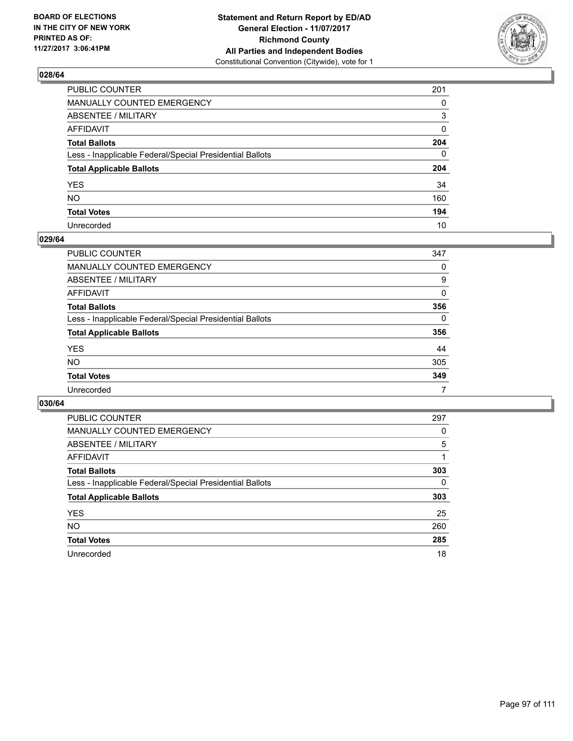**BOARD OF ELECTIONS IN THE CITY OF NEW YORK PRINTED AS OF: 11/27/2017 3:06:41PM**

**Statement and Return Report by ED/AD**
**General Election - 11/07/2017**
**Richmond County**
**All Parties and Independent Bodies**
Constitutional Convention (Citywide), vote for 1

## 028/64

| | |
|---|---|
| PUBLIC COUNTER | 201 |
| MANUALLY COUNTED EMERGENCY | 0 |
| ABSENTEE / MILITARY | 3 |
| AFFIDAVIT | 0 |
| **Total Ballots** | **204** |
| Less - Inapplicable Federal/Special Presidential Ballots | 0 |
| **Total Applicable Ballots** | **204** |
| YES | 34 |
| NO | 160 |
| **Total Votes** | **194** |
| Unrecorded | 10 |

## 029/64

| | |
|---|---|
| PUBLIC COUNTER | 347 |
| MANUALLY COUNTED EMERGENCY | 0 |
| ABSENTEE / MILITARY | 9 |
| AFFIDAVIT | 0 |
| **Total Ballots** | **356** |
| Less - Inapplicable Federal/Special Presidential Ballots | 0 |
| **Total Applicable Ballots** | **356** |
| YES | 44 |
| NO | 305 |
| **Total Votes** | **349** |
| Unrecorded | 7 |

## 030/64

| | |
|---|---|
| PUBLIC COUNTER | 297 |
| MANUALLY COUNTED EMERGENCY | 0 |
| ABSENTEE / MILITARY | 5 |
| AFFIDAVIT | 1 |
| **Total Ballots** | **303** |
| Less - Inapplicable Federal/Special Presidential Ballots | 0 |
| **Total Applicable Ballots** | **303** |
| YES | 25 |
| NO | 260 |
| **Total Votes** | **285** |
| Unrecorded | 18 |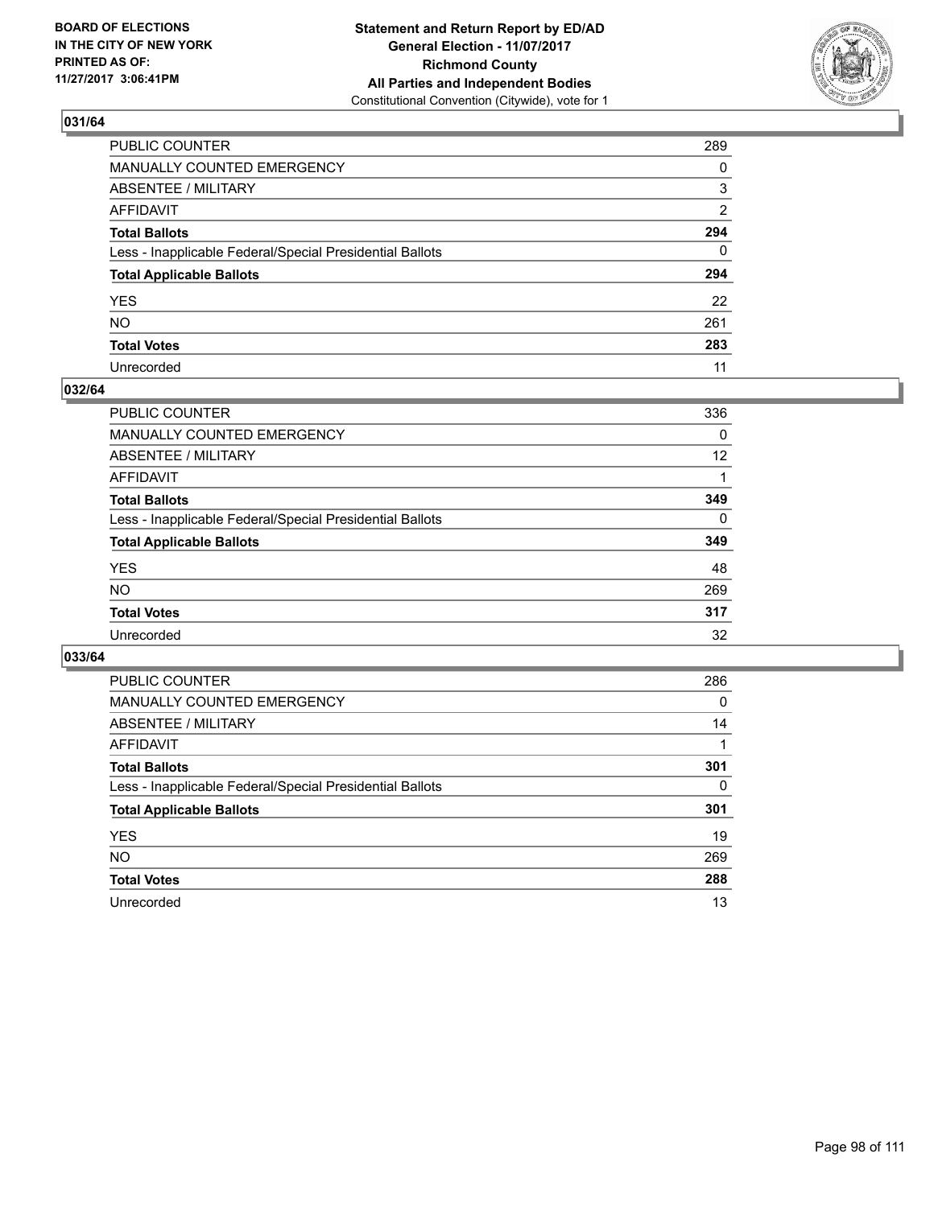BOARD OF ELECTIONS
IN THE CITY OF NEW YORK
PRINTED AS OF:
11/27/2017 3:06:41PM

**Statement and Return Report by ED/AD**
**General Election - 11/07/2017**
**Richmond County**
**All Parties and Independent Bodies**
Constitutional Convention (Citywide), vote for 1

## 031/64

| | |
|---|---|
| PUBLIC COUNTER | 289 |
| MANUALLY COUNTED EMERGENCY | 0 |
| ABSENTEE / MILITARY | 3 |
| AFFIDAVIT | 2 |
| **Total Ballots** | **294** |
| Less - Inapplicable Federal/Special Presidential Ballots | 0 |
| **Total Applicable Ballots** | **294** |
| YES | 22 |
| NO | 261 |
| **Total Votes** | **283** |
| Unrecorded | 11 |

## 032/64

| | |
|---|---|
| PUBLIC COUNTER | 336 |
| MANUALLY COUNTED EMERGENCY | 0 |
| ABSENTEE / MILITARY | 12 |
| AFFIDAVIT | 1 |
| **Total Ballots** | **349** |
| Less - Inapplicable Federal/Special Presidential Ballots | 0 |
| **Total Applicable Ballots** | **349** |
| YES | 48 |
| NO | 269 |
| **Total Votes** | **317** |
| Unrecorded | 32 |

## 033/64

| | |
|---|---|
| PUBLIC COUNTER | 286 |
| MANUALLY COUNTED EMERGENCY | 0 |
| ABSENTEE / MILITARY | 14 |
| AFFIDAVIT | 1 |
| **Total Ballots** | **301** |
| Less - Inapplicable Federal/Special Presidential Ballots | 0 |
| **Total Applicable Ballots** | **301** |
| YES | 19 |
| NO | 269 |
| **Total Votes** | **288** |
| Unrecorded | 13 |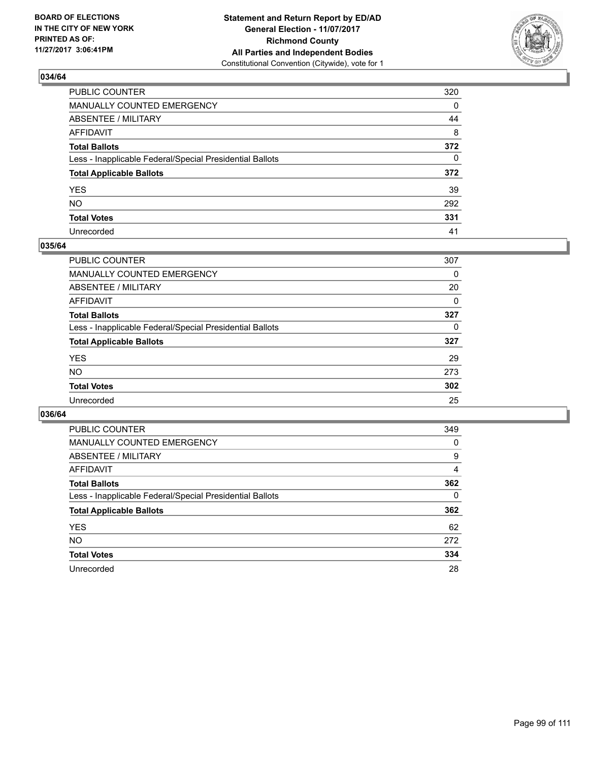**BOARD OF ELECTIONS IN THE CITY OF NEW YORK PRINTED AS OF: 11/27/2017 3:06:41PM**

**Statement and Return Report by ED/AD**
**General Election - 11/07/2017**
**Richmond County**
**All Parties and Independent Bodies**
Constitutional Convention (Citywide), vote for 1

## 034/64

| | |
|---|---|
| PUBLIC COUNTER | 320 |
| MANUALLY COUNTED EMERGENCY | 0 |
| ABSENTEE / MILITARY | 44 |
| AFFIDAVIT | 8 |
| **Total Ballots** | **372** |
| Less - Inapplicable Federal/Special Presidential Ballots | 0 |
| **Total Applicable Ballots** | **372** |
| YES | 39 |
| NO | 292 |
| **Total Votes** | **331** |
| Unrecorded | 41 |

## 035/64

| | |
|---|---|
| PUBLIC COUNTER | 307 |
| MANUALLY COUNTED EMERGENCY | 0 |
| ABSENTEE / MILITARY | 20 |
| AFFIDAVIT | 0 |
| **Total Ballots** | **327** |
| Less - Inapplicable Federal/Special Presidential Ballots | 0 |
| **Total Applicable Ballots** | **327** |
| YES | 29 |
| NO | 273 |
| **Total Votes** | **302** |
| Unrecorded | 25 |

## 036/64

| | |
|---|---|
| PUBLIC COUNTER | 349 |
| MANUALLY COUNTED EMERGENCY | 0 |
| ABSENTEE / MILITARY | 9 |
| AFFIDAVIT | 4 |
| **Total Ballots** | **362** |
| Less - Inapplicable Federal/Special Presidential Ballots | 0 |
| **Total Applicable Ballots** | **362** |
| YES | 62 |
| NO | 272 |
| **Total Votes** | **334** |
| Unrecorded | 28 |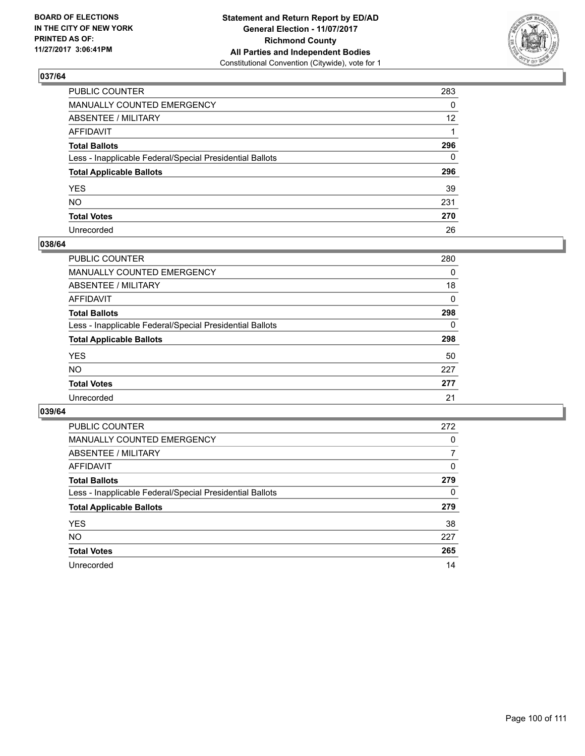BOARD OF ELECTIONS
IN THE CITY OF NEW YORK
PRINTED AS OF:
11/27/2017 3:06:41PM

**Statement and Return Report by ED/AD**
**General Election - 11/07/2017**
**Richmond County**
**All Parties and Independent Bodies**
Constitutional Convention (Citywide), vote for 1

## 037/64

| | |
|---|---|
| PUBLIC COUNTER | 283 |
| MANUALLY COUNTED EMERGENCY | 0 |
| ABSENTEE / MILITARY | 12 |
| AFFIDAVIT | 1 |
| **Total Ballots** | **296** |
| Less - Inapplicable Federal/Special Presidential Ballots | 0 |
| **Total Applicable Ballots** | **296** |
| YES | 39 |
| NO | 231 |
| **Total Votes** | **270** |
| Unrecorded | 26 |

## 038/64

| | |
|---|---|
| PUBLIC COUNTER | 280 |
| MANUALLY COUNTED EMERGENCY | 0 |
| ABSENTEE / MILITARY | 18 |
| AFFIDAVIT | 0 |
| **Total Ballots** | **298** |
| Less - Inapplicable Federal/Special Presidential Ballots | 0 |
| **Total Applicable Ballots** | **298** |
| YES | 50 |
| NO | 227 |
| **Total Votes** | **277** |
| Unrecorded | 21 |

## 039/64

| | |
|---|---|
| PUBLIC COUNTER | 272 |
| MANUALLY COUNTED EMERGENCY | 0 |
| ABSENTEE / MILITARY | 7 |
| AFFIDAVIT | 0 |
| **Total Ballots** | **279** |
| Less - Inapplicable Federal/Special Presidential Ballots | 0 |
| **Total Applicable Ballots** | **279** |
| YES | 38 |
| NO | 227 |
| **Total Votes** | **265** |
| Unrecorded | 14 |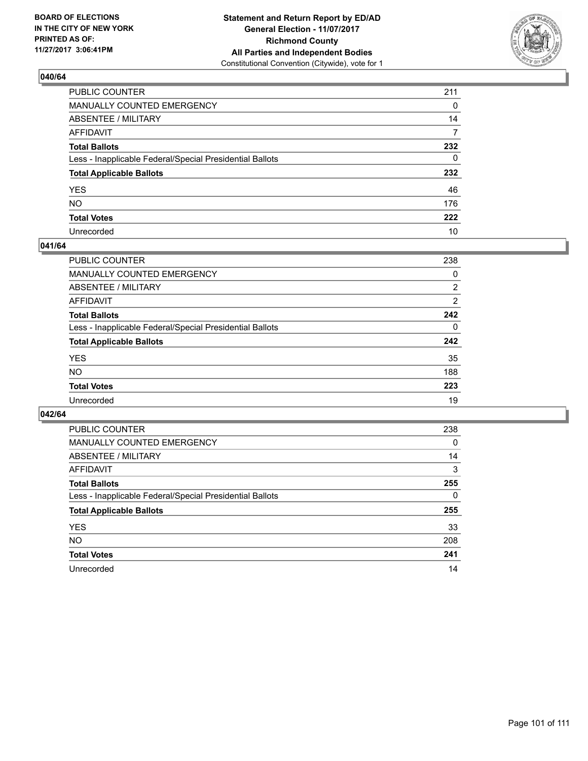BOARD OF ELECTIONS
IN THE CITY OF NEW YORK
PRINTED AS OF:
11/27/2017 3:06:41PM

**Statement and Return Report by ED/AD**
**General Election - 11/07/2017**
**Richmond County**
**All Parties and Independent Bodies**
Constitutional Convention (Citywide), vote for 1

## 040/64

| | |
|---|---|
| PUBLIC COUNTER | 211 |
| MANUALLY COUNTED EMERGENCY | 0 |
| ABSENTEE / MILITARY | 14 |
| AFFIDAVIT | 7 |
| **Total Ballots** | **232** |
| Less - Inapplicable Federal/Special Presidential Ballots | 0 |
| **Total Applicable Ballots** | **232** |
| YES | 46 |
| NO | 176 |
| **Total Votes** | **222** |
| Unrecorded | 10 |

## 041/64

| | |
|---|---|
| PUBLIC COUNTER | 238 |
| MANUALLY COUNTED EMERGENCY | 0 |
| ABSENTEE / MILITARY | 2 |
| AFFIDAVIT | 2 |
| **Total Ballots** | **242** |
| Less - Inapplicable Federal/Special Presidential Ballots | 0 |
| **Total Applicable Ballots** | **242** |
| YES | 35 |
| NO | 188 |
| **Total Votes** | **223** |
| Unrecorded | 19 |

## 042/64

| | |
|---|---|
| PUBLIC COUNTER | 238 |
| MANUALLY COUNTED EMERGENCY | 0 |
| ABSENTEE / MILITARY | 14 |
| AFFIDAVIT | 3 |
| **Total Ballots** | **255** |
| Less - Inapplicable Federal/Special Presidential Ballots | 0 |
| **Total Applicable Ballots** | **255** |
| YES | 33 |
| NO | 208 |
| **Total Votes** | **241** |
| Unrecorded | 14 |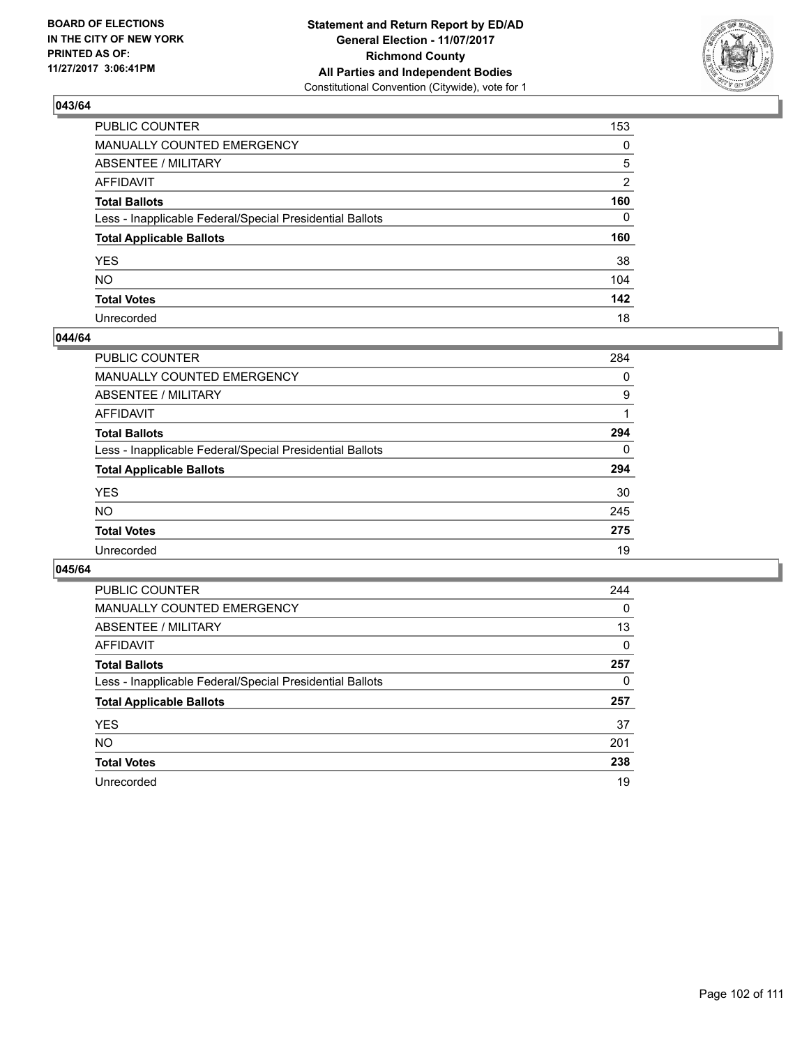BOARD OF ELECTIONS
IN THE CITY OF NEW YORK
PRINTED AS OF:
11/27/2017 3:06:41PM

**Statement and Return Report by ED/AD**
**General Election - 11/07/2017**
**Richmond County**
**All Parties and Independent Bodies**
Constitutional Convention (Citywide), vote for 1

### 043/64

| | |
|---|---|
| PUBLIC COUNTER | 153 |
| MANUALLY COUNTED EMERGENCY | 0 |
| ABSENTEE / MILITARY | 5 |
| AFFIDAVIT | 2 |
| **Total Ballots** | **160** |
| Less - Inapplicable Federal/Special Presidential Ballots | 0 |
| **Total Applicable Ballots** | **160** |
| YES | 38 |
| NO | 104 |
| **Total Votes** | **142** |
| Unrecorded | 18 |

### 044/64

| | |
|---|---|
| PUBLIC COUNTER | 284 |
| MANUALLY COUNTED EMERGENCY | 0 |
| ABSENTEE / MILITARY | 9 |
| AFFIDAVIT | 1 |
| **Total Ballots** | **294** |
| Less - Inapplicable Federal/Special Presidential Ballots | 0 |
| **Total Applicable Ballots** | **294** |
| YES | 30 |
| NO | 245 |
| **Total Votes** | **275** |
| Unrecorded | 19 |

### 045/64

| | |
|---|---|
| PUBLIC COUNTER | 244 |
| MANUALLY COUNTED EMERGENCY | 0 |
| ABSENTEE / MILITARY | 13 |
| AFFIDAVIT | 0 |
| **Total Ballots** | **257** |
| Less - Inapplicable Federal/Special Presidential Ballots | 0 |
| **Total Applicable Ballots** | **257** |
| YES | 37 |
| NO | 201 |
| **Total Votes** | **238** |
| Unrecorded | 19 |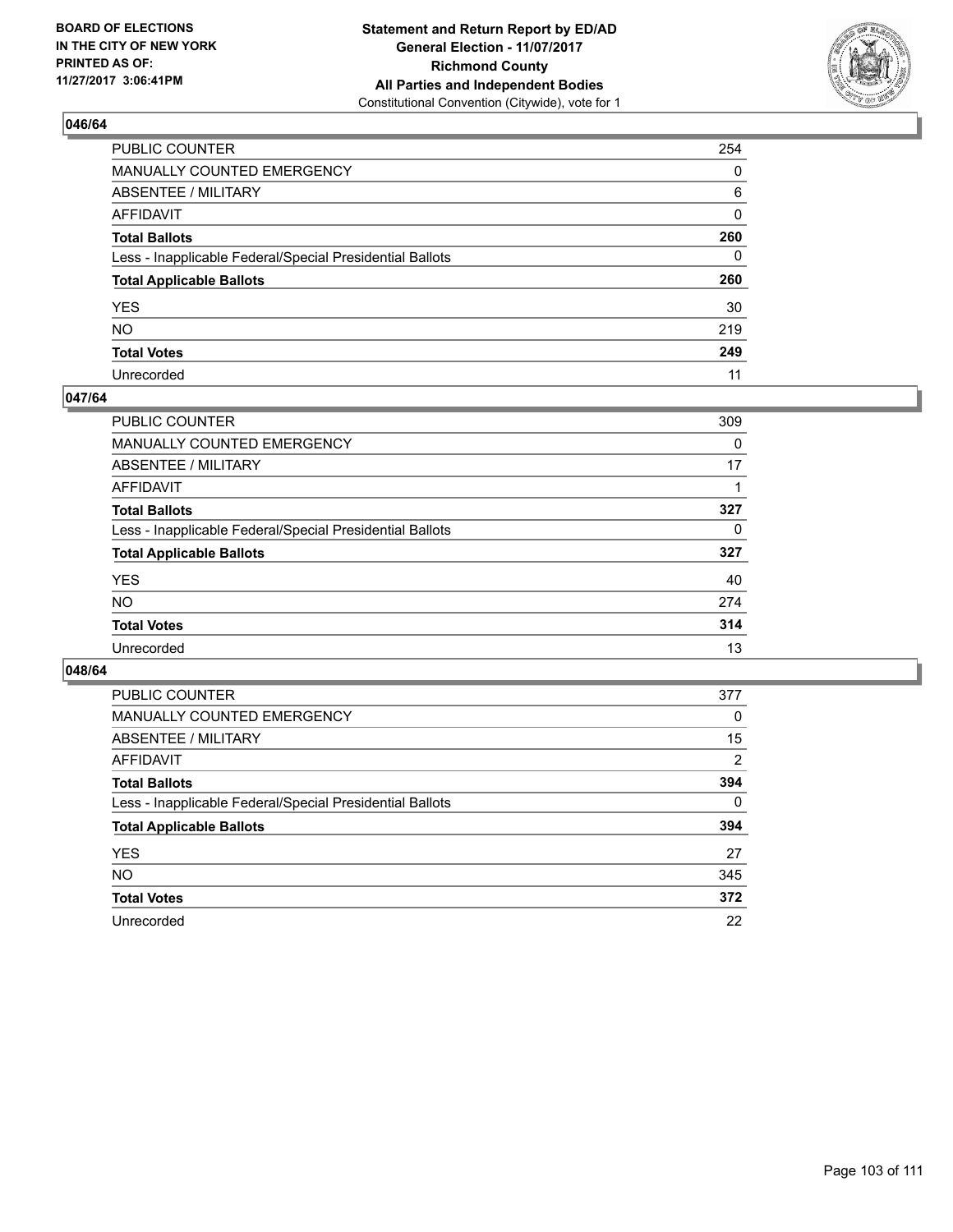**BOARD OF ELECTIONS IN THE CITY OF NEW YORK PRINTED AS OF: 11/27/2017 3:06:41PM**

**Statement and Return Report by ED/AD**
**General Election - 11/07/2017**
**Richmond County**
**All Parties and Independent Bodies**
Constitutional Convention (Citywide), vote for 1

## 046/64

| | |
|---|---|
| PUBLIC COUNTER | 254 |
| MANUALLY COUNTED EMERGENCY | 0 |
| ABSENTEE / MILITARY | 6 |
| AFFIDAVIT | 0 |
| **Total Ballots** | **260** |
| Less - Inapplicable Federal/Special Presidential Ballots | 0 |
| **Total Applicable Ballots** | **260** |
| YES | 30 |
| NO | 219 |
| **Total Votes** | **249** |
| Unrecorded | 11 |

## 047/64

| | |
|---|---|
| PUBLIC COUNTER | 309 |
| MANUALLY COUNTED EMERGENCY | 0 |
| ABSENTEE / MILITARY | 17 |
| AFFIDAVIT | 1 |
| **Total Ballots** | **327** |
| Less - Inapplicable Federal/Special Presidential Ballots | 0 |
| **Total Applicable Ballots** | **327** |
| YES | 40 |
| NO | 274 |
| **Total Votes** | **314** |
| Unrecorded | 13 |

## 048/64

| | |
|---|---|
| PUBLIC COUNTER | 377 |
| MANUALLY COUNTED EMERGENCY | 0 |
| ABSENTEE / MILITARY | 15 |
| AFFIDAVIT | 2 |
| **Total Ballots** | **394** |
| Less - Inapplicable Federal/Special Presidential Ballots | 0 |
| **Total Applicable Ballots** | **394** |
| YES | 27 |
| NO | 345 |
| **Total Votes** | **372** |
| Unrecorded | 22 |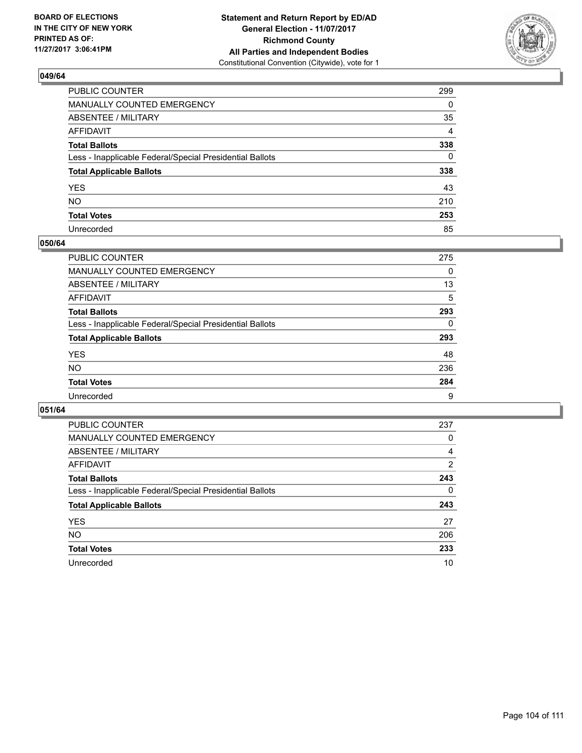BOARD OF ELECTIONS
IN THE CITY OF NEW YORK
PRINTED AS OF:
11/27/2017 3:06:41PM

**Statement and Return Report by ED/AD**
**General Election - 11/07/2017**
**Richmond County**
**All Parties and Independent Bodies**
Constitutional Convention (Citywide), vote for 1

## 049/64

| | |
|---|---|
| PUBLIC COUNTER | 299 |
| MANUALLY COUNTED EMERGENCY | 0 |
| ABSENTEE / MILITARY | 35 |
| AFFIDAVIT | 4 |
| **Total Ballots** | **338** |
| Less - Inapplicable Federal/Special Presidential Ballots | 0 |
| **Total Applicable Ballots** | **338** |
| YES | 43 |
| NO | 210 |
| **Total Votes** | **253** |
| Unrecorded | 85 |

## 050/64

| | |
|---|---|
| PUBLIC COUNTER | 275 |
| MANUALLY COUNTED EMERGENCY | 0 |
| ABSENTEE / MILITARY | 13 |
| AFFIDAVIT | 5 |
| **Total Ballots** | **293** |
| Less - Inapplicable Federal/Special Presidential Ballots | 0 |
| **Total Applicable Ballots** | **293** |
| YES | 48 |
| NO | 236 |
| **Total Votes** | **284** |
| Unrecorded | 9 |

## 051/64

| | |
|---|---|
| PUBLIC COUNTER | 237 |
| MANUALLY COUNTED EMERGENCY | 0 |
| ABSENTEE / MILITARY | 4 |
| AFFIDAVIT | 2 |
| **Total Ballots** | **243** |
| Less - Inapplicable Federal/Special Presidential Ballots | 0 |
| **Total Applicable Ballots** | **243** |
| YES | 27 |
| NO | 206 |
| **Total Votes** | **233** |
| Unrecorded | 10 |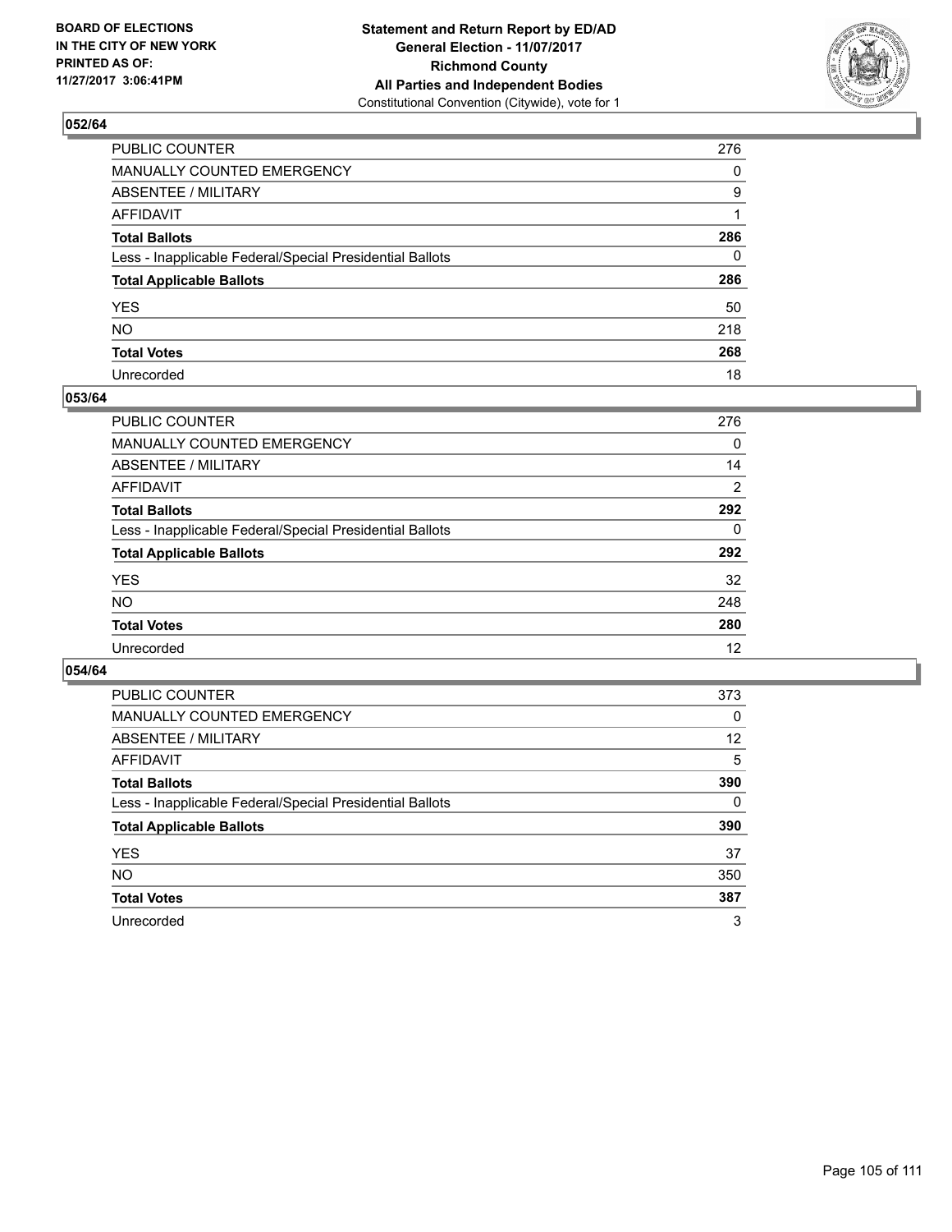**BOARD OF ELECTIONS IN THE CITY OF NEW YORK PRINTED AS OF: 11/27/2017 3:06:41PM**

**Statement and Return Report by ED/AD**
**General Election - 11/07/2017**
**Richmond County**
**All Parties and Independent Bodies**
Constitutional Convention (Citywide), vote for 1

## 052/64

| | |
|---|---|
| PUBLIC COUNTER | 276 |
| MANUALLY COUNTED EMERGENCY | 0 |
| ABSENTEE / MILITARY | 9 |
| AFFIDAVIT | 1 |
| **Total Ballots** | **286** |
| Less - Inapplicable Federal/Special Presidential Ballots | 0 |
| **Total Applicable Ballots** | **286** |
| YES | 50 |
| NO | 218 |
| **Total Votes** | **268** |
| Unrecorded | 18 |

## 053/64

| | |
|---|---|
| PUBLIC COUNTER | 276 |
| MANUALLY COUNTED EMERGENCY | 0 |
| ABSENTEE / MILITARY | 14 |
| AFFIDAVIT | 2 |
| **Total Ballots** | **292** |
| Less - Inapplicable Federal/Special Presidential Ballots | 0 |
| **Total Applicable Ballots** | **292** |
| YES | 32 |
| NO | 248 |
| **Total Votes** | **280** |
| Unrecorded | 12 |

## 054/64

| | |
|---|---|
| PUBLIC COUNTER | 373 |
| MANUALLY COUNTED EMERGENCY | 0 |
| ABSENTEE / MILITARY | 12 |
| AFFIDAVIT | 5 |
| **Total Ballots** | **390** |
| Less - Inapplicable Federal/Special Presidential Ballots | 0 |
| **Total Applicable Ballots** | **390** |
| YES | 37 |
| NO | 350 |
| **Total Votes** | **387** |
| Unrecorded | 3 |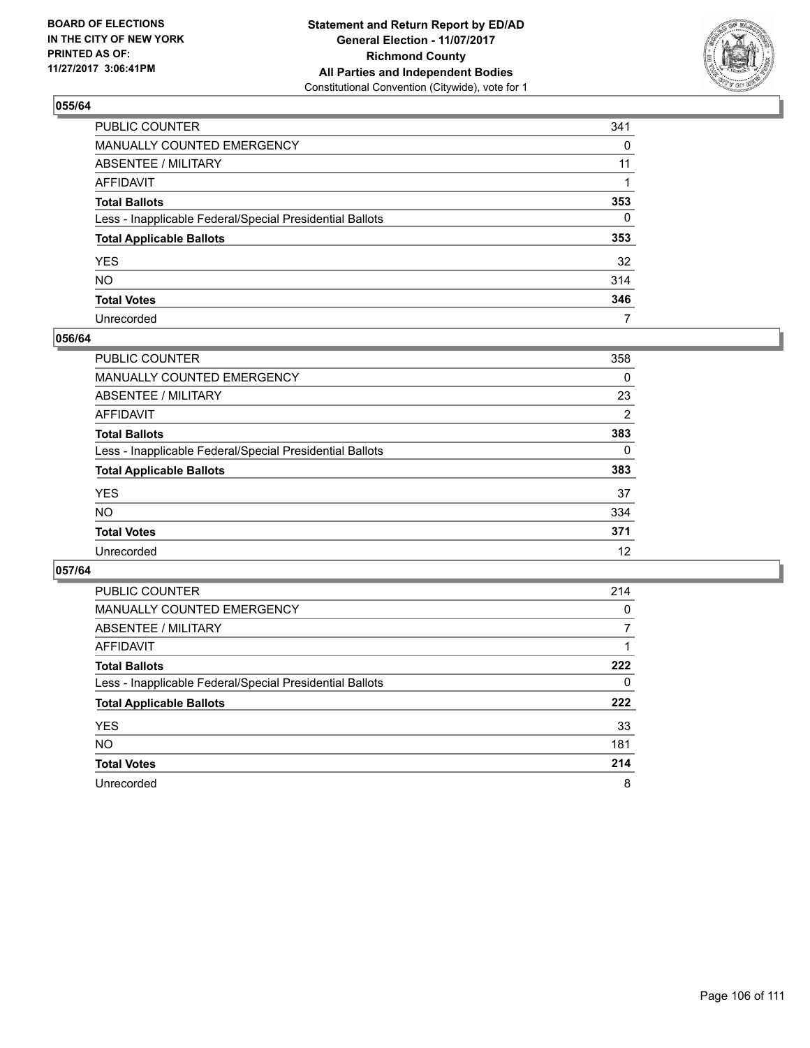BOARD OF ELECTIONS
IN THE CITY OF NEW YORK
PRINTED AS OF:
11/27/2017 3:06:41PM

**Statement and Return Report by ED/AD**
**General Election - 11/07/2017**
**Richmond County**
**All Parties and Independent Bodies**
Constitutional Convention (Citywide), vote for 1

### 055/64

| | |
|---|---|
| PUBLIC COUNTER | 341 |
| MANUALLY COUNTED EMERGENCY | 0 |
| ABSENTEE / MILITARY | 11 |
| AFFIDAVIT | 1 |
| **Total Ballots** | **353** |
| Less - Inapplicable Federal/Special Presidential Ballots | 0 |
| **Total Applicable Ballots** | **353** |
| YES | 32 |
| NO | 314 |
| **Total Votes** | **346** |
| Unrecorded | 7 |

### 056/64

| | |
|---|---|
| PUBLIC COUNTER | 358 |
| MANUALLY COUNTED EMERGENCY | 0 |
| ABSENTEE / MILITARY | 23 |
| AFFIDAVIT | 2 |
| **Total Ballots** | **383** |
| Less - Inapplicable Federal/Special Presidential Ballots | 0 |
| **Total Applicable Ballots** | **383** |
| YES | 37 |
| NO | 334 |
| **Total Votes** | **371** |
| Unrecorded | 12 |

### 057/64

| | |
|---|---|
| PUBLIC COUNTER | 214 |
| MANUALLY COUNTED EMERGENCY | 0 |
| ABSENTEE / MILITARY | 7 |
| AFFIDAVIT | 1 |
| **Total Ballots** | **222** |
| Less - Inapplicable Federal/Special Presidential Ballots | 0 |
| **Total Applicable Ballots** | **222** |
| YES | 33 |
| NO | 181 |
| **Total Votes** | **214** |
| Unrecorded | 8 |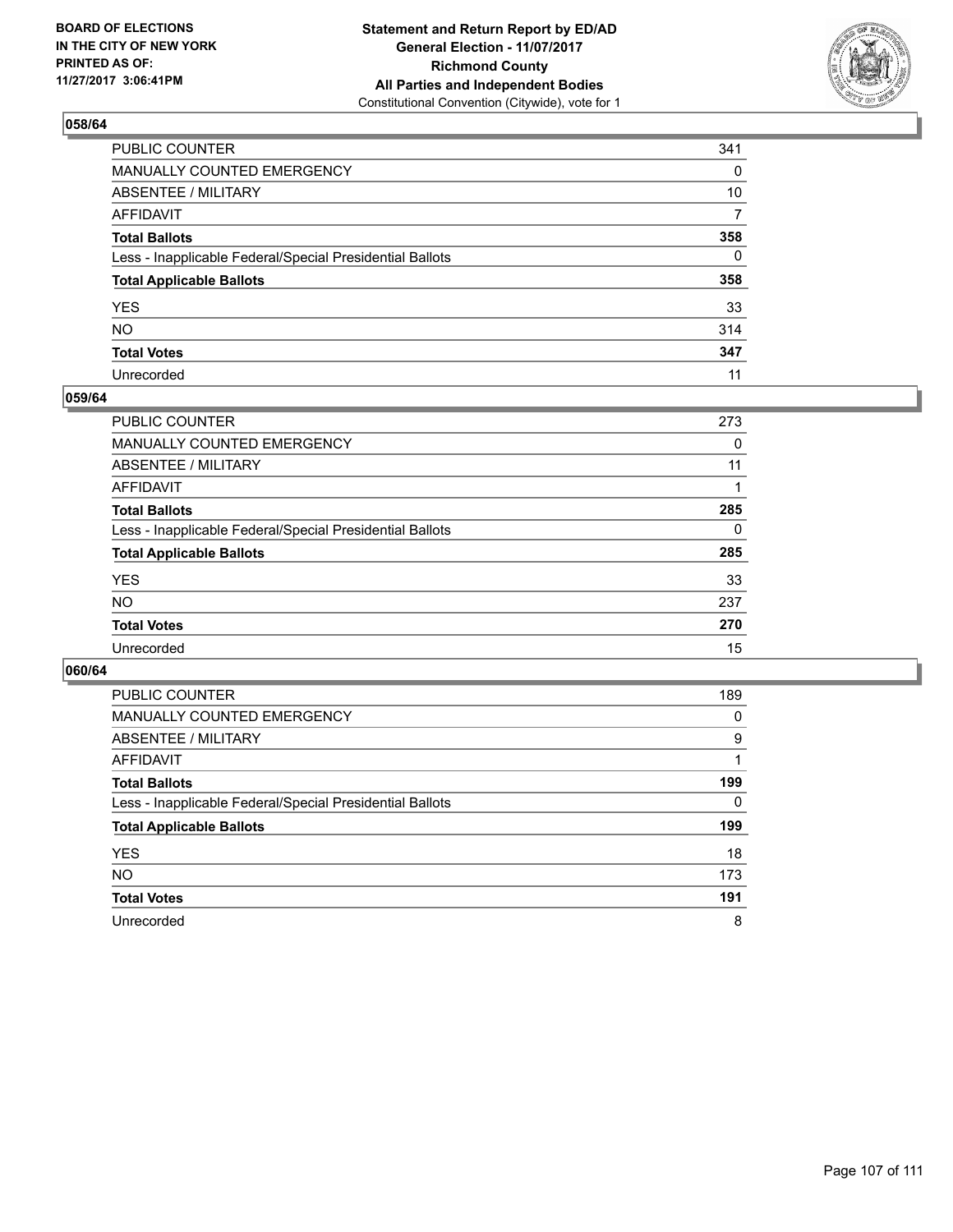## 058/64

| | |
|---|---|
| PUBLIC COUNTER | 341 |
| MANUALLY COUNTED EMERGENCY | 0 |
| ABSENTEE / MILITARY | 10 |
| AFFIDAVIT | 7 |
| **Total Ballots** | **358** |
| Less - Inapplicable Federal/Special Presidential Ballots | 0 |
| **Total Applicable Ballots** | **358** |
| YES | 33 |
| NO | 314 |
| **Total Votes** | **347** |
| Unrecorded | 11 |

## 059/64

| | |
|---|---|
| PUBLIC COUNTER | 273 |
| MANUALLY COUNTED EMERGENCY | 0 |
| ABSENTEE / MILITARY | 11 |
| AFFIDAVIT | 1 |
| **Total Ballots** | **285** |
| Less - Inapplicable Federal/Special Presidential Ballots | 0 |
| **Total Applicable Ballots** | **285** |
| YES | 33 |
| NO | 237 |
| **Total Votes** | **270** |
| Unrecorded | 15 |

## 060/64

| | |
|---|---|
| PUBLIC COUNTER | 189 |
| MANUALLY COUNTED EMERGENCY | 0 |
| ABSENTEE / MILITARY | 9 |
| AFFIDAVIT | 1 |
| **Total Ballots** | **199** |
| Less - Inapplicable Federal/Special Presidential Ballots | 0 |
| **Total Applicable Ballots** | **199** |
| YES | 18 |
| NO | 173 |
| **Total Votes** | **191** |
| Unrecorded | 8 |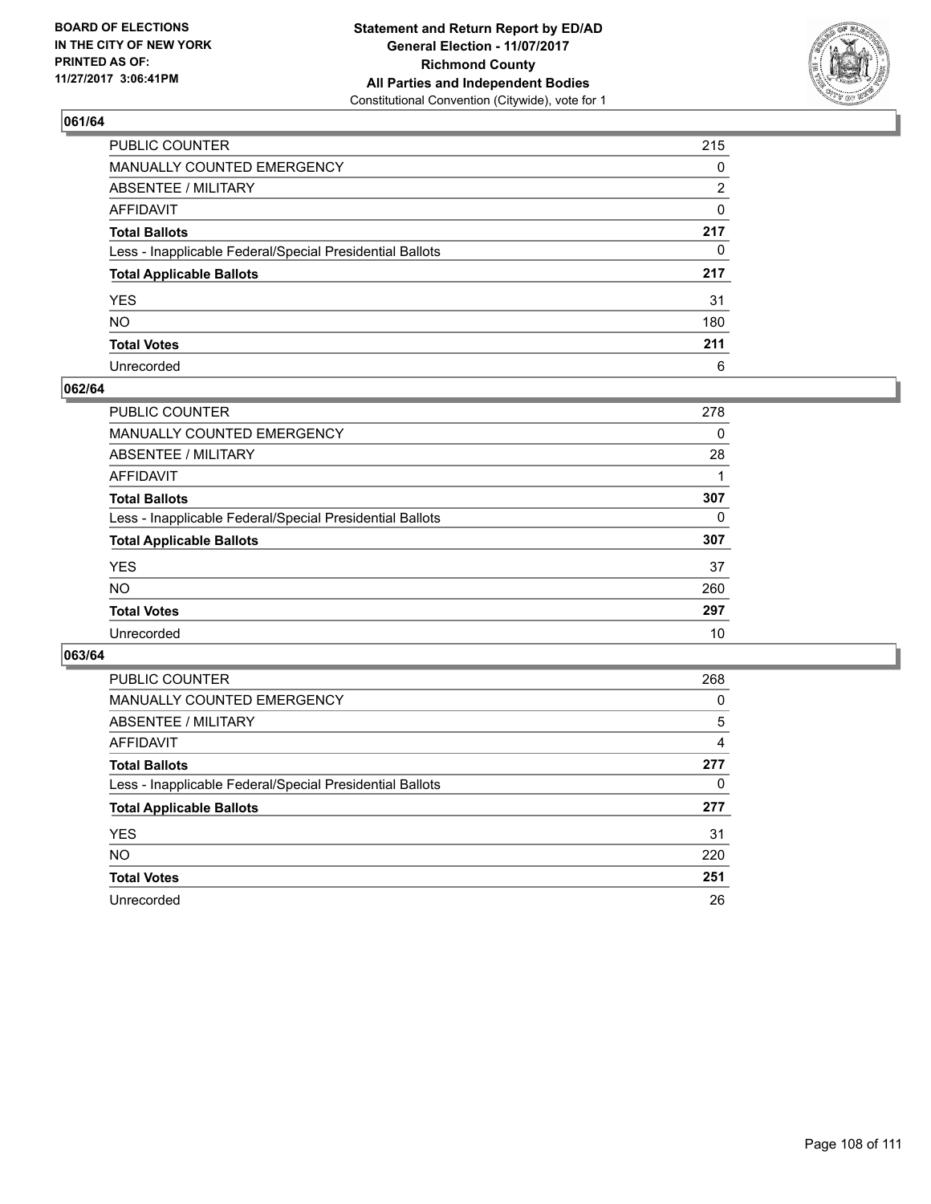BOARD OF ELECTIONS
IN THE CITY OF NEW YORK
PRINTED AS OF:
11/27/2017 3:06:41PM

**Statement and Return Report by ED/AD**
**General Election - 11/07/2017**
**Richmond County**
**All Parties and Independent Bodies**
Constitutional Convention (Citywide), vote for 1

### 061/64

| | |
|---|---|
| PUBLIC COUNTER | 215 |
| MANUALLY COUNTED EMERGENCY | 0 |
| ABSENTEE / MILITARY | 2 |
| AFFIDAVIT | 0 |
| **Total Ballots** | **217** |
| Less - Inapplicable Federal/Special Presidential Ballots | 0 |
| **Total Applicable Ballots** | **217** |
| YES | 31 |
| NO | 180 |
| **Total Votes** | **211** |
| Unrecorded | 6 |

### 062/64

| | |
|---|---|
| PUBLIC COUNTER | 278 |
| MANUALLY COUNTED EMERGENCY | 0 |
| ABSENTEE / MILITARY | 28 |
| AFFIDAVIT | 1 |
| **Total Ballots** | **307** |
| Less - Inapplicable Federal/Special Presidential Ballots | 0 |
| **Total Applicable Ballots** | **307** |
| YES | 37 |
| NO | 260 |
| **Total Votes** | **297** |
| Unrecorded | 10 |

### 063/64

| | |
|---|---|
| PUBLIC COUNTER | 268 |
| MANUALLY COUNTED EMERGENCY | 0 |
| ABSENTEE / MILITARY | 5 |
| AFFIDAVIT | 4 |
| **Total Ballots** | **277** |
| Less - Inapplicable Federal/Special Presidential Ballots | 0 |
| **Total Applicable Ballots** | **277** |
| YES | 31 |
| NO | 220 |
| **Total Votes** | **251** |
| Unrecorded | 26 |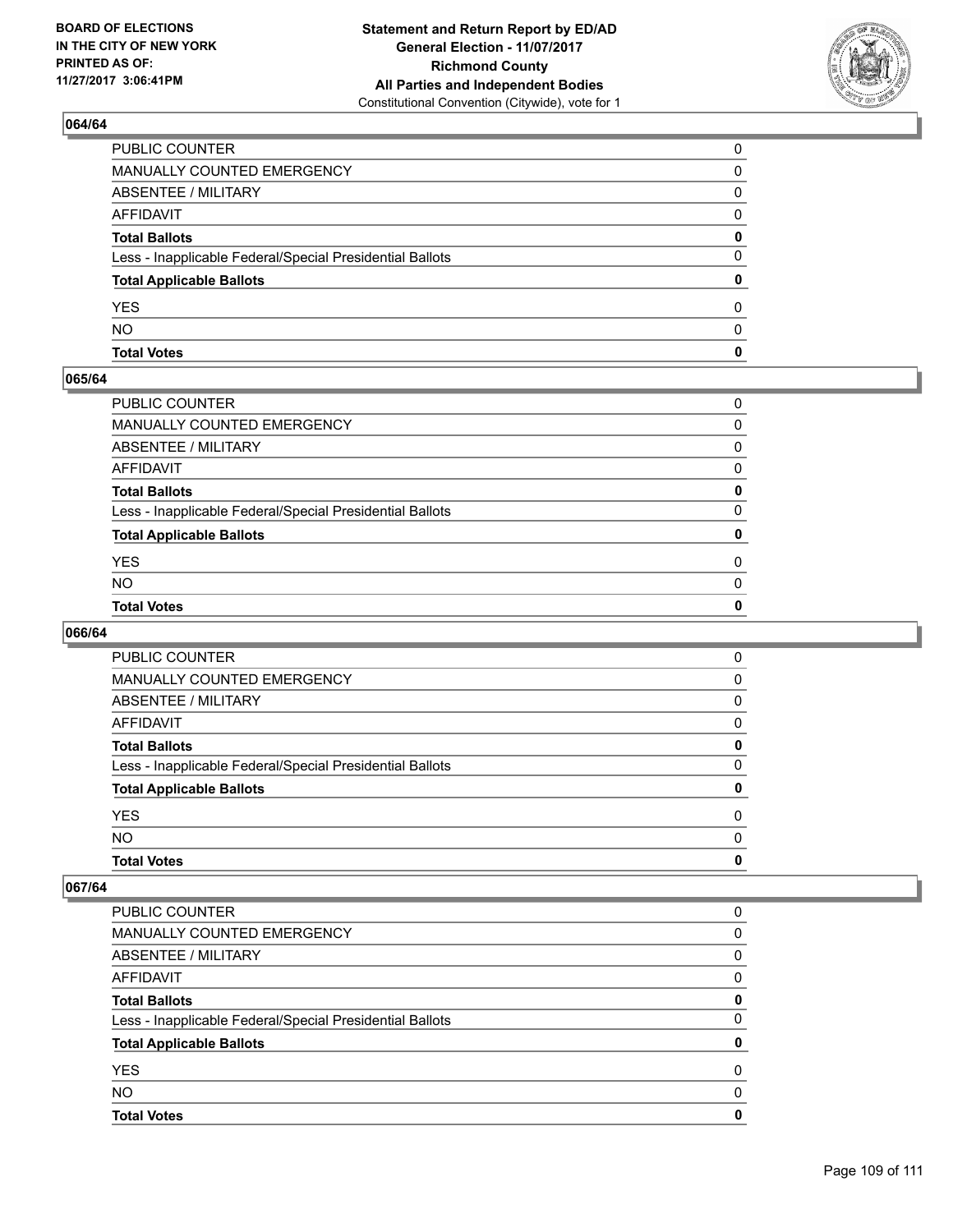## 064/64

| | |
|---|---|
| PUBLIC COUNTER | 0 |
| MANUALLY COUNTED EMERGENCY | 0 |
| ABSENTEE / MILITARY | 0 |
| AFFIDAVIT | 0 |
| **Total Ballots** | **0** |
| Less - Inapplicable Federal/Special Presidential Ballots | 0 |
| **Total Applicable Ballots** | **0** |
| YES | 0 |
| NO | 0 |
| **Total Votes** | **0** |

## 065/64

| | |
|---|---|
| PUBLIC COUNTER | 0 |
| MANUALLY COUNTED EMERGENCY | 0 |
| ABSENTEE / MILITARY | 0 |
| AFFIDAVIT | 0 |
| **Total Ballots** | **0** |
| Less - Inapplicable Federal/Special Presidential Ballots | 0 |
| **Total Applicable Ballots** | **0** |
| YES | 0 |
| NO | 0 |
| **Total Votes** | **0** |

## 066/64

| | |
|---|---|
| PUBLIC COUNTER | 0 |
| MANUALLY COUNTED EMERGENCY | 0 |
| ABSENTEE / MILITARY | 0 |
| AFFIDAVIT | 0 |
| **Total Ballots** | **0** |
| Less - Inapplicable Federal/Special Presidential Ballots | 0 |
| **Total Applicable Ballots** | **0** |
| YES | 0 |
| NO | 0 |
| **Total Votes** | **0** |

## 067/64

| | |
|---|---|
| PUBLIC COUNTER | 0 |
| MANUALLY COUNTED EMERGENCY | 0 |
| ABSENTEE / MILITARY | 0 |
| AFFIDAVIT | 0 |
| **Total Ballots** | **0** |
| Less - Inapplicable Federal/Special Presidential Ballots | 0 |
| **Total Applicable Ballots** | **0** |
| YES | 0 |
| NO | 0 |
| **Total Votes** | **0** |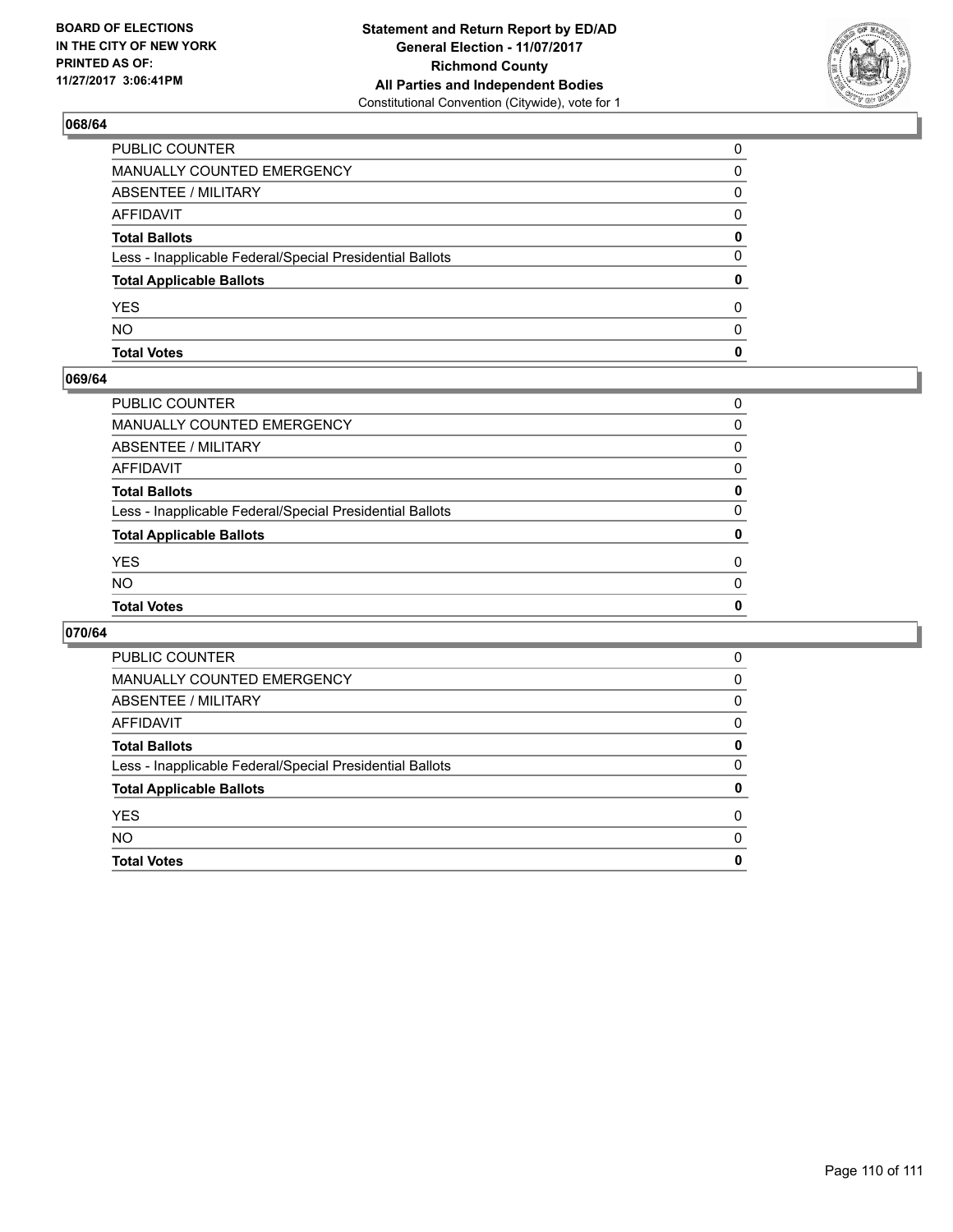**BOARD OF ELECTIONS IN THE CITY OF NEW YORK PRINTED AS OF: 11/27/2017 3:06:41PM**

**Statement and Return Report by ED/AD**
**General Election - 11/07/2017**
**Richmond County**
**All Parties and Independent Bodies**
Constitutional Convention (Citywide), vote for 1

### 068/64

| | |
|---|---|
| PUBLIC COUNTER | 0 |
| MANUALLY COUNTED EMERGENCY | 0 |
| ABSENTEE / MILITARY | 0 |
| AFFIDAVIT | 0 |
| **Total Ballots** | **0** |
| Less - Inapplicable Federal/Special Presidential Ballots | 0 |
| **Total Applicable Ballots** | **0** |
| YES | 0 |
| NO | 0 |
| **Total Votes** | **0** |

### 069/64

| | |
|---|---|
| PUBLIC COUNTER | 0 |
| MANUALLY COUNTED EMERGENCY | 0 |
| ABSENTEE / MILITARY | 0 |
| AFFIDAVIT | 0 |
| **Total Ballots** | **0** |
| Less - Inapplicable Federal/Special Presidential Ballots | 0 |
| **Total Applicable Ballots** | **0** |
| YES | 0 |
| NO | 0 |
| **Total Votes** | **0** |

### 070/64

| | |
|---|---|
| PUBLIC COUNTER | 0 |
| MANUALLY COUNTED EMERGENCY | 0 |
| ABSENTEE / MILITARY | 0 |
| AFFIDAVIT | 0 |
| **Total Ballots** | **0** |
| Less - Inapplicable Federal/Special Presidential Ballots | 0 |
| **Total Applicable Ballots** | **0** |
| YES | 0 |
| NO | 0 |
| **Total Votes** | **0** |